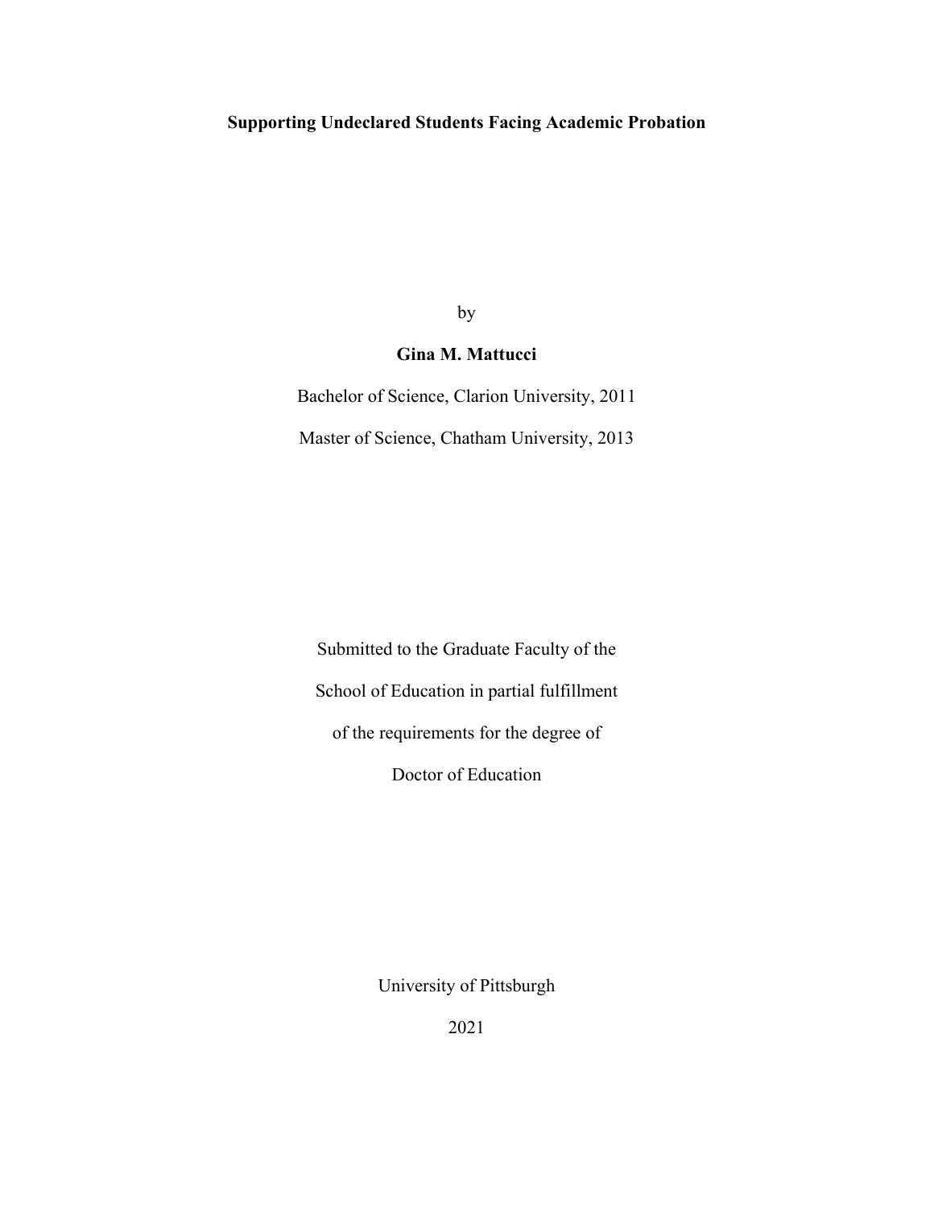# Supporting Undeclared Students Facing Academic Probation

by

**Gina M. Mattucci**

Bachelor of Science, Clarion University, 2011

Master of Science, Chatham University, 2013

Submitted to the Graduate Faculty of the

School of Education in partial fulfillment

of the requirements for the degree of

Doctor of Education

University of Pittsburgh

2021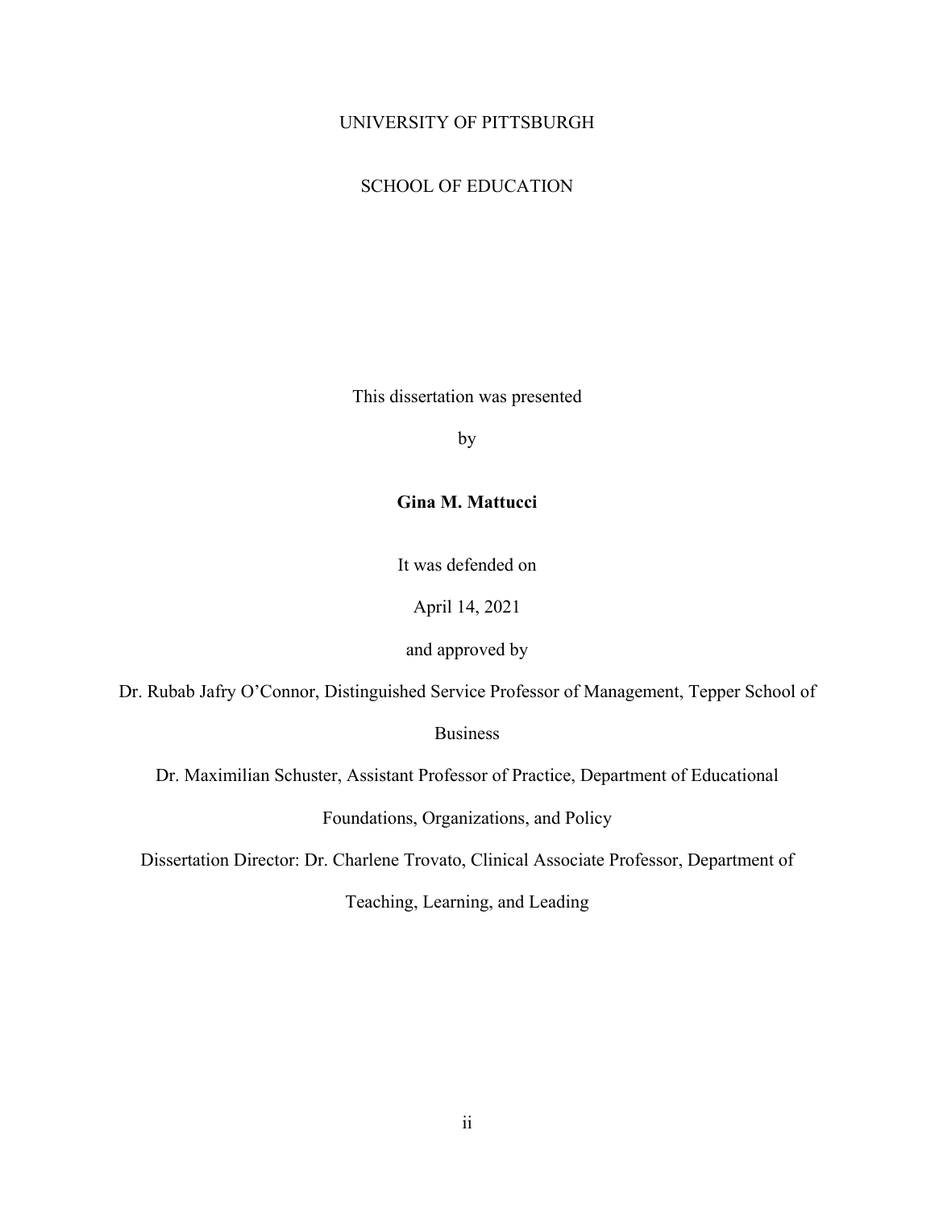UNIVERSITY OF PITTSBURGH

SCHOOL OF EDUCATION

This dissertation was presented

by

**Gina M. Mattucci**

It was defended on

April 14, 2021

and approved by

Dr. Rubab Jafry O'Connor, Distinguished Service Professor of Management, Tepper School of Business

Dr. Maximilian Schuster, Assistant Professor of Practice, Department of Educational Foundations, Organizations, and Policy

Dissertation Director: Dr. Charlene Trovato, Clinical Associate Professor, Department of Teaching, Learning, and Leading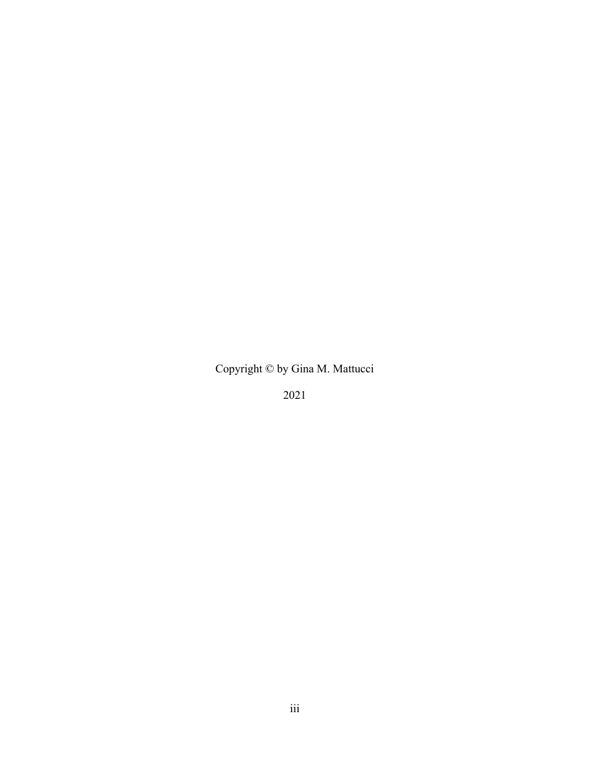Copyright © by Gina M. Mattucci

2021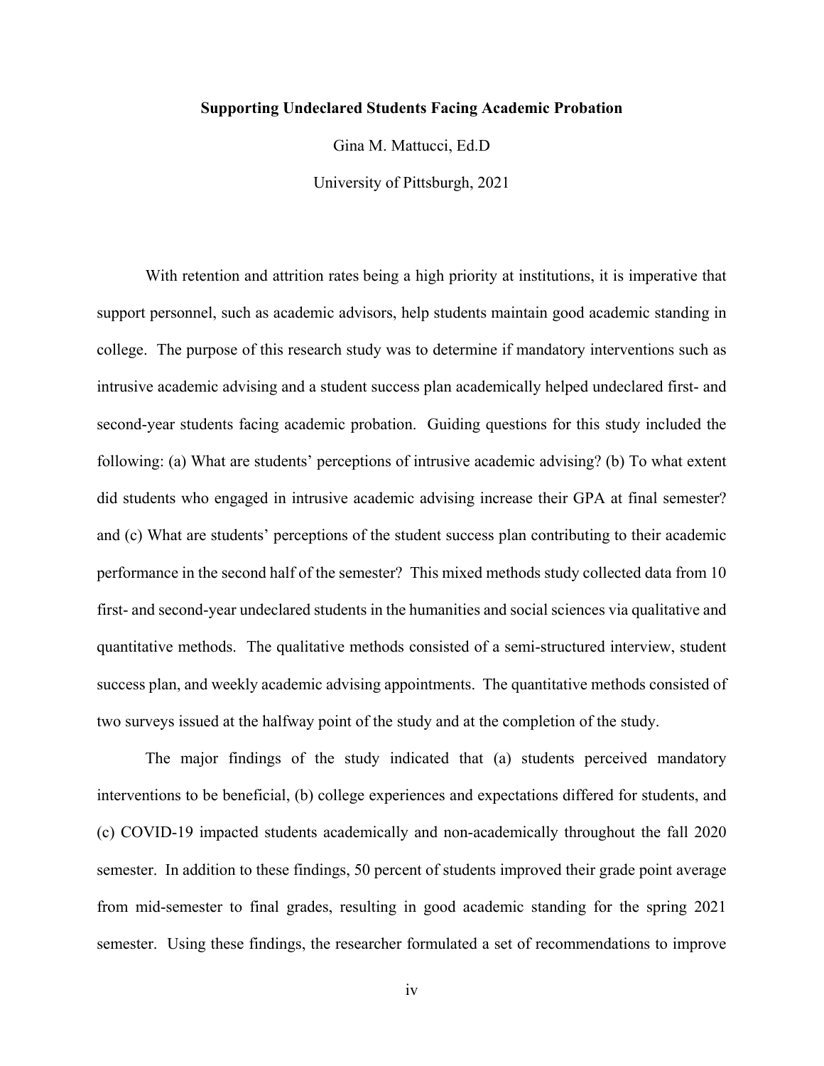**Supporting Undeclared Students Facing Academic Probation**

Gina M. Mattucci, Ed.D

University of Pittsburgh, 2021

With retention and attrition rates being a high priority at institutions, it is imperative that support personnel, such as academic advisors, help students maintain good academic standing in college. The purpose of this research study was to determine if mandatory interventions such as intrusive academic advising and a student success plan academically helped undeclared first- and second-year students facing academic probation. Guiding questions for this study included the following: (a) What are students' perceptions of intrusive academic advising? (b) To what extent did students who engaged in intrusive academic advising increase their GPA at final semester? and (c) What are students' perceptions of the student success plan contributing to their academic performance in the second half of the semester? This mixed methods study collected data from 10 first- and second-year undeclared students in the humanities and social sciences via qualitative and quantitative methods. The qualitative methods consisted of a semi-structured interview, student success plan, and weekly academic advising appointments. The quantitative methods consisted of two surveys issued at the halfway point of the study and at the completion of the study.

The major findings of the study indicated that (a) students perceived mandatory interventions to be beneficial, (b) college experiences and expectations differed for students, and (c) COVID-19 impacted students academically and non-academically throughout the fall 2020 semester. In addition to these findings, 50 percent of students improved their grade point average from mid-semester to final grades, resulting in good academic standing for the spring 2021 semester. Using these findings, the researcher formulated a set of recommendations to improve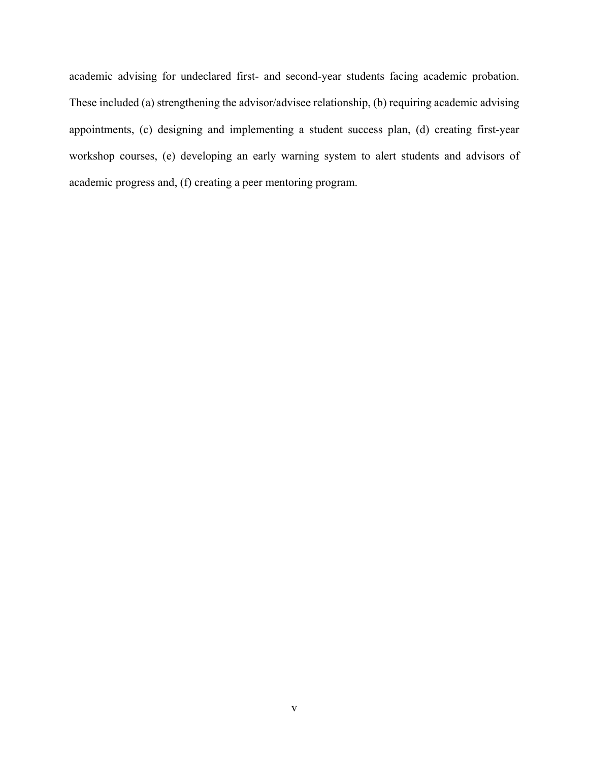academic advising for undeclared first- and second-year students facing academic probation. These included (a) strengthening the advisor/advisee relationship, (b) requiring academic advising appointments, (c) designing and implementing a student success plan, (d) creating first-year workshop courses, (e) developing an early warning system to alert students and advisors of academic progress and, (f) creating a peer mentoring program.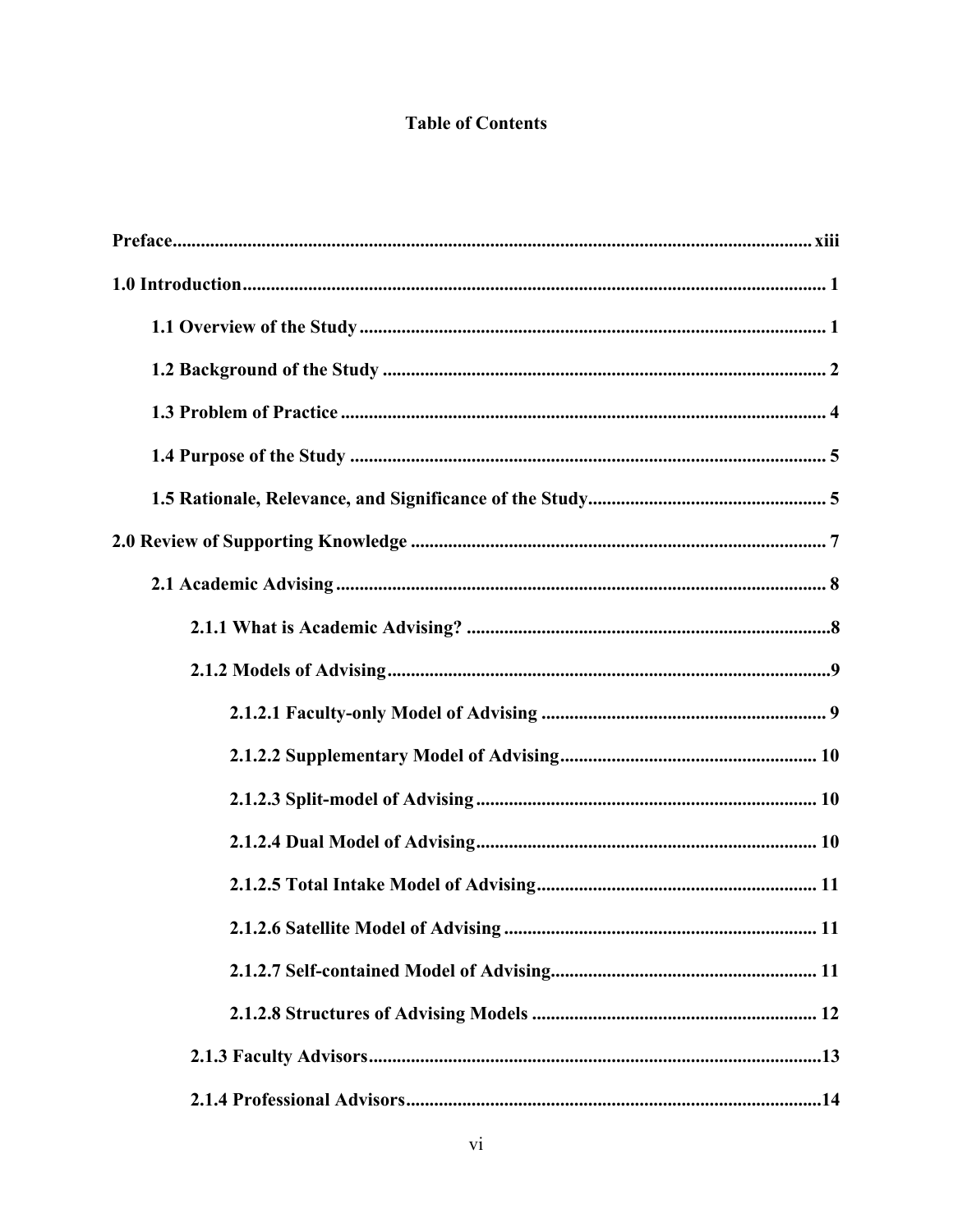**Table of Contents**

**Preface ... xiii**

**1.0 Introduction ... 1**

- **1.1 Overview of the Study ... 1**
- **1.2 Background of the Study ... 2**
- **1.3 Problem of Practice ... 4**
- **1.4 Purpose of the Study ... 5**
- **1.5 Rationale, Relevance, and Significance of the Study ... 5**

**2.0 Review of Supporting Knowledge ... 7**

- **2.1 Academic Advising ... 8**
  - **2.1.1 What is Academic Advising? ... 8**
  - **2.1.2 Models of Advising ... 9**
    - **2.1.2.1 Faculty-only Model of Advising ... 9**
    - **2.1.2.2 Supplementary Model of Advising ... 10**
    - **2.1.2.3 Split-model of Advising ... 10**
    - **2.1.2.4 Dual Model of Advising ... 10**
    - **2.1.2.5 Total Intake Model of Advising ... 11**
    - **2.1.2.6 Satellite Model of Advising ... 11**
    - **2.1.2.7 Self-contained Model of Advising ... 11**
    - **2.1.2.8 Structures of Advising Models ... 12**
  - **2.1.3 Faculty Advisors ... 13**
  - **2.1.4 Professional Advisors ... 14**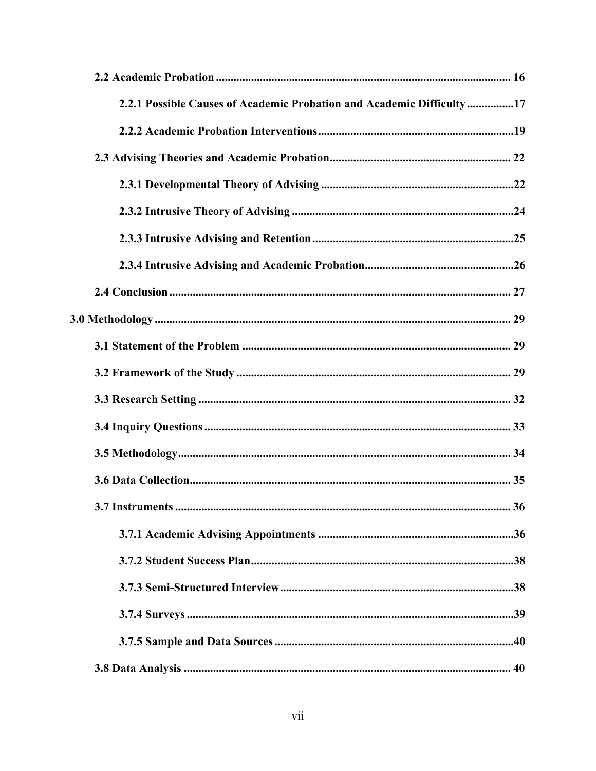2.2 Academic Probation .................................................................................................... 16

2.2.1 Possible Causes of Academic Probation and Academic Difficulty ................17

2.2.2 Academic Probation Interventions ..................................................................19

2.3 Advising Theories and Academic Probation ............................................................. 22

2.3.1 Developmental Theory of Advising .................................................................22

2.3.2 Intrusive Theory of Advising ...........................................................................24

2.3.3 Intrusive Advising and Retention ....................................................................25

2.3.4 Intrusive Advising and Academic Probation ..................................................26

2.4 Conclusion .................................................................................................................... 27

3.0 Methodology ........................................................................................................................ 29

3.1 Statement of the Problem ........................................................................................... 29

3.2 Framework of the Study ............................................................................................. 29

3.3 Research Setting .......................................................................................................... 32

3.4 Inquiry Questions ........................................................................................................ 33

3.5 Methodology ................................................................................................................. 34

3.6 Data Collection ............................................................................................................. 35

3.7 Instruments .................................................................................................................. 36

3.7.1 Academic Advising Appointments ..................................................................36

3.7.2 Student Success Plan .........................................................................................38

3.7.3 Semi-Structured Interview ...............................................................................38

3.7.4 Surveys ...............................................................................................................39

3.7.5 Sample and Data Sources .................................................................................40

3.8 Data Analysis ............................................................................................................... 40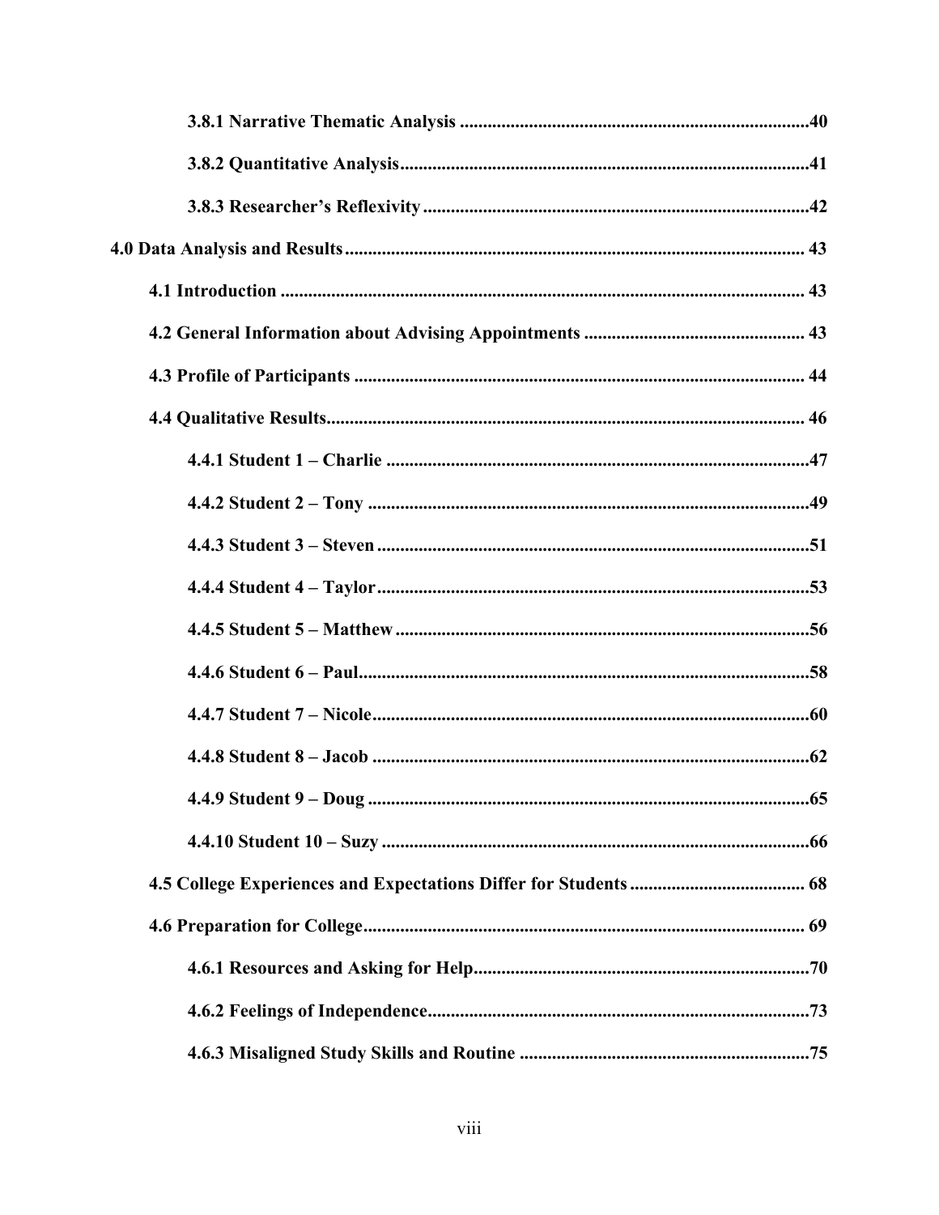**3.8.1 Narrative Thematic Analysis** ........................................................................... 40

**3.8.2 Quantitative Analysis** ........................................................................................ 41

**3.8.3 Researcher's Reflexivity** .................................................................................. 42

**4.0 Data Analysis and Results** .................................................................................... 43

**4.1 Introduction** ................................................................................................... 43

**4.2 General Information about Advising Appointments** ................................................ 43

**4.3 Profile of Participants** ........................................................................................ 44

**4.4 Qualitative Results** ........................................................................................... 46

**4.4.1 Student 1 – Charlie** ........................................................................................ 47

**4.4.2 Student 2 – Tony** ........................................................................................... 49

**4.4.3 Student 3 – Steven** ......................................................................................... 51

**4.4.4 Student 4 – Taylor** ......................................................................................... 53

**4.4.5 Student 5 – Matthew** ....................................................................................... 56

**4.4.6 Student 6 – Paul** ............................................................................................. 58

**4.4.7 Student 7 – Nicole** .......................................................................................... 60

**4.4.8 Student 8 – Jacob** ........................................................................................... 62

**4.4.9 Student 9 – Doug** ............................................................................................ 65

**4.4.10 Student 10 – Suzy** ......................................................................................... 66

**4.5 College Experiences and Expectations Differ for Students** ...................................... 68

**4.6 Preparation for College** ..................................................................................... 69

**4.6.1 Resources and Asking for Help** ........................................................................ 70

**4.6.2 Feelings of Independence** ................................................................................ 73

**4.6.3 Misaligned Study Skills and Routine** ................................................................ 75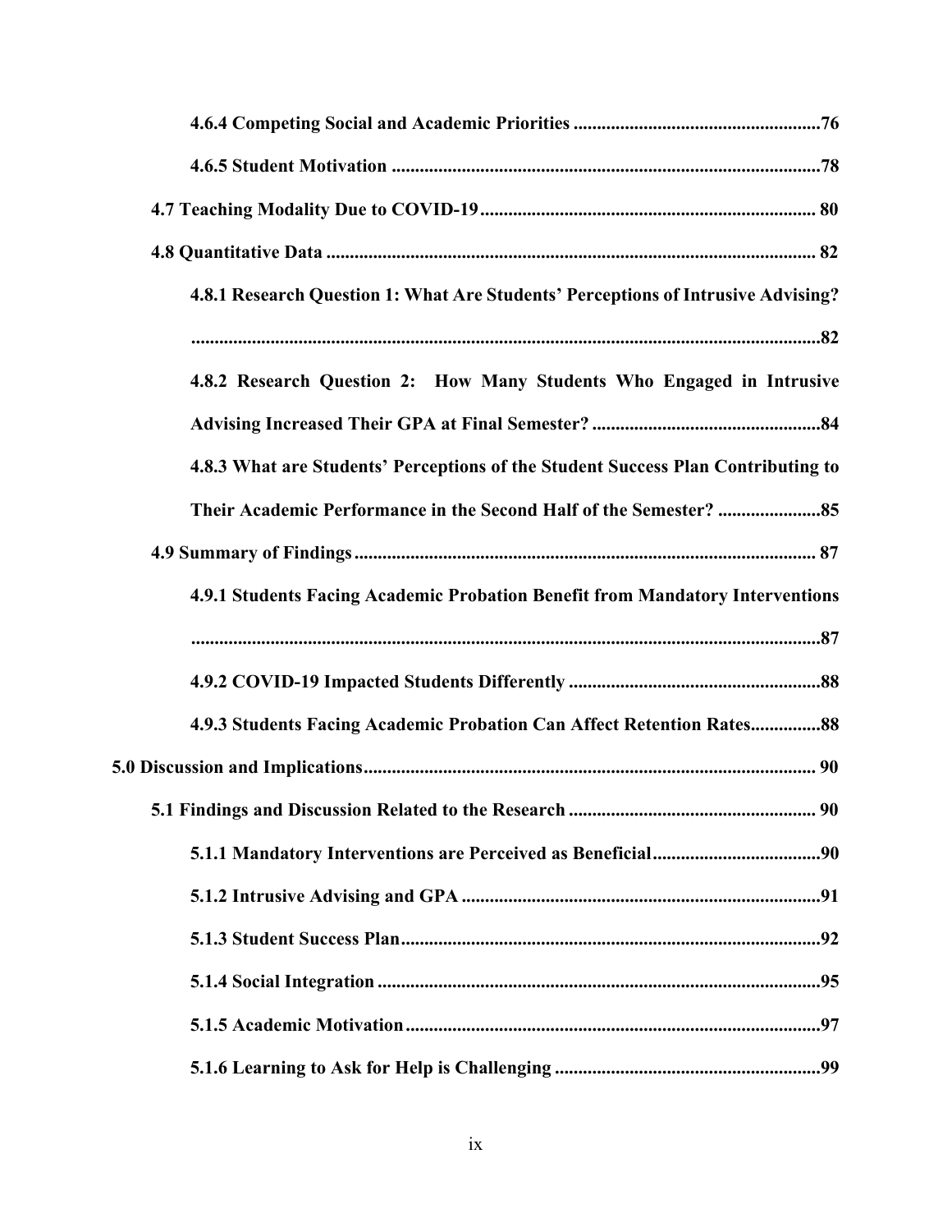4.6.4 Competing Social and Academic Priorities ....................................................76

4.6.5 Student Motivation ............................................................................................78

4.7 Teaching Modality Due to COVID-19 ....................................................................... 80

4.8 Quantitative Data ........................................................................................................ 82

4.8.1 Research Question 1: What Are Students' Perceptions of Intrusive Advising? .......................................................................................................................82

4.8.2 Research Question 2: How Many Students Who Engaged in Intrusive Advising Increased Their GPA at Final Semester? ................................................84

4.8.3 What are Students' Perceptions of the Student Success Plan Contributing to Their Academic Performance in the Second Half of the Semester? ......................85

4.9 Summary of Findings .................................................................................................. 87

4.9.1 Students Facing Academic Probation Benefit from Mandatory Interventions .......................................................................................................................87

4.9.2 COVID-19 Impacted Students Differently ......................................................88

4.9.3 Students Facing Academic Probation Can Affect Retention Rates...............88

5.0 Discussion and Implications ................................................................................................. 90

5.1 Findings and Discussion Related to the Research ..................................................... 90

5.1.1 Mandatory Interventions are Perceived as Beneficial....................................90

5.1.2 Intrusive Advising and GPA ............................................................................91

5.1.3 Student Success Plan..........................................................................................92

5.1.4 Social Integration ..............................................................................................95

5.1.5 Academic Motivation ........................................................................................97

5.1.6 Learning to Ask for Help is Challenging ........................................................99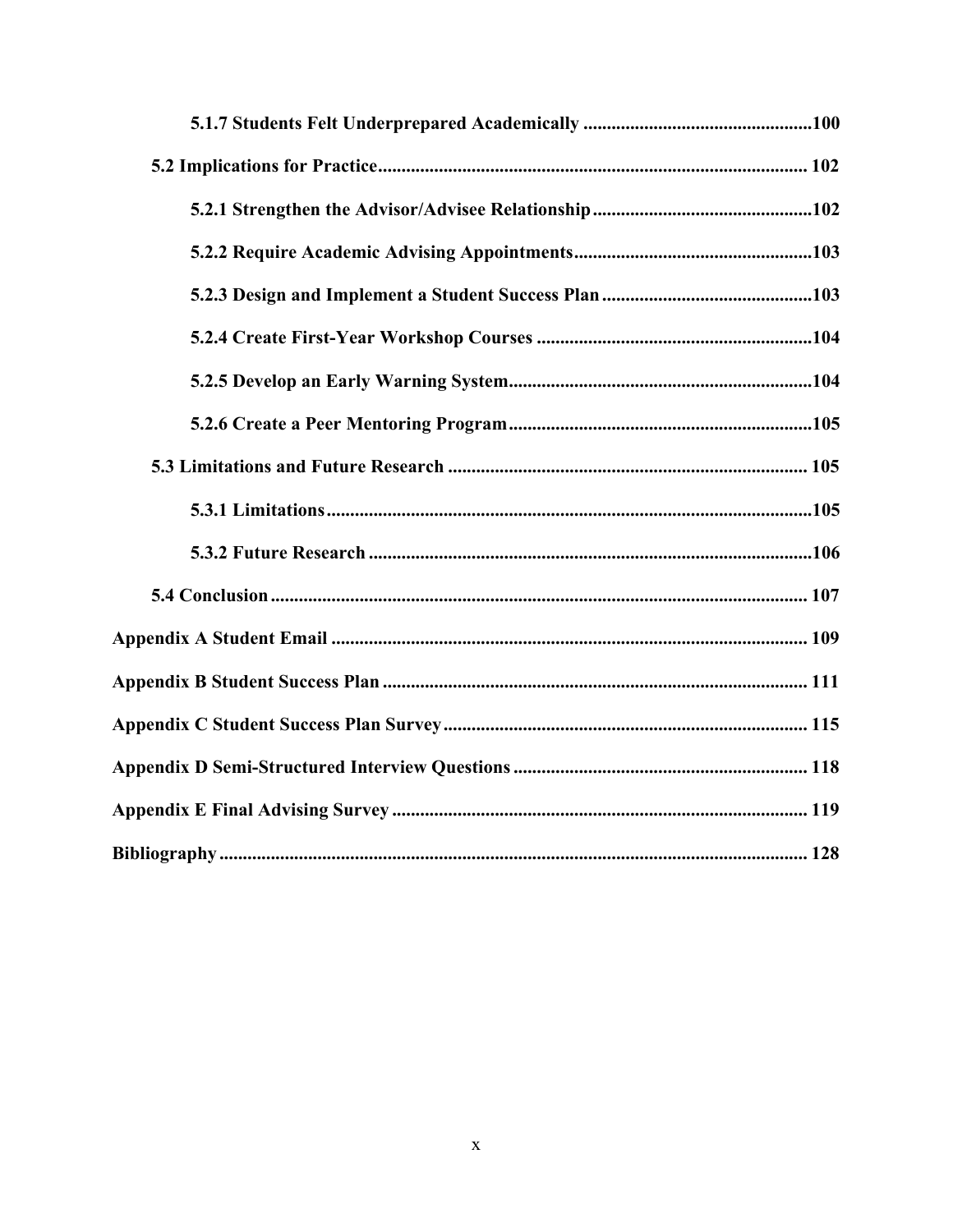5.1.7 Students Felt Underprepared Academically ....................................................100

5.2 Implications for Practice .................................................................................... 102

5.2.1 Strengthen the Advisor/Advisee Relationship ..............................................102

5.2.2 Require Academic Advising Appointments ..................................................103

5.2.3 Design and Implement a Student Success Plan ............................................103

5.2.4 Create First-Year Workshop Courses ..........................................................104

5.2.5 Develop an Early Warning System ...............................................................104

5.2.6 Create a Peer Mentoring Program ...............................................................105

5.3 Limitations and Future Research ....................................................................... 105

5.3.1 Limitations ......................................................................................................105

5.3.2 Future Research ..............................................................................................106

5.4 Conclusion .............................................................................................................. 107

Appendix A Student Email ........................................................................................... 109

Appendix B Student Success Plan ............................................................................... 111

Appendix C Student Success Plan Survey .................................................................. 115

Appendix D Semi-Structured Interview Questions ................................................... 118

Appendix E Final Advising Survey ............................................................................. 119

Bibliography ................................................................................................................... 128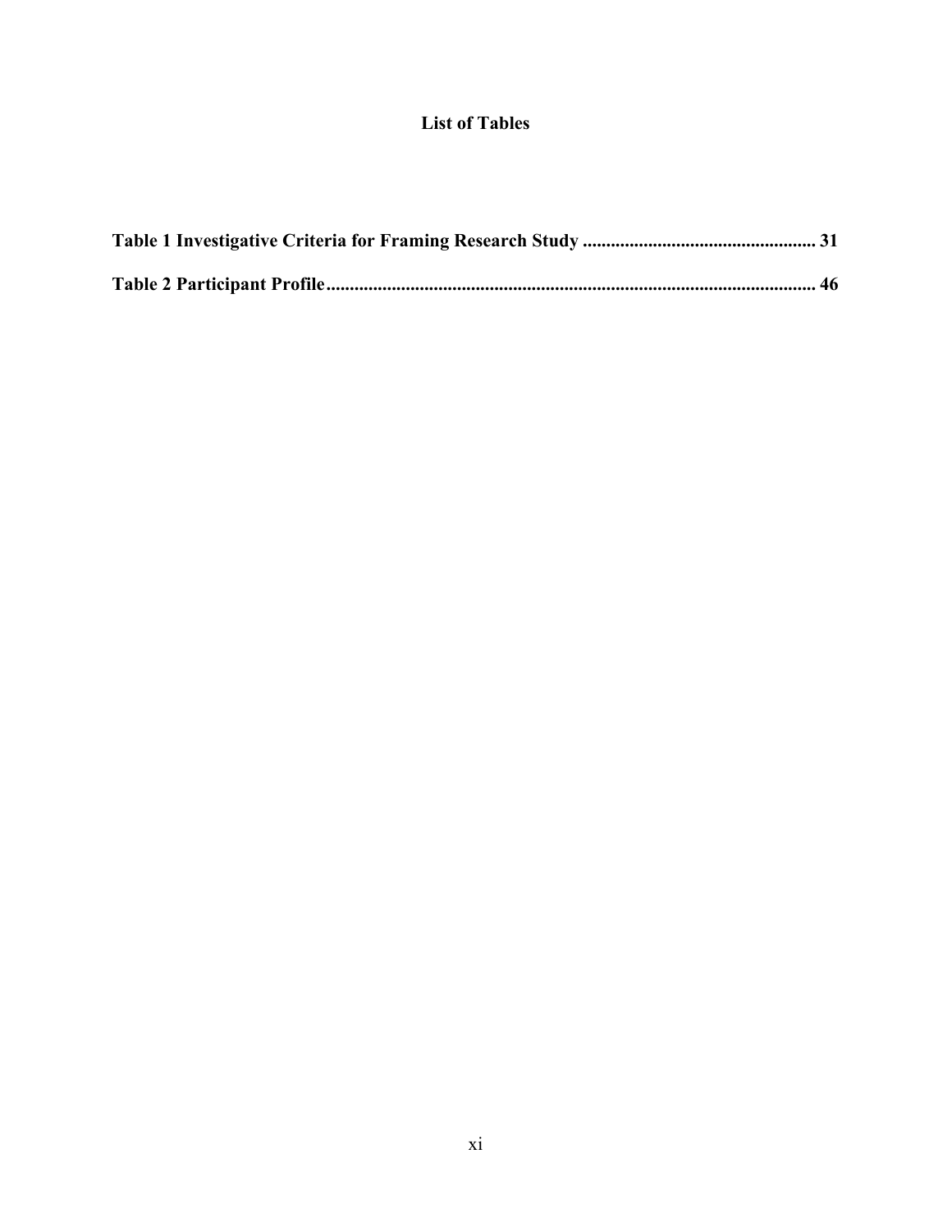# List of Tables

**Table 1 Investigative Criteria for Framing Research Study ................................................ 31**

**Table 2 Participant Profile....................................................................................................... 46**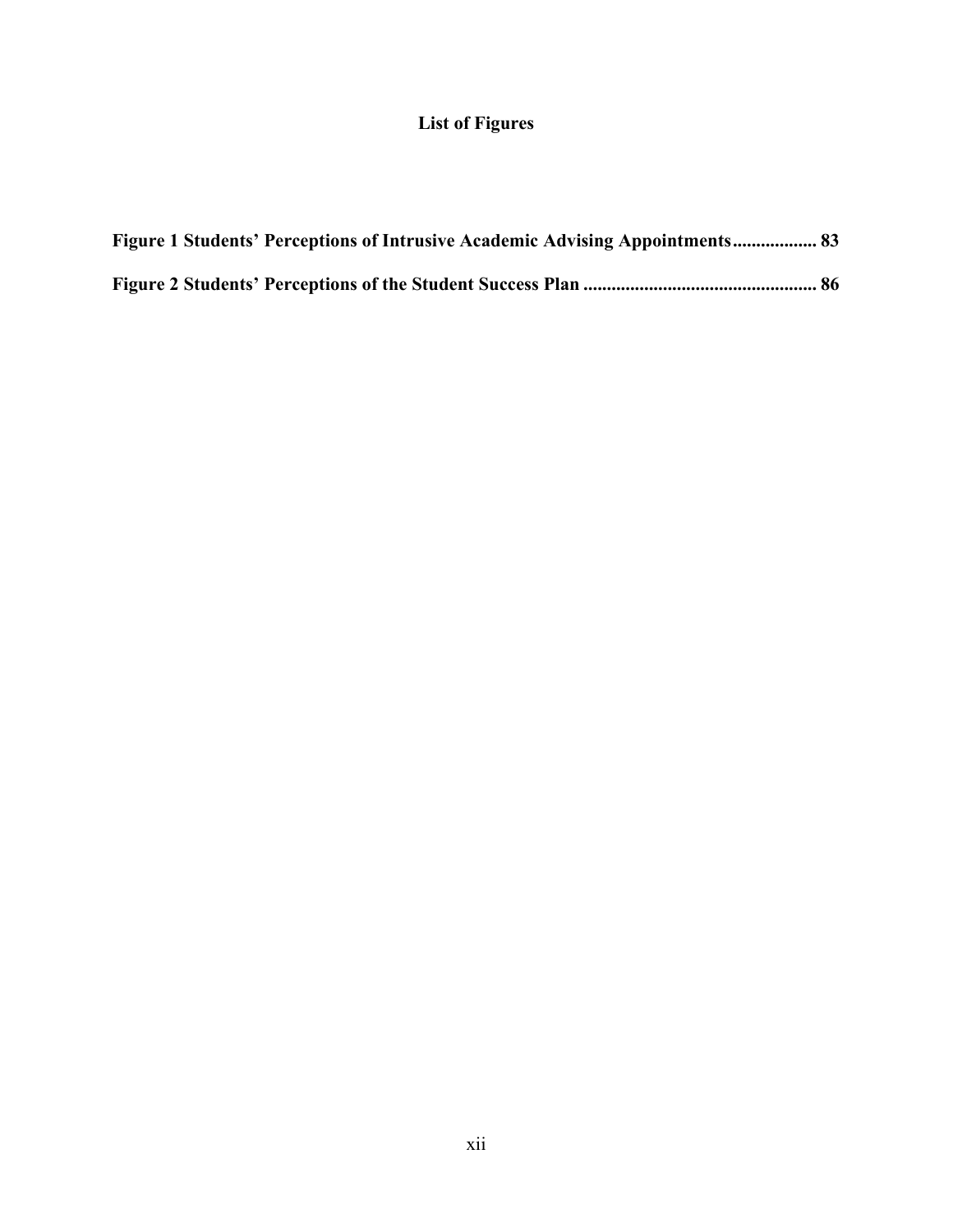# List of Figures

**Figure 1 Students' Perceptions of Intrusive Academic Advising Appointments.................. 83**

**Figure 2 Students' Perceptions of the Student Success Plan .................................................. 86**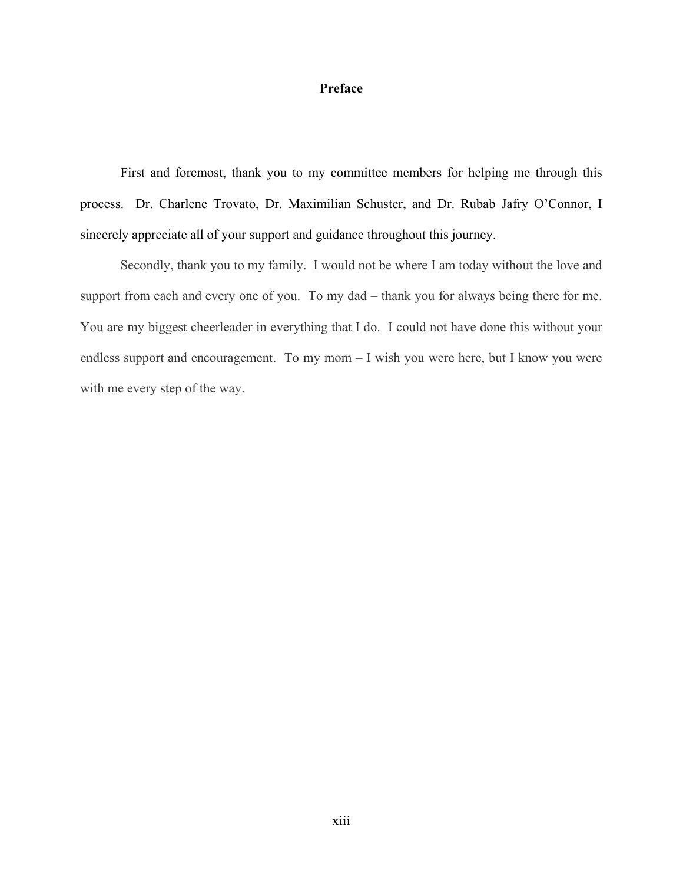# Preface

First and foremost, thank you to my committee members for helping me through this process. Dr. Charlene Trovato, Dr. Maximilian Schuster, and Dr. Rubab Jafry O'Connor, I sincerely appreciate all of your support and guidance throughout this journey.

Secondly, thank you to my family. I would not be where I am today without the love and support from each and every one of you. To my dad – thank you for always being there for me. You are my biggest cheerleader in everything that I do. I could not have done this without your endless support and encouragement. To my mom – I wish you were here, but I know you were with me every step of the way.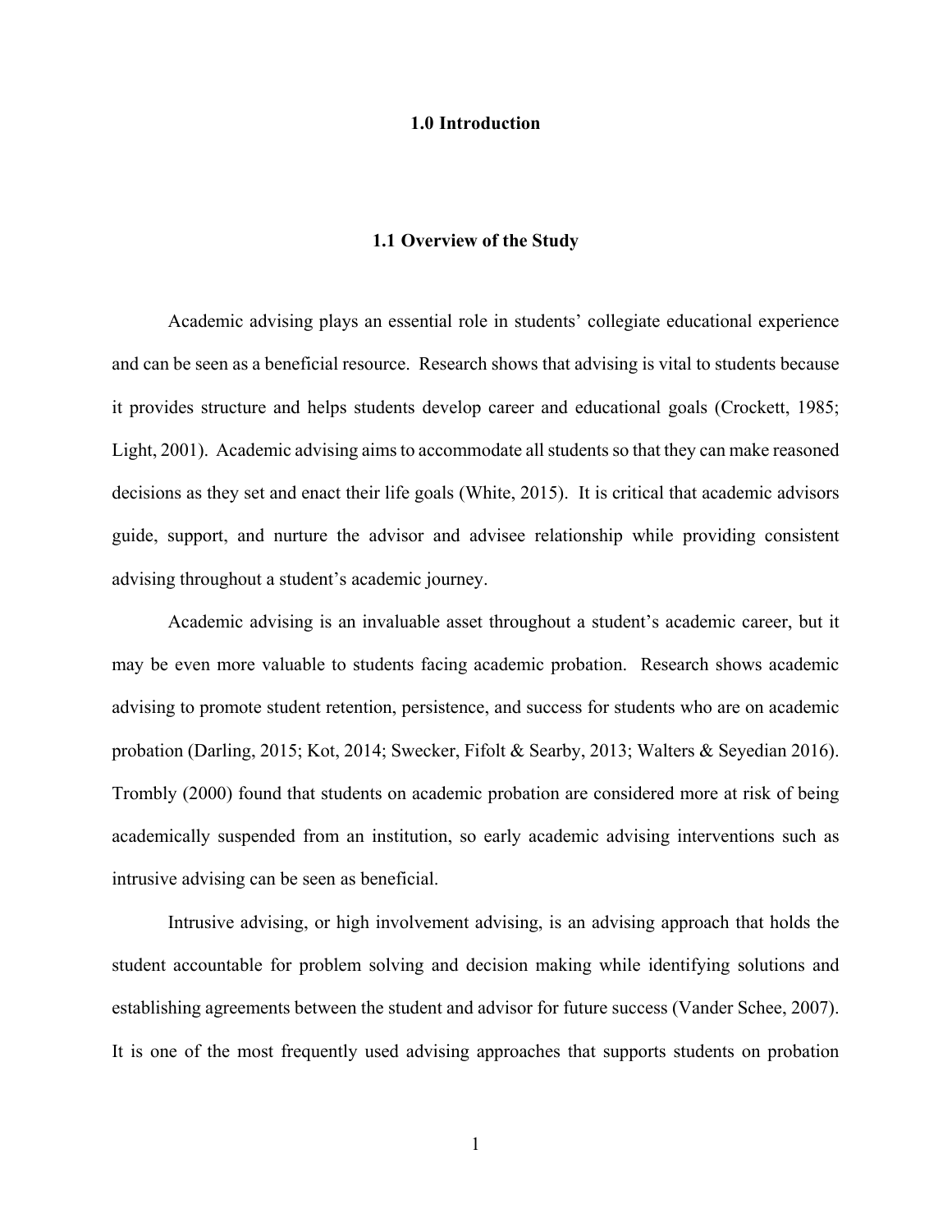# 1.0 Introduction

## 1.1 Overview of the Study

Academic advising plays an essential role in students' collegiate educational experience and can be seen as a beneficial resource. Research shows that advising is vital to students because it provides structure and helps students develop career and educational goals (Crockett, 1985; Light, 2001). Academic advising aims to accommodate all students so that they can make reasoned decisions as they set and enact their life goals (White, 2015). It is critical that academic advisors guide, support, and nurture the advisor and advisee relationship while providing consistent advising throughout a student's academic journey.

Academic advising is an invaluable asset throughout a student's academic career, but it may be even more valuable to students facing academic probation. Research shows academic advising to promote student retention, persistence, and success for students who are on academic probation (Darling, 2015; Kot, 2014; Swecker, Fifolt & Searby, 2013; Walters & Seyedian 2016). Trombly (2000) found that students on academic probation are considered more at risk of being academically suspended from an institution, so early academic advising interventions such as intrusive advising can be seen as beneficial.

Intrusive advising, or high involvement advising, is an advising approach that holds the student accountable for problem solving and decision making while identifying solutions and establishing agreements between the student and advisor for future success (Vander Schee, 2007). It is one of the most frequently used advising approaches that supports students on probation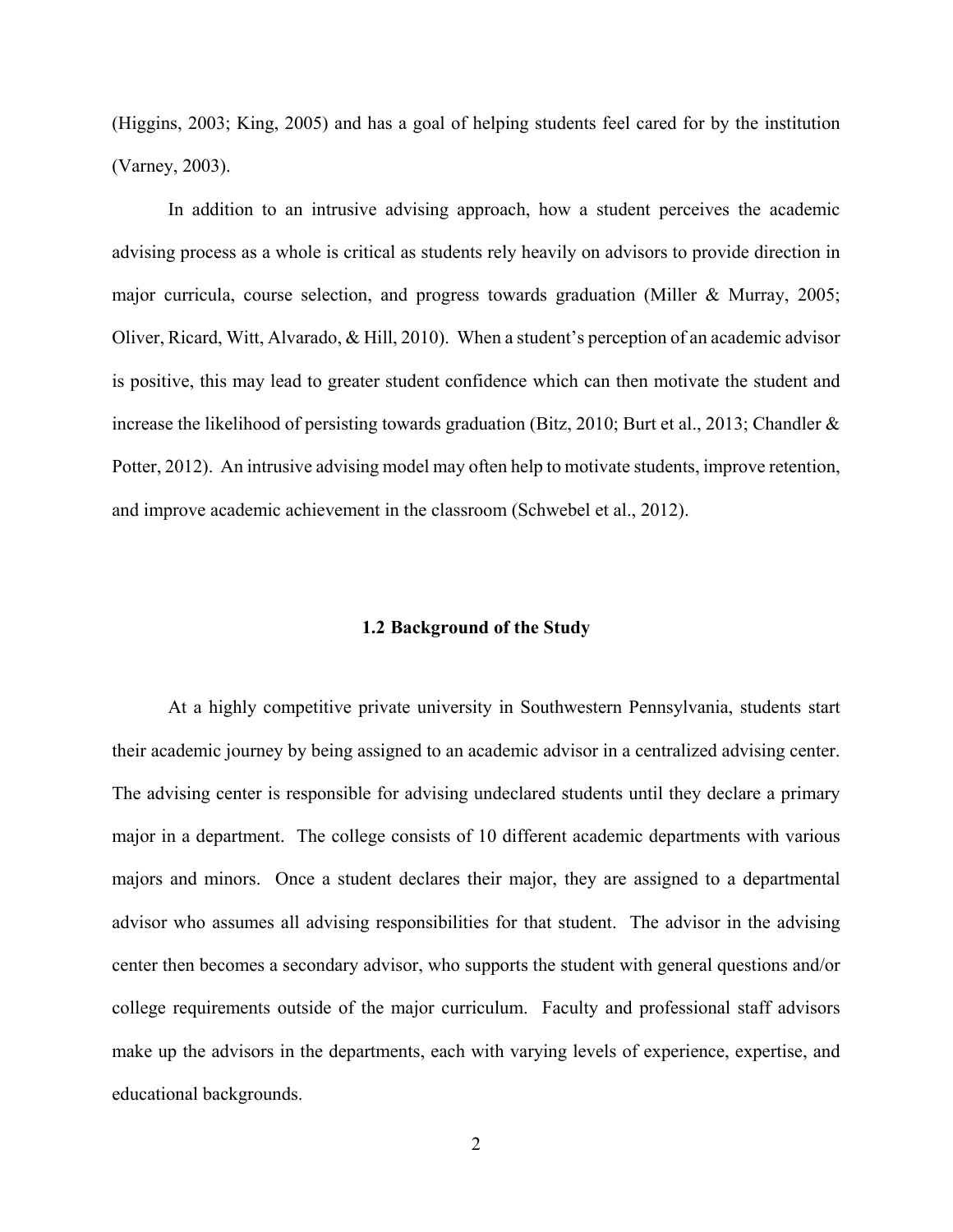(Higgins, 2003; King, 2005) and has a goal of helping students feel cared for by the institution (Varney, 2003).

In addition to an intrusive advising approach, how a student perceives the academic advising process as a whole is critical as students rely heavily on advisors to provide direction in major curricula, course selection, and progress towards graduation (Miller & Murray, 2005; Oliver, Ricard, Witt, Alvarado, & Hill, 2010). When a student's perception of an academic advisor is positive, this may lead to greater student confidence which can then motivate the student and increase the likelihood of persisting towards graduation (Bitz, 2010; Burt et al., 2013; Chandler & Potter, 2012). An intrusive advising model may often help to motivate students, improve retention, and improve academic achievement in the classroom (Schwebel et al., 2012).

## 1.2 Background of the Study

At a highly competitive private university in Southwestern Pennsylvania, students start their academic journey by being assigned to an academic advisor in a centralized advising center. The advising center is responsible for advising undeclared students until they declare a primary major in a department. The college consists of 10 different academic departments with various majors and minors. Once a student declares their major, they are assigned to a departmental advisor who assumes all advising responsibilities for that student. The advisor in the advising center then becomes a secondary advisor, who supports the student with general questions and/or college requirements outside of the major curriculum. Faculty and professional staff advisors make up the advisors in the departments, each with varying levels of experience, expertise, and educational backgrounds.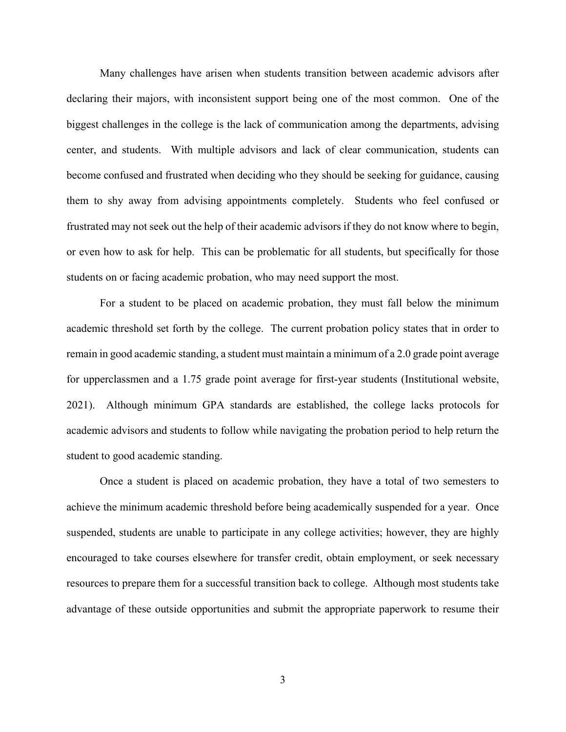Many challenges have arisen when students transition between academic advisors after declaring their majors, with inconsistent support being one of the most common. One of the biggest challenges in the college is the lack of communication among the departments, advising center, and students. With multiple advisors and lack of clear communication, students can become confused and frustrated when deciding who they should be seeking for guidance, causing them to shy away from advising appointments completely. Students who feel confused or frustrated may not seek out the help of their academic advisors if they do not know where to begin, or even how to ask for help. This can be problematic for all students, but specifically for those students on or facing academic probation, who may need support the most.

For a student to be placed on academic probation, they must fall below the minimum academic threshold set forth by the college. The current probation policy states that in order to remain in good academic standing, a student must maintain a minimum of a 2.0 grade point average for upperclassmen and a 1.75 grade point average for first-year students (Institutional website, 2021). Although minimum GPA standards are established, the college lacks protocols for academic advisors and students to follow while navigating the probation period to help return the student to good academic standing.

Once a student is placed on academic probation, they have a total of two semesters to achieve the minimum academic threshold before being academically suspended for a year. Once suspended, students are unable to participate in any college activities; however, they are highly encouraged to take courses elsewhere for transfer credit, obtain employment, or seek necessary resources to prepare them for a successful transition back to college. Although most students take advantage of these outside opportunities and submit the appropriate paperwork to resume their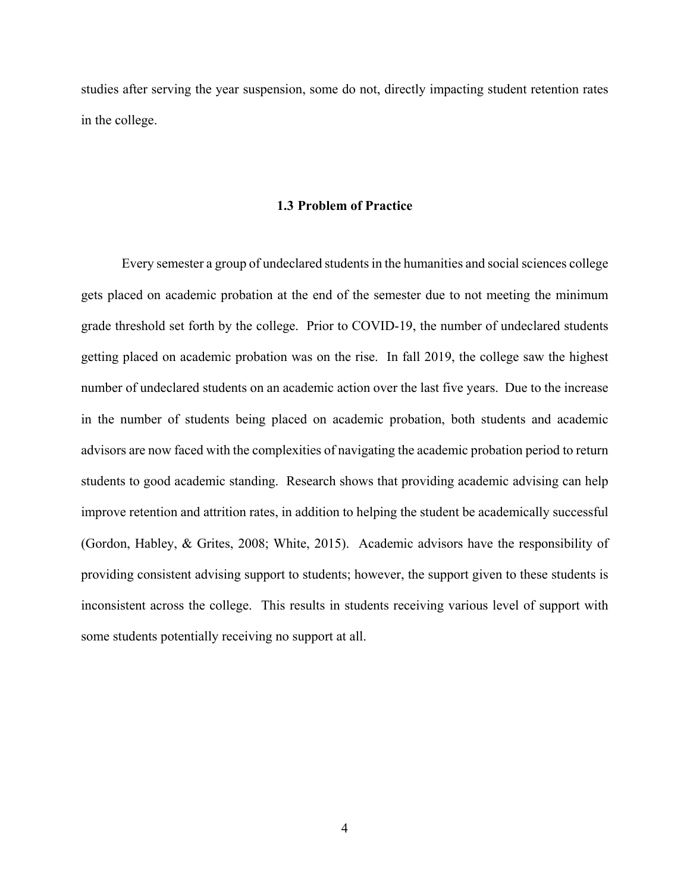studies after serving the year suspension, some do not, directly impacting student retention rates in the college.

### 1.3 Problem of Practice

Every semester a group of undeclared students in the humanities and social sciences college gets placed on academic probation at the end of the semester due to not meeting the minimum grade threshold set forth by the college. Prior to COVID-19, the number of undeclared students getting placed on academic probation was on the rise. In fall 2019, the college saw the highest number of undeclared students on an academic action over the last five years. Due to the increase in the number of students being placed on academic probation, both students and academic advisors are now faced with the complexities of navigating the academic probation period to return students to good academic standing. Research shows that providing academic advising can help improve retention and attrition rates, in addition to helping the student be academically successful (Gordon, Habley, & Grites, 2008; White, 2015). Academic advisors have the responsibility of providing consistent advising support to students; however, the support given to these students is inconsistent across the college. This results in students receiving various level of support with some students potentially receiving no support at all.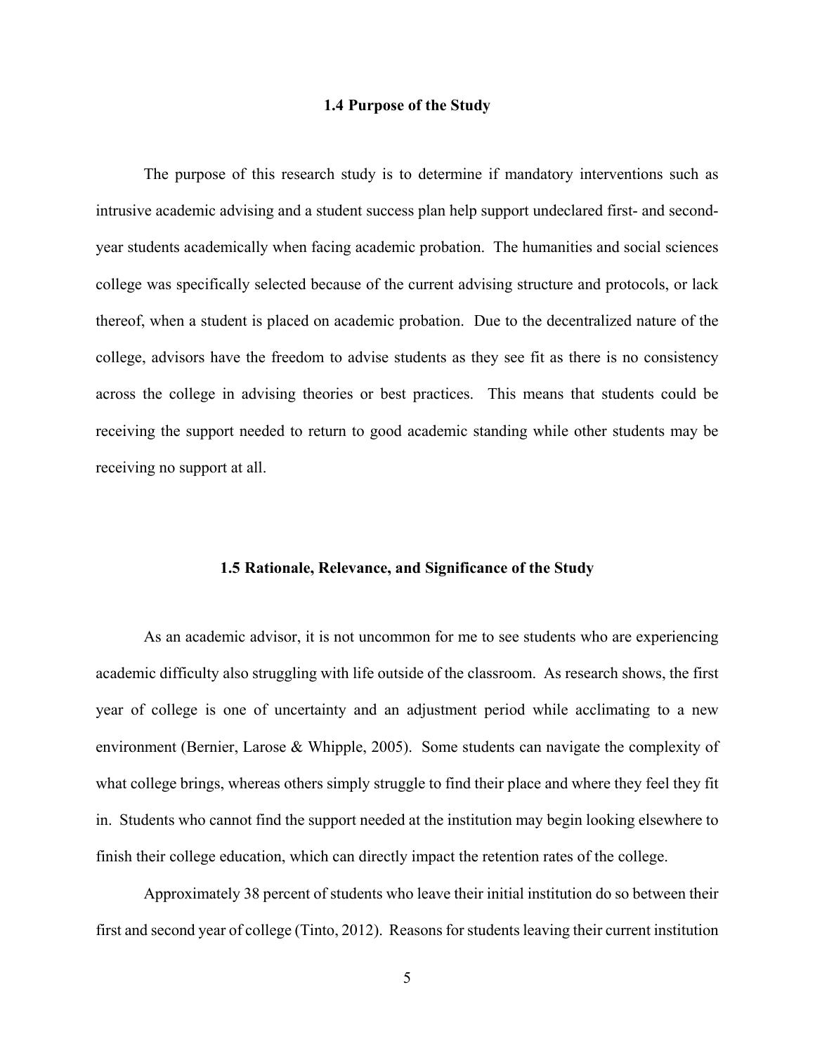### 1.4 Purpose of the Study

The purpose of this research study is to determine if mandatory interventions such as intrusive academic advising and a student success plan help support undeclared first- and second-year students academically when facing academic probation. The humanities and social sciences college was specifically selected because of the current advising structure and protocols, or lack thereof, when a student is placed on academic probation. Due to the decentralized nature of the college, advisors have the freedom to advise students as they see fit as there is no consistency across the college in advising theories or best practices. This means that students could be receiving the support needed to return to good academic standing while other students may be receiving no support at all.

### 1.5 Rationale, Relevance, and Significance of the Study

As an academic advisor, it is not uncommon for me to see students who are experiencing academic difficulty also struggling with life outside of the classroom. As research shows, the first year of college is one of uncertainty and an adjustment period while acclimating to a new environment (Bernier, Larose & Whipple, 2005). Some students can navigate the complexity of what college brings, whereas others simply struggle to find their place and where they feel they fit in. Students who cannot find the support needed at the institution may begin looking elsewhere to finish their college education, which can directly impact the retention rates of the college.

Approximately 38 percent of students who leave their initial institution do so between their first and second year of college (Tinto, 2012). Reasons for students leaving their current institution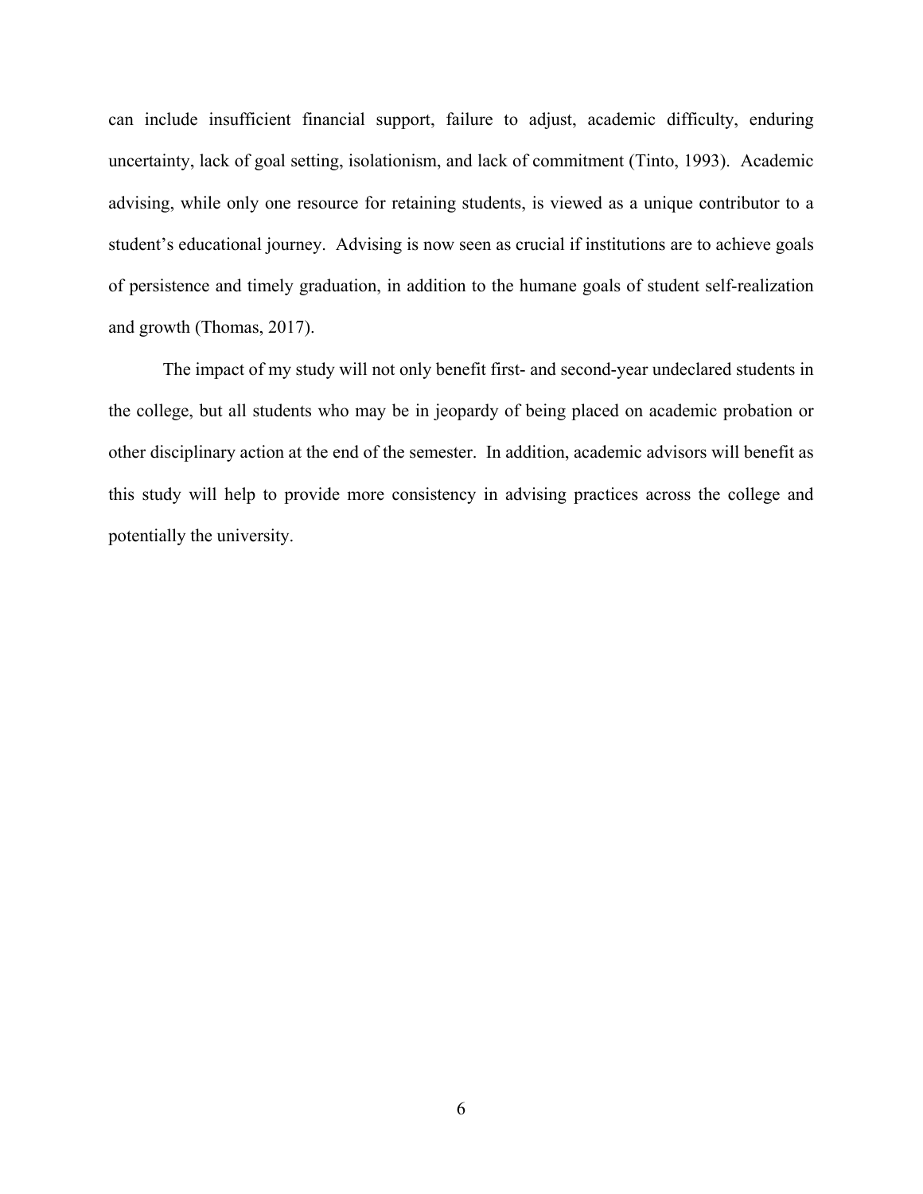can include insufficient financial support, failure to adjust, academic difficulty, enduring uncertainty, lack of goal setting, isolationism, and lack of commitment (Tinto, 1993). Academic advising, while only one resource for retaining students, is viewed as a unique contributor to a student's educational journey. Advising is now seen as crucial if institutions are to achieve goals of persistence and timely graduation, in addition to the humane goals of student self-realization and growth (Thomas, 2017).

The impact of my study will not only benefit first- and second-year undeclared students in the college, but all students who may be in jeopardy of being placed on academic probation or other disciplinary action at the end of the semester. In addition, academic advisors will benefit as this study will help to provide more consistency in advising practices across the college and potentially the university.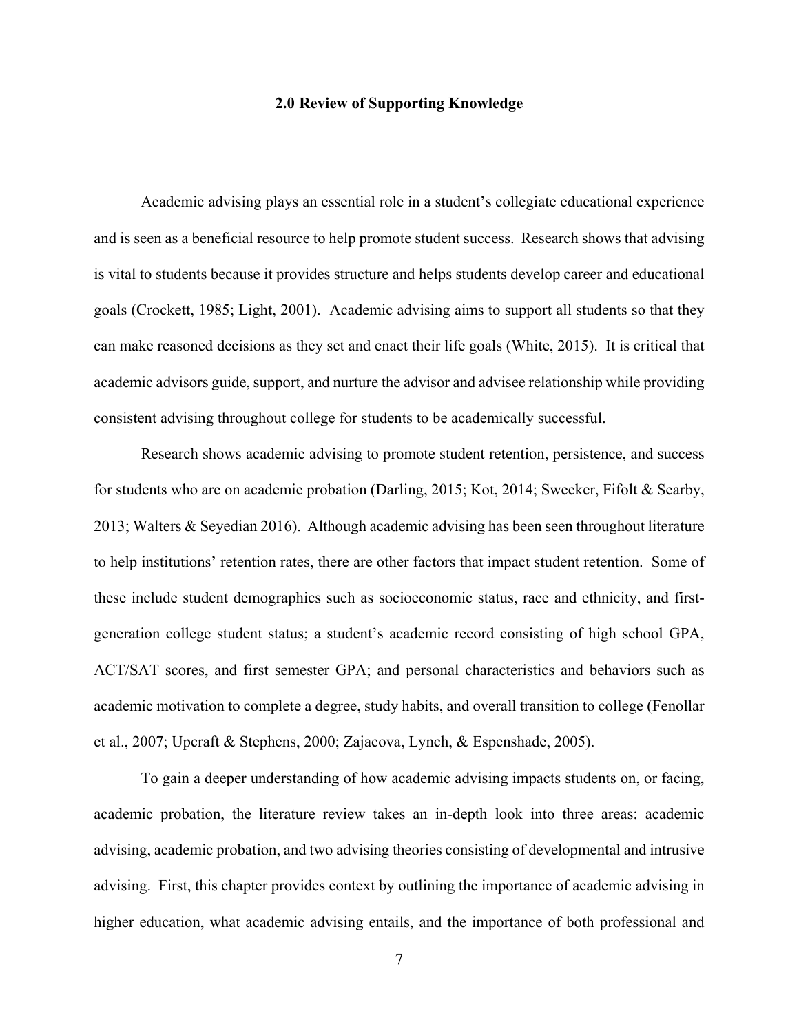## 2.0 Review of Supporting Knowledge

Academic advising plays an essential role in a student's collegiate educational experience and is seen as a beneficial resource to help promote student success. Research shows that advising is vital to students because it provides structure and helps students develop career and educational goals (Crockett, 1985; Light, 2001). Academic advising aims to support all students so that they can make reasoned decisions as they set and enact their life goals (White, 2015). It is critical that academic advisors guide, support, and nurture the advisor and advisee relationship while providing consistent advising throughout college for students to be academically successful.

Research shows academic advising to promote student retention, persistence, and success for students who are on academic probation (Darling, 2015; Kot, 2014; Swecker, Fifolt & Searby, 2013; Walters & Seyedian 2016). Although academic advising has been seen throughout literature to help institutions' retention rates, there are other factors that impact student retention. Some of these include student demographics such as socioeconomic status, race and ethnicity, and first-generation college student status; a student's academic record consisting of high school GPA, ACT/SAT scores, and first semester GPA; and personal characteristics and behaviors such as academic motivation to complete a degree, study habits, and overall transition to college (Fenollar et al., 2007; Upcraft & Stephens, 2000; Zajacova, Lynch, & Espenshade, 2005).

To gain a deeper understanding of how academic advising impacts students on, or facing, academic probation, the literature review takes an in-depth look into three areas: academic advising, academic probation, and two advising theories consisting of developmental and intrusive advising. First, this chapter provides context by outlining the importance of academic advising in higher education, what academic advising entails, and the importance of both professional and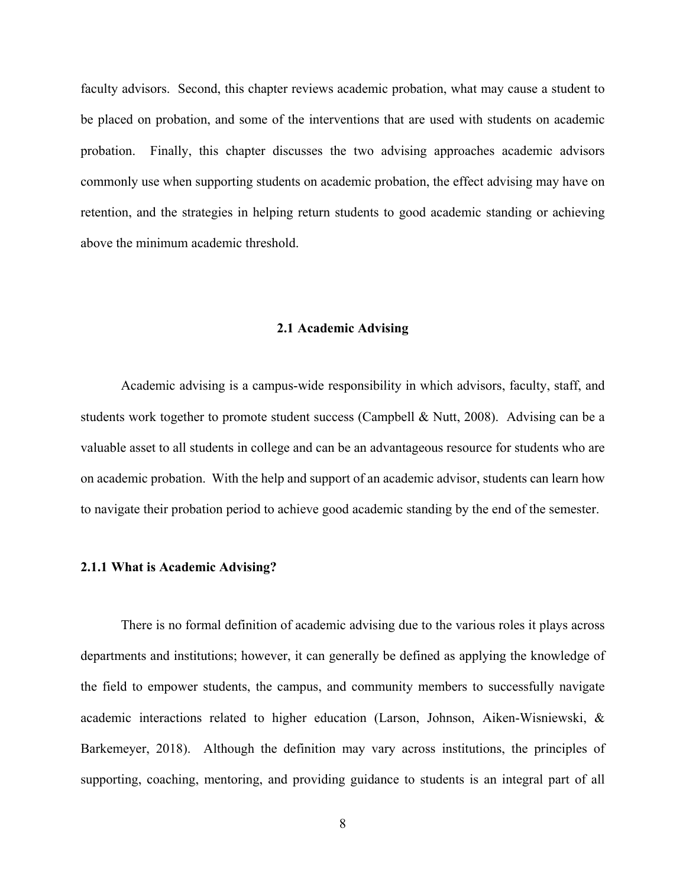faculty advisors. Second, this chapter reviews academic probation, what may cause a student to be placed on probation, and some of the interventions that are used with students on academic probation. Finally, this chapter discusses the two advising approaches academic advisors commonly use when supporting students on academic probation, the effect advising may have on retention, and the strategies in helping return students to good academic standing or achieving above the minimum academic threshold.

## 2.1 Academic Advising

Academic advising is a campus-wide responsibility in which advisors, faculty, staff, and students work together to promote student success (Campbell & Nutt, 2008). Advising can be a valuable asset to all students in college and can be an advantageous resource for students who are on academic probation. With the help and support of an academic advisor, students can learn how to navigate their probation period to achieve good academic standing by the end of the semester.

### 2.1.1 What is Academic Advising?

There is no formal definition of academic advising due to the various roles it plays across departments and institutions; however, it can generally be defined as applying the knowledge of the field to empower students, the campus, and community members to successfully navigate academic interactions related to higher education (Larson, Johnson, Aiken-Wisniewski, & Barkemeyer, 2018). Although the definition may vary across institutions, the principles of supporting, coaching, mentoring, and providing guidance to students is an integral part of all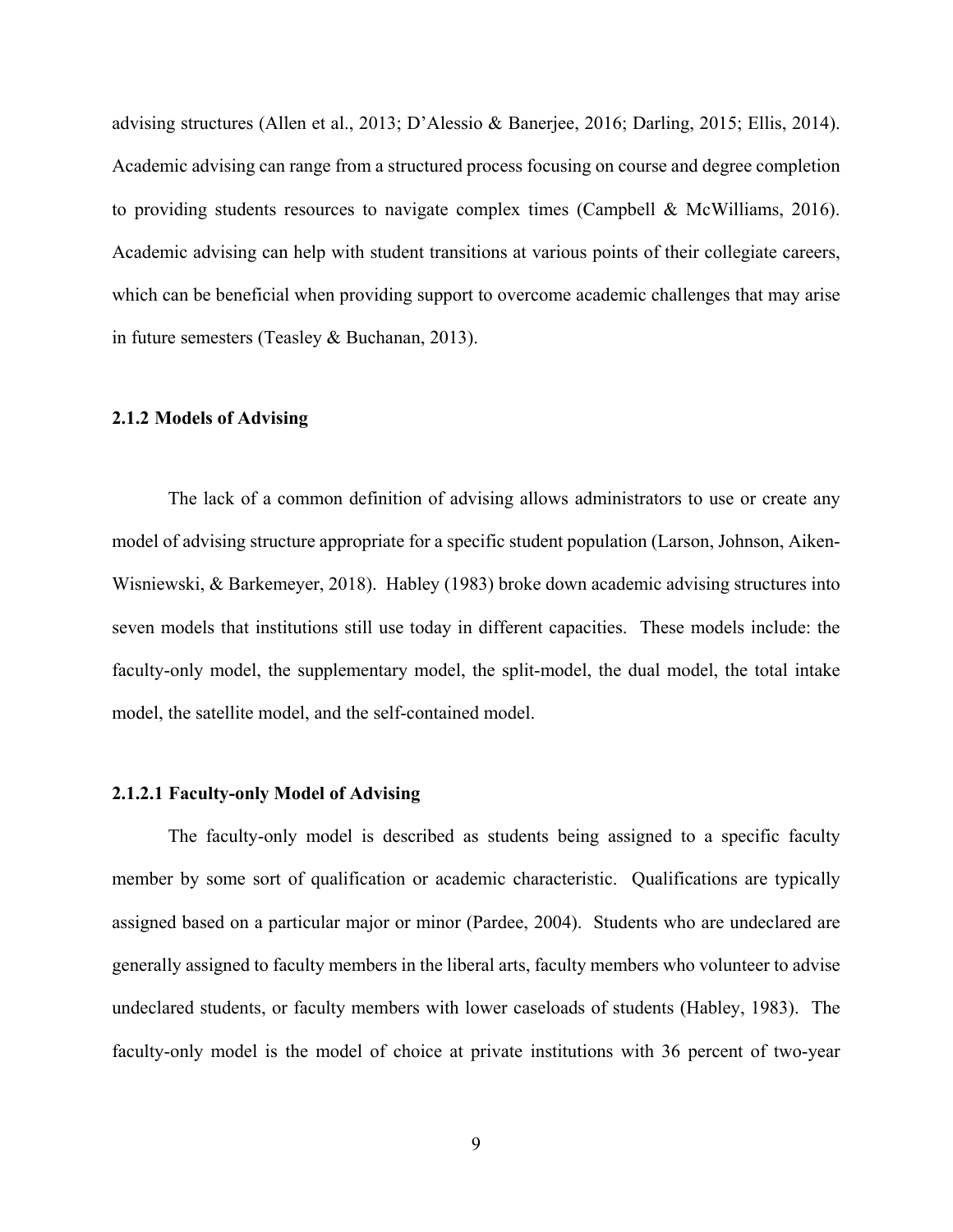advising structures (Allen et al., 2013; D'Alessio & Banerjee, 2016; Darling, 2015; Ellis, 2014). Academic advising can range from a structured process focusing on course and degree completion to providing students resources to navigate complex times (Campbell & McWilliams, 2016). Academic advising can help with student transitions at various points of their collegiate careers, which can be beneficial when providing support to overcome academic challenges that may arise in future semesters (Teasley & Buchanan, 2013).

### 2.1.2 Models of Advising

The lack of a common definition of advising allows administrators to use or create any model of advising structure appropriate for a specific student population (Larson, Johnson, Aiken-Wisniewski, & Barkemeyer, 2018). Habley (1983) broke down academic advising structures into seven models that institutions still use today in different capacities. These models include: the faculty-only model, the supplementary model, the split-model, the dual model, the total intake model, the satellite model, and the self-contained model.

#### 2.1.2.1 Faculty-only Model of Advising

The faculty-only model is described as students being assigned to a specific faculty member by some sort of qualification or academic characteristic. Qualifications are typically assigned based on a particular major or minor (Pardee, 2004). Students who are undeclared are generally assigned to faculty members in the liberal arts, faculty members who volunteer to advise undeclared students, or faculty members with lower caseloads of students (Habley, 1983). The faculty-only model is the model of choice at private institutions with 36 percent of two-year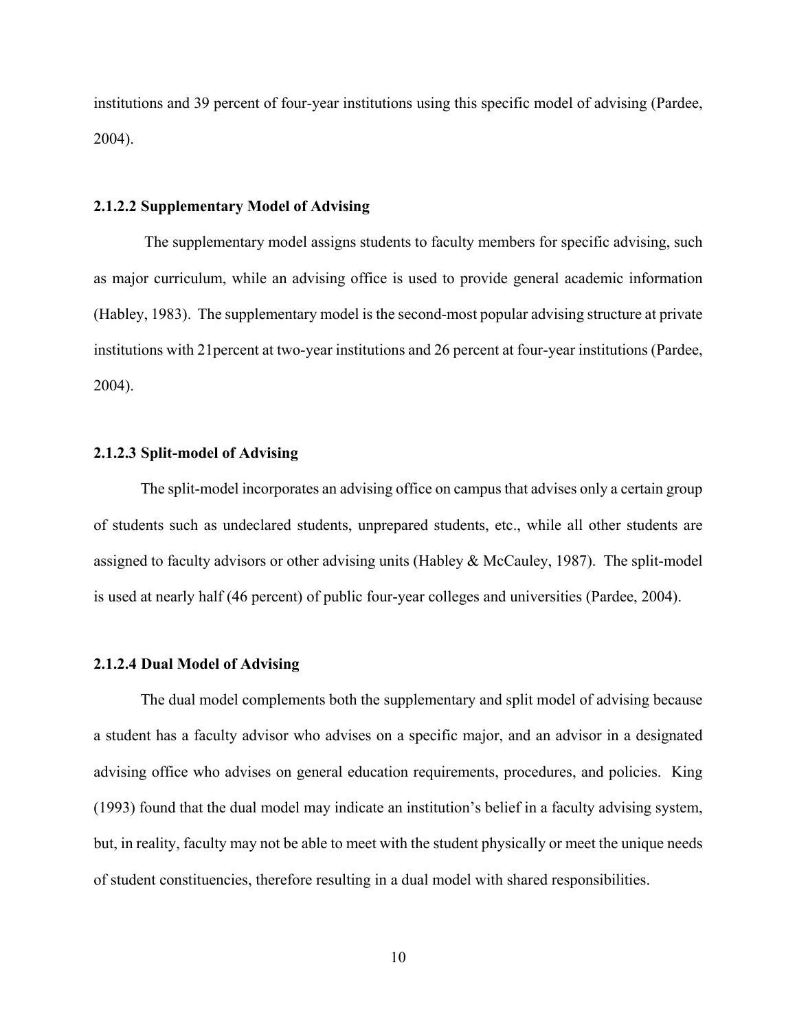institutions and 39 percent of four-year institutions using this specific model of advising (Pardee, 2004).

#### 2.1.2.2 Supplementary Model of Advising

The supplementary model assigns students to faculty members for specific advising, such as major curriculum, while an advising office is used to provide general academic information (Habley, 1983). The supplementary model is the second-most popular advising structure at private institutions with 21percent at two-year institutions and 26 percent at four-year institutions (Pardee, 2004).

#### 2.1.2.3 Split-model of Advising

The split-model incorporates an advising office on campus that advises only a certain group of students such as undeclared students, unprepared students, etc., while all other students are assigned to faculty advisors or other advising units (Habley & McCauley, 1987). The split-model is used at nearly half (46 percent) of public four-year colleges and universities (Pardee, 2004).

#### 2.1.2.4 Dual Model of Advising

The dual model complements both the supplementary and split model of advising because a student has a faculty advisor who advises on a specific major, and an advisor in a designated advising office who advises on general education requirements, procedures, and policies. King (1993) found that the dual model may indicate an institution's belief in a faculty advising system, but, in reality, faculty may not be able to meet with the student physically or meet the unique needs of student constituencies, therefore resulting in a dual model with shared responsibilities.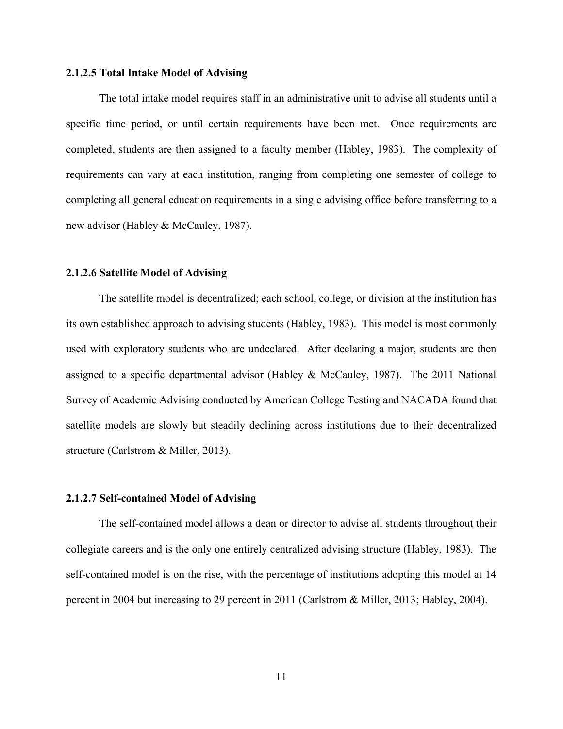#### 2.1.2.5 Total Intake Model of Advising

The total intake model requires staff in an administrative unit to advise all students until a specific time period, or until certain requirements have been met. Once requirements are completed, students are then assigned to a faculty member (Habley, 1983). The complexity of requirements can vary at each institution, ranging from completing one semester of college to completing all general education requirements in a single advising office before transferring to a new advisor (Habley & McCauley, 1987).

#### 2.1.2.6 Satellite Model of Advising

The satellite model is decentralized; each school, college, or division at the institution has its own established approach to advising students (Habley, 1983). This model is most commonly used with exploratory students who are undeclared. After declaring a major, students are then assigned to a specific departmental advisor (Habley & McCauley, 1987). The 2011 National Survey of Academic Advising conducted by American College Testing and NACADA found that satellite models are slowly but steadily declining across institutions due to their decentralized structure (Carlstrom & Miller, 2013).

#### 2.1.2.7 Self-contained Model of Advising

The self-contained model allows a dean or director to advise all students throughout their collegiate careers and is the only one entirely centralized advising structure (Habley, 1983). The self-contained model is on the rise, with the percentage of institutions adopting this model at 14 percent in 2004 but increasing to 29 percent in 2011 (Carlstrom & Miller, 2013; Habley, 2004).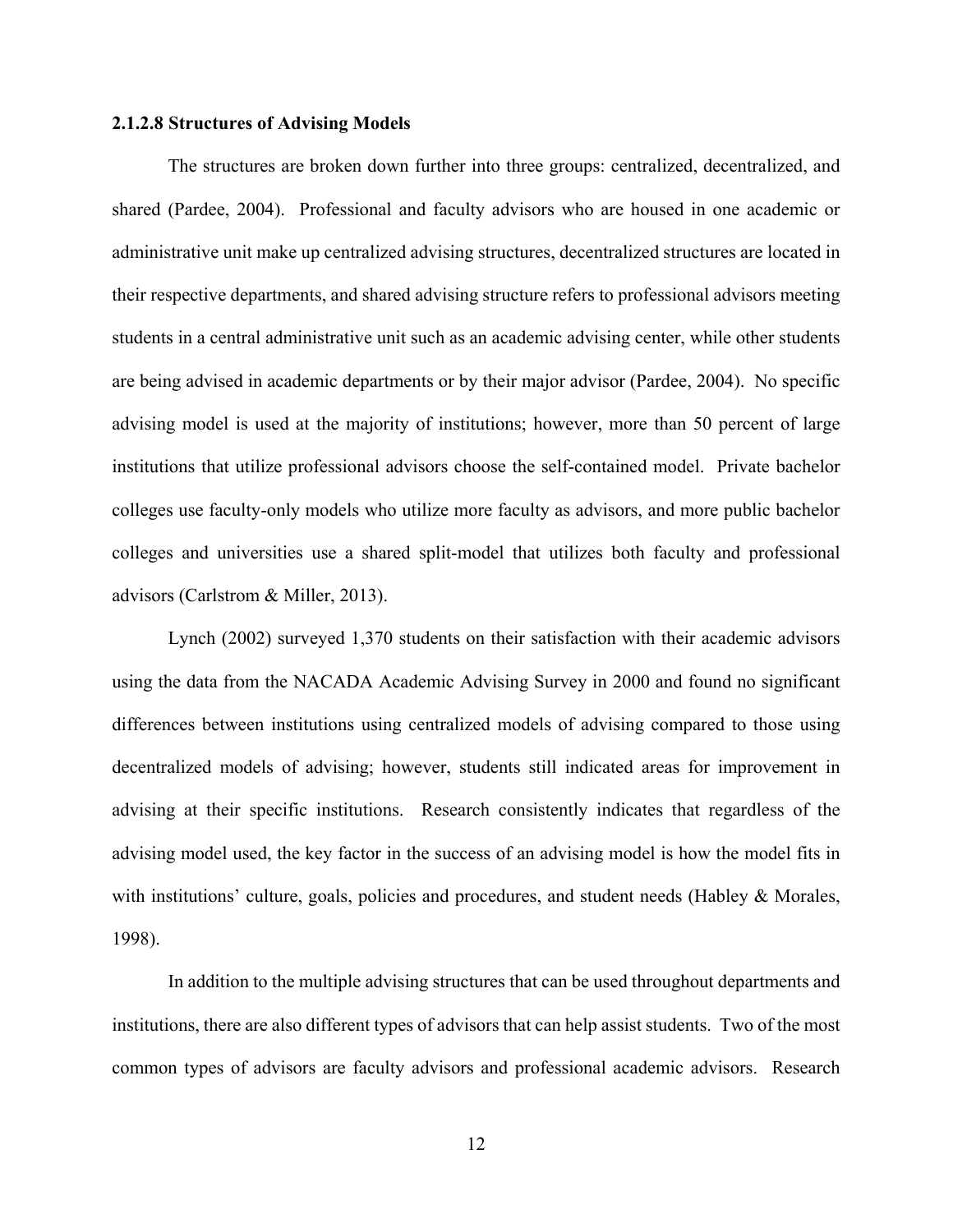#### 2.1.2.8 Structures of Advising Models

The structures are broken down further into three groups: centralized, decentralized, and shared (Pardee, 2004). Professional and faculty advisors who are housed in one academic or administrative unit make up centralized advising structures, decentralized structures are located in their respective departments, and shared advising structure refers to professional advisors meeting students in a central administrative unit such as an academic advising center, while other students are being advised in academic departments or by their major advisor (Pardee, 2004). No specific advising model is used at the majority of institutions; however, more than 50 percent of large institutions that utilize professional advisors choose the self-contained model. Private bachelor colleges use faculty-only models who utilize more faculty as advisors, and more public bachelor colleges and universities use a shared split-model that utilizes both faculty and professional advisors (Carlstrom & Miller, 2013).

Lynch (2002) surveyed 1,370 students on their satisfaction with their academic advisors using the data from the NACADA Academic Advising Survey in 2000 and found no significant differences between institutions using centralized models of advising compared to those using decentralized models of advising; however, students still indicated areas for improvement in advising at their specific institutions. Research consistently indicates that regardless of the advising model used, the key factor in the success of an advising model is how the model fits in with institutions' culture, goals, policies and procedures, and student needs (Habley & Morales, 1998).

In addition to the multiple advising structures that can be used throughout departments and institutions, there are also different types of advisors that can help assist students. Two of the most common types of advisors are faculty advisors and professional academic advisors. Research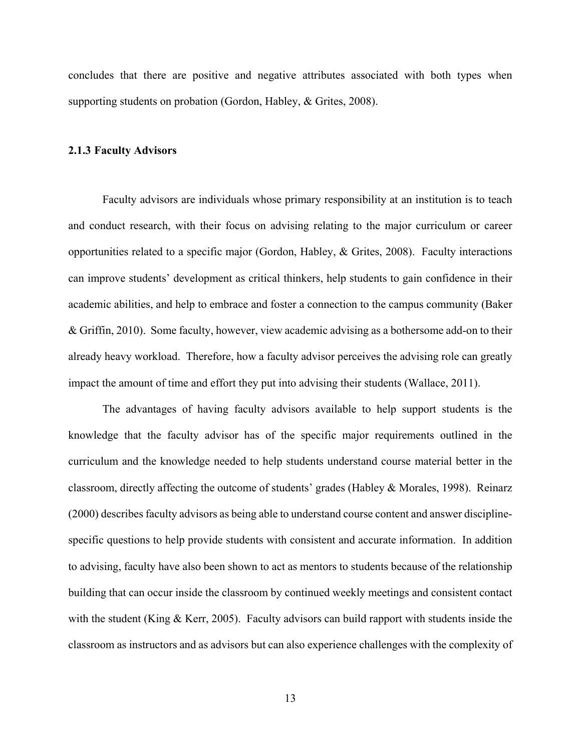concludes that there are positive and negative attributes associated with both types when supporting students on probation (Gordon, Habley, & Grites, 2008).

### 2.1.3 Faculty Advisors

Faculty advisors are individuals whose primary responsibility at an institution is to teach and conduct research, with their focus on advising relating to the major curriculum or career opportunities related to a specific major (Gordon, Habley, & Grites, 2008). Faculty interactions can improve students' development as critical thinkers, help students to gain confidence in their academic abilities, and help to embrace and foster a connection to the campus community (Baker & Griffin, 2010). Some faculty, however, view academic advising as a bothersome add-on to their already heavy workload. Therefore, how a faculty advisor perceives the advising role can greatly impact the amount of time and effort they put into advising their students (Wallace, 2011).

The advantages of having faculty advisors available to help support students is the knowledge that the faculty advisor has of the specific major requirements outlined in the curriculum and the knowledge needed to help students understand course material better in the classroom, directly affecting the outcome of students' grades (Habley & Morales, 1998). Reinarz (2000) describes faculty advisors as being able to understand course content and answer discipline-specific questions to help provide students with consistent and accurate information. In addition to advising, faculty have also been shown to act as mentors to students because of the relationship building that can occur inside the classroom by continued weekly meetings and consistent contact with the student (King & Kerr, 2005). Faculty advisors can build rapport with students inside the classroom as instructors and as advisors but can also experience challenges with the complexity of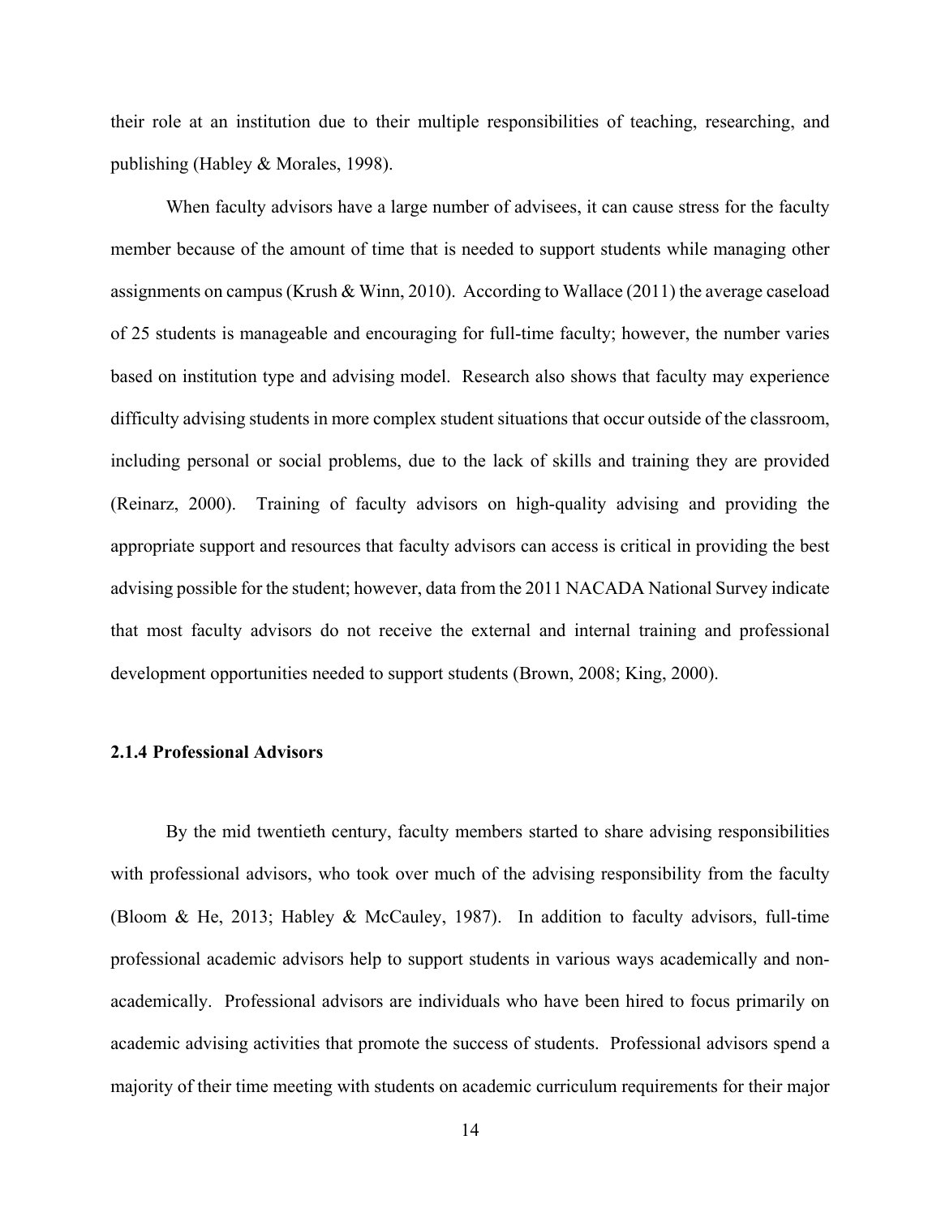their role at an institution due to their multiple responsibilities of teaching, researching, and publishing (Habley & Morales, 1998).

When faculty advisors have a large number of advisees, it can cause stress for the faculty member because of the amount of time that is needed to support students while managing other assignments on campus (Krush & Winn, 2010). According to Wallace (2011) the average caseload of 25 students is manageable and encouraging for full-time faculty; however, the number varies based on institution type and advising model. Research also shows that faculty may experience difficulty advising students in more complex student situations that occur outside of the classroom, including personal or social problems, due to the lack of skills and training they are provided (Reinarz, 2000). Training of faculty advisors on high-quality advising and providing the appropriate support and resources that faculty advisors can access is critical in providing the best advising possible for the student; however, data from the 2011 NACADA National Survey indicate that most faculty advisors do not receive the external and internal training and professional development opportunities needed to support students (Brown, 2008; King, 2000).

### 2.1.4 Professional Advisors

By the mid twentieth century, faculty members started to share advising responsibilities with professional advisors, who took over much of the advising responsibility from the faculty (Bloom & He, 2013; Habley & McCauley, 1987). In addition to faculty advisors, full-time professional academic advisors help to support students in various ways academically and non-academically. Professional advisors are individuals who have been hired to focus primarily on academic advising activities that promote the success of students. Professional advisors spend a majority of their time meeting with students on academic curriculum requirements for their major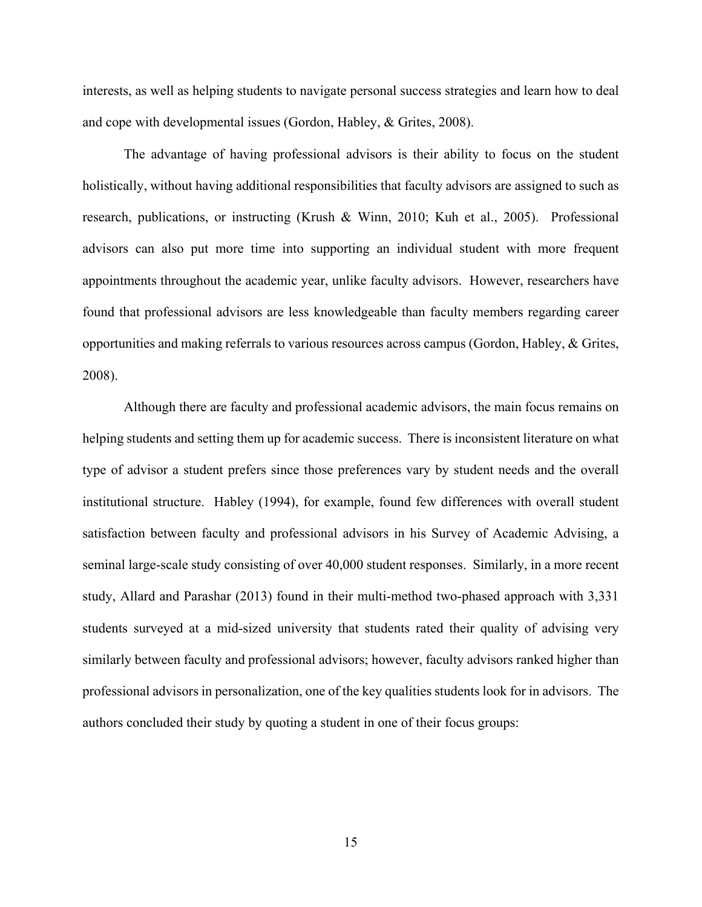interests, as well as helping students to navigate personal success strategies and learn how to deal and cope with developmental issues (Gordon, Habley, & Grites, 2008).

The advantage of having professional advisors is their ability to focus on the student holistically, without having additional responsibilities that faculty advisors are assigned to such as research, publications, or instructing (Krush & Winn, 2010; Kuh et al., 2005). Professional advisors can also put more time into supporting an individual student with more frequent appointments throughout the academic year, unlike faculty advisors. However, researchers have found that professional advisors are less knowledgeable than faculty members regarding career opportunities and making referrals to various resources across campus (Gordon, Habley, & Grites, 2008).

Although there are faculty and professional academic advisors, the main focus remains on helping students and setting them up for academic success. There is inconsistent literature on what type of advisor a student prefers since those preferences vary by student needs and the overall institutional structure. Habley (1994), for example, found few differences with overall student satisfaction between faculty and professional advisors in his Survey of Academic Advising, a seminal large-scale study consisting of over 40,000 student responses. Similarly, in a more recent study, Allard and Parashar (2013) found in their multi-method two-phased approach with 3,331 students surveyed at a mid-sized university that students rated their quality of advising very similarly between faculty and professional advisors; however, faculty advisors ranked higher than professional advisors in personalization, one of the key qualities students look for in advisors. The authors concluded their study by quoting a student in one of their focus groups: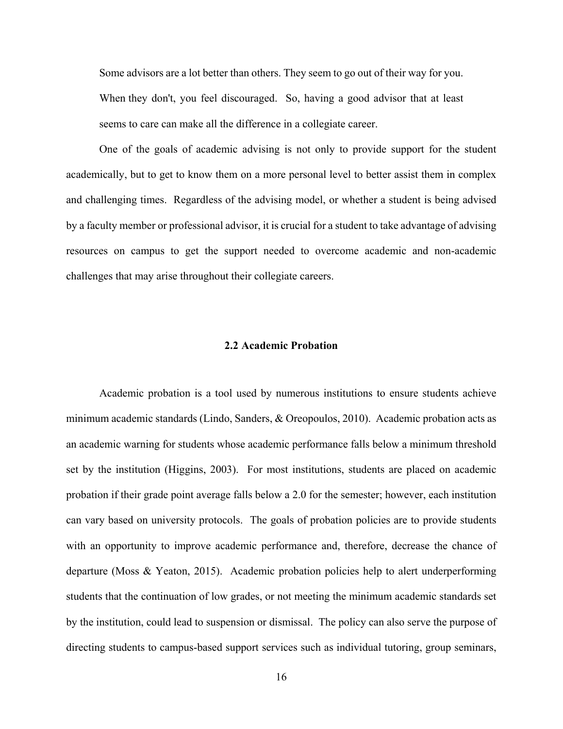> Some advisors are a lot better than others. They seem to go out of their way for you. When they don't, you feel discouraged. So, having a good advisor that at least seems to care can make all the difference in a collegiate career.

One of the goals of academic advising is not only to provide support for the student academically, but to get to know them on a more personal level to better assist them in complex and challenging times. Regardless of the advising model, or whether a student is being advised by a faculty member or professional advisor, it is crucial for a student to take advantage of advising resources on campus to get the support needed to overcome academic and non-academic challenges that may arise throughout their collegiate careers.

## 2.2 Academic Probation

Academic probation is a tool used by numerous institutions to ensure students achieve minimum academic standards (Lindo, Sanders, & Oreopoulos, 2010). Academic probation acts as an academic warning for students whose academic performance falls below a minimum threshold set by the institution (Higgins, 2003). For most institutions, students are placed on academic probation if their grade point average falls below a 2.0 for the semester; however, each institution can vary based on university protocols. The goals of probation policies are to provide students with an opportunity to improve academic performance and, therefore, decrease the chance of departure (Moss & Yeaton, 2015). Academic probation policies help to alert underperforming students that the continuation of low grades, or not meeting the minimum academic standards set by the institution, could lead to suspension or dismissal. The policy can also serve the purpose of directing students to campus-based support services such as individual tutoring, group seminars,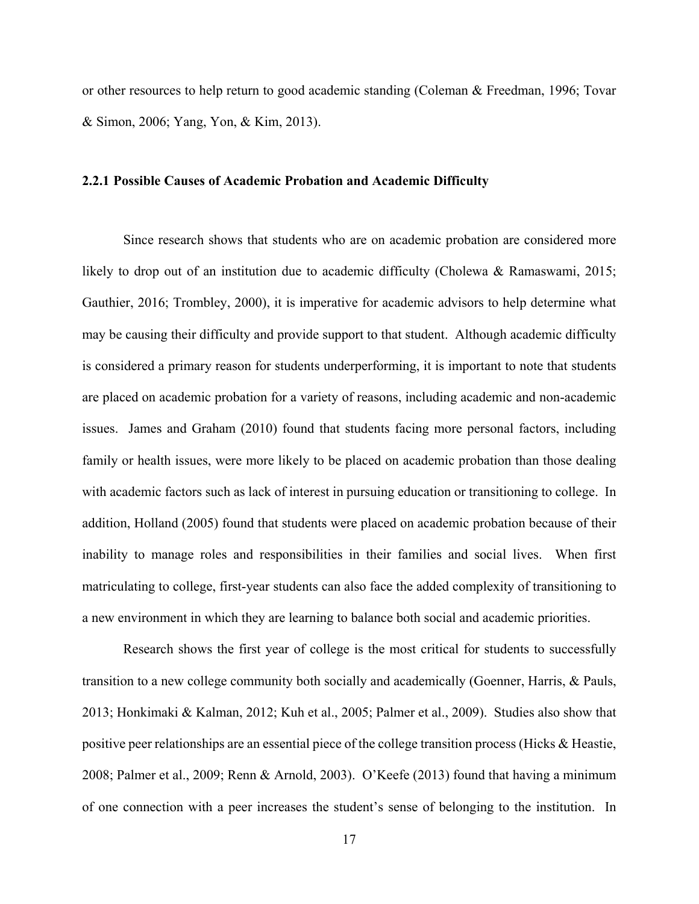or other resources to help return to good academic standing (Coleman & Freedman, 1996; Tovar & Simon, 2006; Yang, Yon, & Kim, 2013).

### 2.2.1 Possible Causes of Academic Probation and Academic Difficulty

Since research shows that students who are on academic probation are considered more likely to drop out of an institution due to academic difficulty (Cholewa & Ramaswami, 2015; Gauthier, 2016; Trombley, 2000), it is imperative for academic advisors to help determine what may be causing their difficulty and provide support to that student. Although academic difficulty is considered a primary reason for students underperforming, it is important to note that students are placed on academic probation for a variety of reasons, including academic and non-academic issues. James and Graham (2010) found that students facing more personal factors, including family or health issues, were more likely to be placed on academic probation than those dealing with academic factors such as lack of interest in pursuing education or transitioning to college. In addition, Holland (2005) found that students were placed on academic probation because of their inability to manage roles and responsibilities in their families and social lives. When first matriculating to college, first-year students can also face the added complexity of transitioning to a new environment in which they are learning to balance both social and academic priorities.

Research shows the first year of college is the most critical for students to successfully transition to a new college community both socially and academically (Goenner, Harris, & Pauls, 2013; Honkimaki & Kalman, 2012; Kuh et al., 2005; Palmer et al., 2009). Studies also show that positive peer relationships are an essential piece of the college transition process (Hicks & Heastie, 2008; Palmer et al., 2009; Renn & Arnold, 2003). O'Keefe (2013) found that having a minimum of one connection with a peer increases the student's sense of belonging to the institution. In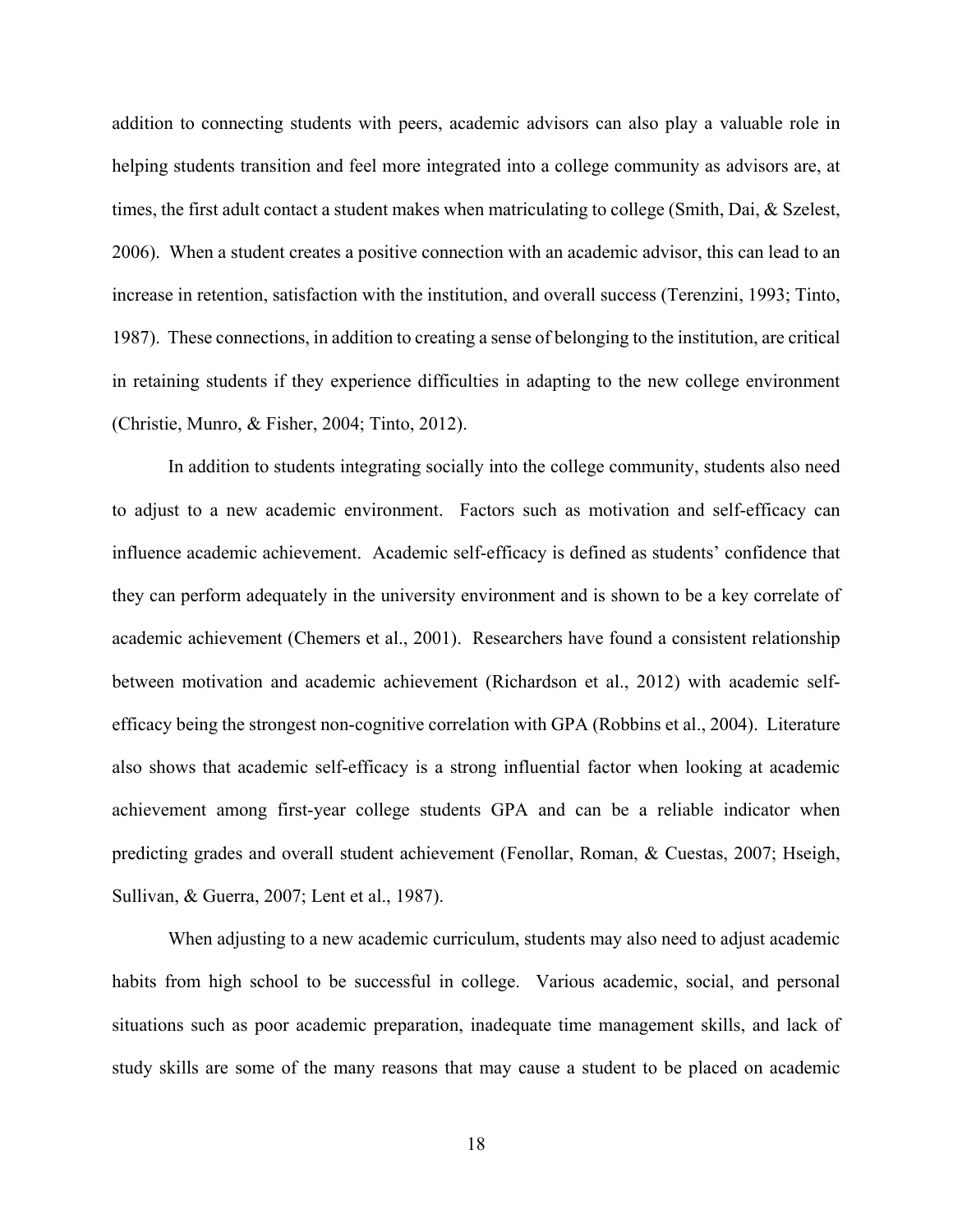addition to connecting students with peers, academic advisors can also play a valuable role in helping students transition and feel more integrated into a college community as advisors are, at times, the first adult contact a student makes when matriculating to college (Smith, Dai, & Szelest, 2006). When a student creates a positive connection with an academic advisor, this can lead to an increase in retention, satisfaction with the institution, and overall success (Terenzini, 1993; Tinto, 1987). These connections, in addition to creating a sense of belonging to the institution, are critical in retaining students if they experience difficulties in adapting to the new college environment (Christie, Munro, & Fisher, 2004; Tinto, 2012).

In addition to students integrating socially into the college community, students also need to adjust to a new academic environment. Factors such as motivation and self-efficacy can influence academic achievement. Academic self-efficacy is defined as students' confidence that they can perform adequately in the university environment and is shown to be a key correlate of academic achievement (Chemers et al., 2001). Researchers have found a consistent relationship between motivation and academic achievement (Richardson et al., 2012) with academic self-efficacy being the strongest non-cognitive correlation with GPA (Robbins et al., 2004). Literature also shows that academic self-efficacy is a strong influential factor when looking at academic achievement among first-year college students GPA and can be a reliable indicator when predicting grades and overall student achievement (Fenollar, Roman, & Cuestas, 2007; Hseigh, Sullivan, & Guerra, 2007; Lent et al., 1987).

When adjusting to a new academic curriculum, students may also need to adjust academic habits from high school to be successful in college. Various academic, social, and personal situations such as poor academic preparation, inadequate time management skills, and lack of study skills are some of the many reasons that may cause a student to be placed on academic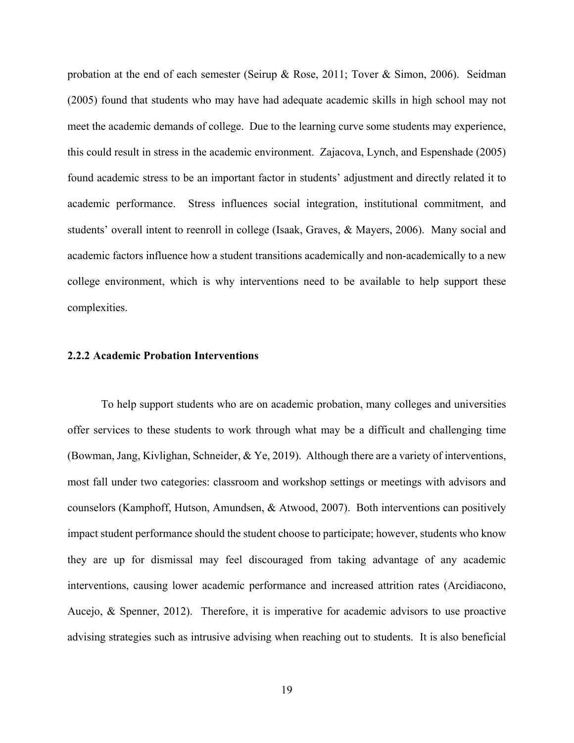probation at the end of each semester (Seirup & Rose, 2011; Tover & Simon, 2006). Seidman (2005) found that students who may have had adequate academic skills in high school may not meet the academic demands of college. Due to the learning curve some students may experience, this could result in stress in the academic environment. Zajacova, Lynch, and Espenshade (2005) found academic stress to be an important factor in students' adjustment and directly related it to academic performance. Stress influences social integration, institutional commitment, and students' overall intent to reenroll in college (Isaak, Graves, & Mayers, 2006). Many social and academic factors influence how a student transitions academically and non-academically to a new college environment, which is why interventions need to be available to help support these complexities.

### 2.2.2 Academic Probation Interventions

To help support students who are on academic probation, many colleges and universities offer services to these students to work through what may be a difficult and challenging time (Bowman, Jang, Kivlighan, Schneider, & Ye, 2019). Although there are a variety of interventions, most fall under two categories: classroom and workshop settings or meetings with advisors and counselors (Kamphoff, Hutson, Amundsen, & Atwood, 2007). Both interventions can positively impact student performance should the student choose to participate; however, students who know they are up for dismissal may feel discouraged from taking advantage of any academic interventions, causing lower academic performance and increased attrition rates (Arcidiacono, Aucejo, & Spenner, 2012). Therefore, it is imperative for academic advisors to use proactive advising strategies such as intrusive advising when reaching out to students. It is also beneficial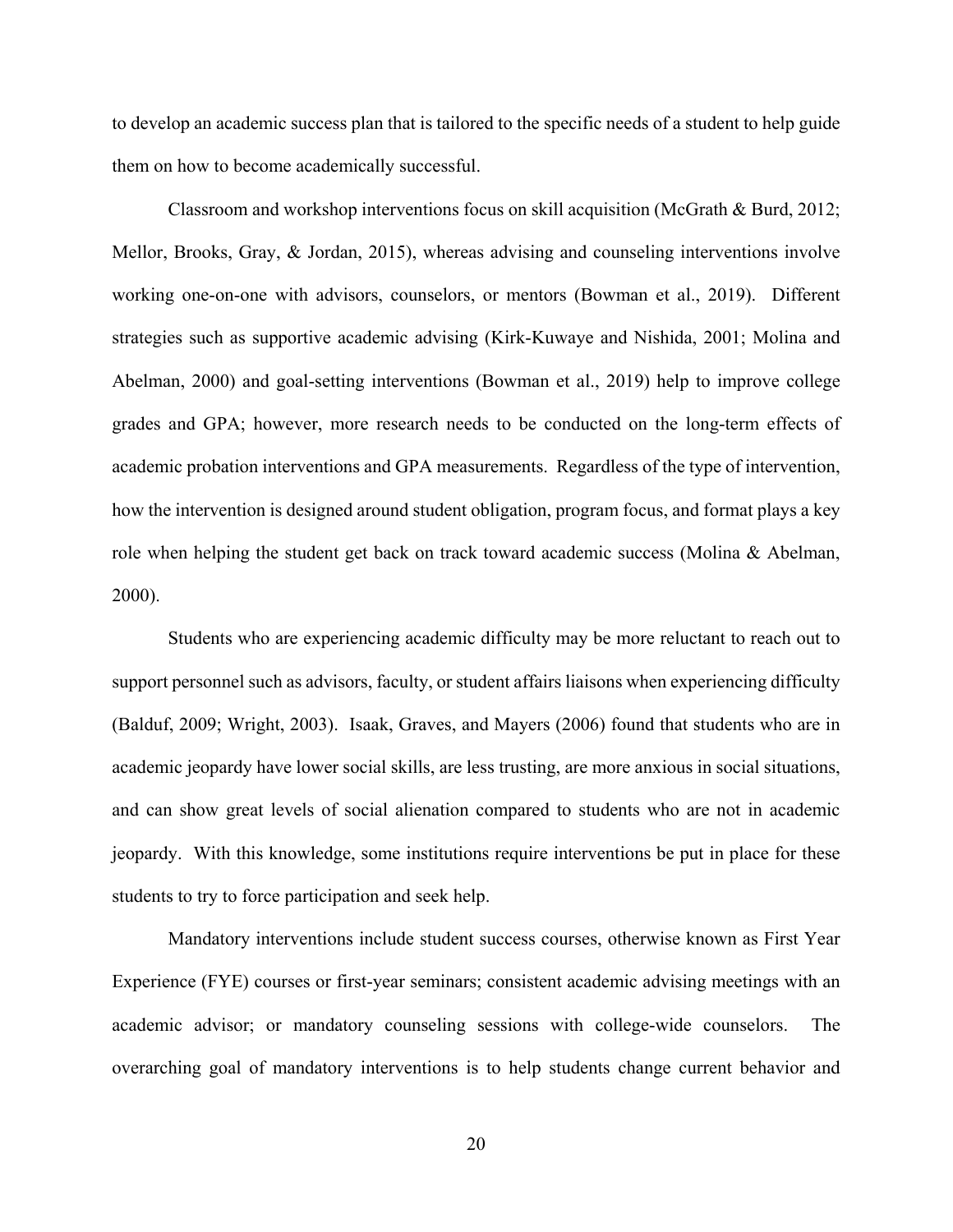to develop an academic success plan that is tailored to the specific needs of a student to help guide them on how to become academically successful.

Classroom and workshop interventions focus on skill acquisition (McGrath & Burd, 2012; Mellor, Brooks, Gray, & Jordan, 2015), whereas advising and counseling interventions involve working one-on-one with advisors, counselors, or mentors (Bowman et al., 2019). Different strategies such as supportive academic advising (Kirk-Kuwaye and Nishida, 2001; Molina and Abelman, 2000) and goal-setting interventions (Bowman et al., 2019) help to improve college grades and GPA; however, more research needs to be conducted on the long-term effects of academic probation interventions and GPA measurements. Regardless of the type of intervention, how the intervention is designed around student obligation, program focus, and format plays a key role when helping the student get back on track toward academic success (Molina & Abelman, 2000).

Students who are experiencing academic difficulty may be more reluctant to reach out to support personnel such as advisors, faculty, or student affairs liaisons when experiencing difficulty (Balduf, 2009; Wright, 2003). Isaak, Graves, and Mayers (2006) found that students who are in academic jeopardy have lower social skills, are less trusting, are more anxious in social situations, and can show great levels of social alienation compared to students who are not in academic jeopardy. With this knowledge, some institutions require interventions be put in place for these students to try to force participation and seek help.

Mandatory interventions include student success courses, otherwise known as First Year Experience (FYE) courses or first-year seminars; consistent academic advising meetings with an academic advisor; or mandatory counseling sessions with college-wide counselors. The overarching goal of mandatory interventions is to help students change current behavior and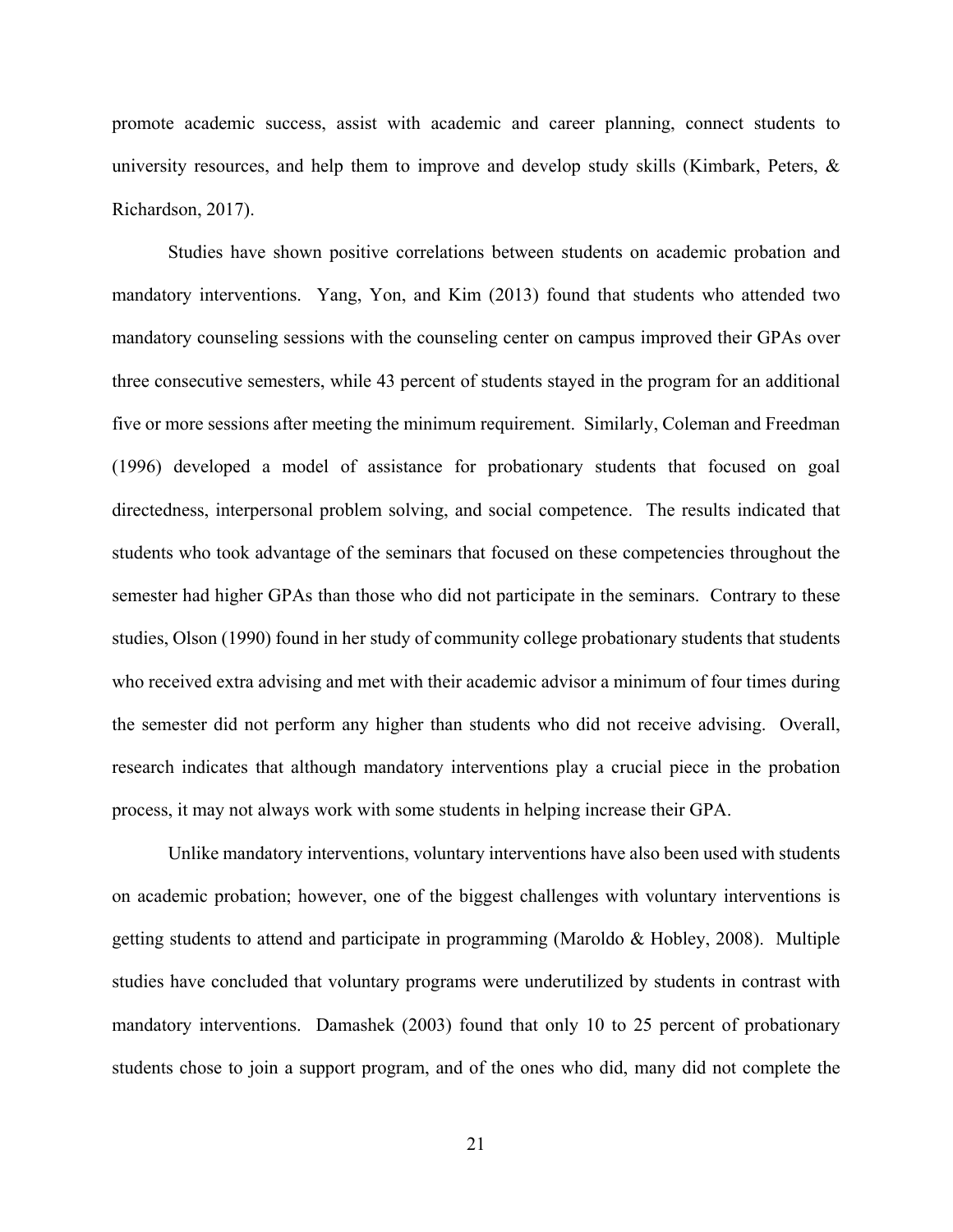promote academic success, assist with academic and career planning, connect students to university resources, and help them to improve and develop study skills (Kimbark, Peters, & Richardson, 2017).

Studies have shown positive correlations between students on academic probation and mandatory interventions. Yang, Yon, and Kim (2013) found that students who attended two mandatory counseling sessions with the counseling center on campus improved their GPAs over three consecutive semesters, while 43 percent of students stayed in the program for an additional five or more sessions after meeting the minimum requirement. Similarly, Coleman and Freedman (1996) developed a model of assistance for probationary students that focused on goal directedness, interpersonal problem solving, and social competence. The results indicated that students who took advantage of the seminars that focused on these competencies throughout the semester had higher GPAs than those who did not participate in the seminars. Contrary to these studies, Olson (1990) found in her study of community college probationary students that students who received extra advising and met with their academic advisor a minimum of four times during the semester did not perform any higher than students who did not receive advising. Overall, research indicates that although mandatory interventions play a crucial piece in the probation process, it may not always work with some students in helping increase their GPA.

Unlike mandatory interventions, voluntary interventions have also been used with students on academic probation; however, one of the biggest challenges with voluntary interventions is getting students to attend and participate in programming (Maroldo & Hobley, 2008). Multiple studies have concluded that voluntary programs were underutilized by students in contrast with mandatory interventions. Damashek (2003) found that only 10 to 25 percent of probationary students chose to join a support program, and of the ones who did, many did not complete the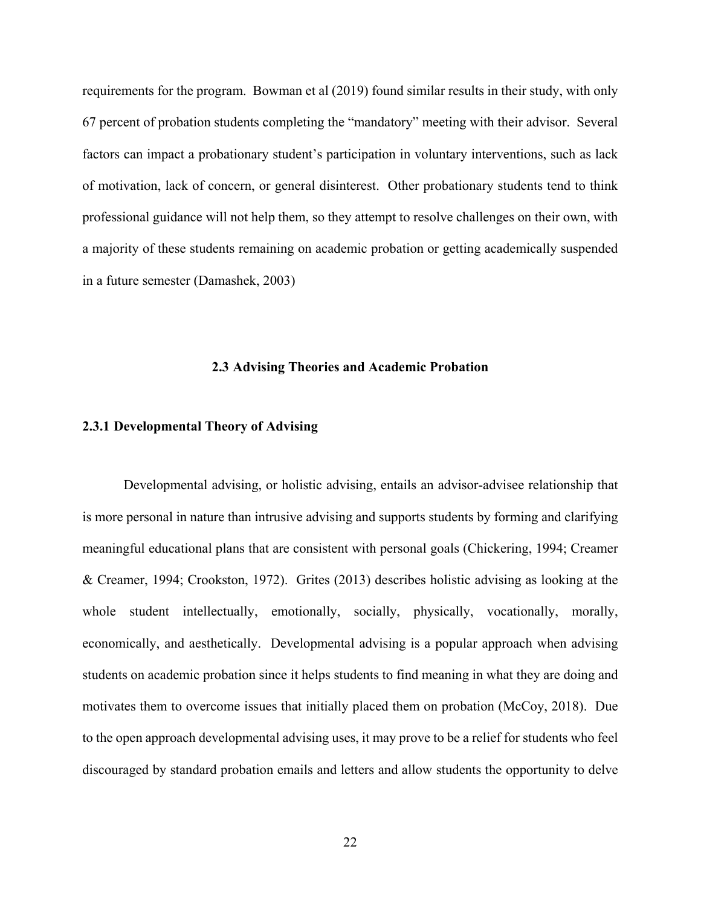requirements for the program. Bowman et al (2019) found similar results in their study, with only 67 percent of probation students completing the "mandatory" meeting with their advisor. Several factors can impact a probationary student's participation in voluntary interventions, such as lack of motivation, lack of concern, or general disinterest. Other probationary students tend to think professional guidance will not help them, so they attempt to resolve challenges on their own, with a majority of these students remaining on academic probation or getting academically suspended in a future semester (Damashek, 2003)

## 2.3 Advising Theories and Academic Probation

### 2.3.1 Developmental Theory of Advising

Developmental advising, or holistic advising, entails an advisor-advisee relationship that is more personal in nature than intrusive advising and supports students by forming and clarifying meaningful educational plans that are consistent with personal goals (Chickering, 1994; Creamer & Creamer, 1994; Crookston, 1972). Grites (2013) describes holistic advising as looking at the whole student intellectually, emotionally, socially, physically, vocationally, morally, economically, and aesthetically. Developmental advising is a popular approach when advising students on academic probation since it helps students to find meaning in what they are doing and motivates them to overcome issues that initially placed them on probation (McCoy, 2018). Due to the open approach developmental advising uses, it may prove to be a relief for students who feel discouraged by standard probation emails and letters and allow students the opportunity to delve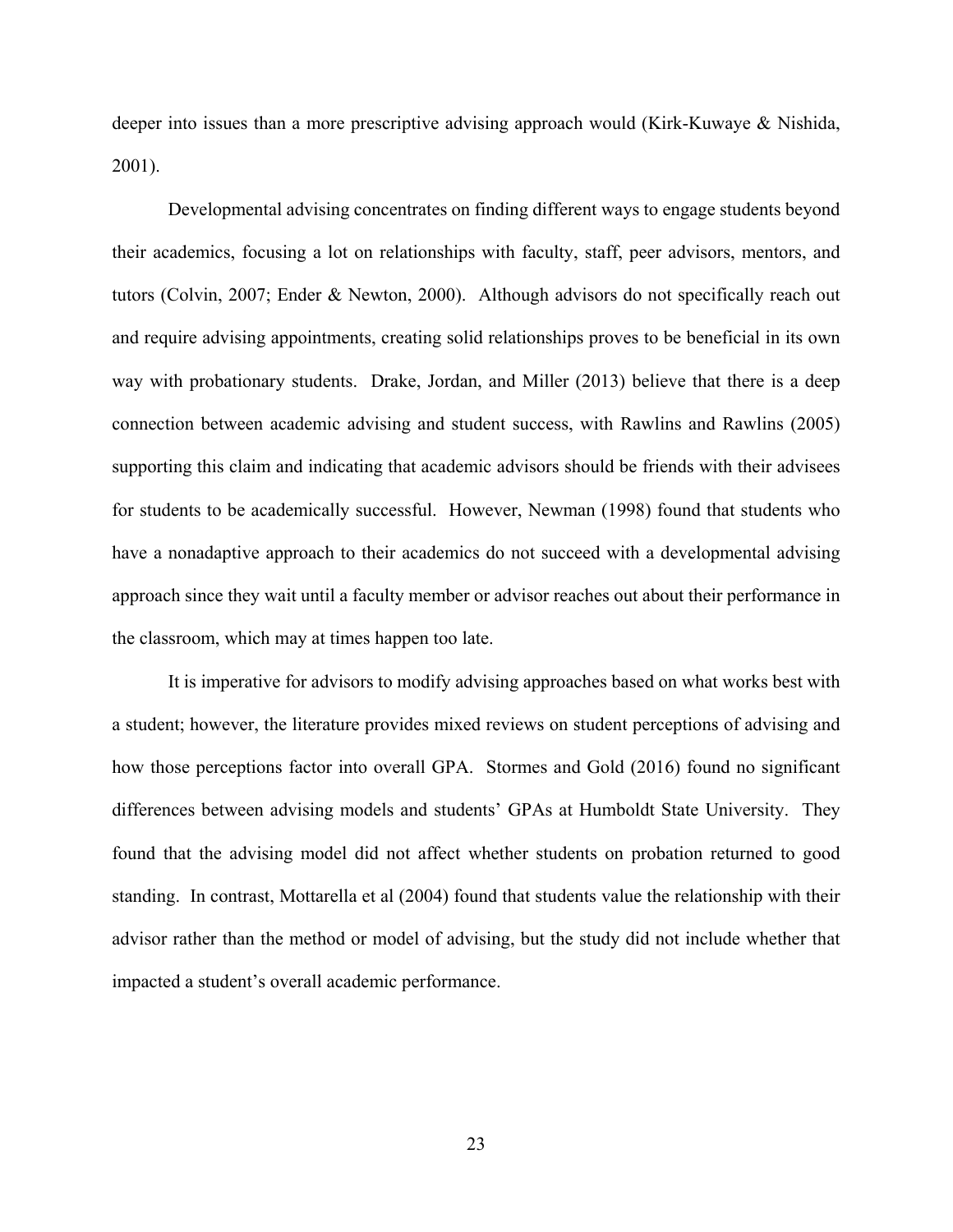deeper into issues than a more prescriptive advising approach would (Kirk-Kuwaye & Nishida, 2001).

Developmental advising concentrates on finding different ways to engage students beyond their academics, focusing a lot on relationships with faculty, staff, peer advisors, mentors, and tutors (Colvin, 2007; Ender & Newton, 2000). Although advisors do not specifically reach out and require advising appointments, creating solid relationships proves to be beneficial in its own way with probationary students. Drake, Jordan, and Miller (2013) believe that there is a deep connection between academic advising and student success, with Rawlins and Rawlins (2005) supporting this claim and indicating that academic advisors should be friends with their advisees for students to be academically successful. However, Newman (1998) found that students who have a nonadaptive approach to their academics do not succeed with a developmental advising approach since they wait until a faculty member or advisor reaches out about their performance in the classroom, which may at times happen too late.

It is imperative for advisors to modify advising approaches based on what works best with a student; however, the literature provides mixed reviews on student perceptions of advising and how those perceptions factor into overall GPA. Stormes and Gold (2016) found no significant differences between advising models and students' GPAs at Humboldt State University. They found that the advising model did not affect whether students on probation returned to good standing. In contrast, Mottarella et al (2004) found that students value the relationship with their advisor rather than the method or model of advising, but the study did not include whether that impacted a student's overall academic performance.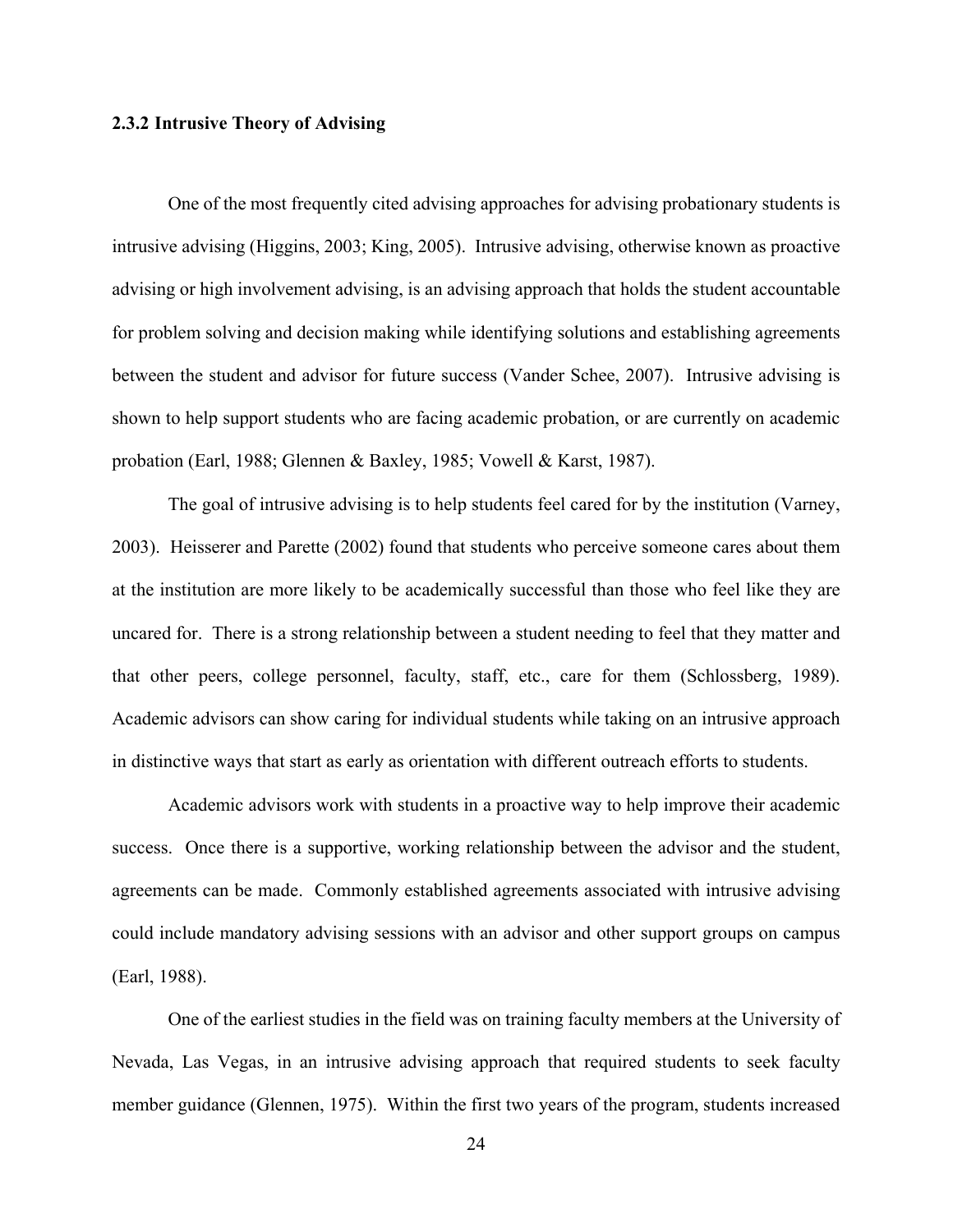### 2.3.2 Intrusive Theory of Advising

One of the most frequently cited advising approaches for advising probationary students is intrusive advising (Higgins, 2003; King, 2005). Intrusive advising, otherwise known as proactive advising or high involvement advising, is an advising approach that holds the student accountable for problem solving and decision making while identifying solutions and establishing agreements between the student and advisor for future success (Vander Schee, 2007). Intrusive advising is shown to help support students who are facing academic probation, or are currently on academic probation (Earl, 1988; Glennen & Baxley, 1985; Vowell & Karst, 1987).

The goal of intrusive advising is to help students feel cared for by the institution (Varney, 2003). Heisserer and Parette (2002) found that students who perceive someone cares about them at the institution are more likely to be academically successful than those who feel like they are uncared for. There is a strong relationship between a student needing to feel that they matter and that other peers, college personnel, faculty, staff, etc., care for them (Schlossberg, 1989). Academic advisors can show caring for individual students while taking on an intrusive approach in distinctive ways that start as early as orientation with different outreach efforts to students.

Academic advisors work with students in a proactive way to help improve their academic success. Once there is a supportive, working relationship between the advisor and the student, agreements can be made. Commonly established agreements associated with intrusive advising could include mandatory advising sessions with an advisor and other support groups on campus (Earl, 1988).

One of the earliest studies in the field was on training faculty members at the University of Nevada, Las Vegas, in an intrusive advising approach that required students to seek faculty member guidance (Glennen, 1975). Within the first two years of the program, students increased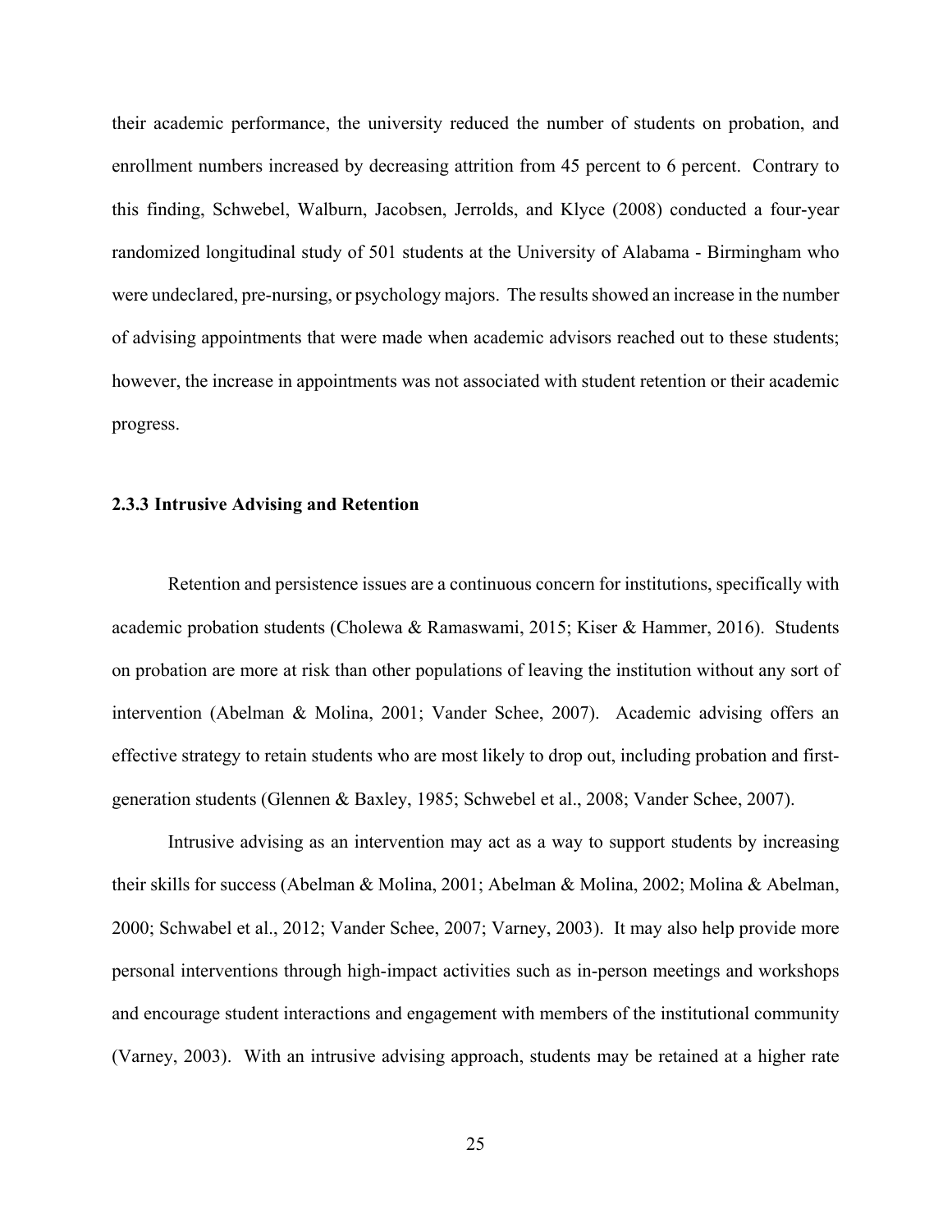their academic performance, the university reduced the number of students on probation, and enrollment numbers increased by decreasing attrition from 45 percent to 6 percent. Contrary to this finding, Schwebel, Walburn, Jacobsen, Jerrolds, and Klyce (2008) conducted a four-year randomized longitudinal study of 501 students at the University of Alabama - Birmingham who were undeclared, pre-nursing, or psychology majors. The results showed an increase in the number of advising appointments that were made when academic advisors reached out to these students; however, the increase in appointments was not associated with student retention or their academic progress.

### 2.3.3 Intrusive Advising and Retention

Retention and persistence issues are a continuous concern for institutions, specifically with academic probation students (Cholewa & Ramaswami, 2015; Kiser & Hammer, 2016). Students on probation are more at risk than other populations of leaving the institution without any sort of intervention (Abelman & Molina, 2001; Vander Schee, 2007). Academic advising offers an effective strategy to retain students who are most likely to drop out, including probation and first-generation students (Glennen & Baxley, 1985; Schwebel et al., 2008; Vander Schee, 2007).

Intrusive advising as an intervention may act as a way to support students by increasing their skills for success (Abelman & Molina, 2001; Abelman & Molina, 2002; Molina & Abelman, 2000; Schwabel et al., 2012; Vander Schee, 2007; Varney, 2003). It may also help provide more personal interventions through high-impact activities such as in-person meetings and workshops and encourage student interactions and engagement with members of the institutional community (Varney, 2003). With an intrusive advising approach, students may be retained at a higher rate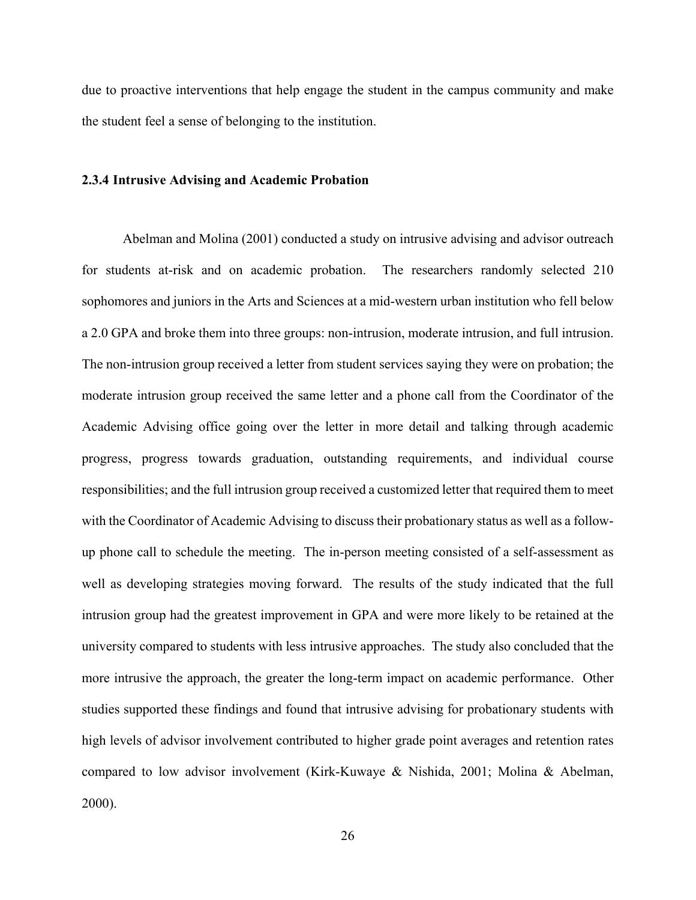due to proactive interventions that help engage the student in the campus community and make the student feel a sense of belonging to the institution.

### 2.3.4 Intrusive Advising and Academic Probation

Abelman and Molina (2001) conducted a study on intrusive advising and advisor outreach for students at-risk and on academic probation. The researchers randomly selected 210 sophomores and juniors in the Arts and Sciences at a mid-western urban institution who fell below a 2.0 GPA and broke them into three groups: non-intrusion, moderate intrusion, and full intrusion. The non-intrusion group received a letter from student services saying they were on probation; the moderate intrusion group received the same letter and a phone call from the Coordinator of the Academic Advising office going over the letter in more detail and talking through academic progress, progress towards graduation, outstanding requirements, and individual course responsibilities; and the full intrusion group received a customized letter that required them to meet with the Coordinator of Academic Advising to discuss their probationary status as well as a follow-up phone call to schedule the meeting. The in-person meeting consisted of a self-assessment as well as developing strategies moving forward. The results of the study indicated that the full intrusion group had the greatest improvement in GPA and were more likely to be retained at the university compared to students with less intrusive approaches. The study also concluded that the more intrusive the approach, the greater the long-term impact on academic performance. Other studies supported these findings and found that intrusive advising for probationary students with high levels of advisor involvement contributed to higher grade point averages and retention rates compared to low advisor involvement (Kirk-Kuwaye & Nishida, 2001; Molina & Abelman, 2000).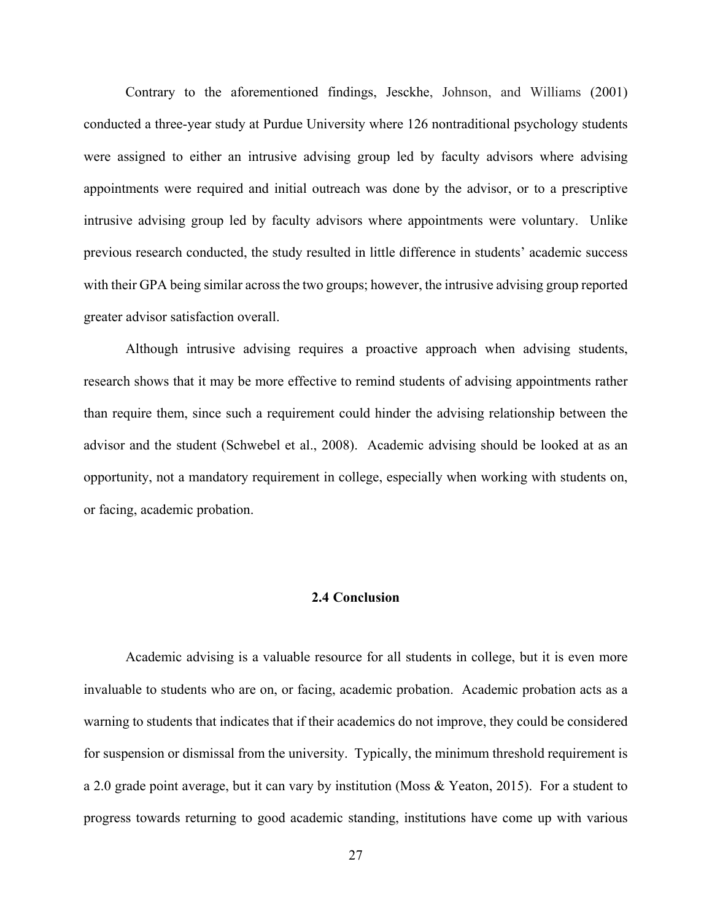Contrary to the aforementioned findings, Jesckhe, Johnson, and Williams (2001) conducted a three-year study at Purdue University where 126 nontraditional psychology students were assigned to either an intrusive advising group led by faculty advisors where advising appointments were required and initial outreach was done by the advisor, or to a prescriptive intrusive advising group led by faculty advisors where appointments were voluntary. Unlike previous research conducted, the study resulted in little difference in students' academic success with their GPA being similar across the two groups; however, the intrusive advising group reported greater advisor satisfaction overall.

Although intrusive advising requires a proactive approach when advising students, research shows that it may be more effective to remind students of advising appointments rather than require them, since such a requirement could hinder the advising relationship between the advisor and the student (Schwebel et al., 2008). Academic advising should be looked at as an opportunity, not a mandatory requirement in college, especially when working with students on, or facing, academic probation.

## 2.4 Conclusion

Academic advising is a valuable resource for all students in college, but it is even more invaluable to students who are on, or facing, academic probation. Academic probation acts as a warning to students that indicates that if their academics do not improve, they could be considered for suspension or dismissal from the university. Typically, the minimum threshold requirement is a 2.0 grade point average, but it can vary by institution (Moss & Yeaton, 2015). For a student to progress towards returning to good academic standing, institutions have come up with various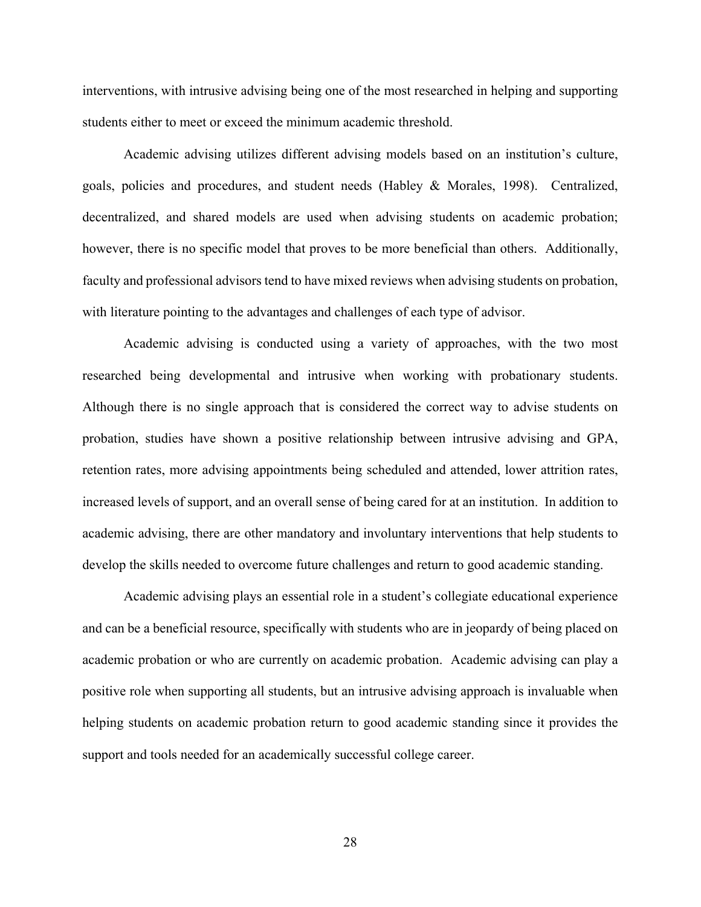interventions, with intrusive advising being one of the most researched in helping and supporting students either to meet or exceed the minimum academic threshold.

Academic advising utilizes different advising models based on an institution's culture, goals, policies and procedures, and student needs (Habley & Morales, 1998). Centralized, decentralized, and shared models are used when advising students on academic probation; however, there is no specific model that proves to be more beneficial than others. Additionally, faculty and professional advisors tend to have mixed reviews when advising students on probation, with literature pointing to the advantages and challenges of each type of advisor.

Academic advising is conducted using a variety of approaches, with the two most researched being developmental and intrusive when working with probationary students. Although there is no single approach that is considered the correct way to advise students on probation, studies have shown a positive relationship between intrusive advising and GPA, retention rates, more advising appointments being scheduled and attended, lower attrition rates, increased levels of support, and an overall sense of being cared for at an institution. In addition to academic advising, there are other mandatory and involuntary interventions that help students to develop the skills needed to overcome future challenges and return to good academic standing.

Academic advising plays an essential role in a student's collegiate educational experience and can be a beneficial resource, specifically with students who are in jeopardy of being placed on academic probation or who are currently on academic probation. Academic advising can play a positive role when supporting all students, but an intrusive advising approach is invaluable when helping students on academic probation return to good academic standing since it provides the support and tools needed for an academically successful college career.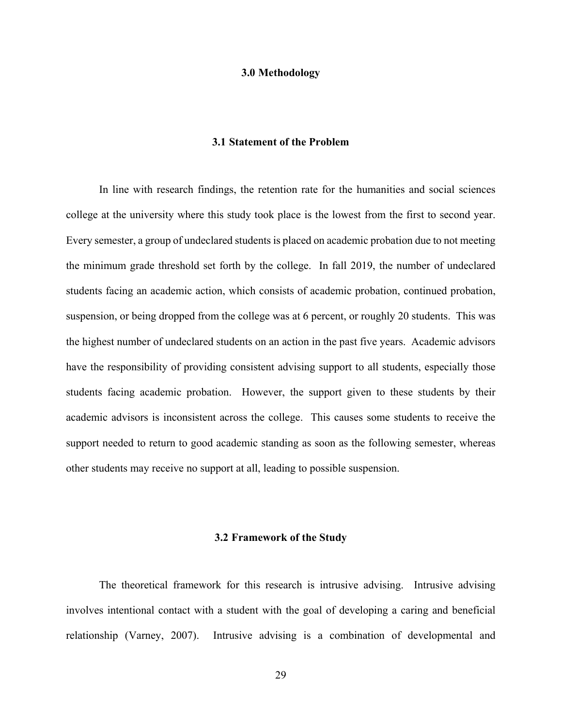# 3.0 Methodology

## 3.1 Statement of the Problem

In line with research findings, the retention rate for the humanities and social sciences college at the university where this study took place is the lowest from the first to second year. Every semester, a group of undeclared students is placed on academic probation due to not meeting the minimum grade threshold set forth by the college. In fall 2019, the number of undeclared students facing an academic action, which consists of academic probation, continued probation, suspension, or being dropped from the college was at 6 percent, or roughly 20 students. This was the highest number of undeclared students on an action in the past five years. Academic advisors have the responsibility of providing consistent advising support to all students, especially those students facing academic probation. However, the support given to these students by their academic advisors is inconsistent across the college. This causes some students to receive the support needed to return to good academic standing as soon as the following semester, whereas other students may receive no support at all, leading to possible suspension.

## 3.2 Framework of the Study

The theoretical framework for this research is intrusive advising. Intrusive advising involves intentional contact with a student with the goal of developing a caring and beneficial relationship (Varney, 2007). Intrusive advising is a combination of developmental and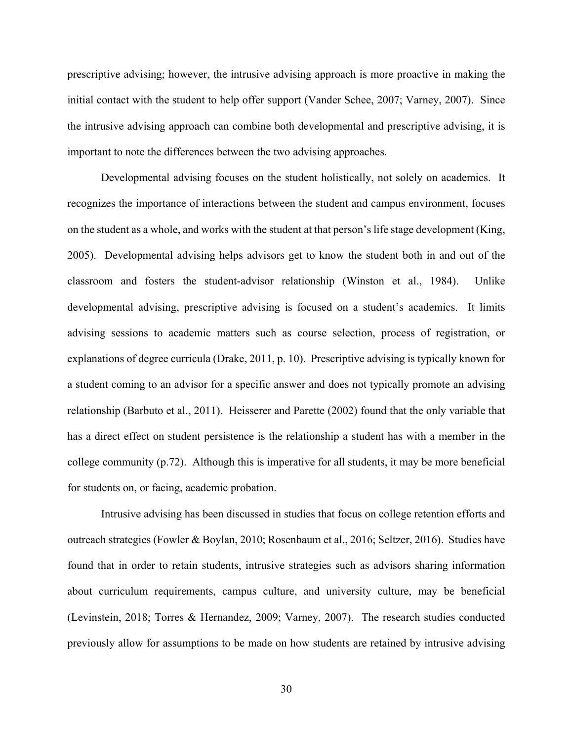prescriptive advising; however, the intrusive advising approach is more proactive in making the initial contact with the student to help offer support (Vander Schee, 2007; Varney, 2007). Since the intrusive advising approach can combine both developmental and prescriptive advising, it is important to note the differences between the two advising approaches.

Developmental advising focuses on the student holistically, not solely on academics. It recognizes the importance of interactions between the student and campus environment, focuses on the student as a whole, and works with the student at that person's life stage development (King, 2005). Developmental advising helps advisors get to know the student both in and out of the classroom and fosters the student-advisor relationship (Winston et al., 1984). Unlike developmental advising, prescriptive advising is focused on a student's academics. It limits advising sessions to academic matters such as course selection, process of registration, or explanations of degree curricula (Drake, 2011, p. 10). Prescriptive advising is typically known for a student coming to an advisor for a specific answer and does not typically promote an advising relationship (Barbuto et al., 2011). Heisserer and Parette (2002) found that the only variable that has a direct effect on student persistence is the relationship a student has with a member in the college community (p.72). Although this is imperative for all students, it may be more beneficial for students on, or facing, academic probation.

Intrusive advising has been discussed in studies that focus on college retention efforts and outreach strategies (Fowler & Boylan, 2010; Rosenbaum et al., 2016; Seltzer, 2016). Studies have found that in order to retain students, intrusive strategies such as advisors sharing information about curriculum requirements, campus culture, and university culture, may be beneficial (Levinstein, 2018; Torres & Hernandez, 2009; Varney, 2007). The research studies conducted previously allow for assumptions to be made on how students are retained by intrusive advising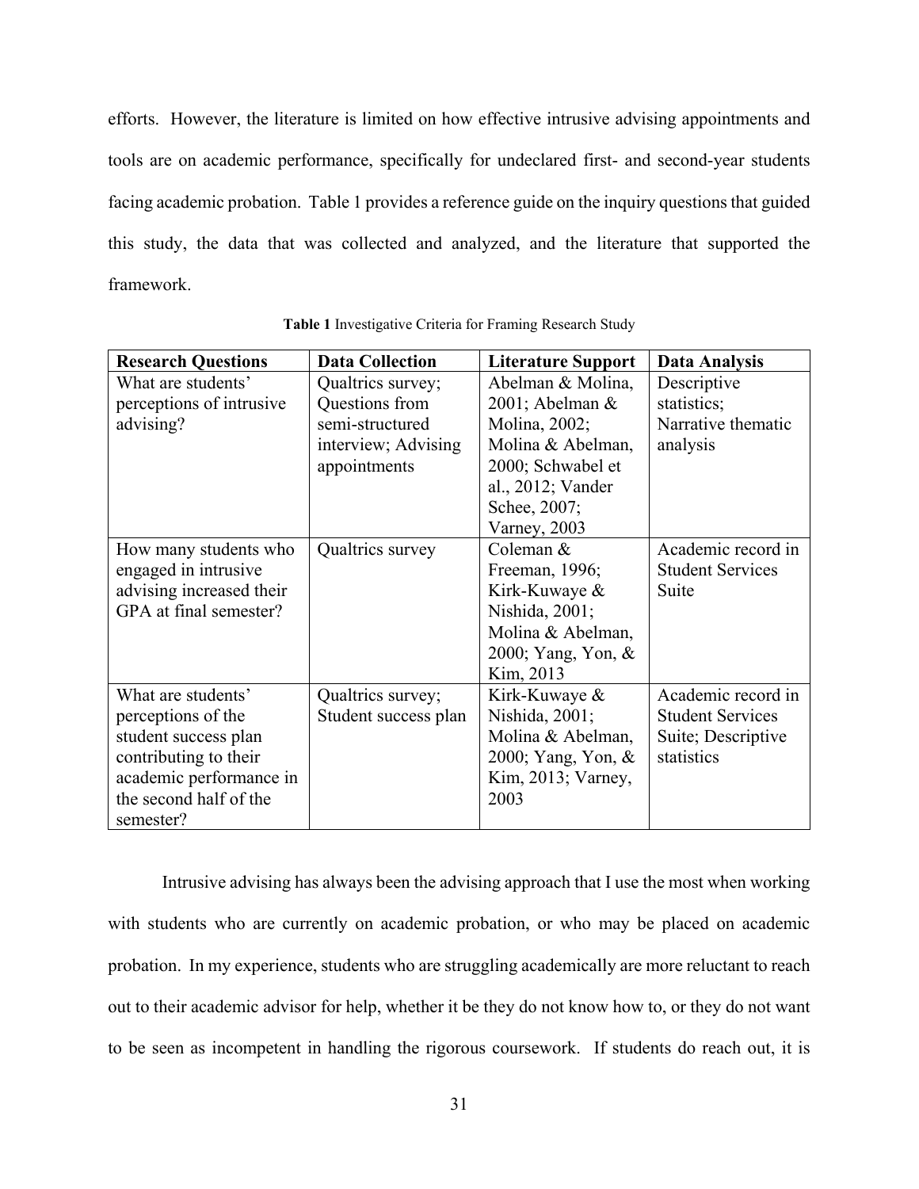efforts. However, the literature is limited on how effective intrusive advising appointments and tools are on academic performance, specifically for undeclared first- and second-year students facing academic probation. Table 1 provides a reference guide on the inquiry questions that guided this study, the data that was collected and analyzed, and the literature that supported the framework.

**Table 1** Investigative Criteria for Framing Research Study

| Research Questions | Data Collection | Literature Support | Data Analysis |
|---|---|---|---|
| What are students' perceptions of intrusive advising? | Qualtrics survey; Questions from semi-structured interview; Advising appointments | Abelman & Molina, 2001; Abelman & Molina, 2002; Molina & Abelman, 2000; Schwabel et al., 2012; Vander Schee, 2007; Varney, 2003 | Descriptive statistics; Narrative thematic analysis |
| How many students who engaged in intrusive advising increased their GPA at final semester? | Qualtrics survey | Coleman & Freeman, 1996; Kirk-Kuwaye & Nishida, 2001; Molina & Abelman, 2000; Yang, Yon, & Kim, 2013 | Academic record in Student Services Suite |
| What are students' perceptions of the student success plan contributing to their academic performance in the second half of the semester? | Qualtrics survey; Student success plan | Kirk-Kuwaye & Nishida, 2001; Molina & Abelman, 2000; Yang, Yon, & Kim, 2013; Varney, 2003 | Academic record in Student Services Suite; Descriptive statistics |

Intrusive advising has always been the advising approach that I use the most when working with students who are currently on academic probation, or who may be placed on academic probation. In my experience, students who are struggling academically are more reluctant to reach out to their academic advisor for help, whether it be they do not know how to, or they do not want to be seen as incompetent in handling the rigorous coursework. If students do reach out, it is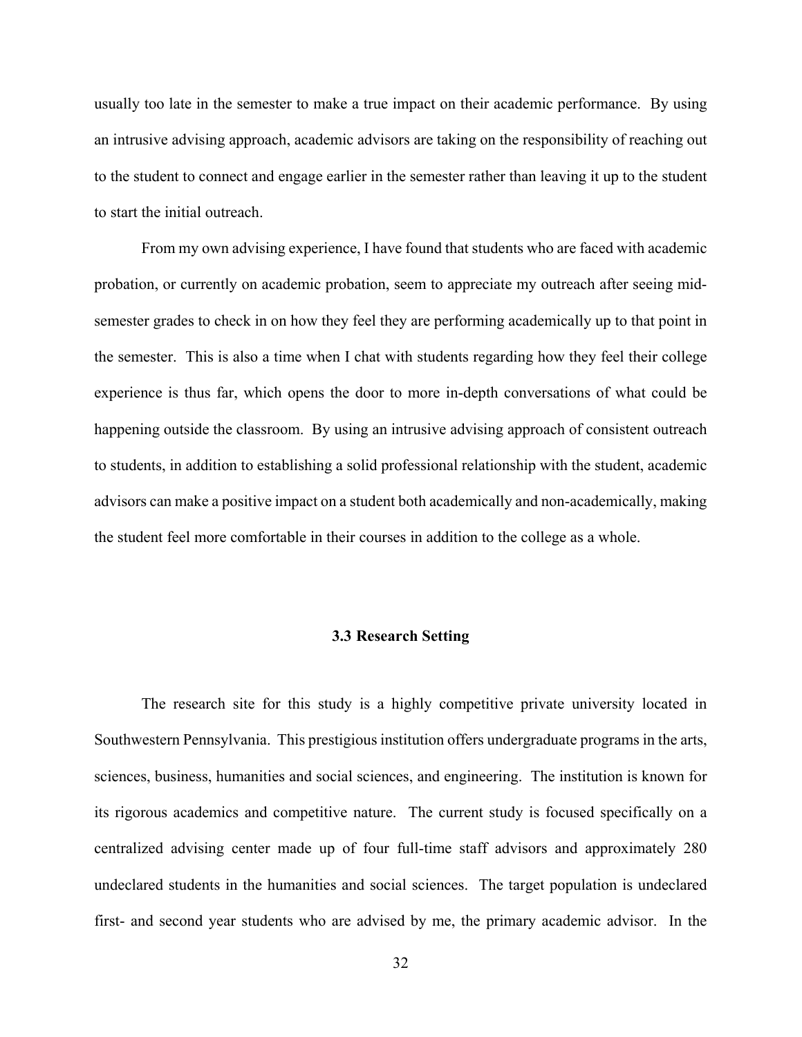usually too late in the semester to make a true impact on their academic performance. By using an intrusive advising approach, academic advisors are taking on the responsibility of reaching out to the student to connect and engage earlier in the semester rather than leaving it up to the student to start the initial outreach.

From my own advising experience, I have found that students who are faced with academic probation, or currently on academic probation, seem to appreciate my outreach after seeing mid-semester grades to check in on how they feel they are performing academically up to that point in the semester. This is also a time when I chat with students regarding how they feel their college experience is thus far, which opens the door to more in-depth conversations of what could be happening outside the classroom. By using an intrusive advising approach of consistent outreach to students, in addition to establishing a solid professional relationship with the student, academic advisors can make a positive impact on a student both academically and non-academically, making the student feel more comfortable in their courses in addition to the college as a whole.

### 3.3 Research Setting

The research site for this study is a highly competitive private university located in Southwestern Pennsylvania. This prestigious institution offers undergraduate programs in the arts, sciences, business, humanities and social sciences, and engineering. The institution is known for its rigorous academics and competitive nature. The current study is focused specifically on a centralized advising center made up of four full-time staff advisors and approximately 280 undeclared students in the humanities and social sciences. The target population is undeclared first- and second year students who are advised by me, the primary academic advisor. In the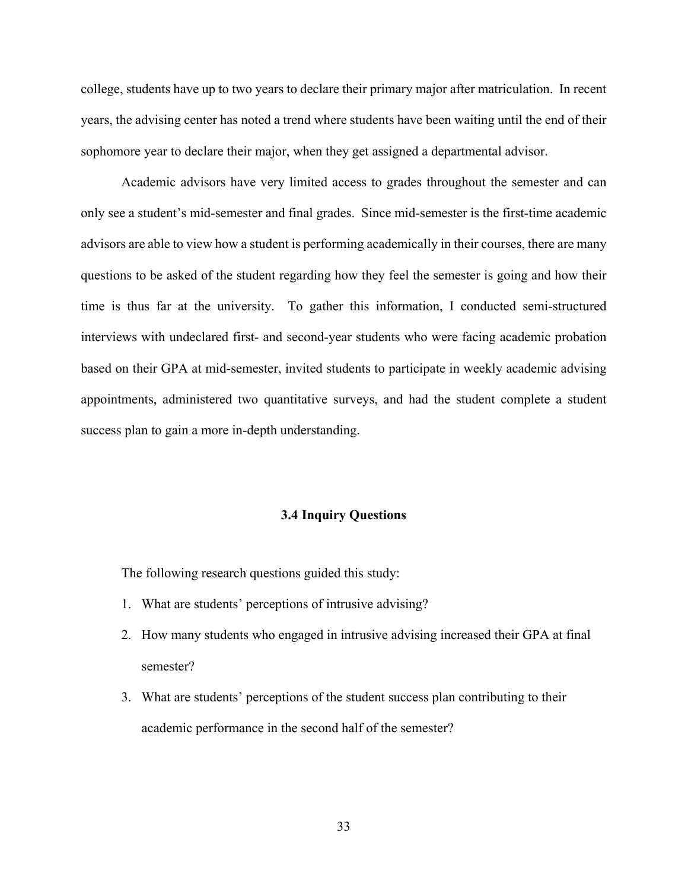college, students have up to two years to declare their primary major after matriculation. In recent years, the advising center has noted a trend where students have been waiting until the end of their sophomore year to declare their major, when they get assigned a departmental advisor.

Academic advisors have very limited access to grades throughout the semester and can only see a student's mid-semester and final grades. Since mid-semester is the first-time academic advisors are able to view how a student is performing academically in their courses, there are many questions to be asked of the student regarding how they feel the semester is going and how their time is thus far at the university. To gather this information, I conducted semi-structured interviews with undeclared first- and second-year students who were facing academic probation based on their GPA at mid-semester, invited students to participate in weekly academic advising appointments, administered two quantitative surveys, and had the student complete a student success plan to gain a more in-depth understanding.

### 3.4 Inquiry Questions

The following research questions guided this study:

1. What are students' perceptions of intrusive advising?
2. How many students who engaged in intrusive advising increased their GPA at final semester?
3. What are students' perceptions of the student success plan contributing to their academic performance in the second half of the semester?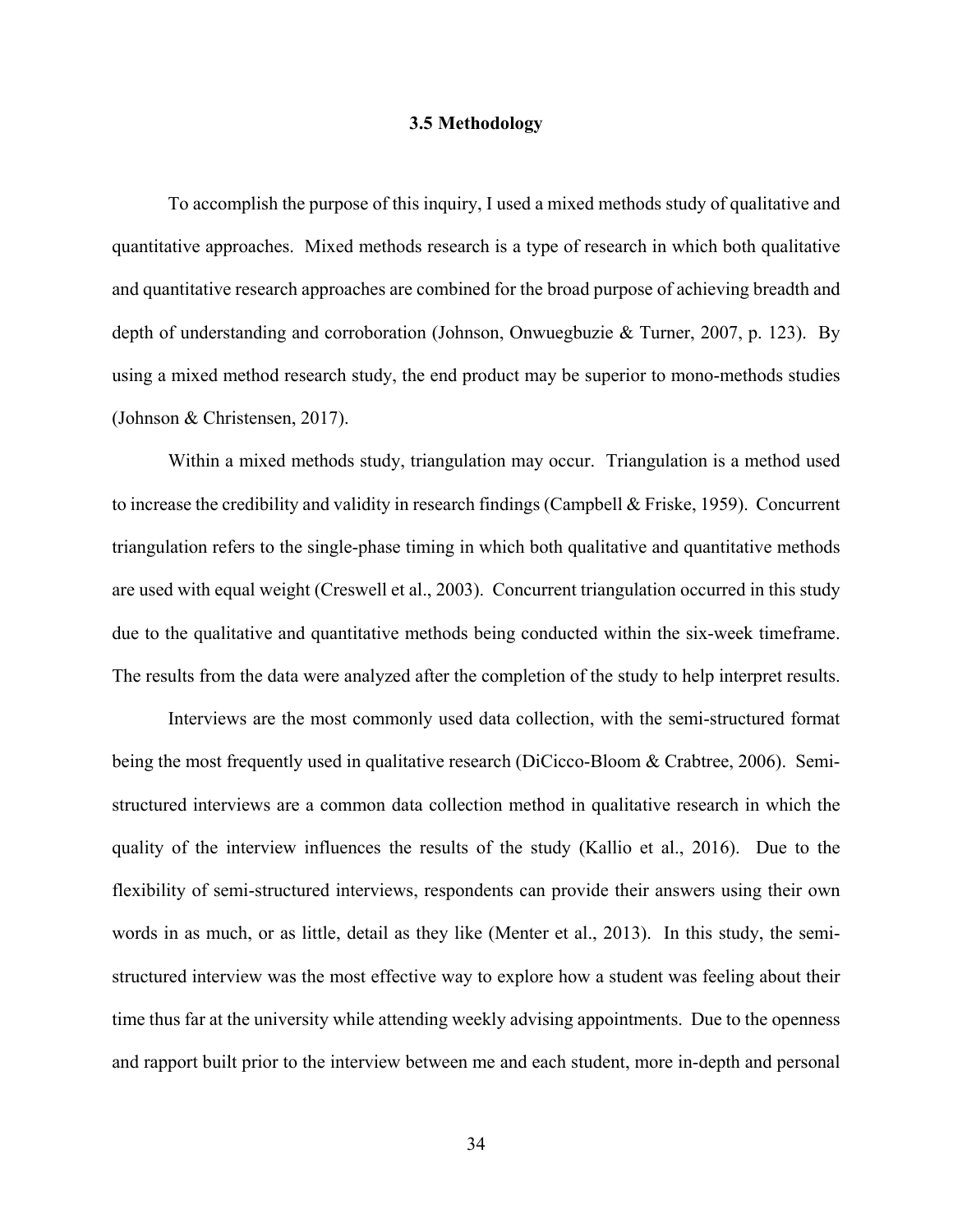### 3.5 Methodology

To accomplish the purpose of this inquiry, I used a mixed methods study of qualitative and quantitative approaches. Mixed methods research is a type of research in which both qualitative and quantitative research approaches are combined for the broad purpose of achieving breadth and depth of understanding and corroboration (Johnson, Onwuegbuzie & Turner, 2007, p. 123). By using a mixed method research study, the end product may be superior to mono-methods studies (Johnson & Christensen, 2017).

Within a mixed methods study, triangulation may occur. Triangulation is a method used to increase the credibility and validity in research findings (Campbell & Friske, 1959). Concurrent triangulation refers to the single-phase timing in which both qualitative and quantitative methods are used with equal weight (Creswell et al., 2003). Concurrent triangulation occurred in this study due to the qualitative and quantitative methods being conducted within the six-week timeframe. The results from the data were analyzed after the completion of the study to help interpret results.

Interviews are the most commonly used data collection, with the semi-structured format being the most frequently used in qualitative research (DiCicco-Bloom & Crabtree, 2006). Semi-structured interviews are a common data collection method in qualitative research in which the quality of the interview influences the results of the study (Kallio et al., 2016). Due to the flexibility of semi-structured interviews, respondents can provide their answers using their own words in as much, or as little, detail as they like (Menter et al., 2013). In this study, the semi-structured interview was the most effective way to explore how a student was feeling about their time thus far at the university while attending weekly advising appointments. Due to the openness and rapport built prior to the interview between me and each student, more in-depth and personal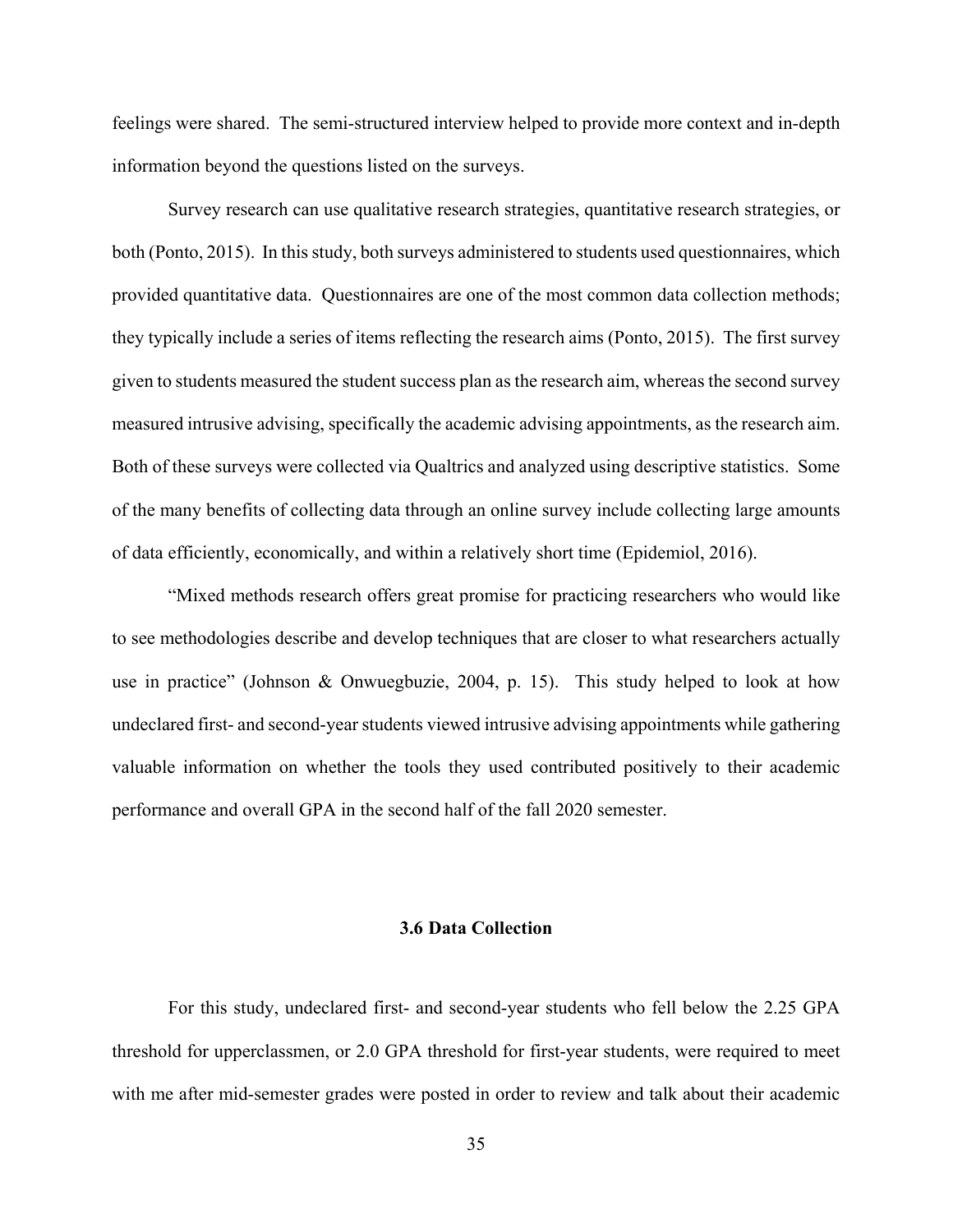feelings were shared. The semi-structured interview helped to provide more context and in-depth information beyond the questions listed on the surveys.

Survey research can use qualitative research strategies, quantitative research strategies, or both (Ponto, 2015). In this study, both surveys administered to students used questionnaires, which provided quantitative data. Questionnaires are one of the most common data collection methods; they typically include a series of items reflecting the research aims (Ponto, 2015). The first survey given to students measured the student success plan as the research aim, whereas the second survey measured intrusive advising, specifically the academic advising appointments, as the research aim. Both of these surveys were collected via Qualtrics and analyzed using descriptive statistics. Some of the many benefits of collecting data through an online survey include collecting large amounts of data efficiently, economically, and within a relatively short time (Epidemiol, 2016).

"Mixed methods research offers great promise for practicing researchers who would like to see methodologies describe and develop techniques that are closer to what researchers actually use in practice" (Johnson & Onwuegbuzie, 2004, p. 15). This study helped to look at how undeclared first- and second-year students viewed intrusive advising appointments while gathering valuable information on whether the tools they used contributed positively to their academic performance and overall GPA in the second half of the fall 2020 semester.

### 3.6 Data Collection

For this study, undeclared first- and second-year students who fell below the 2.25 GPA threshold for upperclassmen, or 2.0 GPA threshold for first-year students, were required to meet with me after mid-semester grades were posted in order to review and talk about their academic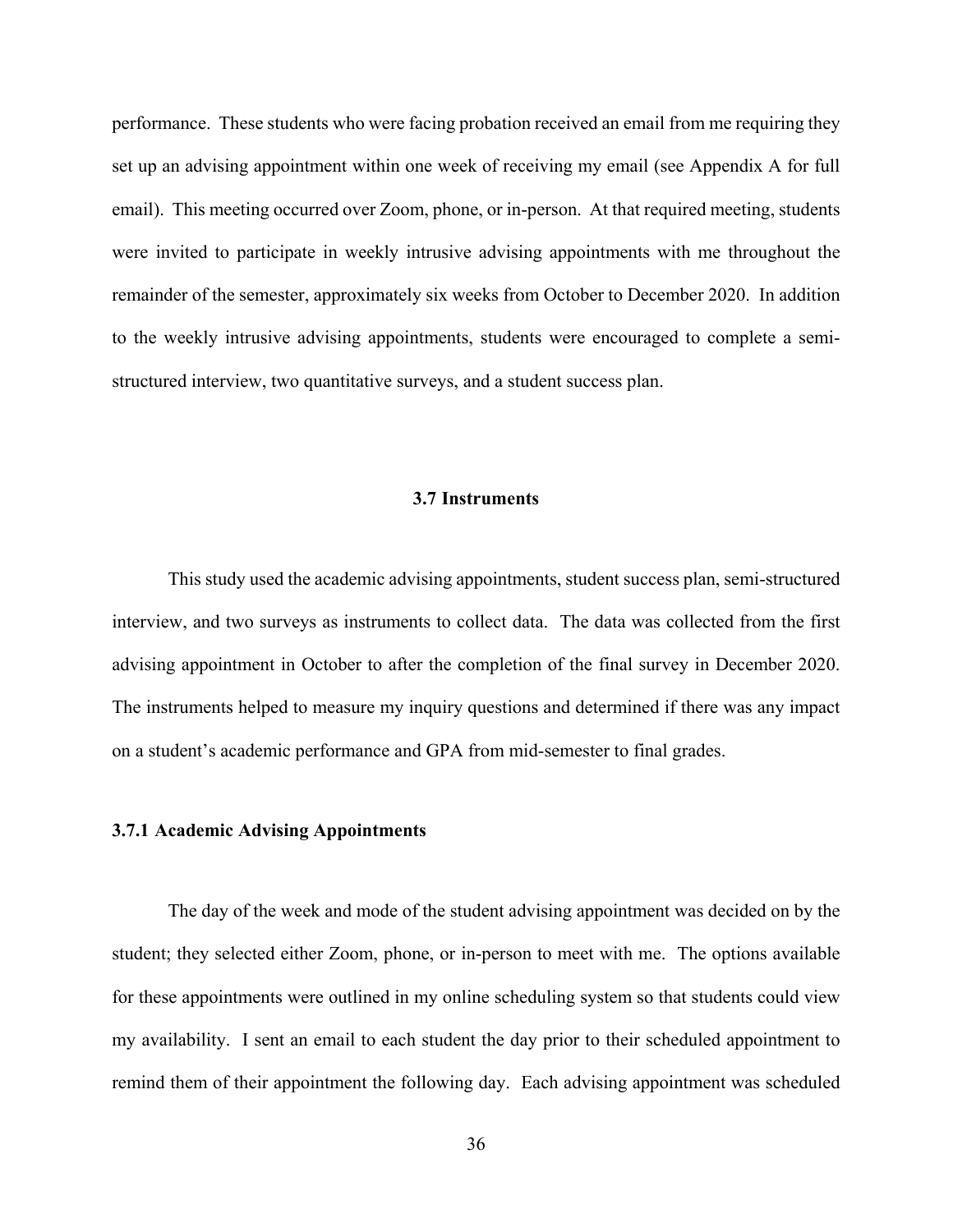performance. These students who were facing probation received an email from me requiring they set up an advising appointment within one week of receiving my email (see Appendix A for full email). This meeting occurred over Zoom, phone, or in-person. At that required meeting, students were invited to participate in weekly intrusive advising appointments with me throughout the remainder of the semester, approximately six weeks from October to December 2020. In addition to the weekly intrusive advising appointments, students were encouraged to complete a semi-structured interview, two quantitative surveys, and a student success plan.

## 3.7 Instruments

This study used the academic advising appointments, student success plan, semi-structured interview, and two surveys as instruments to collect data. The data was collected from the first advising appointment in October to after the completion of the final survey in December 2020. The instruments helped to measure my inquiry questions and determined if there was any impact on a student's academic performance and GPA from mid-semester to final grades.

### 3.7.1 Academic Advising Appointments

The day of the week and mode of the student advising appointment was decided on by the student; they selected either Zoom, phone, or in-person to meet with me. The options available for these appointments were outlined in my online scheduling system so that students could view my availability. I sent an email to each student the day prior to their scheduled appointment to remind them of their appointment the following day. Each advising appointment was scheduled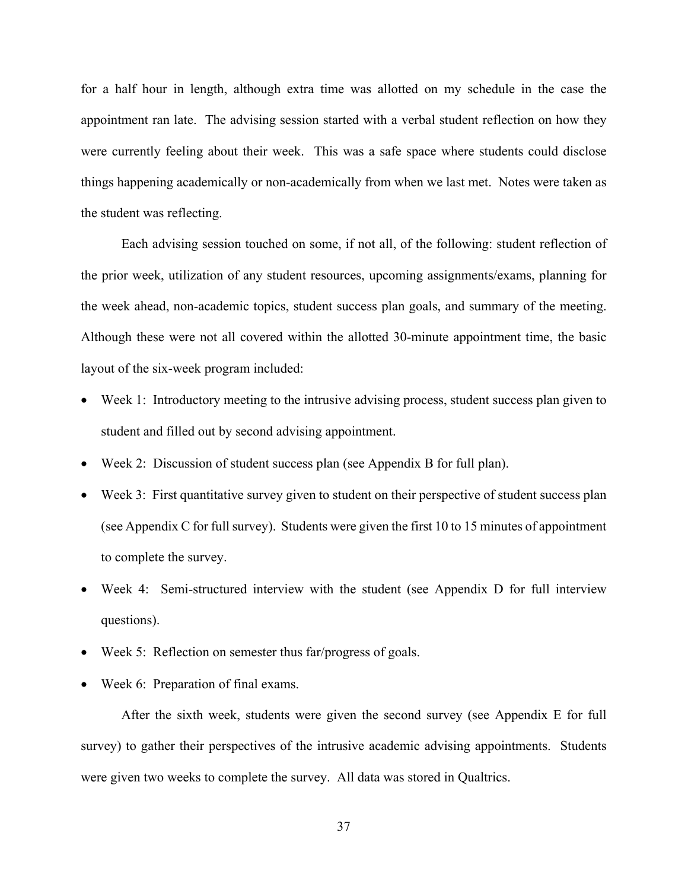for a half hour in length, although extra time was allotted on my schedule in the case the appointment ran late. The advising session started with a verbal student reflection on how they were currently feeling about their week. This was a safe space where students could disclose things happening academically or non-academically from when we last met. Notes were taken as the student was reflecting.

Each advising session touched on some, if not all, of the following: student reflection of the prior week, utilization of any student resources, upcoming assignments/exams, planning for the week ahead, non-academic topics, student success plan goals, and summary of the meeting. Although these were not all covered within the allotted 30-minute appointment time, the basic layout of the six-week program included:

- Week 1: Introductory meeting to the intrusive advising process, student success plan given to student and filled out by second advising appointment.
- Week 2: Discussion of student success plan (see Appendix B for full plan).
- Week 3: First quantitative survey given to student on their perspective of student success plan (see Appendix C for full survey). Students were given the first 10 to 15 minutes of appointment to complete the survey.
- Week 4: Semi-structured interview with the student (see Appendix D for full interview questions).
- Week 5: Reflection on semester thus far/progress of goals.
- Week 6: Preparation of final exams.

After the sixth week, students were given the second survey (see Appendix E for full survey) to gather their perspectives of the intrusive academic advising appointments. Students were given two weeks to complete the survey. All data was stored in Qualtrics.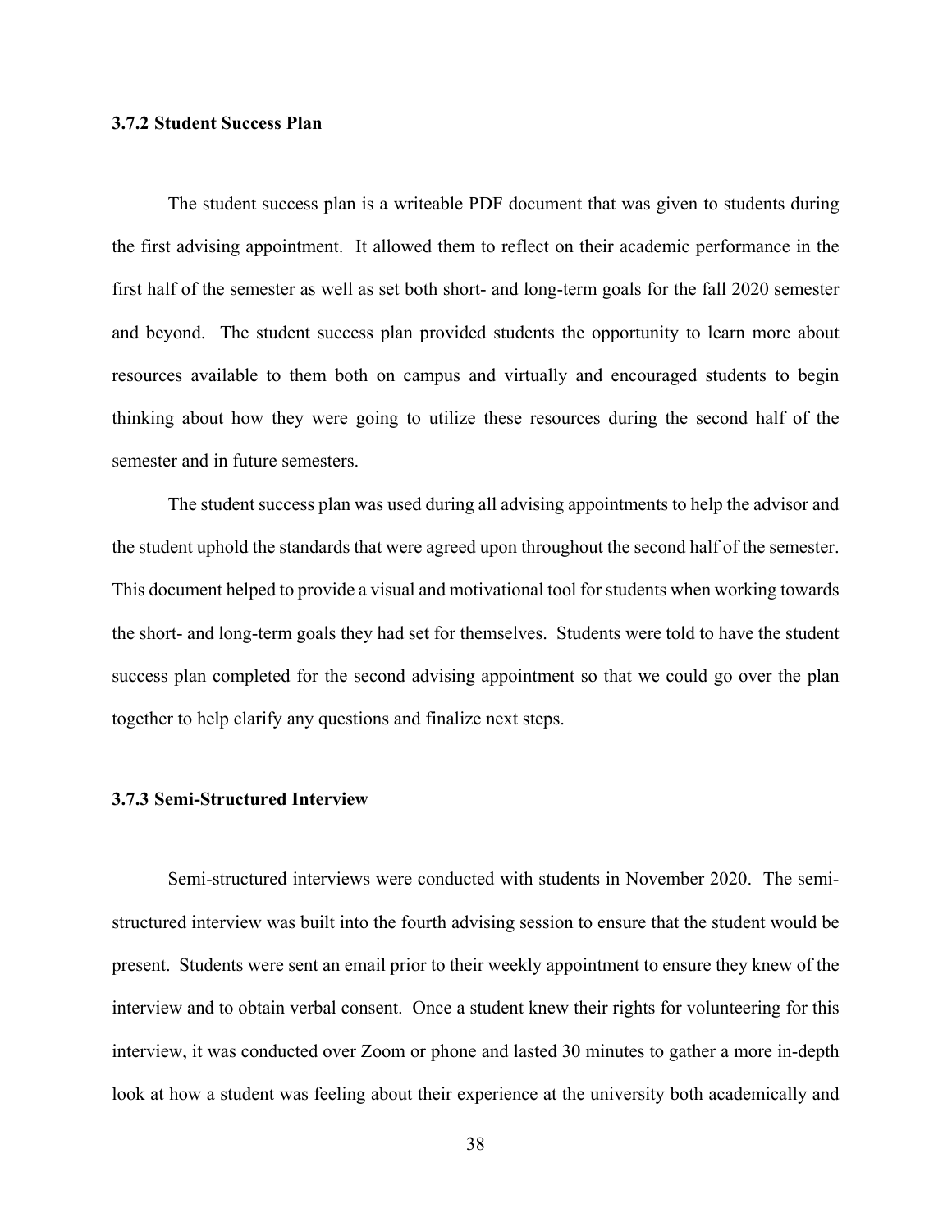### 3.7.2 Student Success Plan

The student success plan is a writeable PDF document that was given to students during the first advising appointment. It allowed them to reflect on their academic performance in the first half of the semester as well as set both short- and long-term goals for the fall 2020 semester and beyond. The student success plan provided students the opportunity to learn more about resources available to them both on campus and virtually and encouraged students to begin thinking about how they were going to utilize these resources during the second half of the semester and in future semesters.

The student success plan was used during all advising appointments to help the advisor and the student uphold the standards that were agreed upon throughout the second half of the semester. This document helped to provide a visual and motivational tool for students when working towards the short- and long-term goals they had set for themselves. Students were told to have the student success plan completed for the second advising appointment so that we could go over the plan together to help clarify any questions and finalize next steps.

### 3.7.3 Semi-Structured Interview

Semi-structured interviews were conducted with students in November 2020. The semi-structured interview was built into the fourth advising session to ensure that the student would be present. Students were sent an email prior to their weekly appointment to ensure they knew of the interview and to obtain verbal consent. Once a student knew their rights for volunteering for this interview, it was conducted over Zoom or phone and lasted 30 minutes to gather a more in-depth look at how a student was feeling about their experience at the university both academically and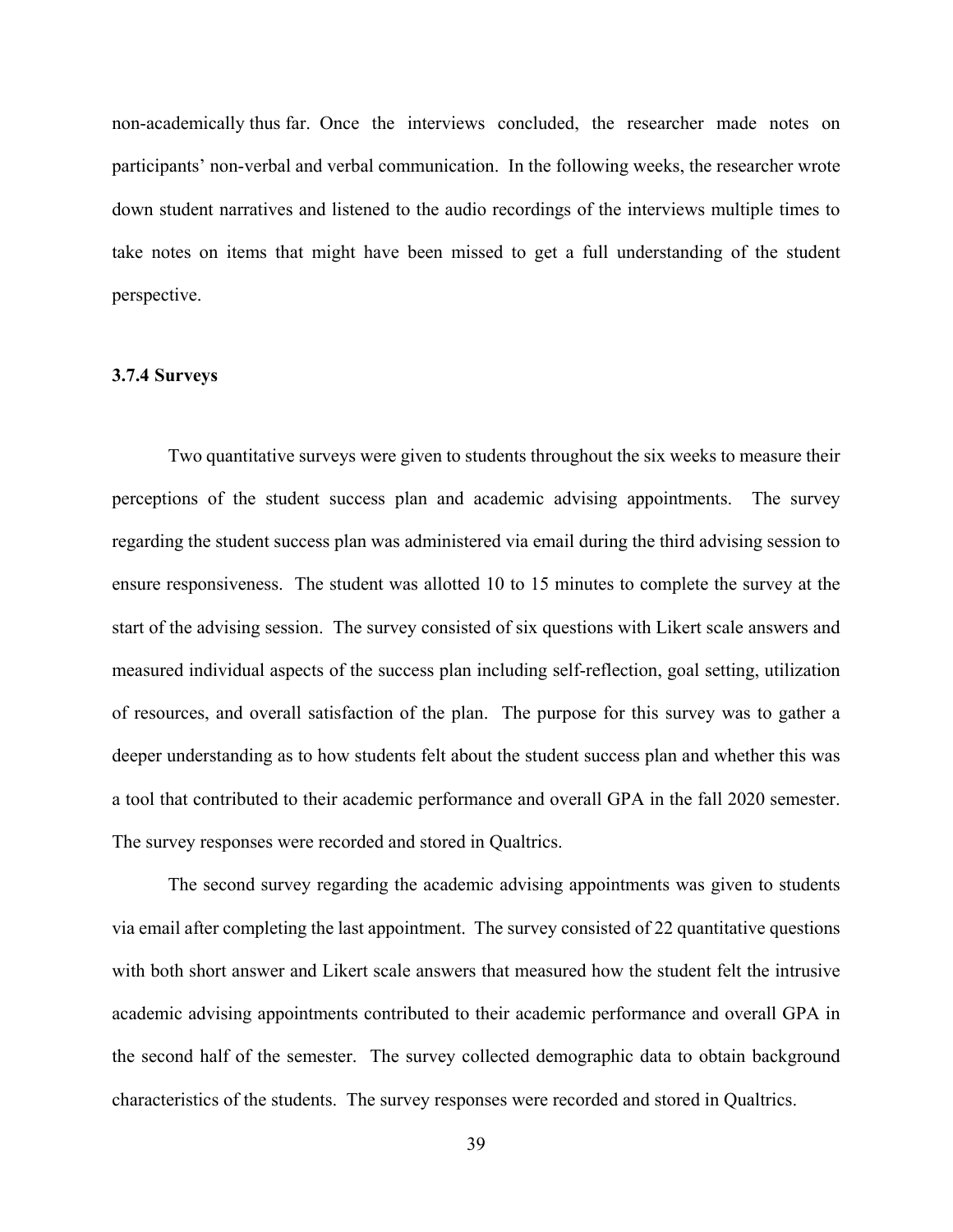non-academically thus far. Once the interviews concluded, the researcher made notes on participants' non-verbal and verbal communication. In the following weeks, the researcher wrote down student narratives and listened to the audio recordings of the interviews multiple times to take notes on items that might have been missed to get a full understanding of the student perspective.

### 3.7.4 Surveys

Two quantitative surveys were given to students throughout the six weeks to measure their perceptions of the student success plan and academic advising appointments. The survey regarding the student success plan was administered via email during the third advising session to ensure responsiveness. The student was allotted 10 to 15 minutes to complete the survey at the start of the advising session. The survey consisted of six questions with Likert scale answers and measured individual aspects of the success plan including self-reflection, goal setting, utilization of resources, and overall satisfaction of the plan. The purpose for this survey was to gather a deeper understanding as to how students felt about the student success plan and whether this was a tool that contributed to their academic performance and overall GPA in the fall 2020 semester. The survey responses were recorded and stored in Qualtrics.

The second survey regarding the academic advising appointments was given to students via email after completing the last appointment. The survey consisted of 22 quantitative questions with both short answer and Likert scale answers that measured how the student felt the intrusive academic advising appointments contributed to their academic performance and overall GPA in the second half of the semester. The survey collected demographic data to obtain background characteristics of the students. The survey responses were recorded and stored in Qualtrics.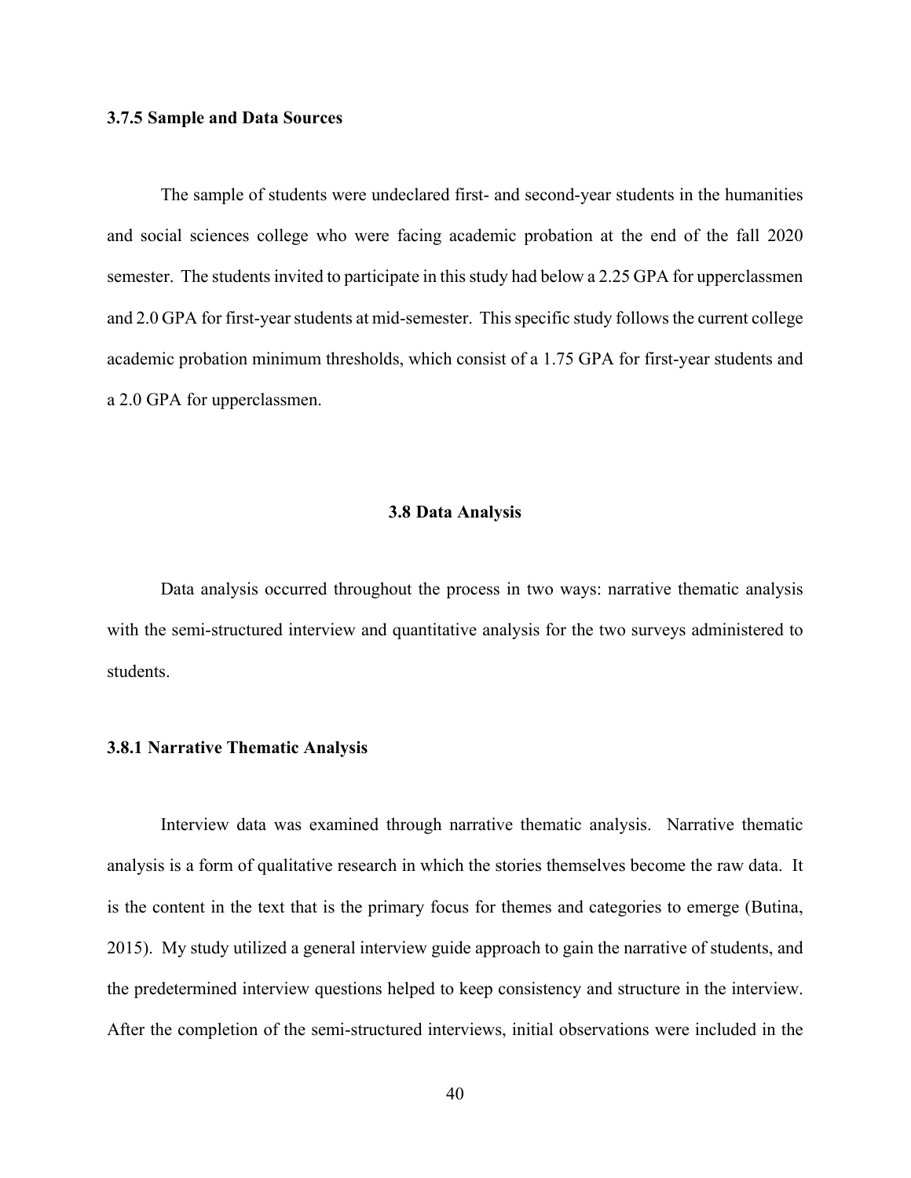### 3.7.5 Sample and Data Sources

The sample of students were undeclared first- and second-year students in the humanities and social sciences college who were facing academic probation at the end of the fall 2020 semester. The students invited to participate in this study had below a 2.25 GPA for upperclassmen and 2.0 GPA for first-year students at mid-semester. This specific study follows the current college academic probation minimum thresholds, which consist of a 1.75 GPA for first-year students and a 2.0 GPA for upperclassmen.

## 3.8 Data Analysis

Data analysis occurred throughout the process in two ways: narrative thematic analysis with the semi-structured interview and quantitative analysis for the two surveys administered to students.

### 3.8.1 Narrative Thematic Analysis

Interview data was examined through narrative thematic analysis. Narrative thematic analysis is a form of qualitative research in which the stories themselves become the raw data. It is the content in the text that is the primary focus for themes and categories to emerge (Butina, 2015). My study utilized a general interview guide approach to gain the narrative of students, and the predetermined interview questions helped to keep consistency and structure in the interview. After the completion of the semi-structured interviews, initial observations were included in the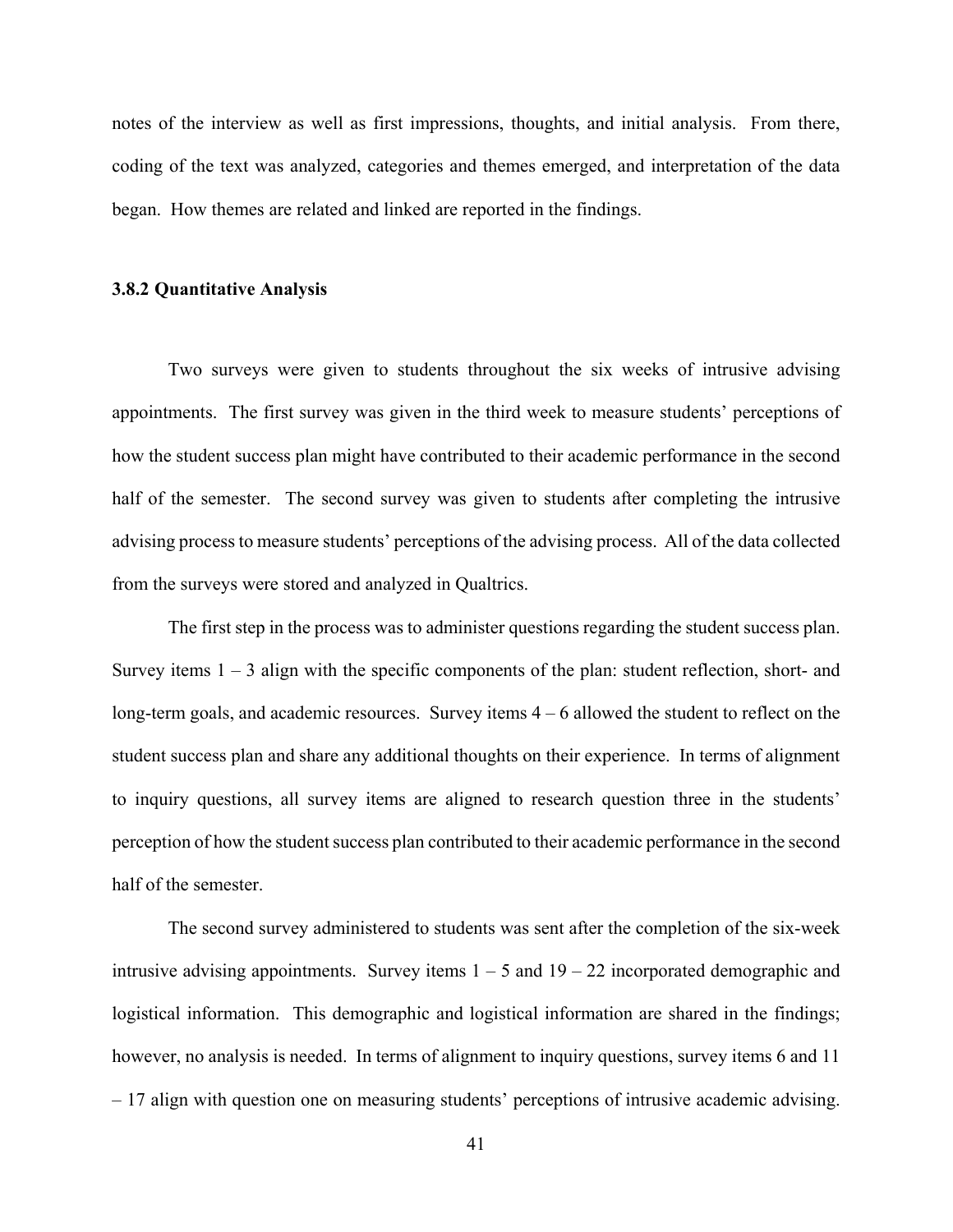notes of the interview as well as first impressions, thoughts, and initial analysis. From there, coding of the text was analyzed, categories and themes emerged, and interpretation of the data began. How themes are related and linked are reported in the findings.

### 3.8.2 Quantitative Analysis

Two surveys were given to students throughout the six weeks of intrusive advising appointments. The first survey was given in the third week to measure students' perceptions of how the student success plan might have contributed to their academic performance in the second half of the semester. The second survey was given to students after completing the intrusive advising process to measure students' perceptions of the advising process. All of the data collected from the surveys were stored and analyzed in Qualtrics.

The first step in the process was to administer questions regarding the student success plan. Survey items 1 – 3 align with the specific components of the plan: student reflection, short- and long-term goals, and academic resources. Survey items 4 – 6 allowed the student to reflect on the student success plan and share any additional thoughts on their experience. In terms of alignment to inquiry questions, all survey items are aligned to research question three in the students' perception of how the student success plan contributed to their academic performance in the second half of the semester.

The second survey administered to students was sent after the completion of the six-week intrusive advising appointments. Survey items 1 – 5 and 19 – 22 incorporated demographic and logistical information. This demographic and logistical information are shared in the findings; however, no analysis is needed. In terms of alignment to inquiry questions, survey items 6 and 11 – 17 align with question one on measuring students' perceptions of intrusive academic advising.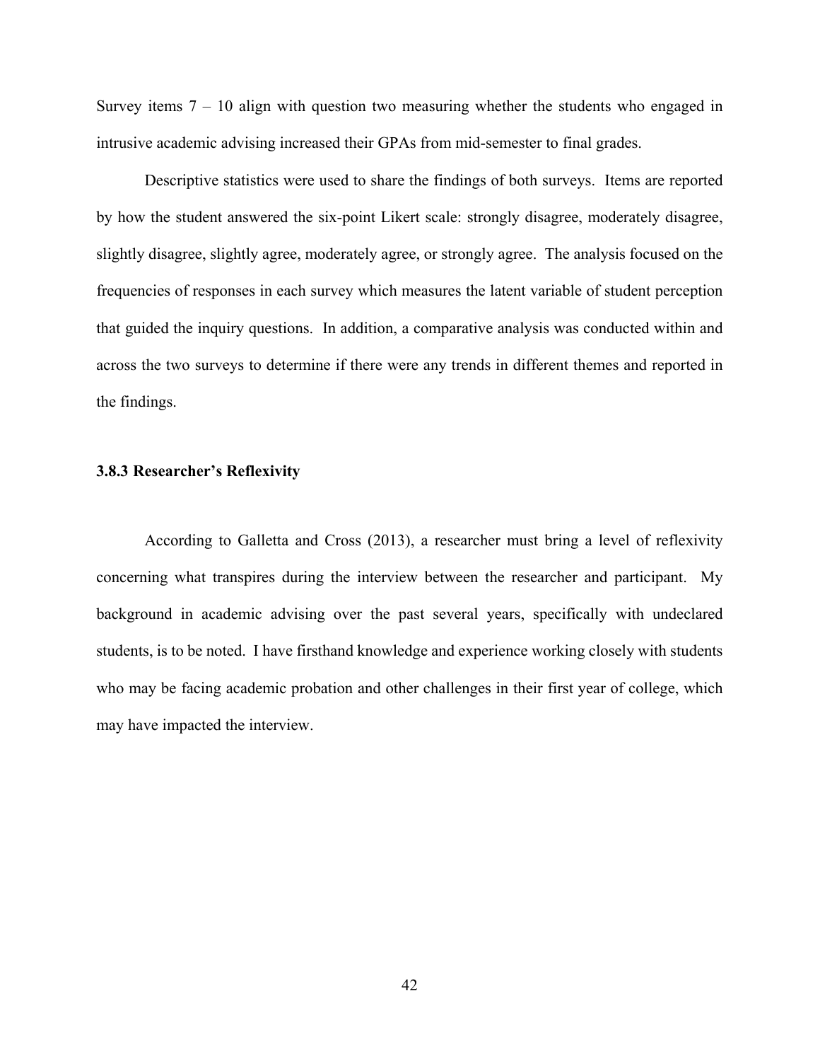Survey items 7 – 10 align with question two measuring whether the students who engaged in intrusive academic advising increased their GPAs from mid-semester to final grades.

Descriptive statistics were used to share the findings of both surveys. Items are reported by how the student answered the six-point Likert scale: strongly disagree, moderately disagree, slightly disagree, slightly agree, moderately agree, or strongly agree. The analysis focused on the frequencies of responses in each survey which measures the latent variable of student perception that guided the inquiry questions. In addition, a comparative analysis was conducted within and across the two surveys to determine if there were any trends in different themes and reported in the findings.

### 3.8.3 Researcher's Reflexivity

According to Galletta and Cross (2013), a researcher must bring a level of reflexivity concerning what transpires during the interview between the researcher and participant. My background in academic advising over the past several years, specifically with undeclared students, is to be noted. I have firsthand knowledge and experience working closely with students who may be facing academic probation and other challenges in their first year of college, which may have impacted the interview.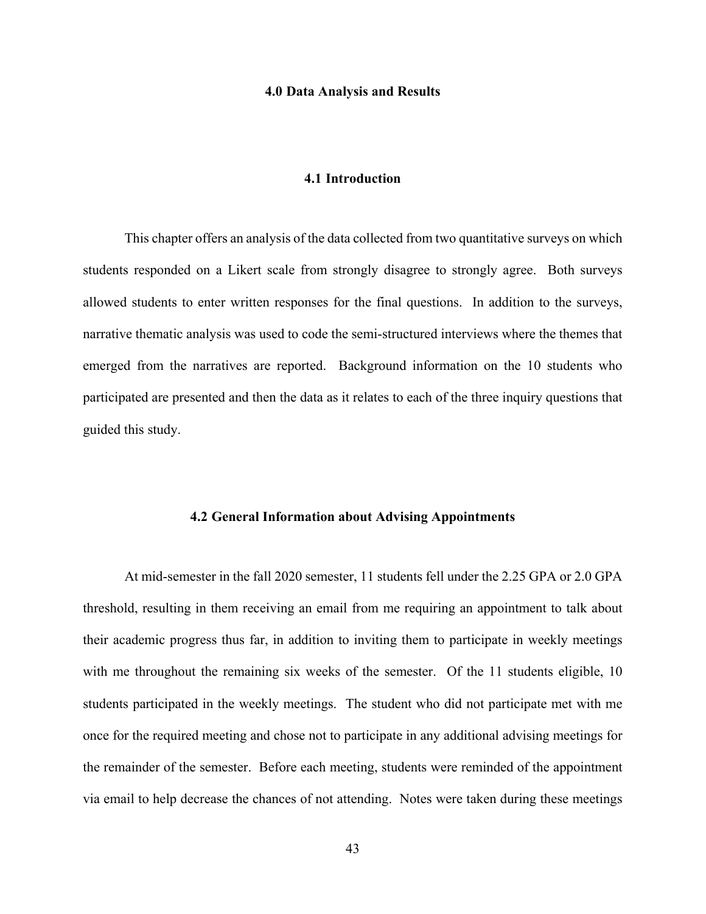# 4.0 Data Analysis and Results

## 4.1 Introduction

This chapter offers an analysis of the data collected from two quantitative surveys on which students responded on a Likert scale from strongly disagree to strongly agree. Both surveys allowed students to enter written responses for the final questions. In addition to the surveys, narrative thematic analysis was used to code the semi-structured interviews where the themes that emerged from the narratives are reported. Background information on the 10 students who participated are presented and then the data as it relates to each of the three inquiry questions that guided this study.

## 4.2 General Information about Advising Appointments

At mid-semester in the fall 2020 semester, 11 students fell under the 2.25 GPA or 2.0 GPA threshold, resulting in them receiving an email from me requiring an appointment to talk about their academic progress thus far, in addition to inviting them to participate in weekly meetings with me throughout the remaining six weeks of the semester. Of the 11 students eligible, 10 students participated in the weekly meetings. The student who did not participate met with me once for the required meeting and chose not to participate in any additional advising meetings for the remainder of the semester. Before each meeting, students were reminded of the appointment via email to help decrease the chances of not attending. Notes were taken during these meetings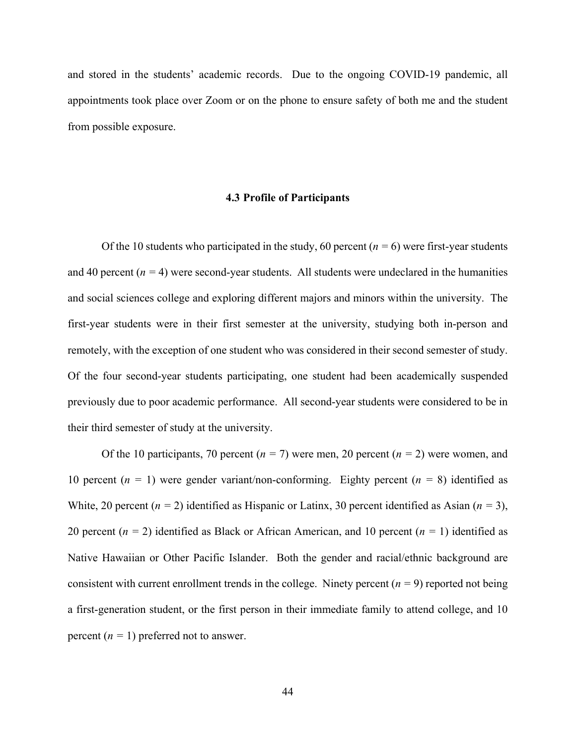and stored in the students' academic records. Due to the ongoing COVID-19 pandemic, all appointments took place over Zoom or on the phone to ensure safety of both me and the student from possible exposure.

### 4.3 Profile of Participants

Of the 10 students who participated in the study, 60 percent ($n$ = 6) were first-year students and 40 percent ($n$ = 4) were second-year students. All students were undeclared in the humanities and social sciences college and exploring different majors and minors within the university. The first-year students were in their first semester at the university, studying both in-person and remotely, with the exception of one student who was considered in their second semester of study. Of the four second-year students participating, one student had been academically suspended previously due to poor academic performance. All second-year students were considered to be in their third semester of study at the university.

Of the 10 participants, 70 percent ($n$ = 7) were men, 20 percent ($n$ = 2) were women, and 10 percent ($n$ = 1) were gender variant/non-conforming. Eighty percent ($n$ = 8) identified as White, 20 percent ($n$ = 2) identified as Hispanic or Latinx, 30 percent identified as Asian ($n$ = 3), 20 percent ($n$ = 2) identified as Black or African American, and 10 percent ($n$ = 1) identified as Native Hawaiian or Other Pacific Islander. Both the gender and racial/ethnic background are consistent with current enrollment trends in the college. Ninety percent ($n$ = 9) reported not being a first-generation student, or the first person in their immediate family to attend college, and 10 percent ($n$ = 1) preferred not to answer.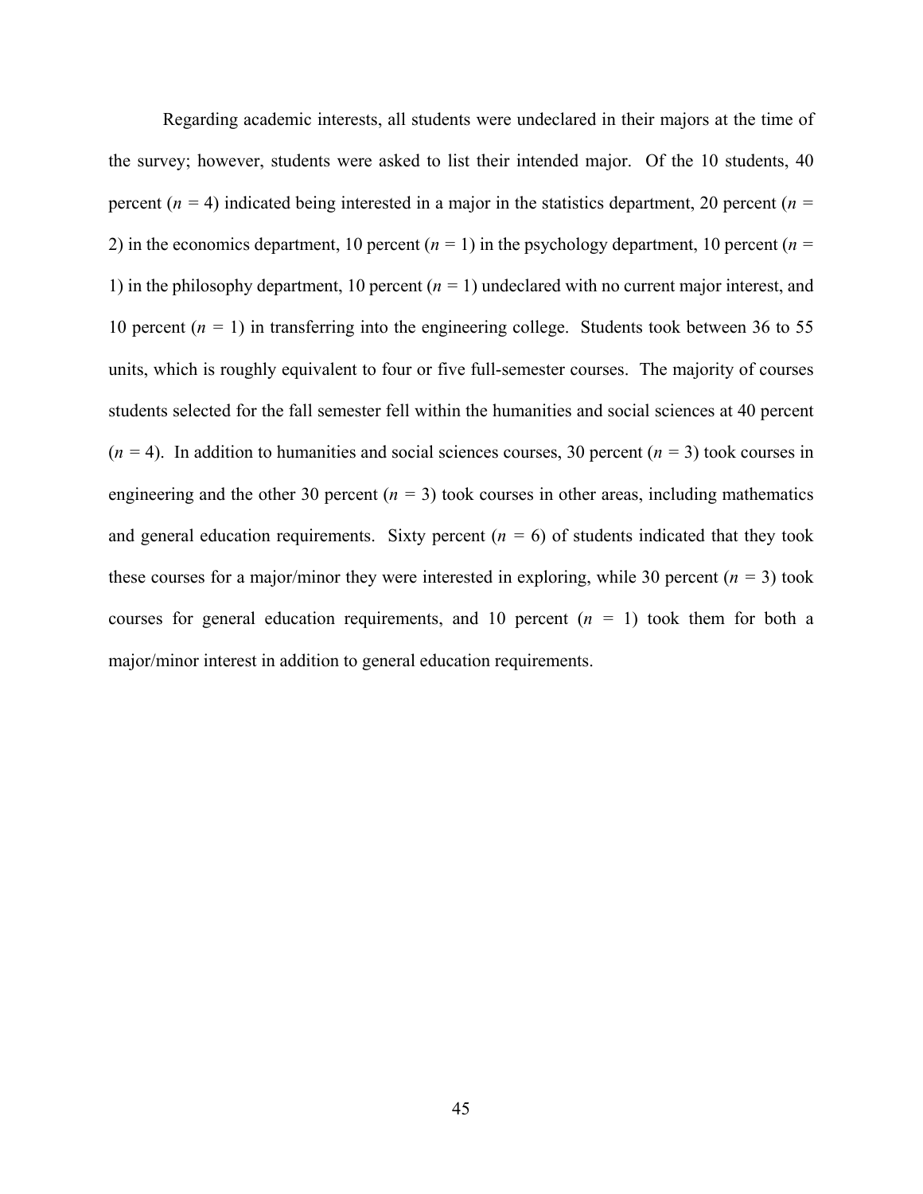Regarding academic interests, all students were undeclared in their majors at the time of the survey; however, students were asked to list their intended major. Of the 10 students, 40 percent (*n* = 4) indicated being interested in a major in the statistics department, 20 percent (*n* = 2) in the economics department, 10 percent (*n* = 1) in the psychology department, 10 percent (*n* = 1) in the philosophy department, 10 percent (*n* = 1) undeclared with no current major interest, and 10 percent (*n* = 1) in transferring into the engineering college. Students took between 36 to 55 units, which is roughly equivalent to four or five full-semester courses. The majority of courses students selected for the fall semester fell within the humanities and social sciences at 40 percent (*n* = 4). In addition to humanities and social sciences courses, 30 percent (*n* = 3) took courses in engineering and the other 30 percent (*n* = 3) took courses in other areas, including mathematics and general education requirements. Sixty percent (*n* = 6) of students indicated that they took these courses for a major/minor they were interested in exploring, while 30 percent (*n* = 3) took courses for general education requirements, and 10 percent (*n* = 1) took them for both a major/minor interest in addition to general education requirements.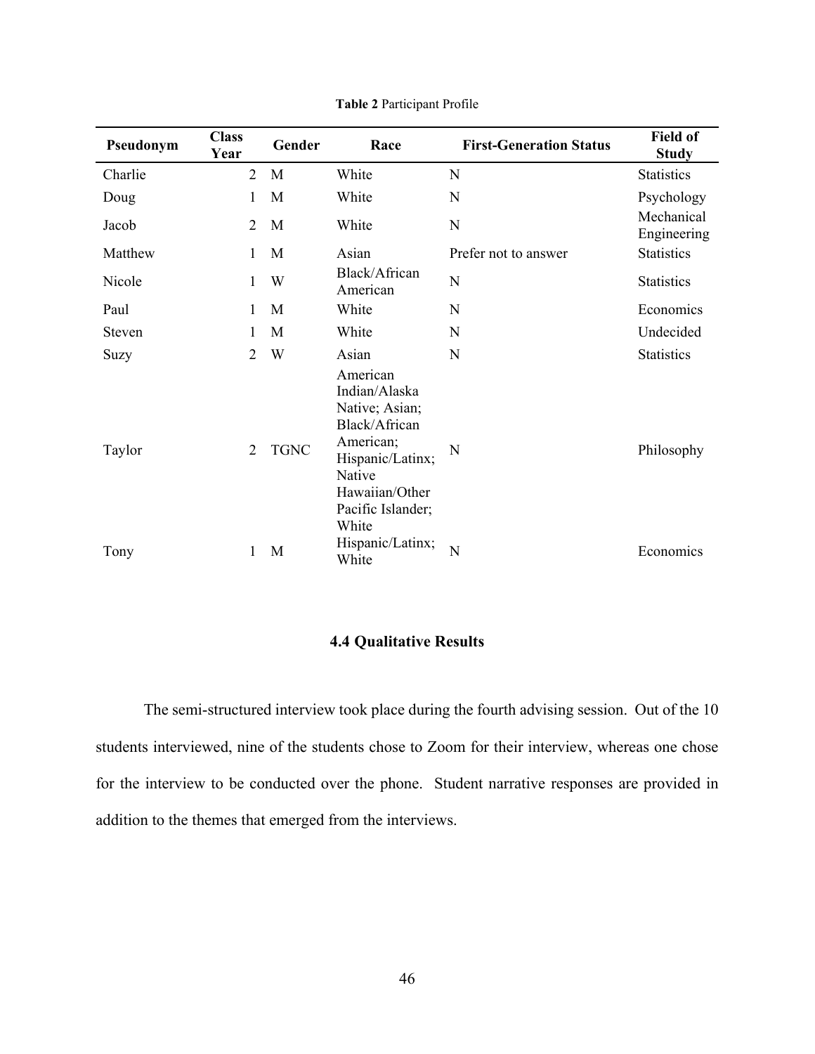**Table 2** Participant Profile

| Pseudonym | Class Year | Gender | Race | First-Generation Status | Field of Study |
|---|---|---|---|---|---|
| Charlie | 2 | M | White | N | Statistics |
| Doug | 1 | M | White | N | Psychology |
| Jacob | 2 | M | White | N | Mechanical Engineering |
| Matthew | 1 | M | Asian | Prefer not to answer | Statistics |
| Nicole | 1 | W | Black/African American | N | Statistics |
| Paul | 1 | M | White | N | Economics |
| Steven | 1 | M | White | N | Undecided |
| Suzy | 2 | W | Asian | N | Statistics |
| Taylor | 2 | TGNC | American Indian/Alaska Native; Asian; Black/African American; Hispanic/Latinx; Native Hawaiian/Other Pacific Islander; White | N | Philosophy |
| Tony | 1 | M | Hispanic/Latinx; White | N | Economics |

## 4.4 Qualitative Results

The semi-structured interview took place during the fourth advising session. Out of the 10 students interviewed, nine of the students chose to Zoom for their interview, whereas one chose for the interview to be conducted over the phone. Student narrative responses are provided in addition to the themes that emerged from the interviews.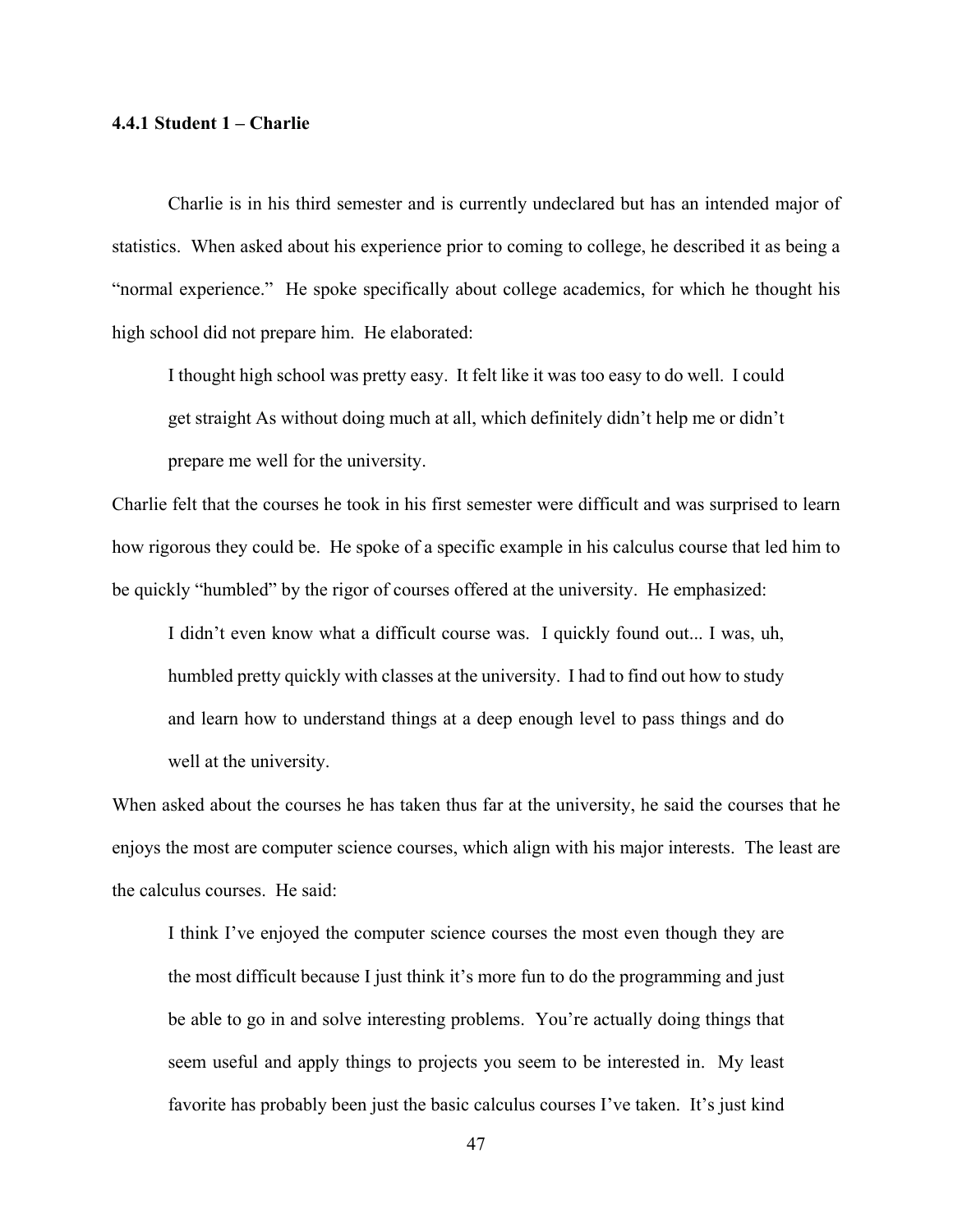#### 4.4.1 Student 1 – Charlie

Charlie is in his third semester and is currently undeclared but has an intended major of statistics. When asked about his experience prior to coming to college, he described it as being a "normal experience." He spoke specifically about college academics, for which he thought his high school did not prepare him. He elaborated:

> I thought high school was pretty easy. It felt like it was too easy to do well. I could get straight As without doing much at all, which definitely didn't help me or didn't prepare me well for the university.

Charlie felt that the courses he took in his first semester were difficult and was surprised to learn how rigorous they could be. He spoke of a specific example in his calculus course that led him to be quickly "humbled" by the rigor of courses offered at the university. He emphasized:

> I didn't even know what a difficult course was. I quickly found out... I was, uh, humbled pretty quickly with classes at the university. I had to find out how to study and learn how to understand things at a deep enough level to pass things and do well at the university.

When asked about the courses he has taken thus far at the university, he said the courses that he enjoys the most are computer science courses, which align with his major interests. The least are the calculus courses. He said:

> I think I've enjoyed the computer science courses the most even though they are the most difficult because I just think it's more fun to do the programming and just be able to go in and solve interesting problems. You're actually doing things that seem useful and apply things to projects you seem to be interested in. My least favorite has probably been just the basic calculus courses I've taken. It's just kind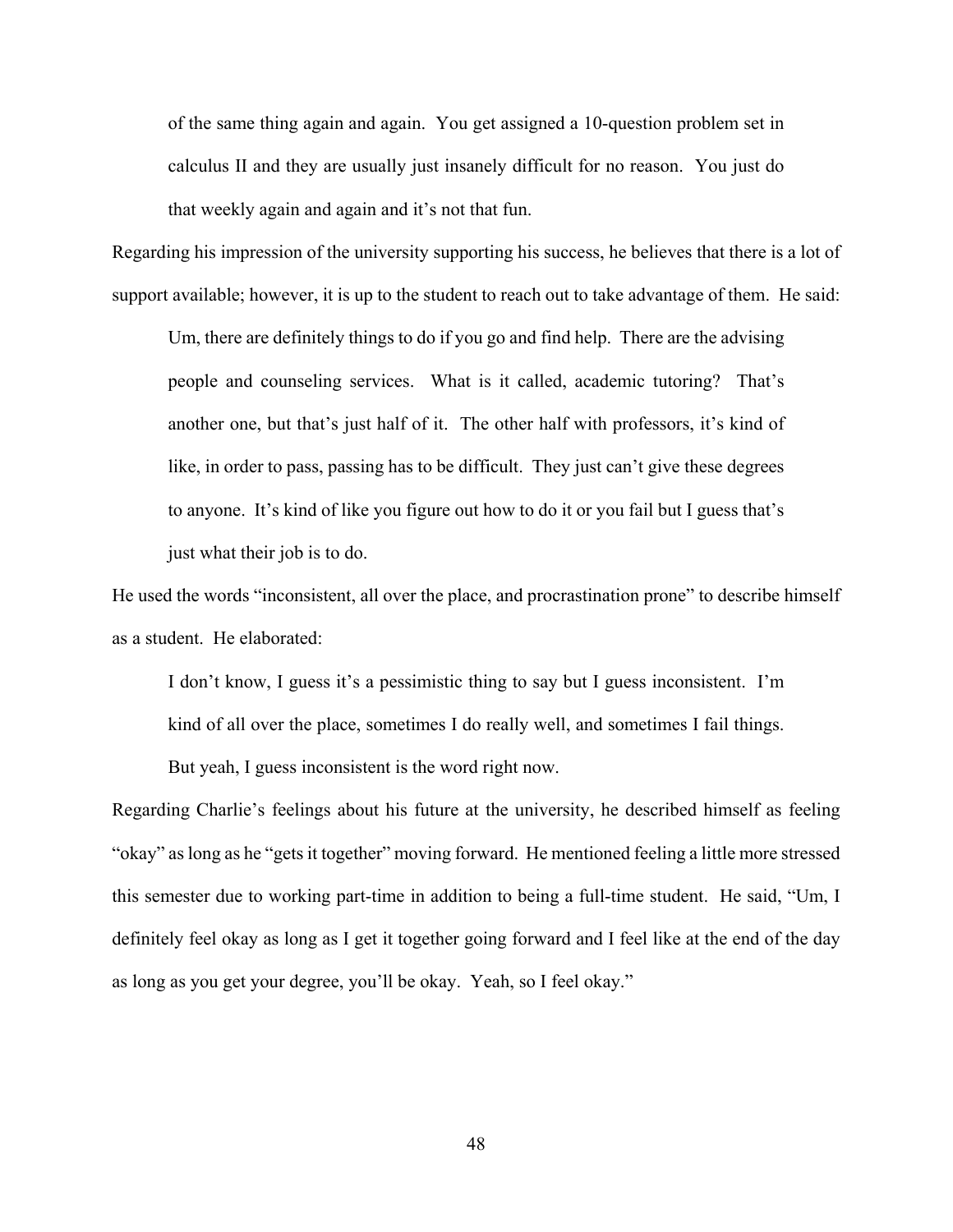> of the same thing again and again. You get assigned a 10-question problem set in calculus II and they are usually just insanely difficult for no reason. You just do that weekly again and again and it's not that fun.

Regarding his impression of the university supporting his success, he believes that there is a lot of support available; however, it is up to the student to reach out to take advantage of them. He said:

> Um, there are definitely things to do if you go and find help. There are the advising people and counseling services. What is it called, academic tutoring? That's another one, but that's just half of it. The other half with professors, it's kind of like, in order to pass, passing has to be difficult. They just can't give these degrees to anyone. It's kind of like you figure out how to do it or you fail but I guess that's just what their job is to do.

He used the words "inconsistent, all over the place, and procrastination prone" to describe himself as a student. He elaborated:

> I don't know, I guess it's a pessimistic thing to say but I guess inconsistent. I'm kind of all over the place, sometimes I do really well, and sometimes I fail things. But yeah, I guess inconsistent is the word right now.

Regarding Charlie's feelings about his future at the university, he described himself as feeling "okay" as long as he "gets it together" moving forward. He mentioned feeling a little more stressed this semester due to working part-time in addition to being a full-time student. He said, "Um, I definitely feel okay as long as I get it together going forward and I feel like at the end of the day as long as you get your degree, you'll be okay. Yeah, so I feel okay."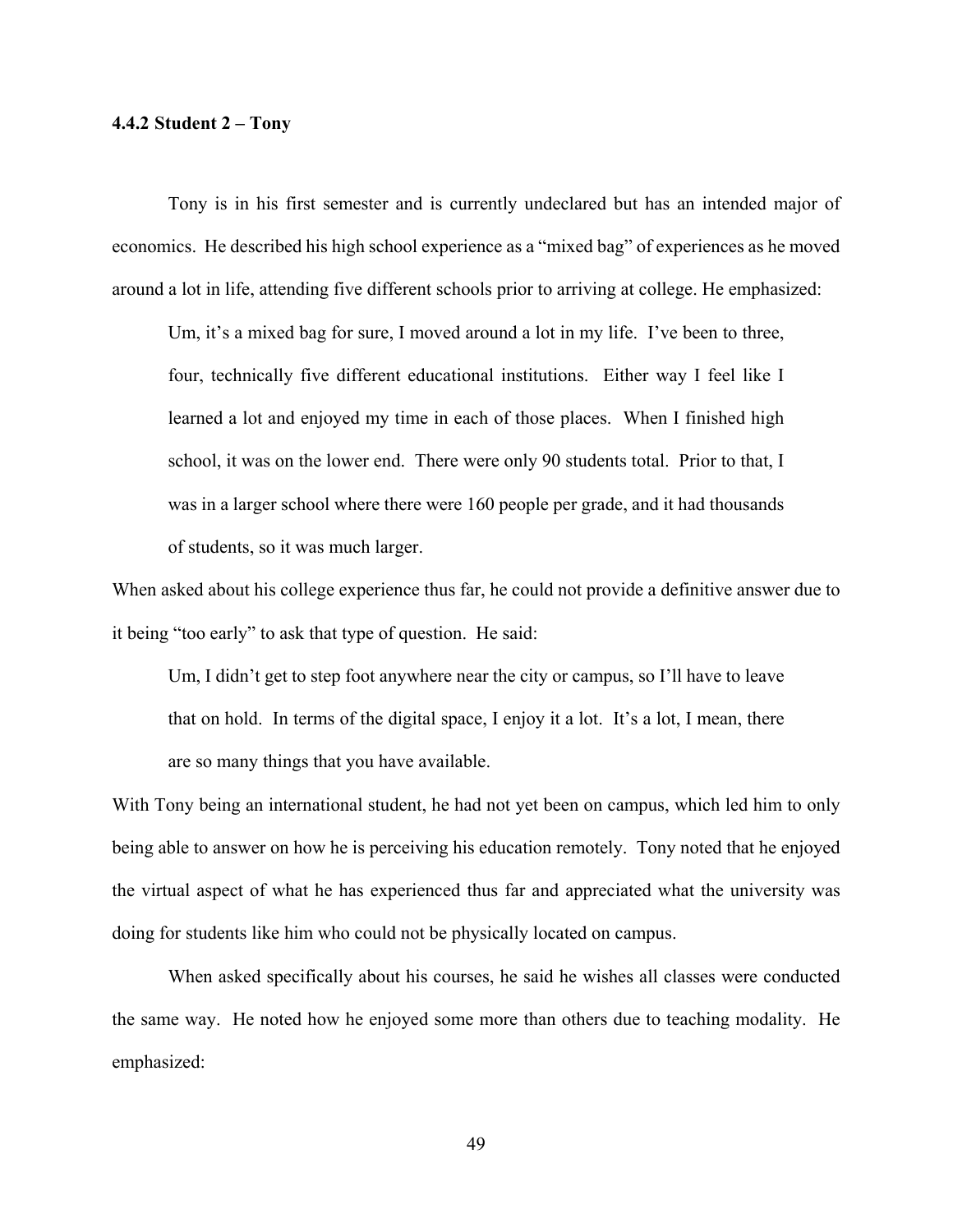#### 4.4.2 Student 2 – Tony

Tony is in his first semester and is currently undeclared but has an intended major of economics. He described his high school experience as a "mixed bag" of experiences as he moved around a lot in life, attending five different schools prior to arriving at college. He emphasized:

> Um, it's a mixed bag for sure, I moved around a lot in my life. I've been to three, four, technically five different educational institutions. Either way I feel like I learned a lot and enjoyed my time in each of those places. When I finished high school, it was on the lower end. There were only 90 students total. Prior to that, I was in a larger school where there were 160 people per grade, and it had thousands of students, so it was much larger.

When asked about his college experience thus far, he could not provide a definitive answer due to it being "too early" to ask that type of question. He said:

> Um, I didn't get to step foot anywhere near the city or campus, so I'll have to leave that on hold. In terms of the digital space, I enjoy it a lot. It's a lot, I mean, there are so many things that you have available.

With Tony being an international student, he had not yet been on campus, which led him to only being able to answer on how he is perceiving his education remotely. Tony noted that he enjoyed the virtual aspect of what he has experienced thus far and appreciated what the university was doing for students like him who could not be physically located on campus.

When asked specifically about his courses, he said he wishes all classes were conducted the same way. He noted how he enjoyed some more than others due to teaching modality. He emphasized: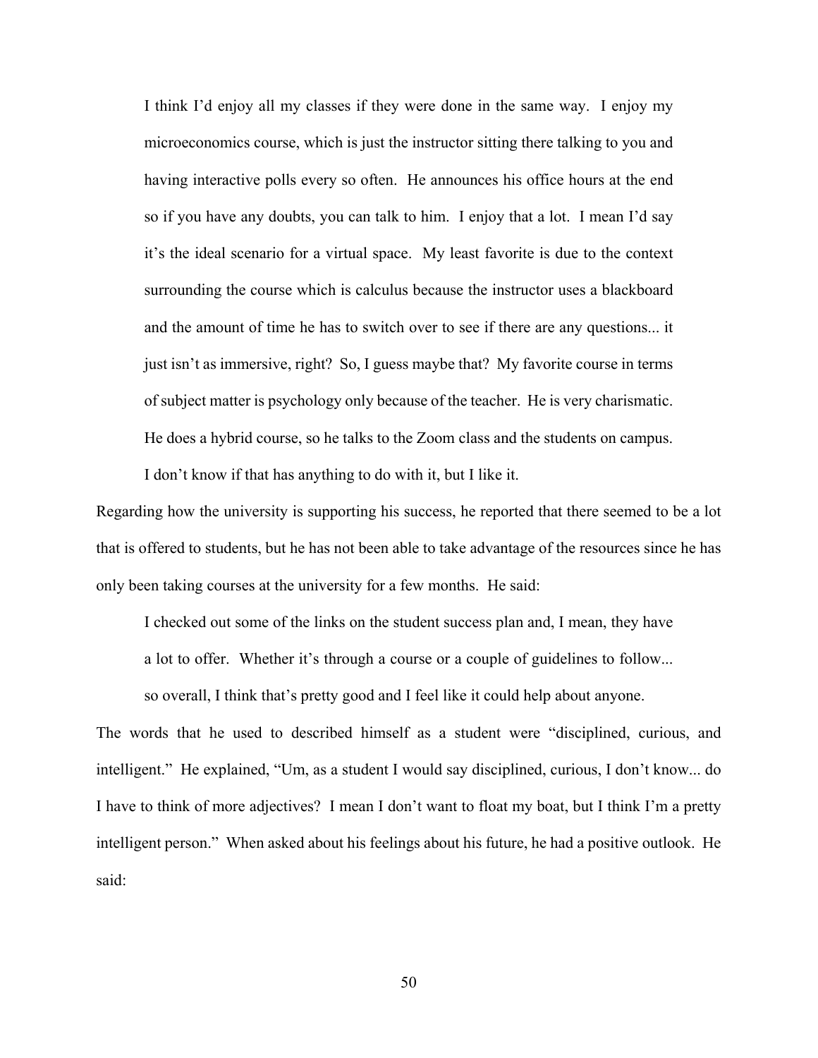> I think I'd enjoy all my classes if they were done in the same way. I enjoy my microeconomics course, which is just the instructor sitting there talking to you and having interactive polls every so often. He announces his office hours at the end so if you have any doubts, you can talk to him. I enjoy that a lot. I mean I'd say it's the ideal scenario for a virtual space. My least favorite is due to the context surrounding the course which is calculus because the instructor uses a blackboard and the amount of time he has to switch over to see if there are any questions... it just isn't as immersive, right? So, I guess maybe that? My favorite course in terms of subject matter is psychology only because of the teacher. He is very charismatic. He does a hybrid course, so he talks to the Zoom class and the students on campus. I don't know if that has anything to do with it, but I like it.

Regarding how the university is supporting his success, he reported that there seemed to be a lot that is offered to students, but he has not been able to take advantage of the resources since he has only been taking courses at the university for a few months. He said:

> I checked out some of the links on the student success plan and, I mean, they have a lot to offer. Whether it's through a course or a couple of guidelines to follow... so overall, I think that's pretty good and I feel like it could help about anyone.

The words that he used to described himself as a student were "disciplined, curious, and intelligent." He explained, "Um, as a student I would say disciplined, curious, I don't know... do I have to think of more adjectives? I mean I don't want to float my boat, but I think I'm a pretty intelligent person." When asked about his feelings about his future, he had a positive outlook. He said: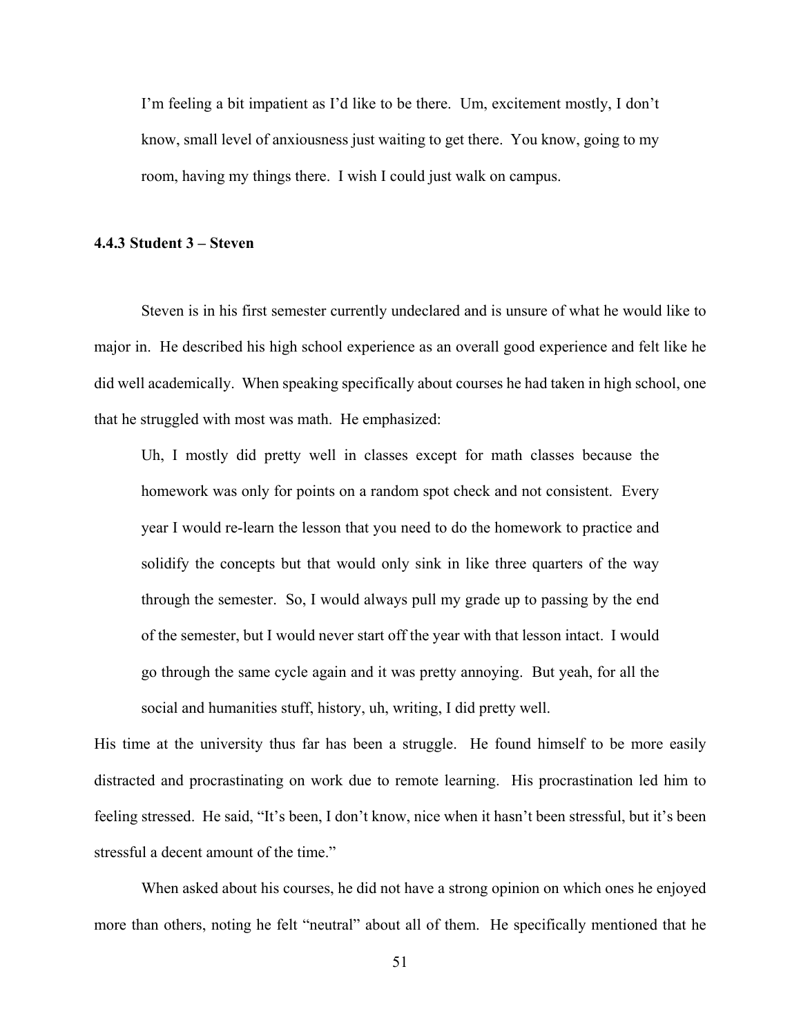> I'm feeling a bit impatient as I'd like to be there. Um, excitement mostly, I don't know, small level of anxiousness just waiting to get there. You know, going to my room, having my things there. I wish I could just walk on campus.

### 4.4.3 Student 3 – Steven

Steven is in his first semester currently undeclared and is unsure of what he would like to major in. He described his high school experience as an overall good experience and felt like he did well academically. When speaking specifically about courses he had taken in high school, one that he struggled with most was math. He emphasized:

> Uh, I mostly did pretty well in classes except for math classes because the homework was only for points on a random spot check and not consistent. Every year I would re-learn the lesson that you need to do the homework to practice and solidify the concepts but that would only sink in like three quarters of the way through the semester. So, I would always pull my grade up to passing by the end of the semester, but I would never start off the year with that lesson intact. I would go through the same cycle again and it was pretty annoying. But yeah, for all the social and humanities stuff, history, uh, writing, I did pretty well.

His time at the university thus far has been a struggle. He found himself to be more easily distracted and procrastinating on work due to remote learning. His procrastination led him to feeling stressed. He said, "It's been, I don't know, nice when it hasn't been stressful, but it's been stressful a decent amount of the time."

When asked about his courses, he did not have a strong opinion on which ones he enjoyed more than others, noting he felt "neutral" about all of them. He specifically mentioned that he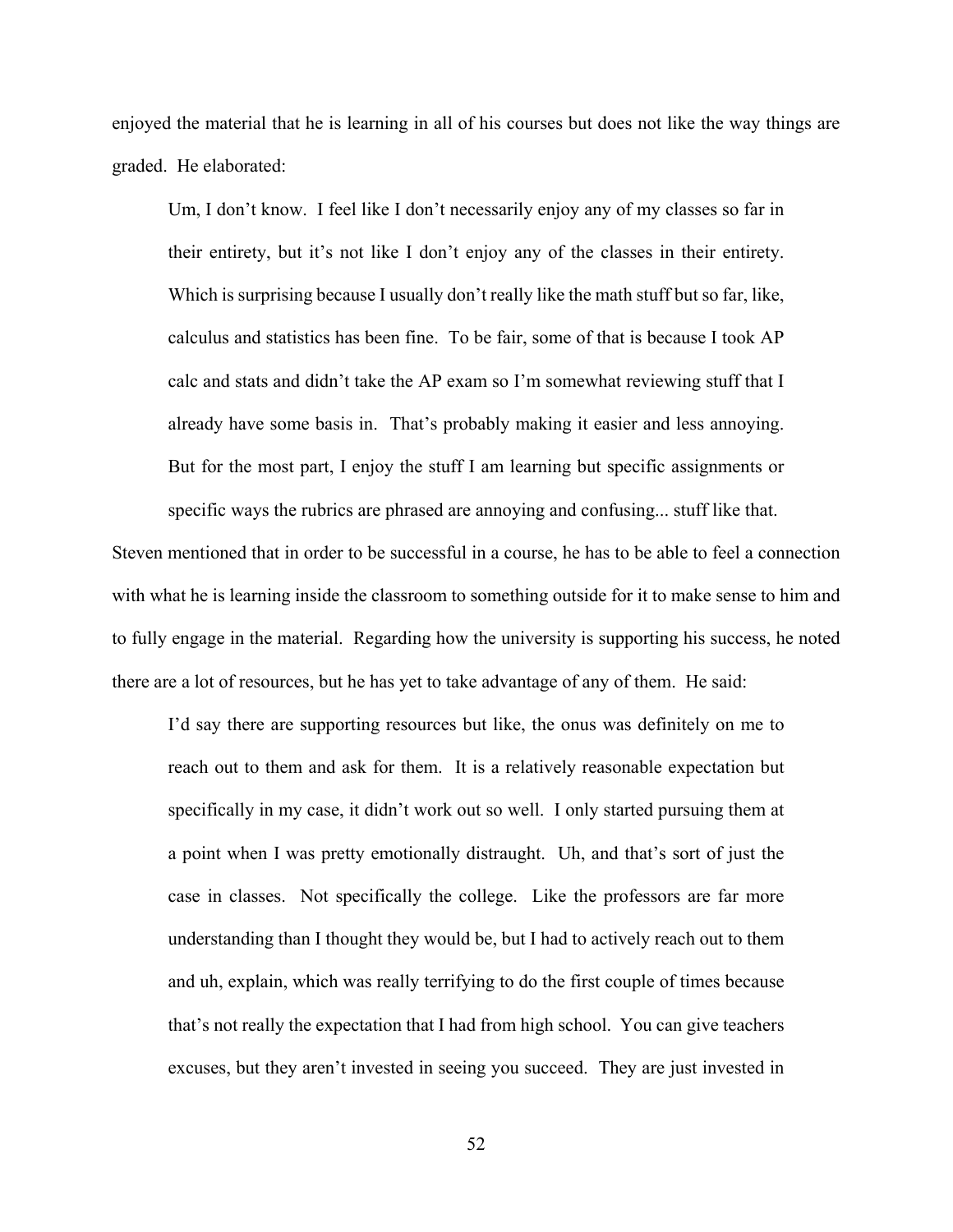enjoyed the material that he is learning in all of his courses but does not like the way things are graded. He elaborated:

> Um, I don't know. I feel like I don't necessarily enjoy any of my classes so far in their entirety, but it's not like I don't enjoy any of the classes in their entirety. Which is surprising because I usually don't really like the math stuff but so far, like, calculus and statistics has been fine. To be fair, some of that is because I took AP calc and stats and didn't take the AP exam so I'm somewhat reviewing stuff that I already have some basis in. That's probably making it easier and less annoying. But for the most part, I enjoy the stuff I am learning but specific assignments or specific ways the rubrics are phrased are annoying and confusing... stuff like that.

Steven mentioned that in order to be successful in a course, he has to be able to feel a connection with what he is learning inside the classroom to something outside for it to make sense to him and to fully engage in the material. Regarding how the university is supporting his success, he noted there are a lot of resources, but he has yet to take advantage of any of them. He said:

> I'd say there are supporting resources but like, the onus was definitely on me to reach out to them and ask for them. It is a relatively reasonable expectation but specifically in my case, it didn't work out so well. I only started pursuing them at a point when I was pretty emotionally distraught. Uh, and that's sort of just the case in classes. Not specifically the college. Like the professors are far more understanding than I thought they would be, but I had to actively reach out to them and uh, explain, which was really terrifying to do the first couple of times because that's not really the expectation that I had from high school. You can give teachers excuses, but they aren't invested in seeing you succeed. They are just invested in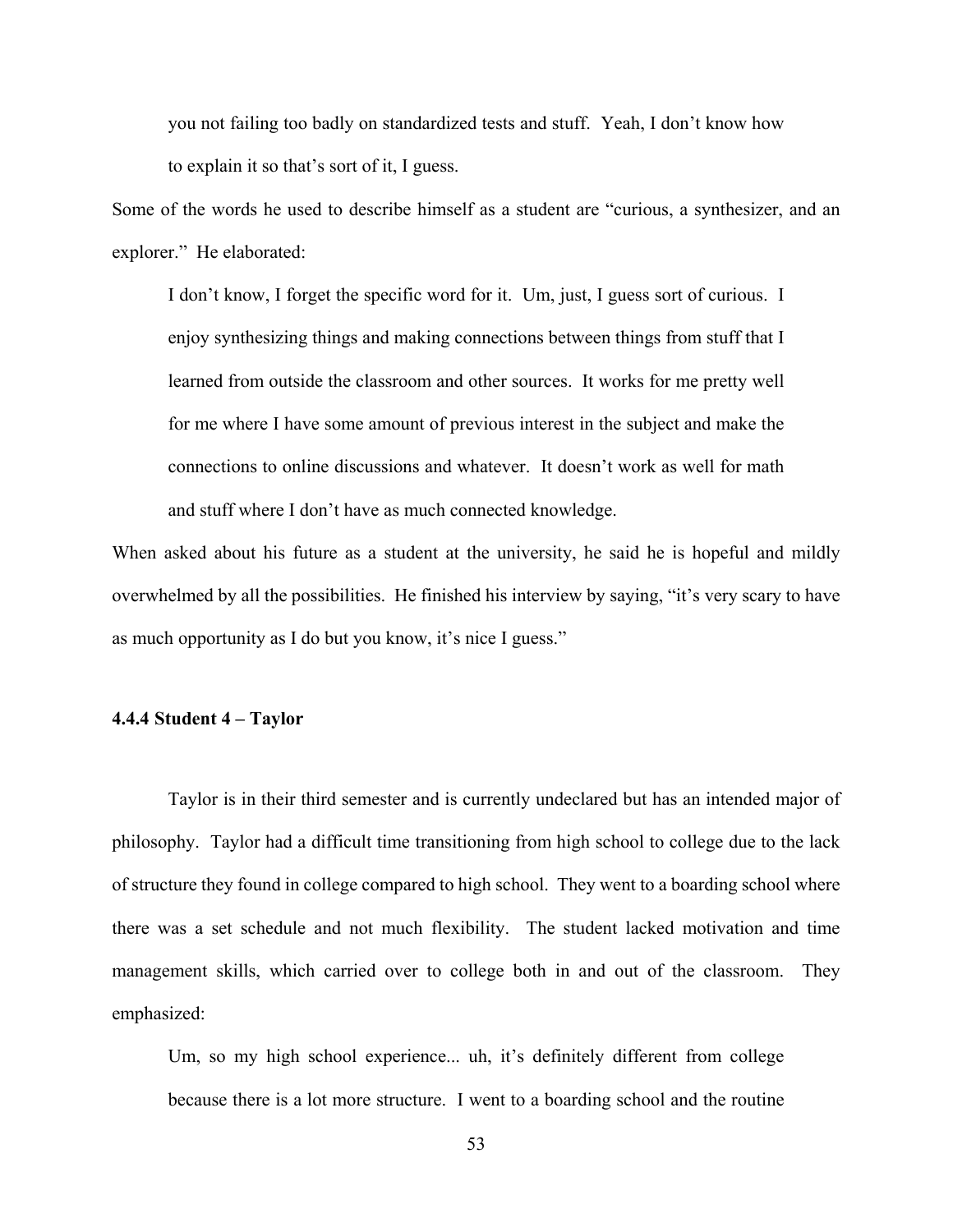> you not failing too badly on standardized tests and stuff. Yeah, I don't know how to explain it so that's sort of it, I guess.

Some of the words he used to describe himself as a student are "curious, a synthesizer, and an explorer." He elaborated:

> I don't know, I forget the specific word for it. Um, just, I guess sort of curious. I enjoy synthesizing things and making connections between things from stuff that I learned from outside the classroom and other sources. It works for me pretty well for me where I have some amount of previous interest in the subject and make the connections to online discussions and whatever. It doesn't work as well for math and stuff where I don't have as much connected knowledge.

When asked about his future as a student at the university, he said he is hopeful and mildly overwhelmed by all the possibilities. He finished his interview by saying, "it's very scary to have as much opportunity as I do but you know, it's nice I guess."

### 4.4.4 Student 4 – Taylor

Taylor is in their third semester and is currently undeclared but has an intended major of philosophy. Taylor had a difficult time transitioning from high school to college due to the lack of structure they found in college compared to high school. They went to a boarding school where there was a set schedule and not much flexibility. The student lacked motivation and time management skills, which carried over to college both in and out of the classroom. They emphasized:

> Um, so my high school experience... uh, it's definitely different from college because there is a lot more structure. I went to a boarding school and the routine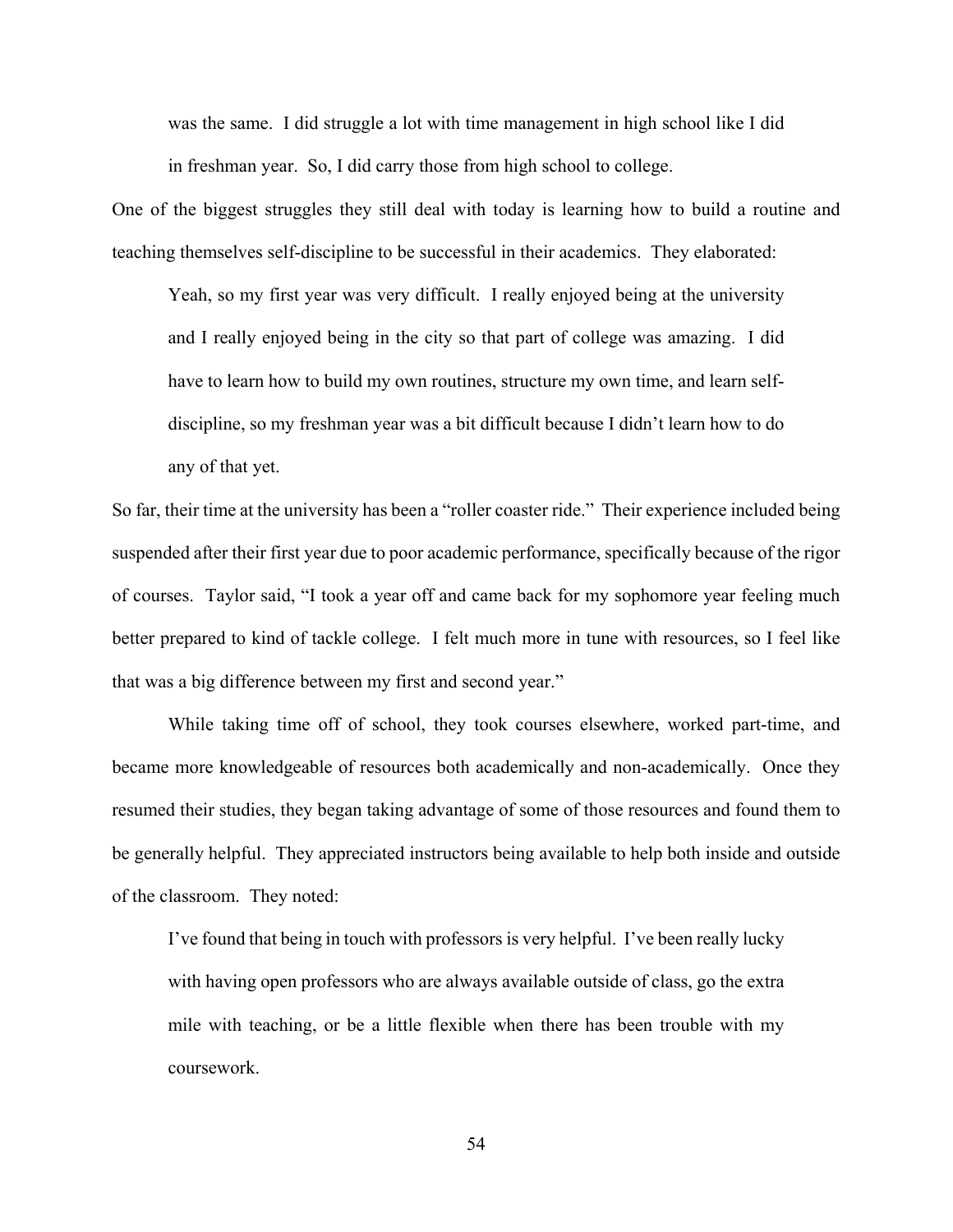> was the same. I did struggle a lot with time management in high school like I did in freshman year. So, I did carry those from high school to college.

One of the biggest struggles they still deal with today is learning how to build a routine and teaching themselves self-discipline to be successful in their academics. They elaborated:

> Yeah, so my first year was very difficult. I really enjoyed being at the university and I really enjoyed being in the city so that part of college was amazing. I did have to learn how to build my own routines, structure my own time, and learn self-discipline, so my freshman year was a bit difficult because I didn't learn how to do any of that yet.

So far, their time at the university has been a "roller coaster ride." Their experience included being suspended after their first year due to poor academic performance, specifically because of the rigor of courses. Taylor said, "I took a year off and came back for my sophomore year feeling much better prepared to kind of tackle college. I felt much more in tune with resources, so I feel like that was a big difference between my first and second year."

While taking time off of school, they took courses elsewhere, worked part-time, and became more knowledgeable of resources both academically and non-academically. Once they resumed their studies, they began taking advantage of some of those resources and found them to be generally helpful. They appreciated instructors being available to help both inside and outside of the classroom. They noted:

> I've found that being in touch with professors is very helpful. I've been really lucky with having open professors who are always available outside of class, go the extra mile with teaching, or be a little flexible when there has been trouble with my coursework.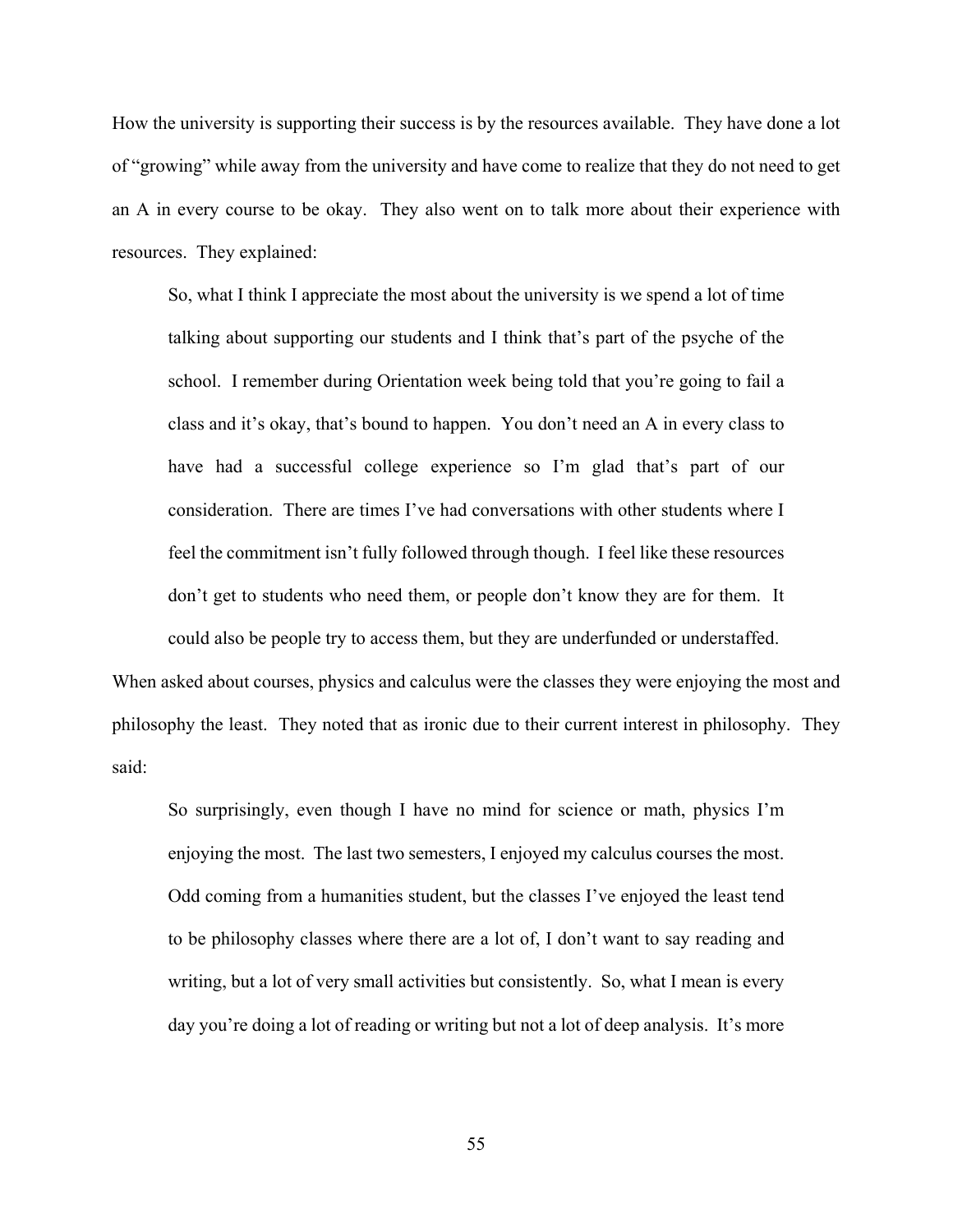How the university is supporting their success is by the resources available. They have done a lot of "growing" while away from the university and have come to realize that they do not need to get an A in every course to be okay. They also went on to talk more about their experience with resources. They explained:

> So, what I think I appreciate the most about the university is we spend a lot of time talking about supporting our students and I think that's part of the psyche of the school. I remember during Orientation week being told that you're going to fail a class and it's okay, that's bound to happen. You don't need an A in every class to have had a successful college experience so I'm glad that's part of our consideration. There are times I've had conversations with other students where I feel the commitment isn't fully followed through though. I feel like these resources don't get to students who need them, or people don't know they are for them. It could also be people try to access them, but they are underfunded or understaffed.

When asked about courses, physics and calculus were the classes they were enjoying the most and philosophy the least. They noted that as ironic due to their current interest in philosophy. They said:

> So surprisingly, even though I have no mind for science or math, physics I'm enjoying the most. The last two semesters, I enjoyed my calculus courses the most. Odd coming from a humanities student, but the classes I've enjoyed the least tend to be philosophy classes where there are a lot of, I don't want to say reading and writing, but a lot of very small activities but consistently. So, what I mean is every day you're doing a lot of reading or writing but not a lot of deep analysis. It's more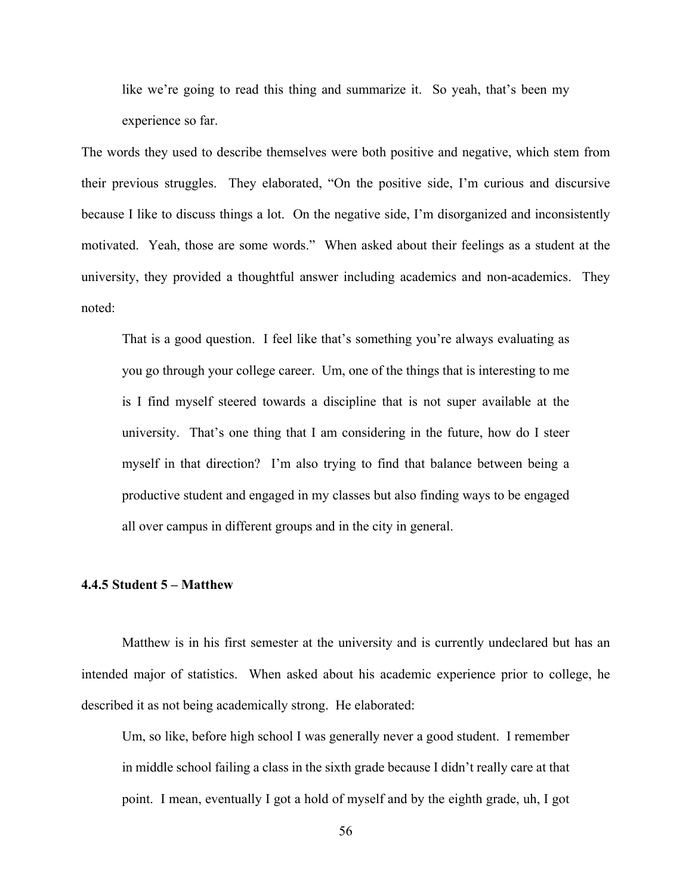> like we're going to read this thing and summarize it. So yeah, that's been my experience so far.

The words they used to describe themselves were both positive and negative, which stem from their previous struggles. They elaborated, "On the positive side, I'm curious and discursive because I like to discuss things a lot. On the negative side, I'm disorganized and inconsistently motivated. Yeah, those are some words." When asked about their feelings as a student at the university, they provided a thoughtful answer including academics and non-academics. They noted:

> That is a good question. I feel like that's something you're always evaluating as you go through your college career. Um, one of the things that is interesting to me is I find myself steered towards a discipline that is not super available at the university. That's one thing that I am considering in the future, how do I steer myself in that direction? I'm also trying to find that balance between being a productive student and engaged in my classes but also finding ways to be engaged all over campus in different groups and in the city in general.

### 4.4.5 Student 5 – Matthew

Matthew is in his first semester at the university and is currently undeclared but has an intended major of statistics. When asked about his academic experience prior to college, he described it as not being academically strong. He elaborated:

> Um, so like, before high school I was generally never a good student. I remember in middle school failing a class in the sixth grade because I didn't really care at that point. I mean, eventually I got a hold of myself and by the eighth grade, uh, I got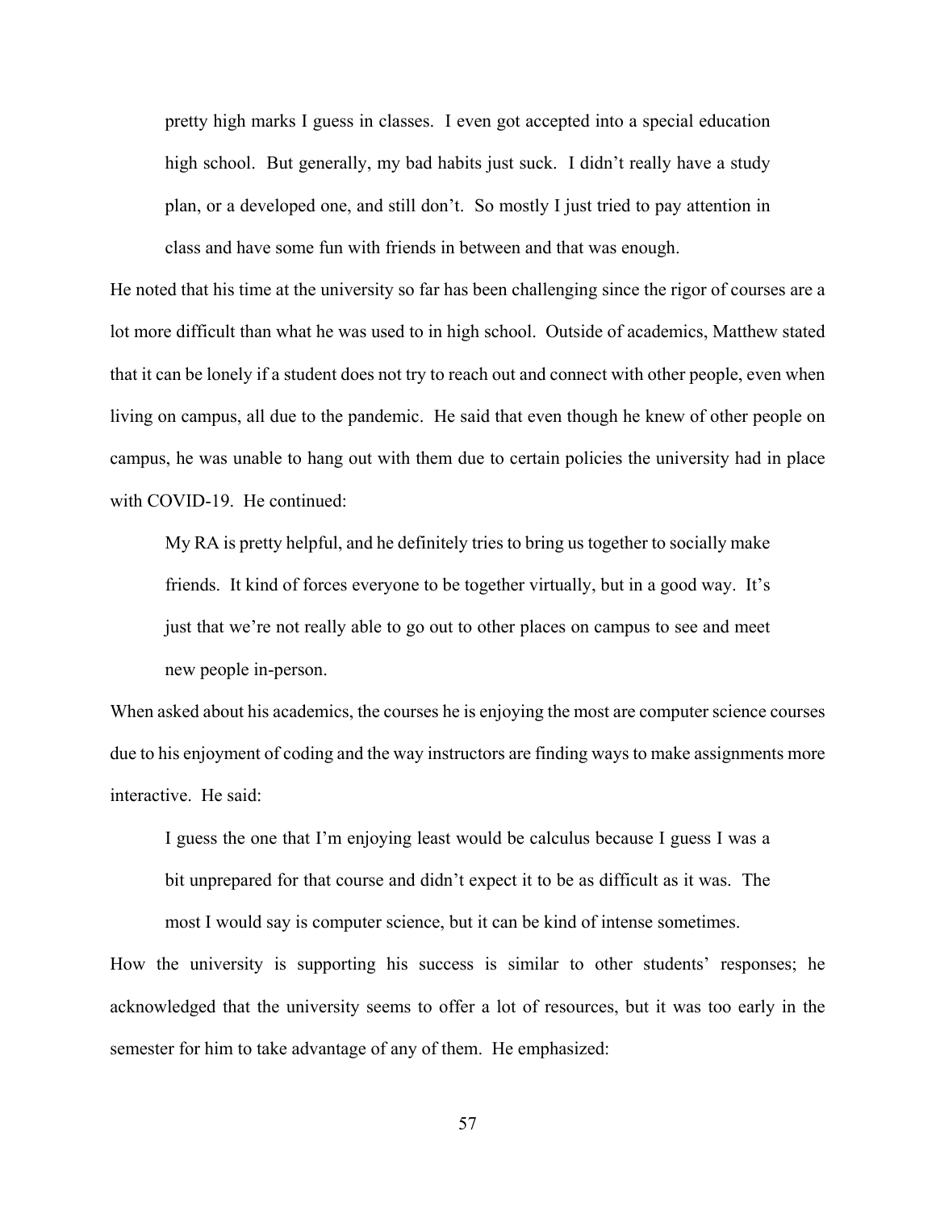> pretty high marks I guess in classes. I even got accepted into a special education high school. But generally, my bad habits just suck. I didn't really have a study plan, or a developed one, and still don't. So mostly I just tried to pay attention in class and have some fun with friends in between and that was enough.

He noted that his time at the university so far has been challenging since the rigor of courses are a lot more difficult than what he was used to in high school. Outside of academics, Matthew stated that it can be lonely if a student does not try to reach out and connect with other people, even when living on campus, all due to the pandemic. He said that even though he knew of other people on campus, he was unable to hang out with them due to certain policies the university had in place with COVID-19. He continued:

> My RA is pretty helpful, and he definitely tries to bring us together to socially make friends. It kind of forces everyone to be together virtually, but in a good way. It's just that we're not really able to go out to other places on campus to see and meet new people in-person.

When asked about his academics, the courses he is enjoying the most are computer science courses due to his enjoyment of coding and the way instructors are finding ways to make assignments more interactive. He said:

> I guess the one that I'm enjoying least would be calculus because I guess I was a bit unprepared for that course and didn't expect it to be as difficult as it was. The most I would say is computer science, but it can be kind of intense sometimes.

How the university is supporting his success is similar to other students' responses; he acknowledged that the university seems to offer a lot of resources, but it was too early in the semester for him to take advantage of any of them. He emphasized: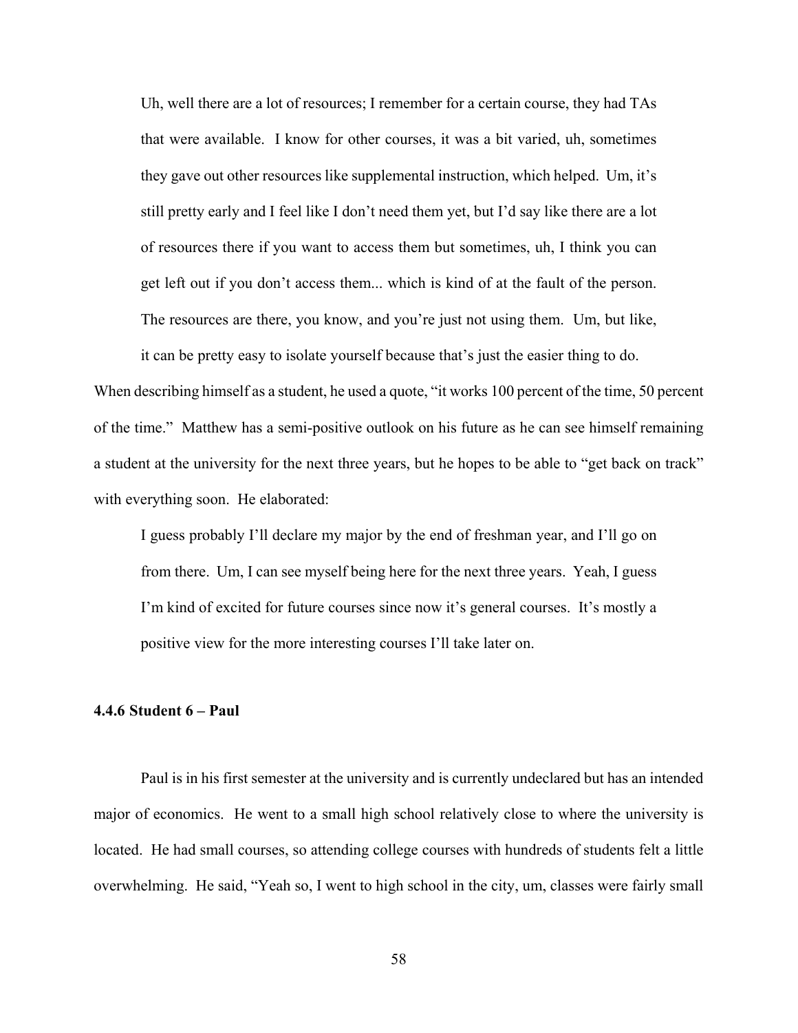> Uh, well there are a lot of resources; I remember for a certain course, they had TAs that were available. I know for other courses, it was a bit varied, uh, sometimes they gave out other resources like supplemental instruction, which helped. Um, it's still pretty early and I feel like I don't need them yet, but I'd say like there are a lot of resources there if you want to access them but sometimes, uh, I think you can get left out if you don't access them... which is kind of at the fault of the person. The resources are there, you know, and you're just not using them. Um, but like, it can be pretty easy to isolate yourself because that's just the easier thing to do.

When describing himself as a student, he used a quote, "it works 100 percent of the time, 50 percent of the time." Matthew has a semi-positive outlook on his future as he can see himself remaining a student at the university for the next three years, but he hopes to be able to "get back on track" with everything soon. He elaborated:

> I guess probably I'll declare my major by the end of freshman year, and I'll go on from there. Um, I can see myself being here for the next three years. Yeah, I guess I'm kind of excited for future courses since now it's general courses. It's mostly a positive view for the more interesting courses I'll take later on.

#### 4.4.6 Student 6 – Paul

Paul is in his first semester at the university and is currently undeclared but has an intended major of economics. He went to a small high school relatively close to where the university is located. He had small courses, so attending college courses with hundreds of students felt a little overwhelming. He said, "Yeah so, I went to high school in the city, um, classes were fairly small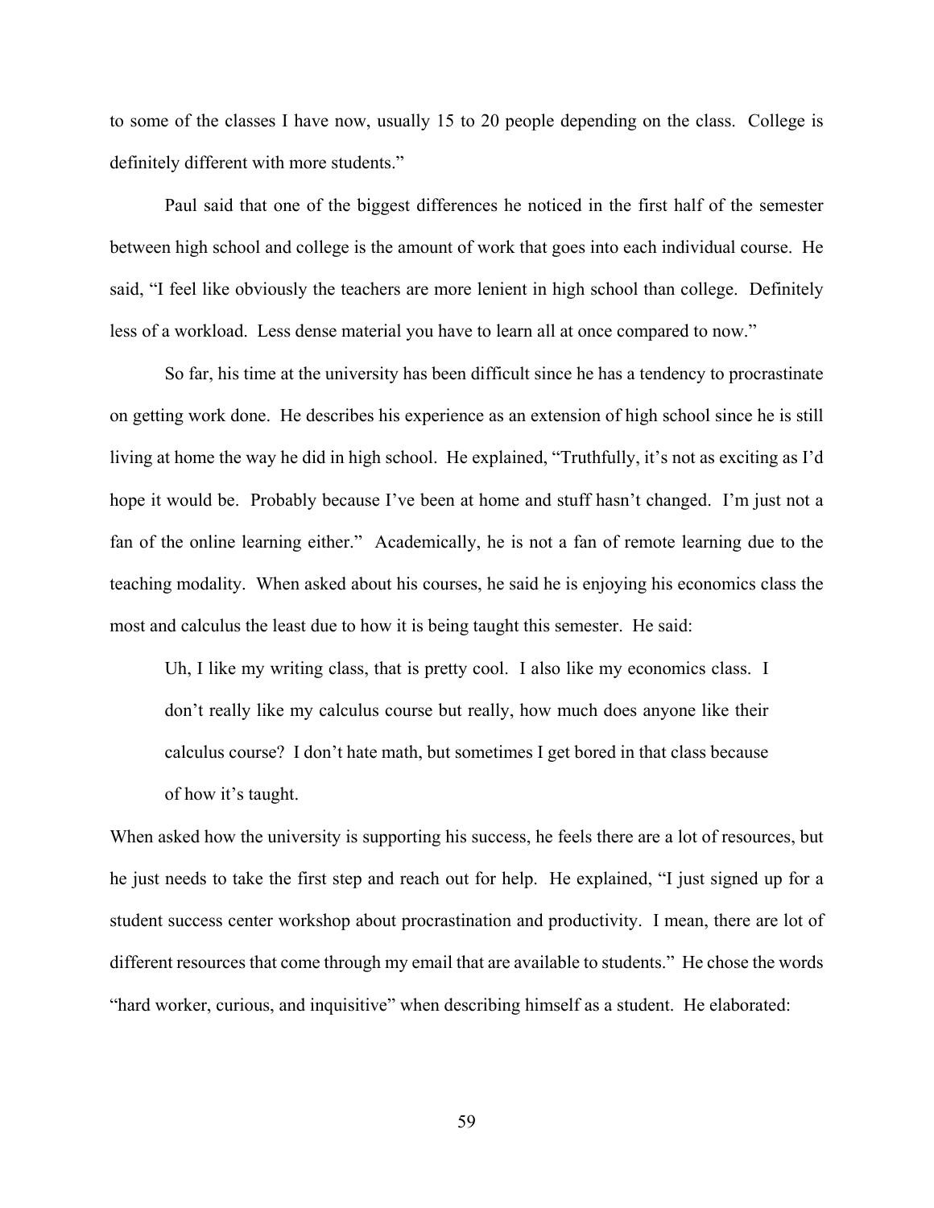to some of the classes I have now, usually 15 to 20 people depending on the class. College is definitely different with more students."

Paul said that one of the biggest differences he noticed in the first half of the semester between high school and college is the amount of work that goes into each individual course. He said, "I feel like obviously the teachers are more lenient in high school than college. Definitely less of a workload. Less dense material you have to learn all at once compared to now."

So far, his time at the university has been difficult since he has a tendency to procrastinate on getting work done. He describes his experience as an extension of high school since he is still living at home the way he did in high school. He explained, "Truthfully, it's not as exciting as I'd hope it would be. Probably because I've been at home and stuff hasn't changed. I'm just not a fan of the online learning either." Academically, he is not a fan of remote learning due to the teaching modality. When asked about his courses, he said he is enjoying his economics class the most and calculus the least due to how it is being taught this semester. He said:

> Uh, I like my writing class, that is pretty cool. I also like my economics class. I don't really like my calculus course but really, how much does anyone like their calculus course? I don't hate math, but sometimes I get bored in that class because of how it's taught.

When asked how the university is supporting his success, he feels there are a lot of resources, but he just needs to take the first step and reach out for help. He explained, "I just signed up for a student success center workshop about procrastination and productivity. I mean, there are lot of different resources that come through my email that are available to students." He chose the words "hard worker, curious, and inquisitive" when describing himself as a student. He elaborated: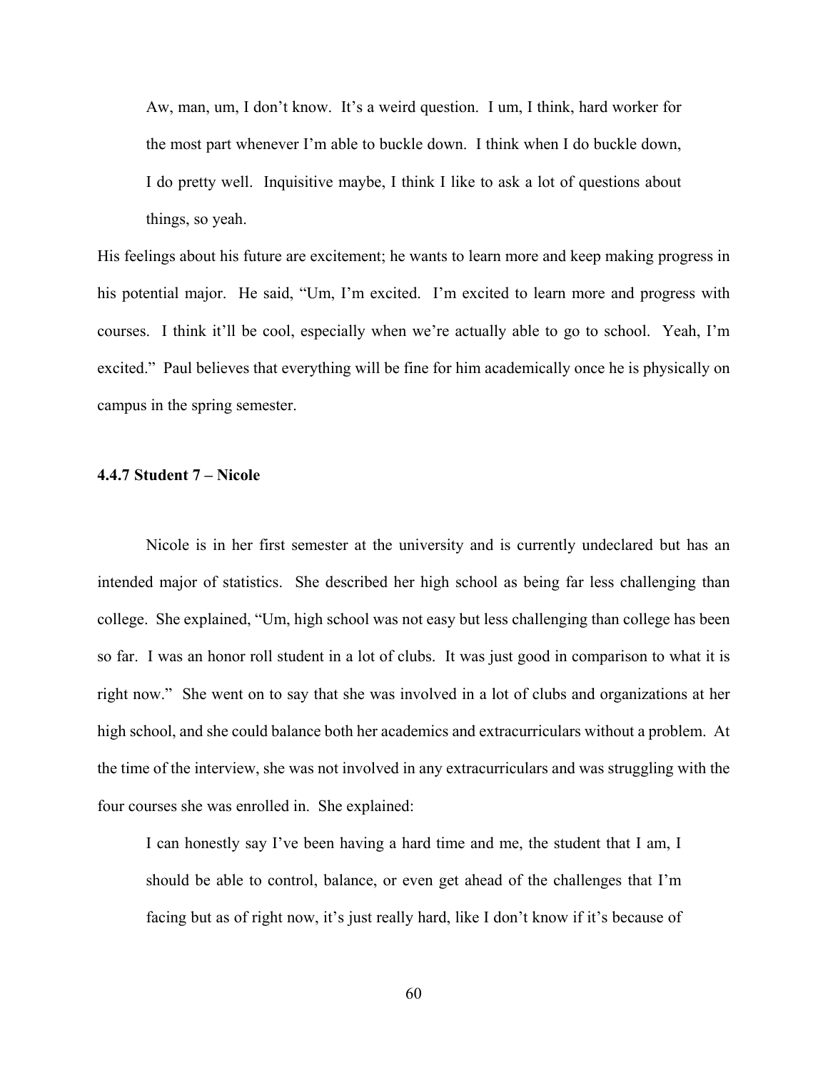> Aw, man, um, I don't know. It's a weird question. I um, I think, hard worker for the most part whenever I'm able to buckle down. I think when I do buckle down, I do pretty well. Inquisitive maybe, I think I like to ask a lot of questions about things, so yeah.

His feelings about his future are excitement; he wants to learn more and keep making progress in his potential major. He said, "Um, I'm excited. I'm excited to learn more and progress with courses. I think it'll be cool, especially when we're actually able to go to school. Yeah, I'm excited." Paul believes that everything will be fine for him academically once he is physically on campus in the spring semester.

#### 4.4.7 Student 7 – Nicole

Nicole is in her first semester at the university and is currently undeclared but has an intended major of statistics. She described her high school as being far less challenging than college. She explained, "Um, high school was not easy but less challenging than college has been so far. I was an honor roll student in a lot of clubs. It was just good in comparison to what it is right now." She went on to say that she was involved in a lot of clubs and organizations at her high school, and she could balance both her academics and extracurriculars without a problem. At the time of the interview, she was not involved in any extracurriculars and was struggling with the four courses she was enrolled in. She explained:

> I can honestly say I've been having a hard time and me, the student that I am, I should be able to control, balance, or even get ahead of the challenges that I'm facing but as of right now, it's just really hard, like I don't know if it's because of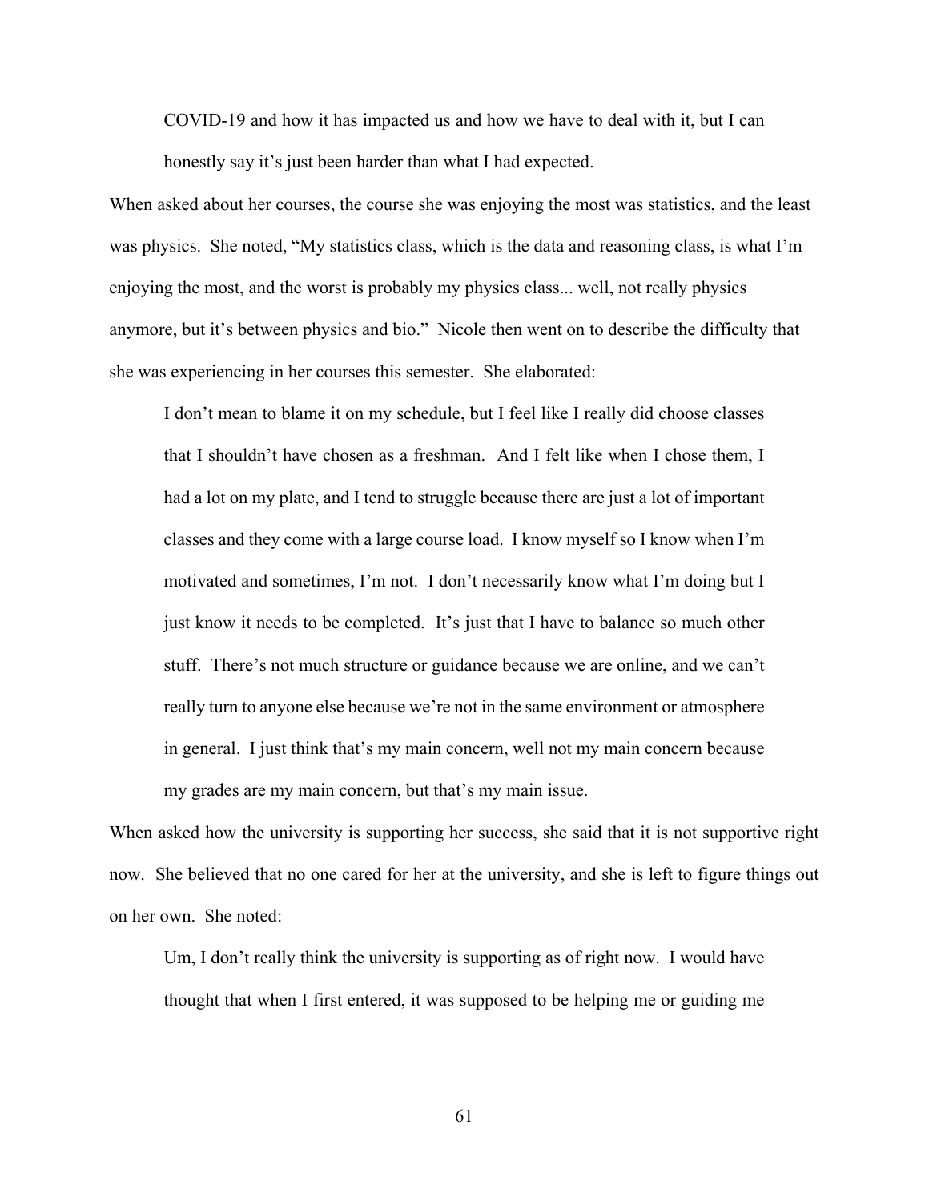> COVID-19 and how it has impacted us and how we have to deal with it, but I can honestly say it's just been harder than what I had expected.

When asked about her courses, the course she was enjoying the most was statistics, and the least was physics. She noted, "My statistics class, which is the data and reasoning class, is what I'm enjoying the most, and the worst is probably my physics class... well, not really physics anymore, but it's between physics and bio." Nicole then went on to describe the difficulty that she was experiencing in her courses this semester. She elaborated:

> I don't mean to blame it on my schedule, but I feel like I really did choose classes that I shouldn't have chosen as a freshman. And I felt like when I chose them, I had a lot on my plate, and I tend to struggle because there are just a lot of important classes and they come with a large course load. I know myself so I know when I'm motivated and sometimes, I'm not. I don't necessarily know what I'm doing but I just know it needs to be completed. It's just that I have to balance so much other stuff. There's not much structure or guidance because we are online, and we can't really turn to anyone else because we're not in the same environment or atmosphere in general. I just think that's my main concern, well not my main concern because my grades are my main concern, but that's my main issue.

When asked how the university is supporting her success, she said that it is not supportive right now. She believed that no one cared for her at the university, and she is left to figure things out on her own. She noted:

> Um, I don't really think the university is supporting as of right now. I would have thought that when I first entered, it was supposed to be helping me or guiding me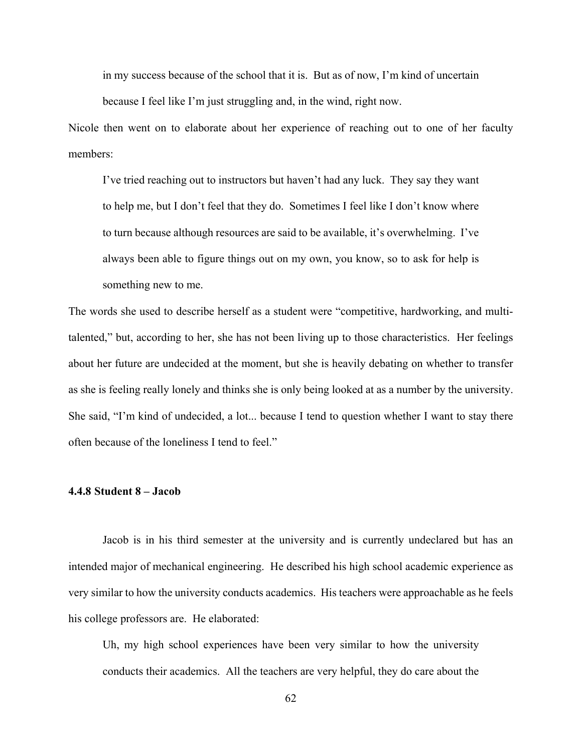> in my success because of the school that it is. But as of now, I'm kind of uncertain because I feel like I'm just struggling and, in the wind, right now.

Nicole then went on to elaborate about her experience of reaching out to one of her faculty members:

> I've tried reaching out to instructors but haven't had any luck. They say they want to help me, but I don't feel that they do. Sometimes I feel like I don't know where to turn because although resources are said to be available, it's overwhelming. I've always been able to figure things out on my own, you know, so to ask for help is something new to me.

The words she used to describe herself as a student were "competitive, hardworking, and multi-talented," but, according to her, she has not been living up to those characteristics. Her feelings about her future are undecided at the moment, but she is heavily debating on whether to transfer as she is feeling really lonely and thinks she is only being looked at as a number by the university. She said, "I'm kind of undecided, a lot... because I tend to question whether I want to stay there often because of the loneliness I tend to feel."

#### 4.4.8 Student 8 – Jacob

Jacob is in his third semester at the university and is currently undeclared but has an intended major of mechanical engineering. He described his high school academic experience as very similar to how the university conducts academics. His teachers were approachable as he feels his college professors are. He elaborated:

> Uh, my high school experiences have been very similar to how the university conducts their academics. All the teachers are very helpful, they do care about the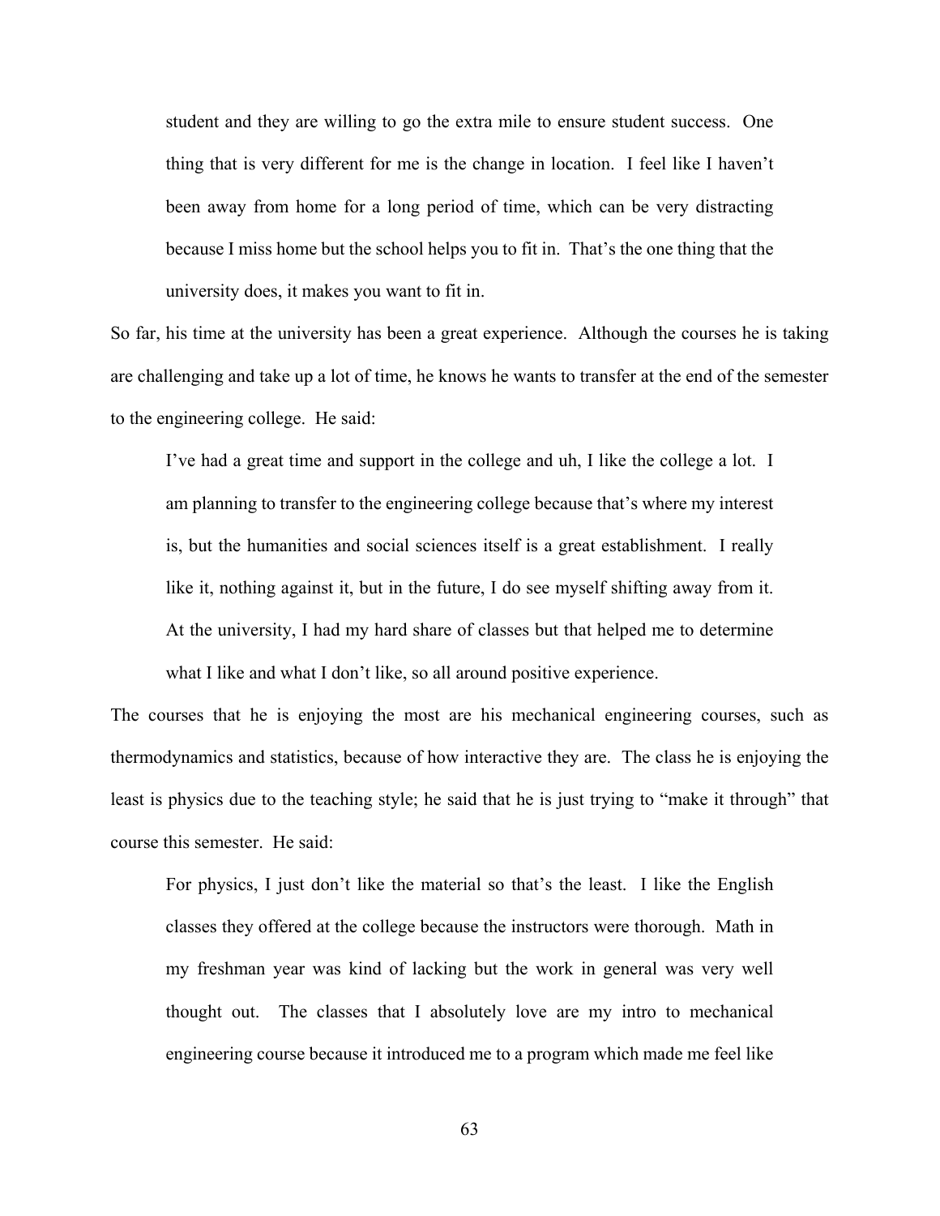> student and they are willing to go the extra mile to ensure student success. One thing that is very different for me is the change in location. I feel like I haven't been away from home for a long period of time, which can be very distracting because I miss home but the school helps you to fit in. That's the one thing that the university does, it makes you want to fit in.

So far, his time at the university has been a great experience. Although the courses he is taking are challenging and take up a lot of time, he knows he wants to transfer at the end of the semester to the engineering college. He said:

> I've had a great time and support in the college and uh, I like the college a lot. I am planning to transfer to the engineering college because that's where my interest is, but the humanities and social sciences itself is a great establishment. I really like it, nothing against it, but in the future, I do see myself shifting away from it. At the university, I had my hard share of classes but that helped me to determine what I like and what I don't like, so all around positive experience.

The courses that he is enjoying the most are his mechanical engineering courses, such as thermodynamics and statistics, because of how interactive they are. The class he is enjoying the least is physics due to the teaching style; he said that he is just trying to "make it through" that course this semester. He said:

> For physics, I just don't like the material so that's the least. I like the English classes they offered at the college because the instructors were thorough. Math in my freshman year was kind of lacking but the work in general was very well thought out. The classes that I absolutely love are my intro to mechanical engineering course because it introduced me to a program which made me feel like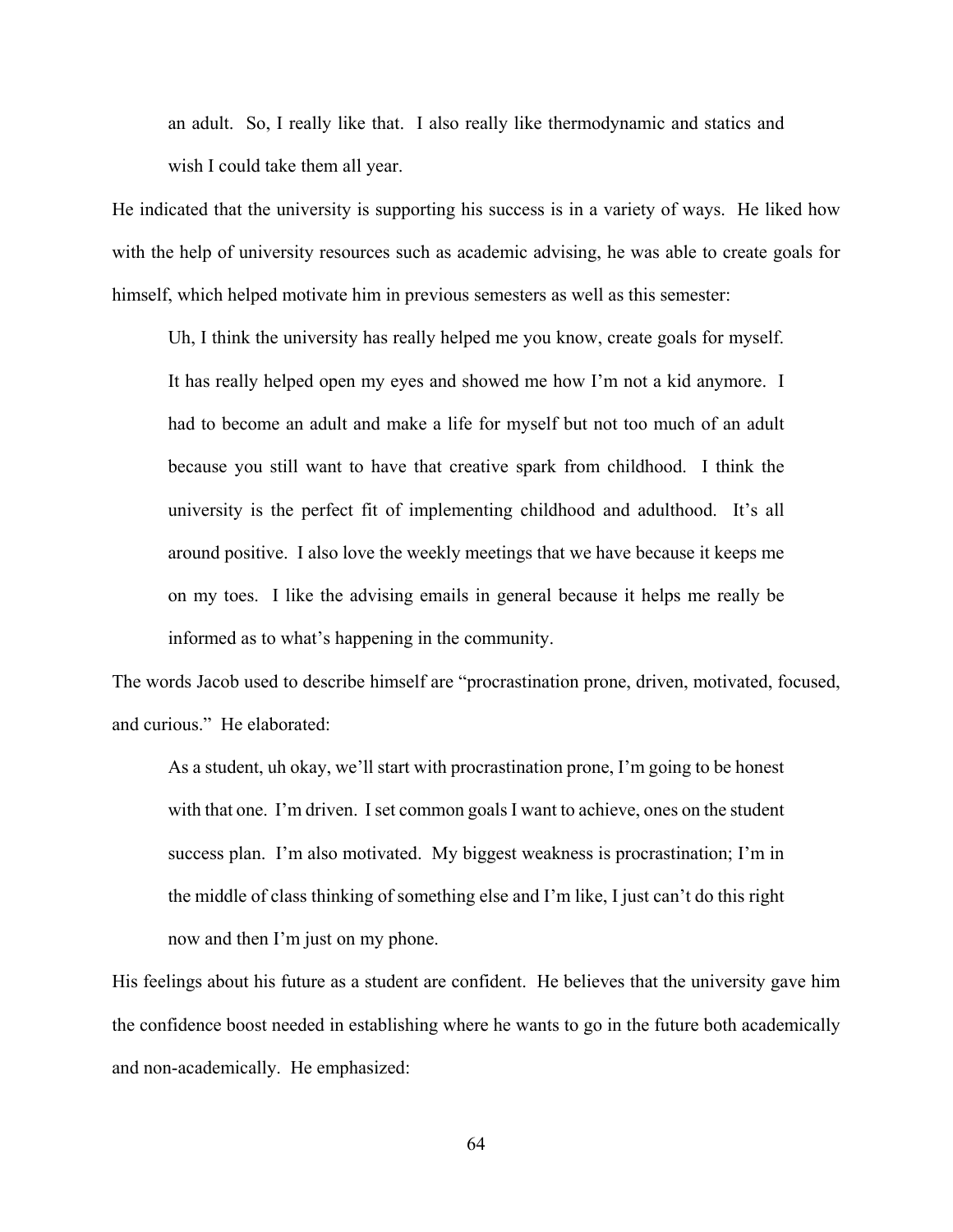> an adult. So, I really like that. I also really like thermodynamic and statics and wish I could take them all year.

He indicated that the university is supporting his success is in a variety of ways. He liked how with the help of university resources such as academic advising, he was able to create goals for himself, which helped motivate him in previous semesters as well as this semester:

> Uh, I think the university has really helped me you know, create goals for myself. It has really helped open my eyes and showed me how I'm not a kid anymore. I had to become an adult and make a life for myself but not too much of an adult because you still want to have that creative spark from childhood. I think the university is the perfect fit of implementing childhood and adulthood. It's all around positive. I also love the weekly meetings that we have because it keeps me on my toes. I like the advising emails in general because it helps me really be informed as to what's happening in the community.

The words Jacob used to describe himself are "procrastination prone, driven, motivated, focused, and curious." He elaborated:

> As a student, uh okay, we'll start with procrastination prone, I'm going to be honest with that one. I'm driven. I set common goals I want to achieve, ones on the student success plan. I'm also motivated. My biggest weakness is procrastination; I'm in the middle of class thinking of something else and I'm like, I just can't do this right now and then I'm just on my phone.

His feelings about his future as a student are confident. He believes that the university gave him the confidence boost needed in establishing where he wants to go in the future both academically and non-academically. He emphasized: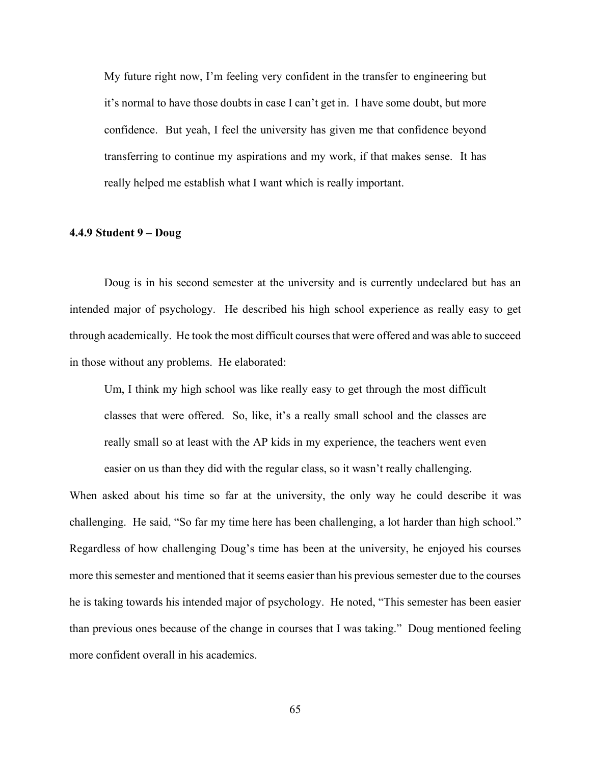> My future right now, I'm feeling very confident in the transfer to engineering but it's normal to have those doubts in case I can't get in. I have some doubt, but more confidence. But yeah, I feel the university has given me that confidence beyond transferring to continue my aspirations and my work, if that makes sense. It has really helped me establish what I want which is really important.

#### 4.4.9 Student 9 – Doug

Doug is in his second semester at the university and is currently undeclared but has an intended major of psychology. He described his high school experience as really easy to get through academically. He took the most difficult courses that were offered and was able to succeed in those without any problems. He elaborated:

> Um, I think my high school was like really easy to get through the most difficult classes that were offered. So, like, it's a really small school and the classes are really small so at least with the AP kids in my experience, the teachers went even easier on us than they did with the regular class, so it wasn't really challenging.

When asked about his time so far at the university, the only way he could describe it was challenging. He said, "So far my time here has been challenging, a lot harder than high school." Regardless of how challenging Doug's time has been at the university, he enjoyed his courses more this semester and mentioned that it seems easier than his previous semester due to the courses he is taking towards his intended major of psychology. He noted, "This semester has been easier than previous ones because of the change in courses that I was taking." Doug mentioned feeling more confident overall in his academics.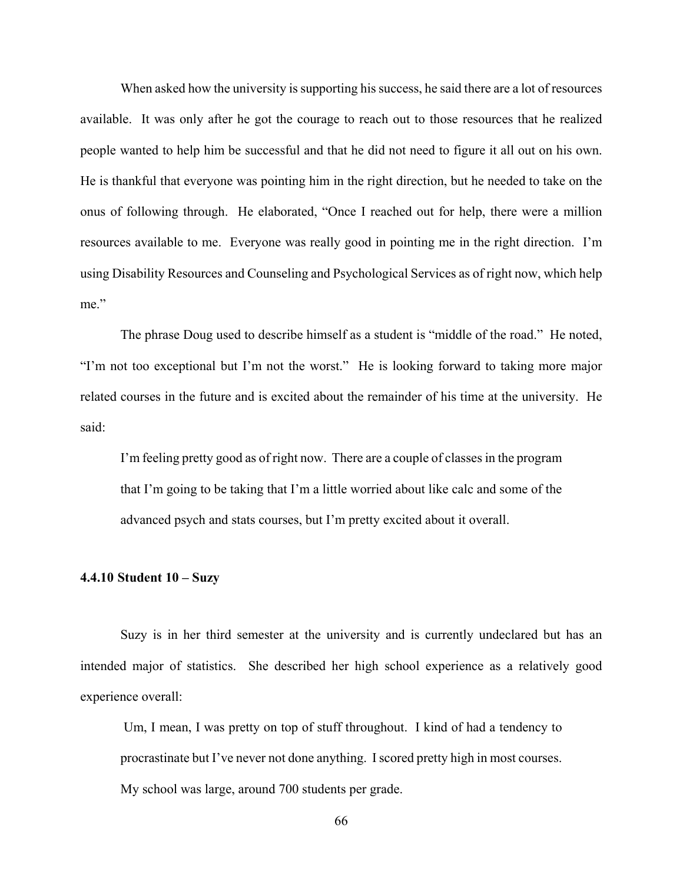When asked how the university is supporting his success, he said there are a lot of resources available. It was only after he got the courage to reach out to those resources that he realized people wanted to help him be successful and that he did not need to figure it all out on his own. He is thankful that everyone was pointing him in the right direction, but he needed to take on the onus of following through. He elaborated, "Once I reached out for help, there were a million resources available to me. Everyone was really good in pointing me in the right direction. I'm using Disability Resources and Counseling and Psychological Services as of right now, which help me."

The phrase Doug used to describe himself as a student is "middle of the road." He noted, "I'm not too exceptional but I'm not the worst." He is looking forward to taking more major related courses in the future and is excited about the remainder of his time at the university. He said:

> I'm feeling pretty good as of right now. There are a couple of classes in the program that I'm going to be taking that I'm a little worried about like calc and some of the advanced psych and stats courses, but I'm pretty excited about it overall.

### 4.4.10 Student 10 – Suzy

Suzy is in her third semester at the university and is currently undeclared but has an intended major of statistics. She described her high school experience as a relatively good experience overall:

> Um, I mean, I was pretty on top of stuff throughout. I kind of had a tendency to procrastinate but I've never not done anything. I scored pretty high in most courses. My school was large, around 700 students per grade.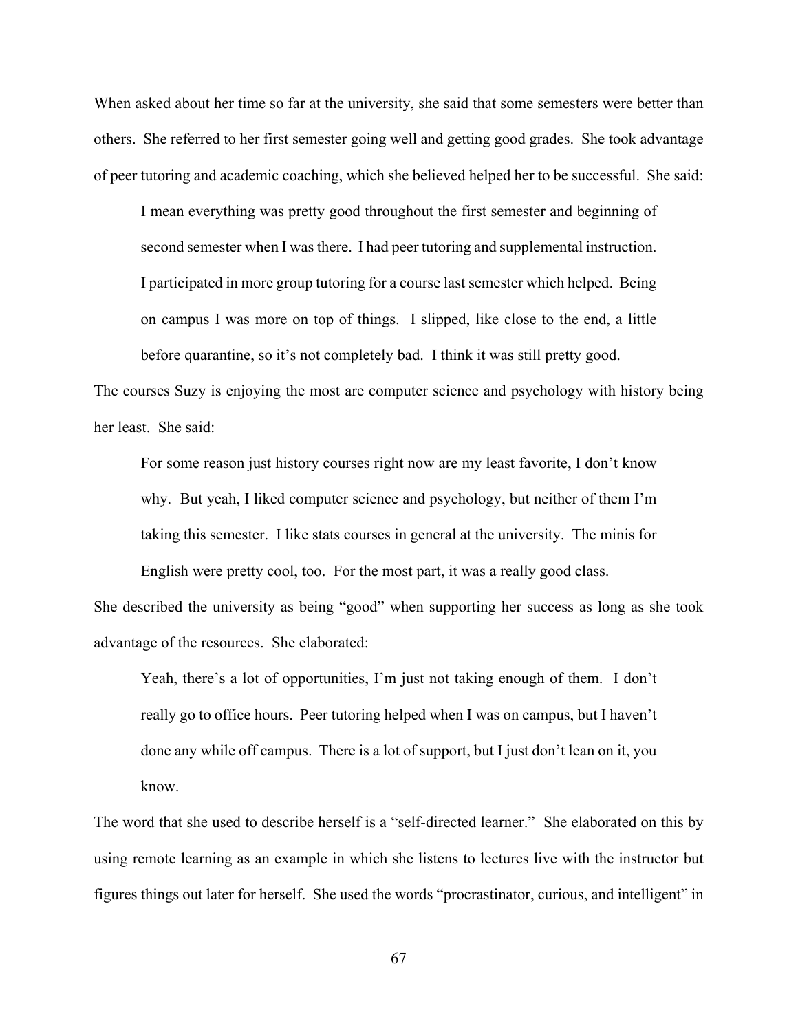When asked about her time so far at the university, she said that some semesters were better than others. She referred to her first semester going well and getting good grades. She took advantage of peer tutoring and academic coaching, which she believed helped her to be successful. She said:

> I mean everything was pretty good throughout the first semester and beginning of second semester when I was there. I had peer tutoring and supplemental instruction. I participated in more group tutoring for a course last semester which helped. Being on campus I was more on top of things. I slipped, like close to the end, a little before quarantine, so it's not completely bad. I think it was still pretty good.

The courses Suzy is enjoying the most are computer science and psychology with history being her least. She said:

> For some reason just history courses right now are my least favorite, I don't know why. But yeah, I liked computer science and psychology, but neither of them I'm taking this semester. I like stats courses in general at the university. The minis for English were pretty cool, too. For the most part, it was a really good class.

She described the university as being "good" when supporting her success as long as she took advantage of the resources. She elaborated:

> Yeah, there's a lot of opportunities, I'm just not taking enough of them. I don't really go to office hours. Peer tutoring helped when I was on campus, but I haven't done any while off campus. There is a lot of support, but I just don't lean on it, you know.

The word that she used to describe herself is a "self-directed learner." She elaborated on this by using remote learning as an example in which she listens to lectures live with the instructor but figures things out later for herself. She used the words "procrastinator, curious, and intelligent" in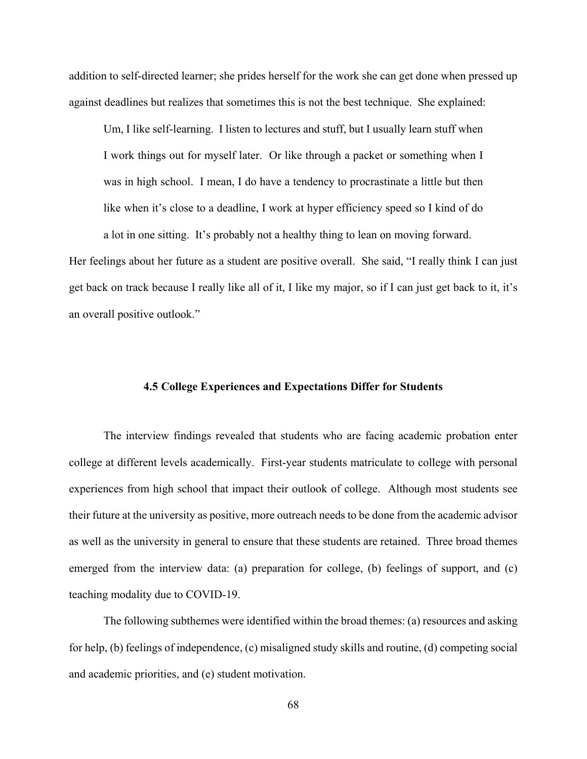addition to self-directed learner; she prides herself for the work she can get done when pressed up against deadlines but realizes that sometimes this is not the best technique. She explained:

> Um, I like self-learning. I listen to lectures and stuff, but I usually learn stuff when I work things out for myself later. Or like through a packet or something when I was in high school. I mean, I do have a tendency to procrastinate a little but then like when it's close to a deadline, I work at hyper efficiency speed so I kind of do a lot in one sitting. It's probably not a healthy thing to lean on moving forward.

Her feelings about her future as a student are positive overall. She said, "I really think I can just get back on track because I really like all of it, I like my major, so if I can just get back to it, it's an overall positive outlook."

## 4.5 College Experiences and Expectations Differ for Students

The interview findings revealed that students who are facing academic probation enter college at different levels academically. First-year students matriculate to college with personal experiences from high school that impact their outlook of college. Although most students see their future at the university as positive, more outreach needs to be done from the academic advisor as well as the university in general to ensure that these students are retained. Three broad themes emerged from the interview data: (a) preparation for college, (b) feelings of support, and (c) teaching modality due to COVID-19.

The following subthemes were identified within the broad themes: (a) resources and asking for help, (b) feelings of independence, (c) misaligned study skills and routine, (d) competing social and academic priorities, and (e) student motivation.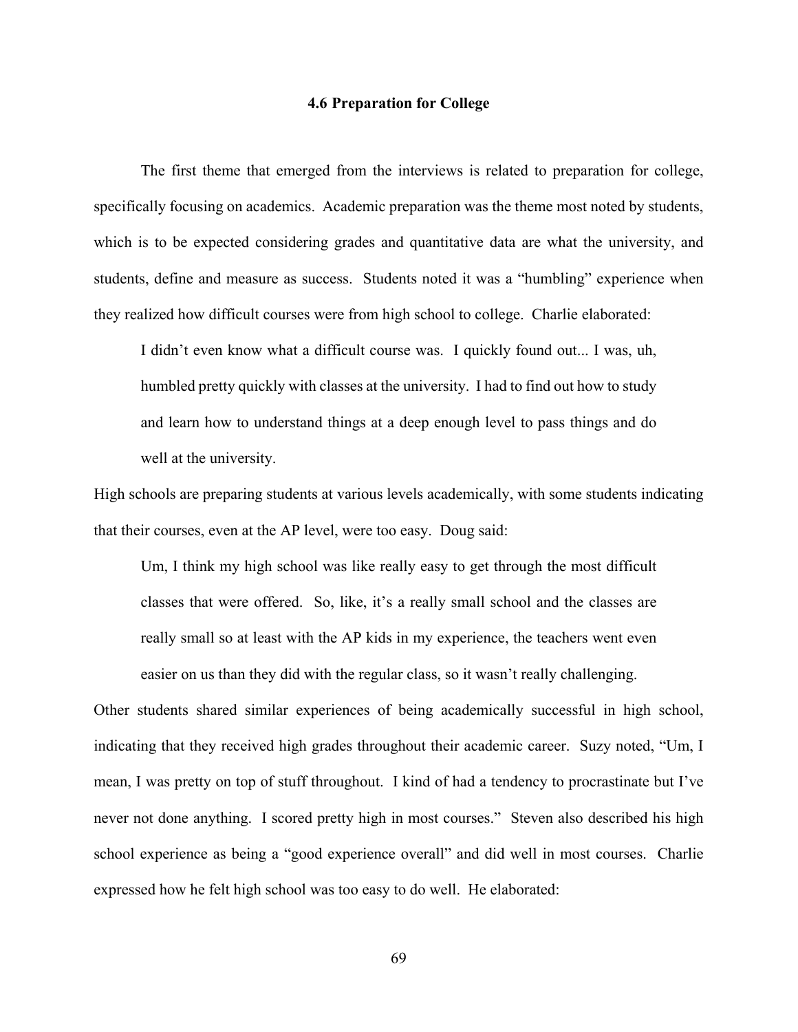### 4.6 Preparation for College

The first theme that emerged from the interviews is related to preparation for college, specifically focusing on academics. Academic preparation was the theme most noted by students, which is to be expected considering grades and quantitative data are what the university, and students, define and measure as success. Students noted it was a "humbling" experience when they realized how difficult courses were from high school to college. Charlie elaborated:

> I didn't even know what a difficult course was. I quickly found out... I was, uh, humbled pretty quickly with classes at the university. I had to find out how to study and learn how to understand things at a deep enough level to pass things and do well at the university.

High schools are preparing students at various levels academically, with some students indicating that their courses, even at the AP level, were too easy. Doug said:

> Um, I think my high school was like really easy to get through the most difficult classes that were offered. So, like, it's a really small school and the classes are really small so at least with the AP kids in my experience, the teachers went even easier on us than they did with the regular class, so it wasn't really challenging.

Other students shared similar experiences of being academically successful in high school, indicating that they received high grades throughout their academic career. Suzy noted, "Um, I mean, I was pretty on top of stuff throughout. I kind of had a tendency to procrastinate but I've never not done anything. I scored pretty high in most courses." Steven also described his high school experience as being a "good experience overall" and did well in most courses. Charlie expressed how he felt high school was too easy to do well. He elaborated: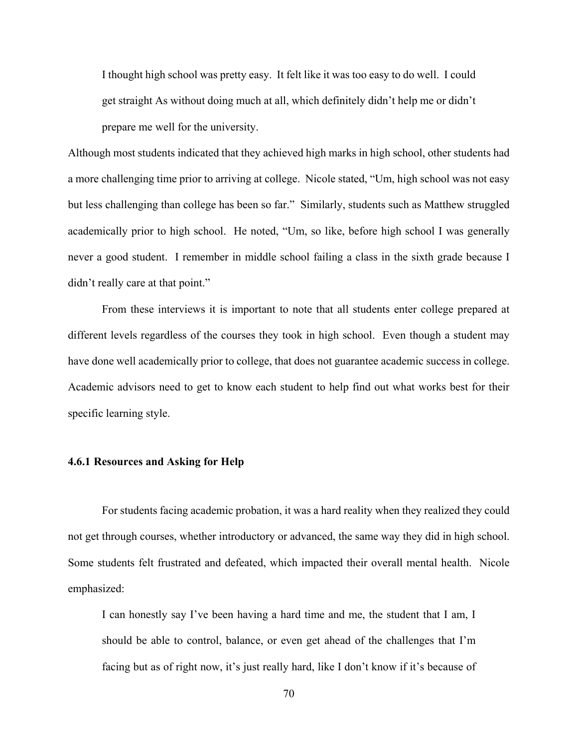> I thought high school was pretty easy. It felt like it was too easy to do well. I could get straight As without doing much at all, which definitely didn't help me or didn't prepare me well for the university.

Although most students indicated that they achieved high marks in high school, other students had a more challenging time prior to arriving at college. Nicole stated, "Um, high school was not easy but less challenging than college has been so far." Similarly, students such as Matthew struggled academically prior to high school. He noted, "Um, so like, before high school I was generally never a good student. I remember in middle school failing a class in the sixth grade because I didn't really care at that point."

From these interviews it is important to note that all students enter college prepared at different levels regardless of the courses they took in high school. Even though a student may have done well academically prior to college, that does not guarantee academic success in college. Academic advisors need to get to know each student to help find out what works best for their specific learning style.

### 4.6.1 Resources and Asking for Help

For students facing academic probation, it was a hard reality when they realized they could not get through courses, whether introductory or advanced, the same way they did in high school. Some students felt frustrated and defeated, which impacted their overall mental health. Nicole emphasized:

> I can honestly say I've been having a hard time and me, the student that I am, I should be able to control, balance, or even get ahead of the challenges that I'm facing but as of right now, it's just really hard, like I don't know if it's because of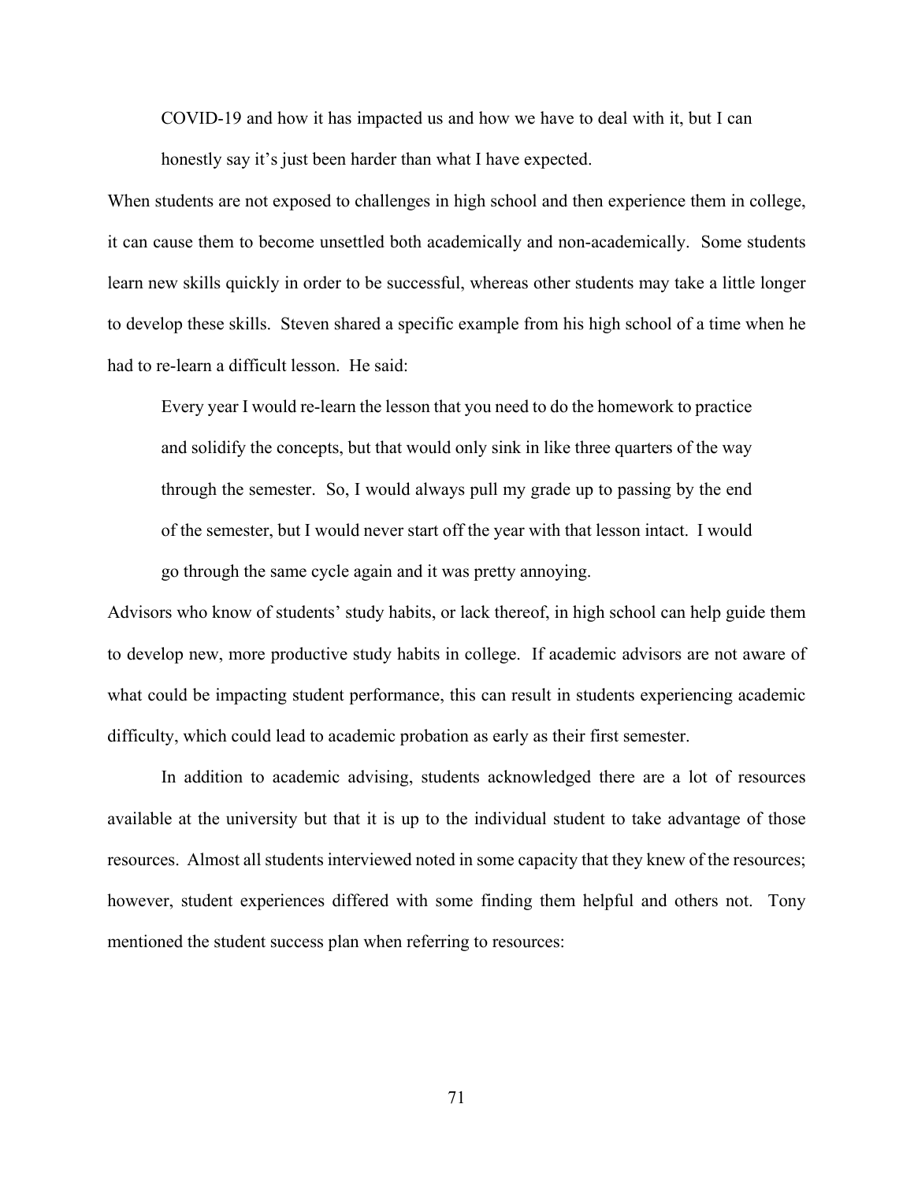> COVID-19 and how it has impacted us and how we have to deal with it, but I can honestly say it's just been harder than what I have expected.

When students are not exposed to challenges in high school and then experience them in college, it can cause them to become unsettled both academically and non-academically. Some students learn new skills quickly in order to be successful, whereas other students may take a little longer to develop these skills. Steven shared a specific example from his high school of a time when he had to re-learn a difficult lesson. He said:

> Every year I would re-learn the lesson that you need to do the homework to practice and solidify the concepts, but that would only sink in like three quarters of the way through the semester. So, I would always pull my grade up to passing by the end of the semester, but I would never start off the year with that lesson intact. I would go through the same cycle again and it was pretty annoying.

Advisors who know of students' study habits, or lack thereof, in high school can help guide them to develop new, more productive study habits in college. If academic advisors are not aware of what could be impacting student performance, this can result in students experiencing academic difficulty, which could lead to academic probation as early as their first semester.

In addition to academic advising, students acknowledged there are a lot of resources available at the university but that it is up to the individual student to take advantage of those resources. Almost all students interviewed noted in some capacity that they knew of the resources; however, student experiences differed with some finding them helpful and others not. Tony mentioned the student success plan when referring to resources: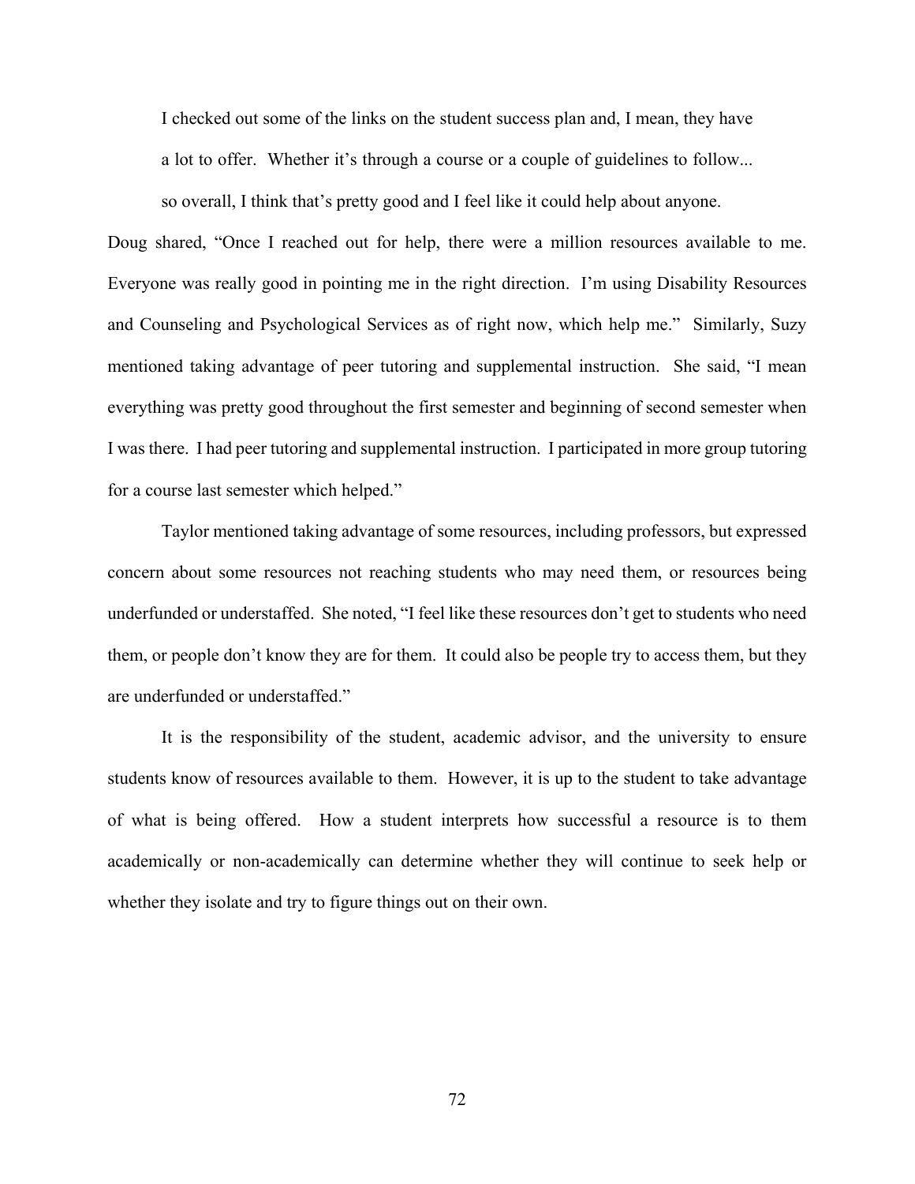> I checked out some of the links on the student success plan and, I mean, they have a lot to offer. Whether it's through a course or a couple of guidelines to follow... so overall, I think that's pretty good and I feel like it could help about anyone.

Doug shared, "Once I reached out for help, there were a million resources available to me. Everyone was really good in pointing me in the right direction. I'm using Disability Resources and Counseling and Psychological Services as of right now, which help me." Similarly, Suzy mentioned taking advantage of peer tutoring and supplemental instruction. She said, "I mean everything was pretty good throughout the first semester and beginning of second semester when I was there. I had peer tutoring and supplemental instruction. I participated in more group tutoring for a course last semester which helped."

Taylor mentioned taking advantage of some resources, including professors, but expressed concern about some resources not reaching students who may need them, or resources being underfunded or understaffed. She noted, "I feel like these resources don't get to students who need them, or people don't know they are for them. It could also be people try to access them, but they are underfunded or understaffed."

It is the responsibility of the student, academic advisor, and the university to ensure students know of resources available to them. However, it is up to the student to take advantage of what is being offered. How a student interprets how successful a resource is to them academically or non-academically can determine whether they will continue to seek help or whether they isolate and try to figure things out on their own.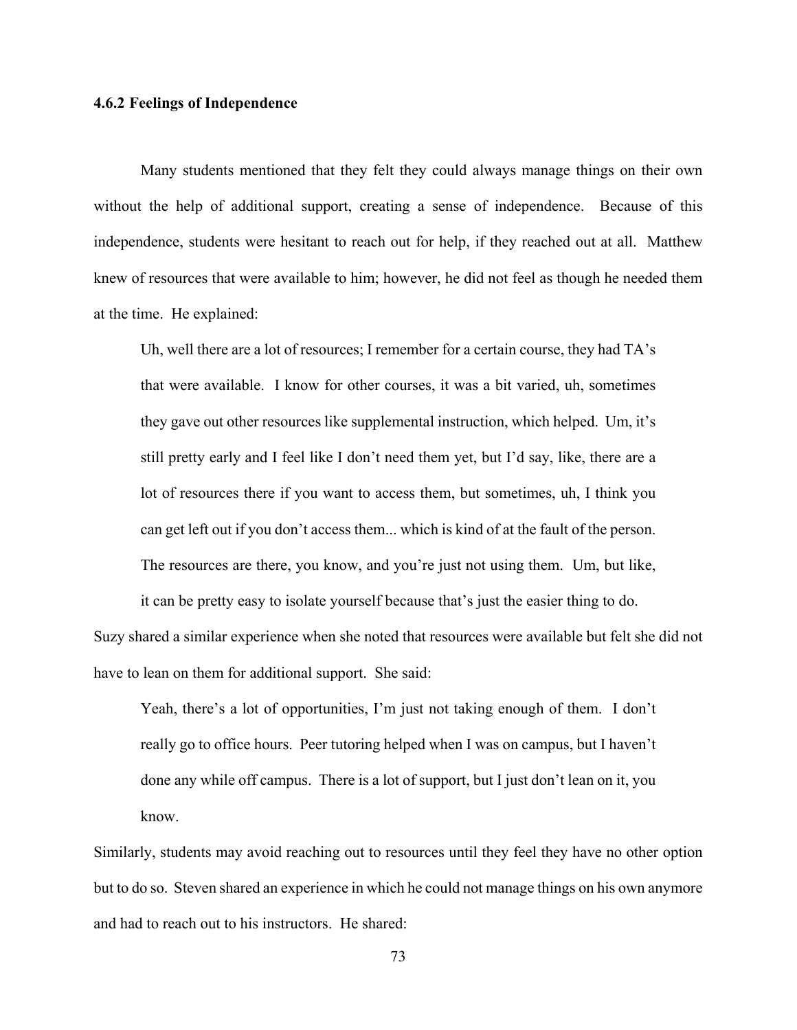### 4.6.2 Feelings of Independence

Many students mentioned that they felt they could always manage things on their own without the help of additional support, creating a sense of independence. Because of this independence, students were hesitant to reach out for help, if they reached out at all. Matthew knew of resources that were available to him; however, he did not feel as though he needed them at the time. He explained:

> Uh, well there are a lot of resources; I remember for a certain course, they had TA's that were available. I know for other courses, it was a bit varied, uh, sometimes they gave out other resources like supplemental instruction, which helped. Um, it's still pretty early and I feel like I don't need them yet, but I'd say, like, there are a lot of resources there if you want to access them, but sometimes, uh, I think you can get left out if you don't access them... which is kind of at the fault of the person. The resources are there, you know, and you're just not using them. Um, but like, it can be pretty easy to isolate yourself because that's just the easier thing to do.

Suzy shared a similar experience when she noted that resources were available but felt she did not have to lean on them for additional support. She said:

> Yeah, there's a lot of opportunities, I'm just not taking enough of them. I don't really go to office hours. Peer tutoring helped when I was on campus, but I haven't done any while off campus. There is a lot of support, but I just don't lean on it, you know.

Similarly, students may avoid reaching out to resources until they feel they have no other option but to do so. Steven shared an experience in which he could not manage things on his own anymore and had to reach out to his instructors. He shared: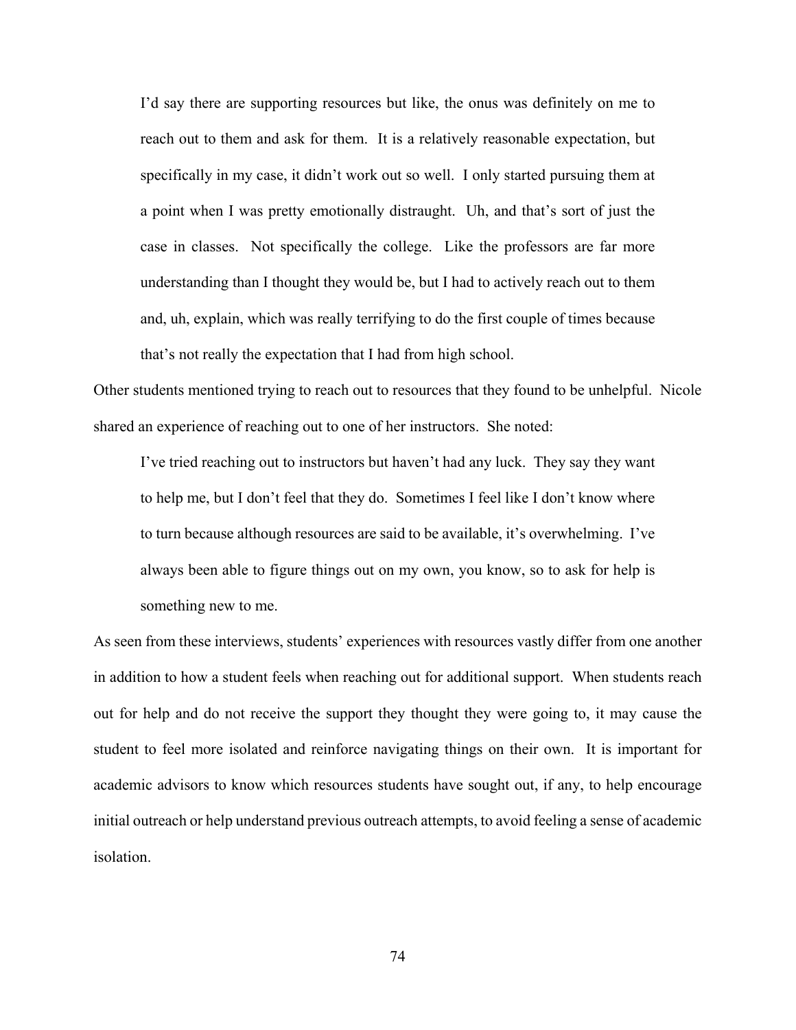> I'd say there are supporting resources but like, the onus was definitely on me to reach out to them and ask for them. It is a relatively reasonable expectation, but specifically in my case, it didn't work out so well. I only started pursuing them at a point when I was pretty emotionally distraught. Uh, and that's sort of just the case in classes. Not specifically the college. Like the professors are far more understanding than I thought they would be, but I had to actively reach out to them and, uh, explain, which was really terrifying to do the first couple of times because that's not really the expectation that I had from high school.

Other students mentioned trying to reach out to resources that they found to be unhelpful. Nicole shared an experience of reaching out to one of her instructors. She noted:

> I've tried reaching out to instructors but haven't had any luck. They say they want to help me, but I don't feel that they do. Sometimes I feel like I don't know where to turn because although resources are said to be available, it's overwhelming. I've always been able to figure things out on my own, you know, so to ask for help is something new to me.

As seen from these interviews, students' experiences with resources vastly differ from one another in addition to how a student feels when reaching out for additional support. When students reach out for help and do not receive the support they thought they were going to, it may cause the student to feel more isolated and reinforce navigating things on their own. It is important for academic advisors to know which resources students have sought out, if any, to help encourage initial outreach or help understand previous outreach attempts, to avoid feeling a sense of academic isolation.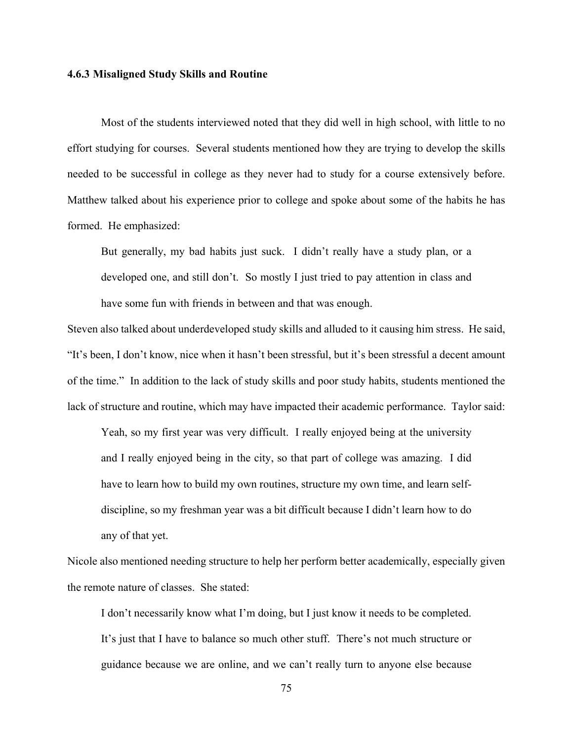### 4.6.3 Misaligned Study Skills and Routine

Most of the students interviewed noted that they did well in high school, with little to no effort studying for courses. Several students mentioned how they are trying to develop the skills needed to be successful in college as they never had to study for a course extensively before. Matthew talked about his experience prior to college and spoke about some of the habits he has formed. He emphasized:

> But generally, my bad habits just suck. I didn't really have a study plan, or a developed one, and still don't. So mostly I just tried to pay attention in class and have some fun with friends in between and that was enough.

Steven also talked about underdeveloped study skills and alluded to it causing him stress. He said, "It's been, I don't know, nice when it hasn't been stressful, but it's been stressful a decent amount of the time." In addition to the lack of study skills and poor study habits, students mentioned the lack of structure and routine, which may have impacted their academic performance. Taylor said:

> Yeah, so my first year was very difficult. I really enjoyed being at the university and I really enjoyed being in the city, so that part of college was amazing. I did have to learn how to build my own routines, structure my own time, and learn self-discipline, so my freshman year was a bit difficult because I didn't learn how to do any of that yet.

Nicole also mentioned needing structure to help her perform better academically, especially given the remote nature of classes. She stated:

> I don't necessarily know what I'm doing, but I just know it needs to be completed. It's just that I have to balance so much other stuff. There's not much structure or guidance because we are online, and we can't really turn to anyone else because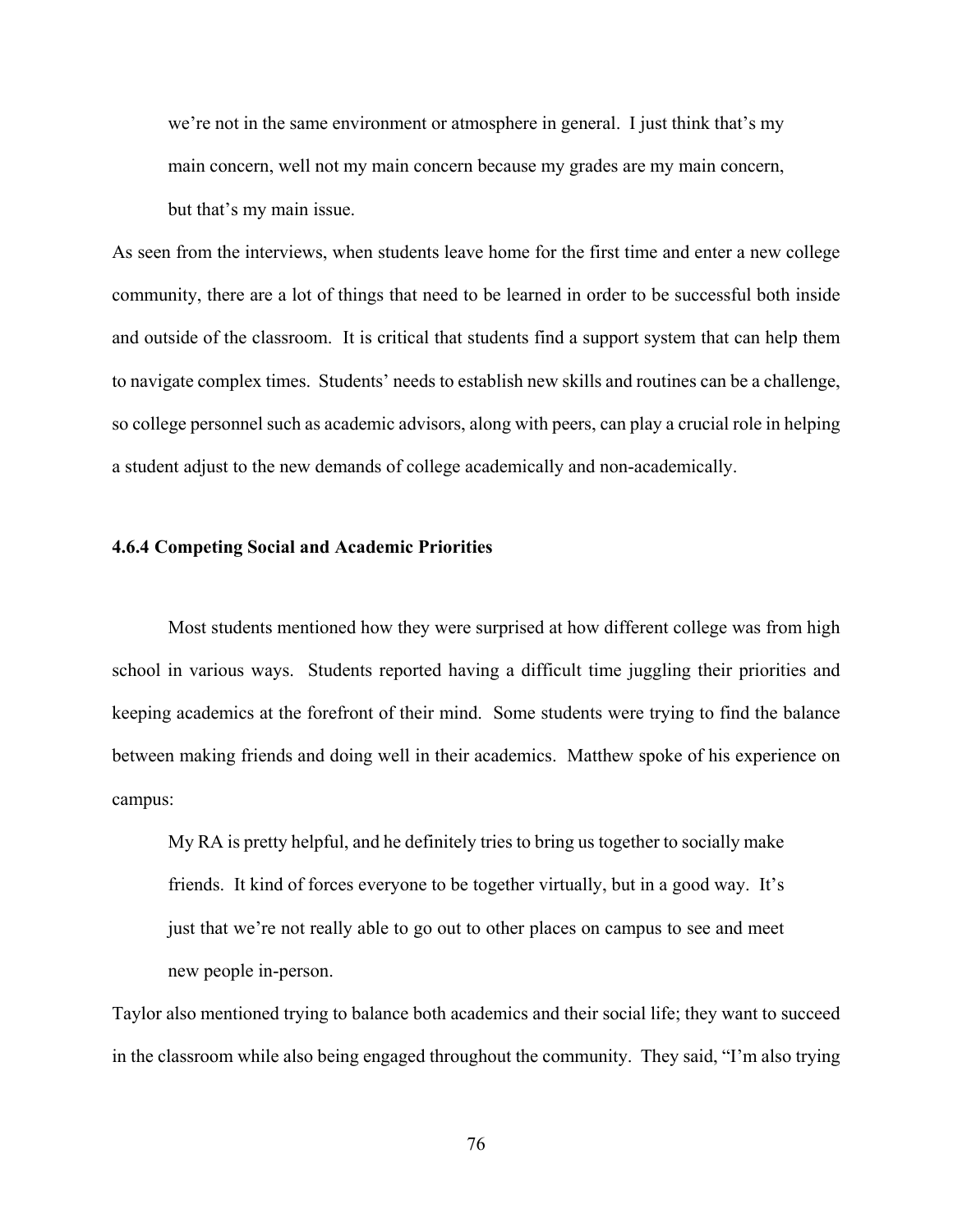> we're not in the same environment or atmosphere in general. I just think that's my main concern, well not my main concern because my grades are my main concern, but that's my main issue.

As seen from the interviews, when students leave home for the first time and enter a new college community, there are a lot of things that need to be learned in order to be successful both inside and outside of the classroom. It is critical that students find a support system that can help them to navigate complex times. Students' needs to establish new skills and routines can be a challenge, so college personnel such as academic advisors, along with peers, can play a crucial role in helping a student adjust to the new demands of college academically and non-academically.

### 4.6.4 Competing Social and Academic Priorities

Most students mentioned how they were surprised at how different college was from high school in various ways. Students reported having a difficult time juggling their priorities and keeping academics at the forefront of their mind. Some students were trying to find the balance between making friends and doing well in their academics. Matthew spoke of his experience on campus:

> My RA is pretty helpful, and he definitely tries to bring us together to socially make friends. It kind of forces everyone to be together virtually, but in a good way. It's just that we're not really able to go out to other places on campus to see and meet new people in-person.

Taylor also mentioned trying to balance both academics and their social life; they want to succeed in the classroom while also being engaged throughout the community. They said, "I'm also trying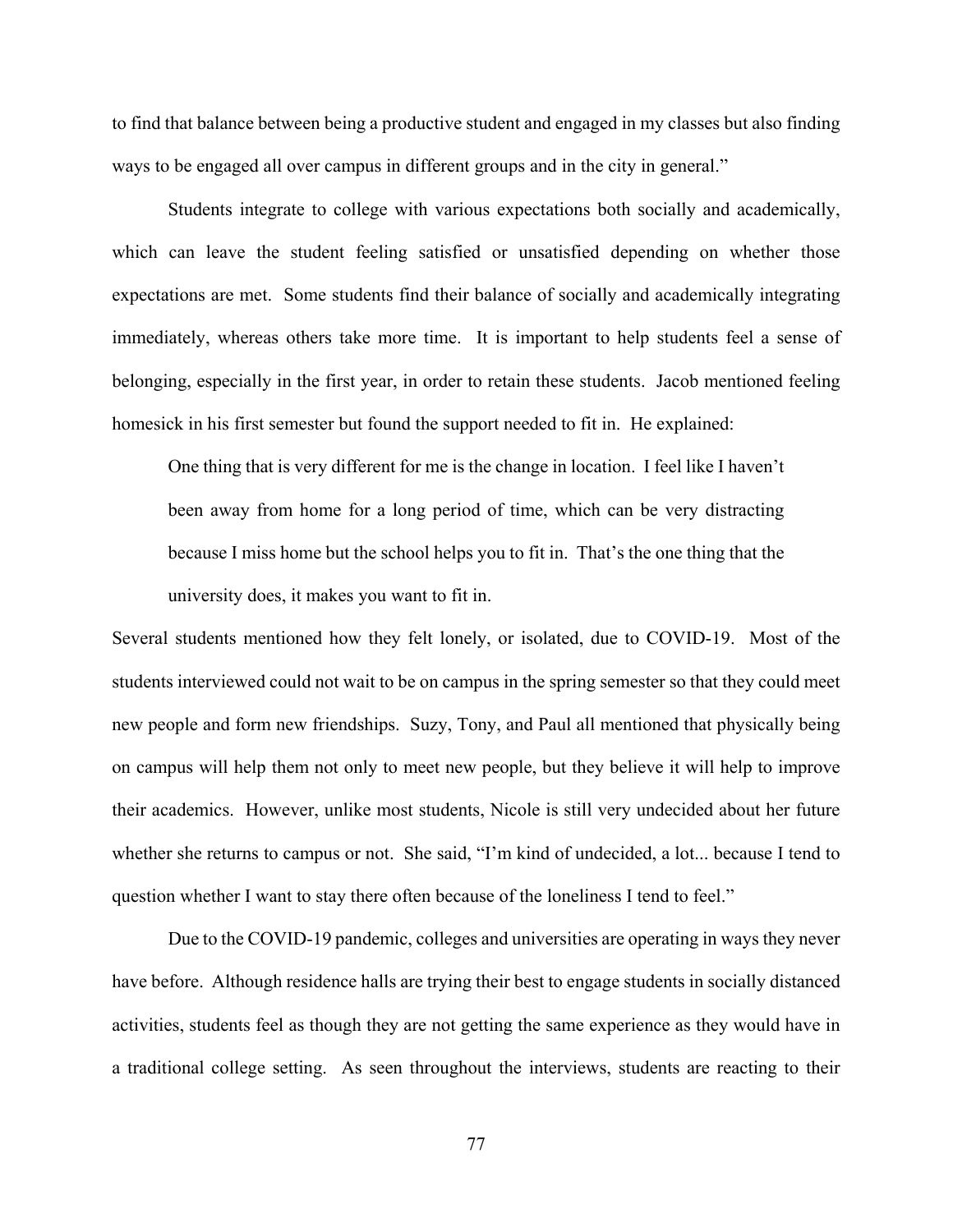to find that balance between being a productive student and engaged in my classes but also finding ways to be engaged all over campus in different groups and in the city in general."

Students integrate to college with various expectations both socially and academically, which can leave the student feeling satisfied or unsatisfied depending on whether those expectations are met. Some students find their balance of socially and academically integrating immediately, whereas others take more time. It is important to help students feel a sense of belonging, especially in the first year, in order to retain these students. Jacob mentioned feeling homesick in his first semester but found the support needed to fit in. He explained:

> One thing that is very different for me is the change in location. I feel like I haven't been away from home for a long period of time, which can be very distracting because I miss home but the school helps you to fit in. That's the one thing that the university does, it makes you want to fit in.

Several students mentioned how they felt lonely, or isolated, due to COVID-19. Most of the students interviewed could not wait to be on campus in the spring semester so that they could meet new people and form new friendships. Suzy, Tony, and Paul all mentioned that physically being on campus will help them not only to meet new people, but they believe it will help to improve their academics. However, unlike most students, Nicole is still very undecided about her future whether she returns to campus or not. She said, "I'm kind of undecided, a lot... because I tend to question whether I want to stay there often because of the loneliness I tend to feel."

Due to the COVID-19 pandemic, colleges and universities are operating in ways they never have before. Although residence halls are trying their best to engage students in socially distanced activities, students feel as though they are not getting the same experience as they would have in a traditional college setting. As seen throughout the interviews, students are reacting to their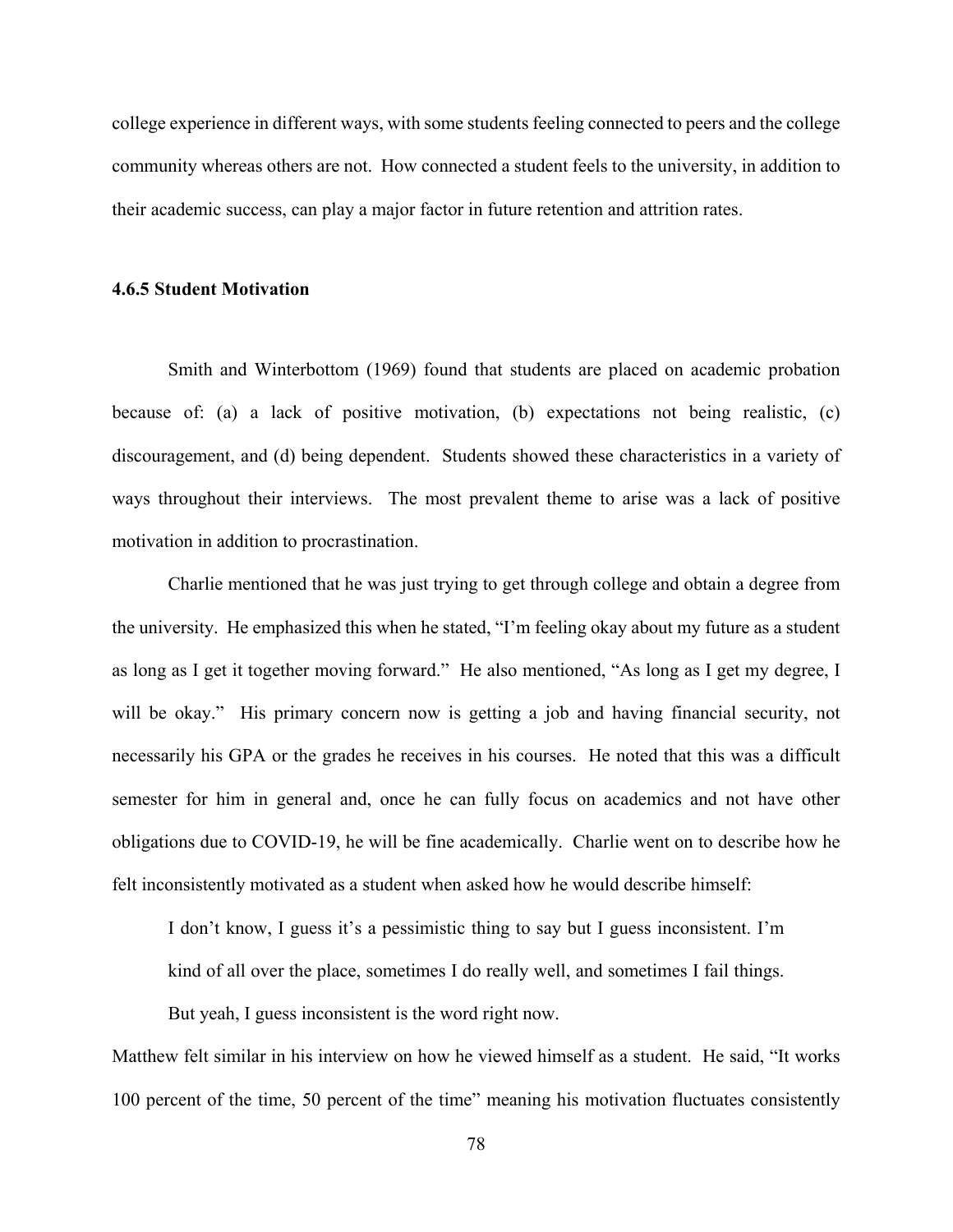college experience in different ways, with some students feeling connected to peers and the college community whereas others are not. How connected a student feels to the university, in addition to their academic success, can play a major factor in future retention and attrition rates.

### 4.6.5 Student Motivation

Smith and Winterbottom (1969) found that students are placed on academic probation because of: (a) a lack of positive motivation, (b) expectations not being realistic, (c) discouragement, and (d) being dependent. Students showed these characteristics in a variety of ways throughout their interviews. The most prevalent theme to arise was a lack of positive motivation in addition to procrastination.

Charlie mentioned that he was just trying to get through college and obtain a degree from the university. He emphasized this when he stated, "I'm feeling okay about my future as a student as long as I get it together moving forward." He also mentioned, "As long as I get my degree, I will be okay." His primary concern now is getting a job and having financial security, not necessarily his GPA or the grades he receives in his courses. He noted that this was a difficult semester for him in general and, once he can fully focus on academics and not have other obligations due to COVID-19, he will be fine academically. Charlie went on to describe how he felt inconsistently motivated as a student when asked how he would describe himself:

> I don't know, I guess it's a pessimistic thing to say but I guess inconsistent. I'm kind of all over the place, sometimes I do really well, and sometimes I fail things. But yeah, I guess inconsistent is the word right now.

Matthew felt similar in his interview on how he viewed himself as a student. He said, "It works 100 percent of the time, 50 percent of the time" meaning his motivation fluctuates consistently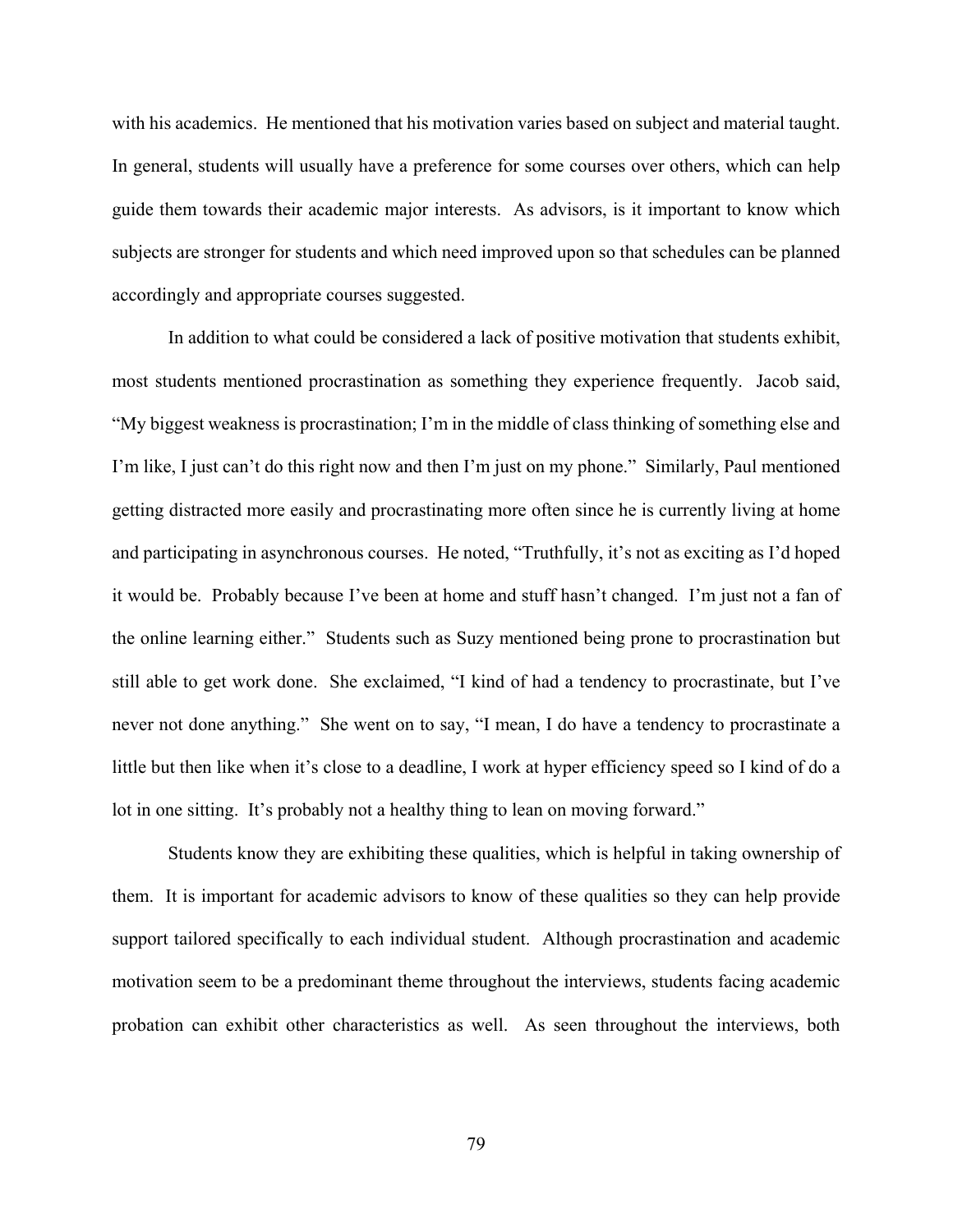with his academics. He mentioned that his motivation varies based on subject and material taught. In general, students will usually have a preference for some courses over others, which can help guide them towards their academic major interests. As advisors, is it important to know which subjects are stronger for students and which need improved upon so that schedules can be planned accordingly and appropriate courses suggested.

In addition to what could be considered a lack of positive motivation that students exhibit, most students mentioned procrastination as something they experience frequently. Jacob said, "My biggest weakness is procrastination; I'm in the middle of class thinking of something else and I'm like, I just can't do this right now and then I'm just on my phone." Similarly, Paul mentioned getting distracted more easily and procrastinating more often since he is currently living at home and participating in asynchronous courses. He noted, "Truthfully, it's not as exciting as I'd hoped it would be. Probably because I've been at home and stuff hasn't changed. I'm just not a fan of the online learning either." Students such as Suzy mentioned being prone to procrastination but still able to get work done. She exclaimed, "I kind of had a tendency to procrastinate, but I've never not done anything." She went on to say, "I mean, I do have a tendency to procrastinate a little but then like when it's close to a deadline, I work at hyper efficiency speed so I kind of do a lot in one sitting. It's probably not a healthy thing to lean on moving forward."

Students know they are exhibiting these qualities, which is helpful in taking ownership of them. It is important for academic advisors to know of these qualities so they can help provide support tailored specifically to each individual student. Although procrastination and academic motivation seem to be a predominant theme throughout the interviews, students facing academic probation can exhibit other characteristics as well. As seen throughout the interviews, both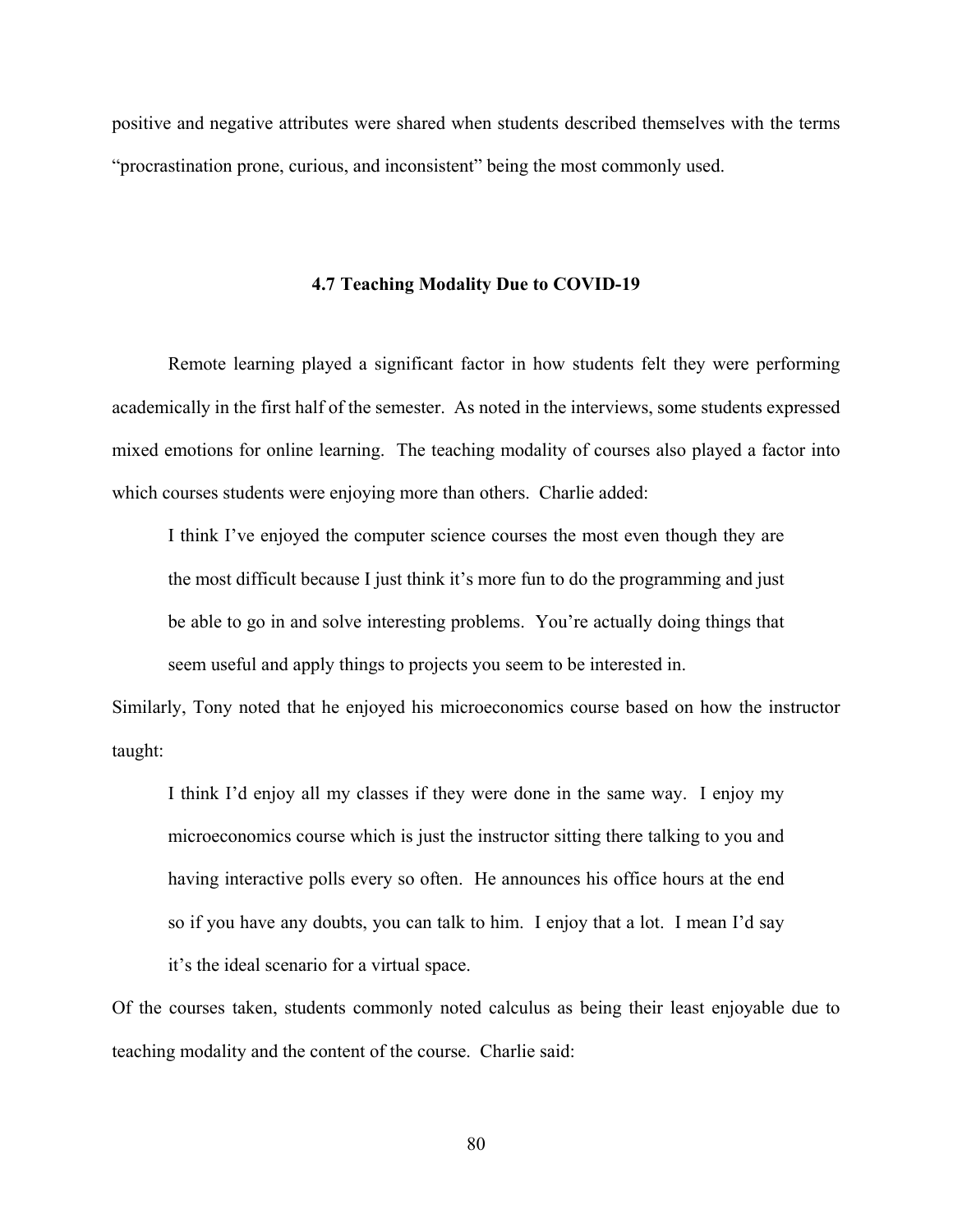positive and negative attributes were shared when students described themselves with the terms "procrastination prone, curious, and inconsistent" being the most commonly used.

### 4.7 Teaching Modality Due to COVID-19

Remote learning played a significant factor in how students felt they were performing academically in the first half of the semester. As noted in the interviews, some students expressed mixed emotions for online learning. The teaching modality of courses also played a factor into which courses students were enjoying more than others. Charlie added:

> I think I've enjoyed the computer science courses the most even though they are the most difficult because I just think it's more fun to do the programming and just be able to go in and solve interesting problems. You're actually doing things that seem useful and apply things to projects you seem to be interested in.

Similarly, Tony noted that he enjoyed his microeconomics course based on how the instructor taught:

> I think I'd enjoy all my classes if they were done in the same way. I enjoy my microeconomics course which is just the instructor sitting there talking to you and having interactive polls every so often. He announces his office hours at the end so if you have any doubts, you can talk to him. I enjoy that a lot. I mean I'd say it's the ideal scenario for a virtual space.

Of the courses taken, students commonly noted calculus as being their least enjoyable due to teaching modality and the content of the course. Charlie said: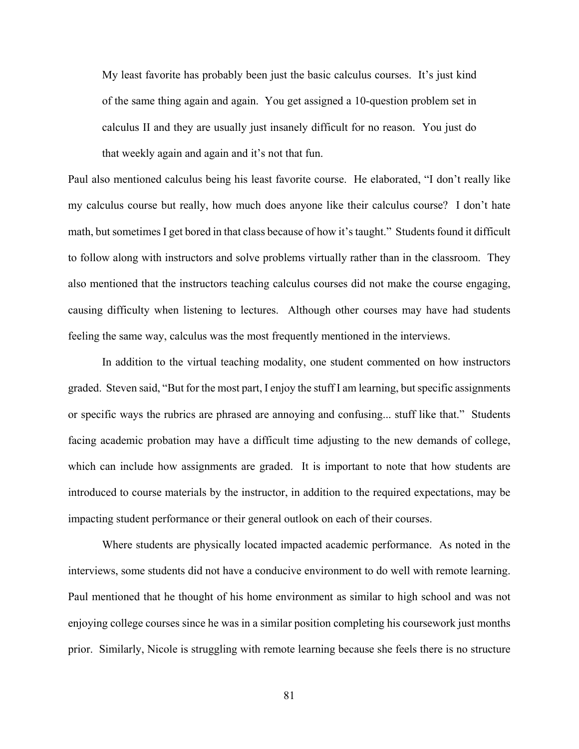> My least favorite has probably been just the basic calculus courses. It's just kind of the same thing again and again. You get assigned a 10-question problem set in calculus II and they are usually just insanely difficult for no reason. You just do that weekly again and again and it's not that fun.

Paul also mentioned calculus being his least favorite course. He elaborated, "I don't really like my calculus course but really, how much does anyone like their calculus course? I don't hate math, but sometimes I get bored in that class because of how it's taught." Students found it difficult to follow along with instructors and solve problems virtually rather than in the classroom. They also mentioned that the instructors teaching calculus courses did not make the course engaging, causing difficulty when listening to lectures. Although other courses may have had students feeling the same way, calculus was the most frequently mentioned in the interviews.

In addition to the virtual teaching modality, one student commented on how instructors graded. Steven said, "But for the most part, I enjoy the stuff I am learning, but specific assignments or specific ways the rubrics are phrased are annoying and confusing... stuff like that." Students facing academic probation may have a difficult time adjusting to the new demands of college, which can include how assignments are graded. It is important to note that how students are introduced to course materials by the instructor, in addition to the required expectations, may be impacting student performance or their general outlook on each of their courses.

Where students are physically located impacted academic performance. As noted in the interviews, some students did not have a conducive environment to do well with remote learning. Paul mentioned that he thought of his home environment as similar to high school and was not enjoying college courses since he was in a similar position completing his coursework just months prior. Similarly, Nicole is struggling with remote learning because she feels there is no structure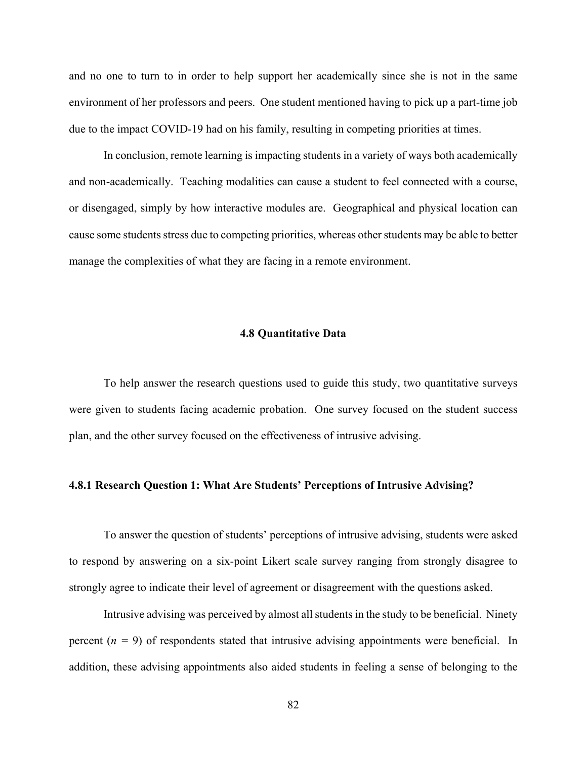and no one to turn to in order to help support her academically since she is not in the same environment of her professors and peers. One student mentioned having to pick up a part-time job due to the impact COVID-19 had on his family, resulting in competing priorities at times.

In conclusion, remote learning is impacting students in a variety of ways both academically and non-academically. Teaching modalities can cause a student to feel connected with a course, or disengaged, simply by how interactive modules are. Geographical and physical location can cause some students stress due to competing priorities, whereas other students may be able to better manage the complexities of what they are facing in a remote environment.

## 4.8 Quantitative Data

To help answer the research questions used to guide this study, two quantitative surveys were given to students facing academic probation. One survey focused on the student success plan, and the other survey focused on the effectiveness of intrusive advising.

### 4.8.1 Research Question 1: What Are Students' Perceptions of Intrusive Advising?

To answer the question of students' perceptions of intrusive advising, students were asked to respond by answering on a six-point Likert scale survey ranging from strongly disagree to strongly agree to indicate their level of agreement or disagreement with the questions asked.

Intrusive advising was perceived by almost all students in the study to be beneficial. Ninety percent ($n$ = 9) of respondents stated that intrusive advising appointments were beneficial. In addition, these advising appointments also aided students in feeling a sense of belonging to the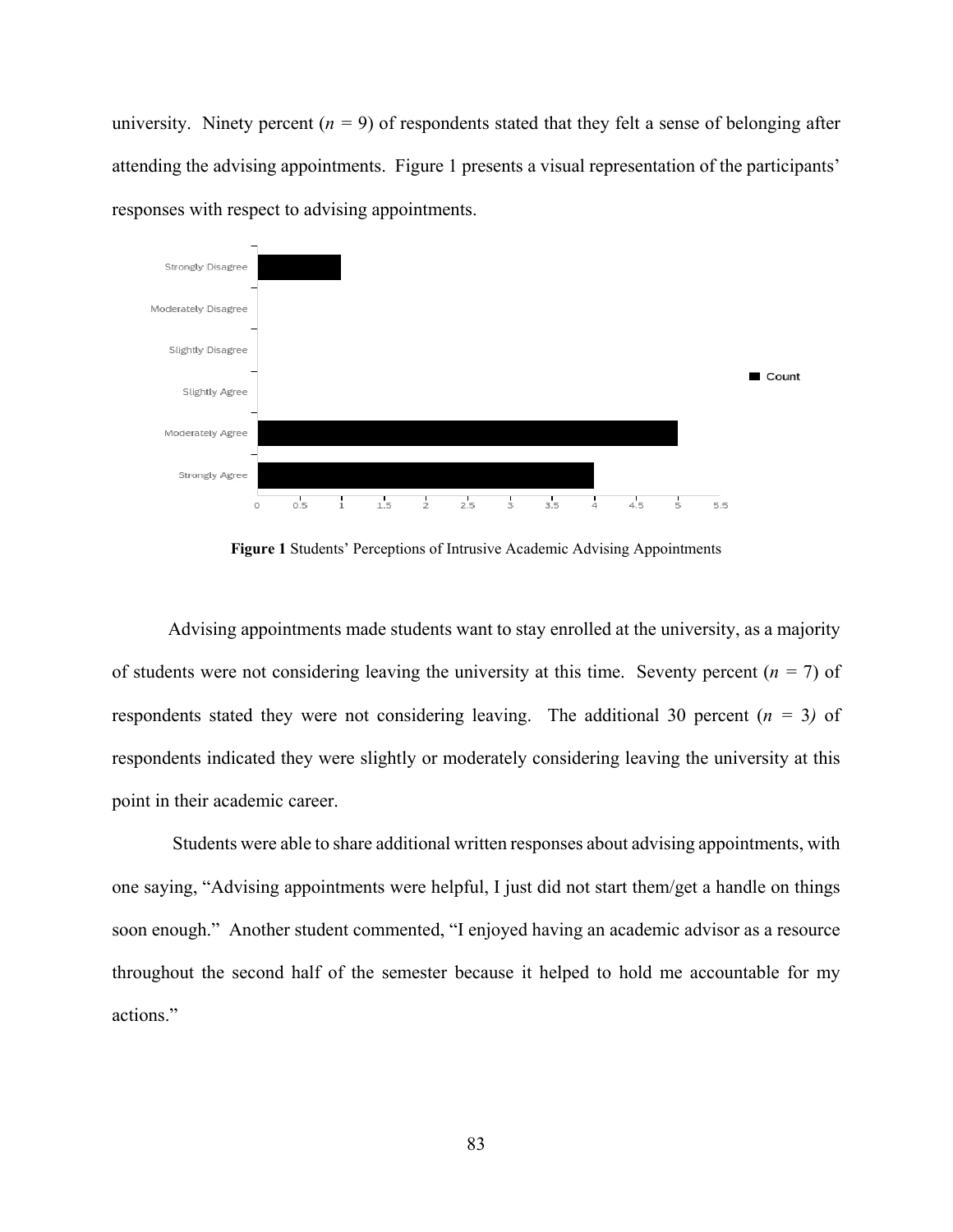university. Ninety percent ($n$ = 9) of respondents stated that they felt a sense of belonging after attending the advising appointments. Figure 1 presents a visual representation of the participants' responses with respect to advising appointments.

**Figure 1** Students' Perceptions of Intrusive Academic Advising Appointments

Advising appointments made students want to stay enrolled at the university, as a majority of students were not considering leaving the university at this time. Seventy percent ($n$ = 7) of respondents stated they were not considering leaving. The additional 30 percent ($n$ = 3) of respondents indicated they were slightly or moderately considering leaving the university at this point in their academic career.

Students were able to share additional written responses about advising appointments, with one saying, "Advising appointments were helpful, I just did not start them/get a handle on things soon enough." Another student commented, "I enjoyed having an academic advisor as a resource throughout the second half of the semester because it helped to hold me accountable for my actions."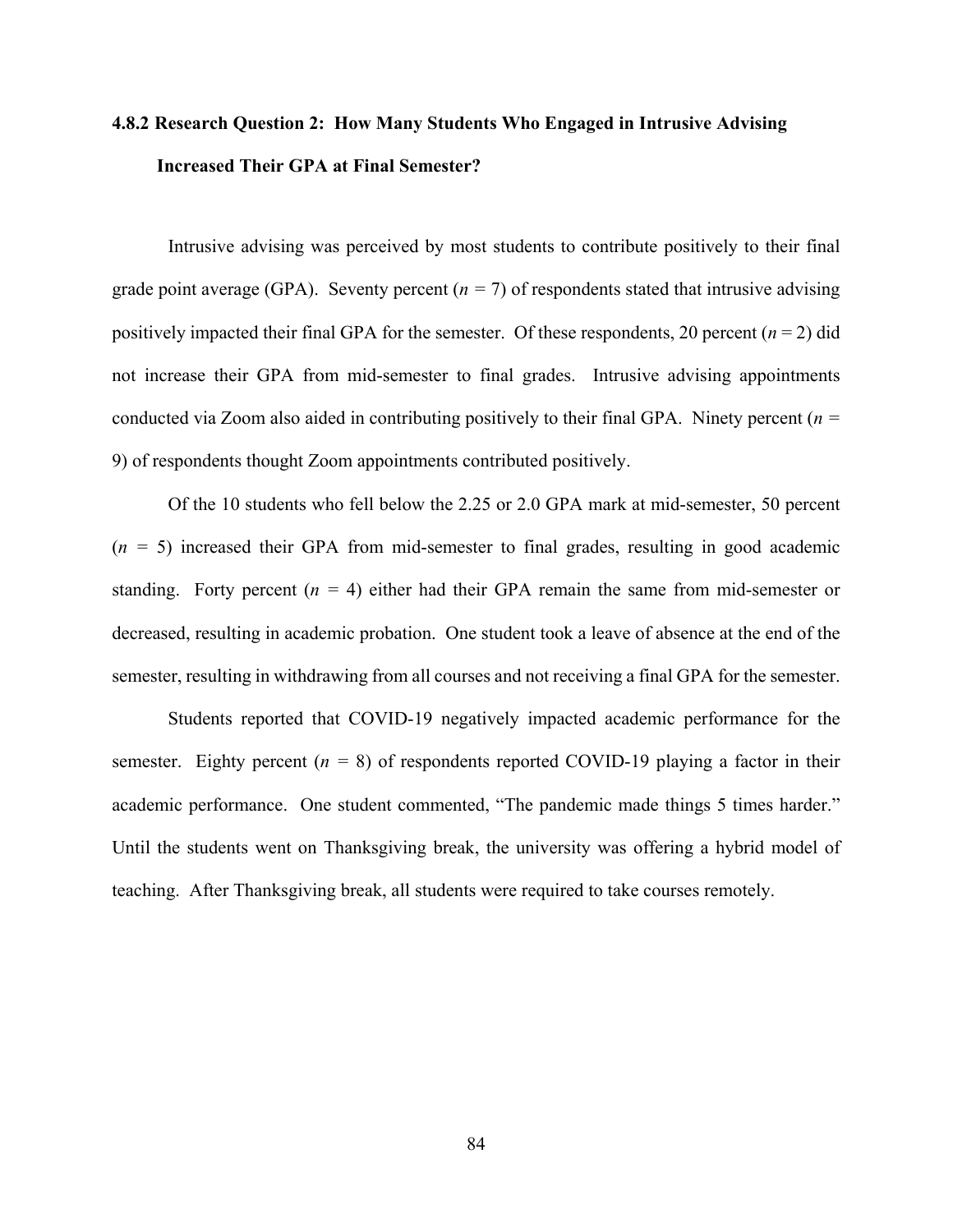### 4.8.2 Research Question 2: How Many Students Who Engaged in Intrusive Advising Increased Their GPA at Final Semester?

Intrusive advising was perceived by most students to contribute positively to their final grade point average (GPA). Seventy percent ($n$ = 7) of respondents stated that intrusive advising positively impacted their final GPA for the semester. Of these respondents, 20 percent ($n$ = 2) did not increase their GPA from mid-semester to final grades. Intrusive advising appointments conducted via Zoom also aided in contributing positively to their final GPA. Ninety percent ($n$ = 9) of respondents thought Zoom appointments contributed positively.

Of the 10 students who fell below the 2.25 or 2.0 GPA mark at mid-semester, 50 percent ($n$ = 5) increased their GPA from mid-semester to final grades, resulting in good academic standing. Forty percent ($n$ = 4) either had their GPA remain the same from mid-semester or decreased, resulting in academic probation. One student took a leave of absence at the end of the semester, resulting in withdrawing from all courses and not receiving a final GPA for the semester.

Students reported that COVID-19 negatively impacted academic performance for the semester. Eighty percent ($n$ = 8) of respondents reported COVID-19 playing a factor in their academic performance. One student commented, "The pandemic made things 5 times harder." Until the students went on Thanksgiving break, the university was offering a hybrid model of teaching. After Thanksgiving break, all students were required to take courses remotely.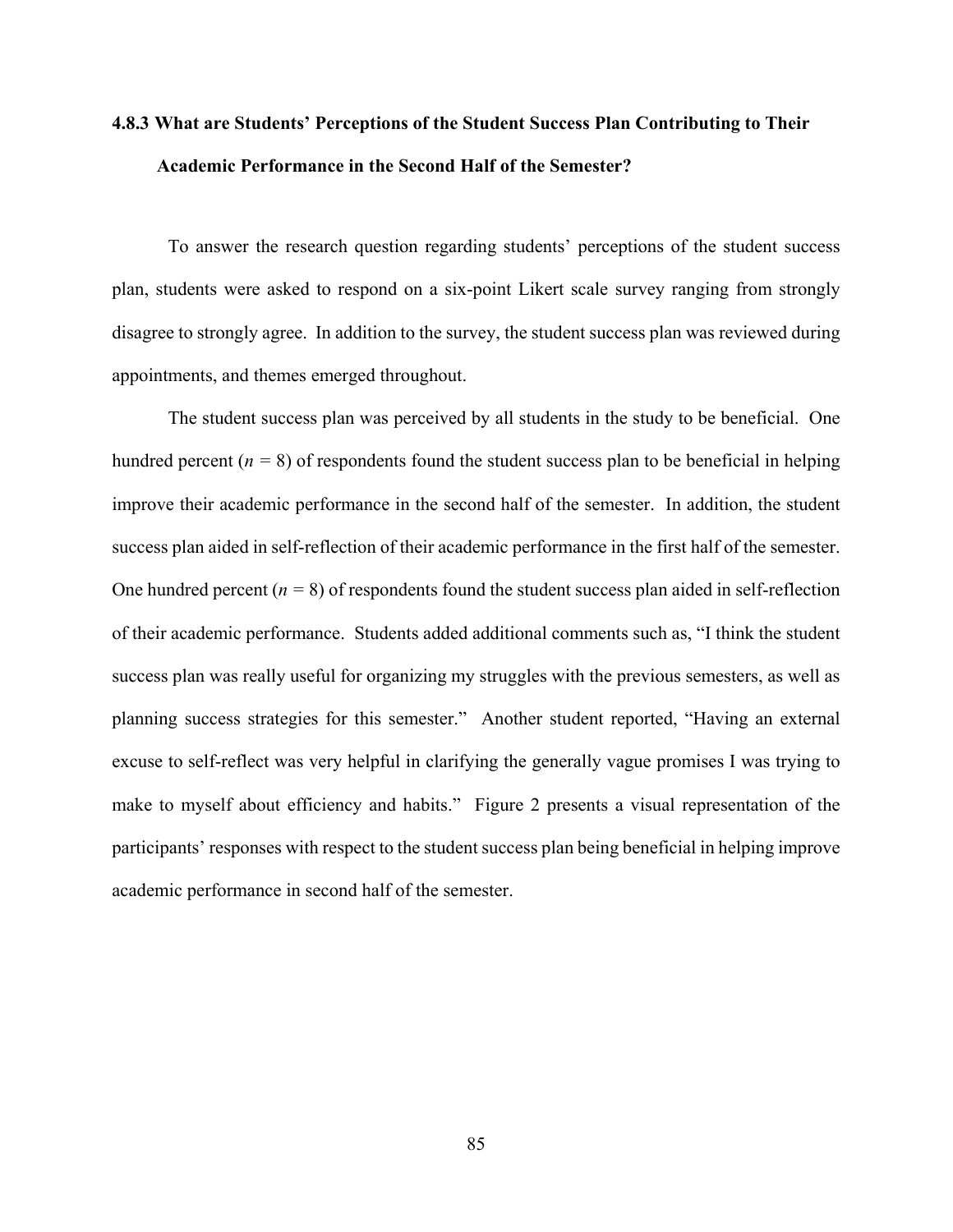### 4.8.3 What are Students' Perceptions of the Student Success Plan Contributing to Their Academic Performance in the Second Half of the Semester?

To answer the research question regarding students' perceptions of the student success plan, students were asked to respond on a six-point Likert scale survey ranging from strongly disagree to strongly agree. In addition to the survey, the student success plan was reviewed during appointments, and themes emerged throughout.

The student success plan was perceived by all students in the study to be beneficial. One hundred percent ($n$ = 8) of respondents found the student success plan to be beneficial in helping improve their academic performance in the second half of the semester. In addition, the student success plan aided in self-reflection of their academic performance in the first half of the semester. One hundred percent ($n$ = 8) of respondents found the student success plan aided in self-reflection of their academic performance. Students added additional comments such as, "I think the student success plan was really useful for organizing my struggles with the previous semesters, as well as planning success strategies for this semester." Another student reported, "Having an external excuse to self-reflect was very helpful in clarifying the generally vague promises I was trying to make to myself about efficiency and habits." Figure 2 presents a visual representation of the participants' responses with respect to the student success plan being beneficial in helping improve academic performance in second half of the semester.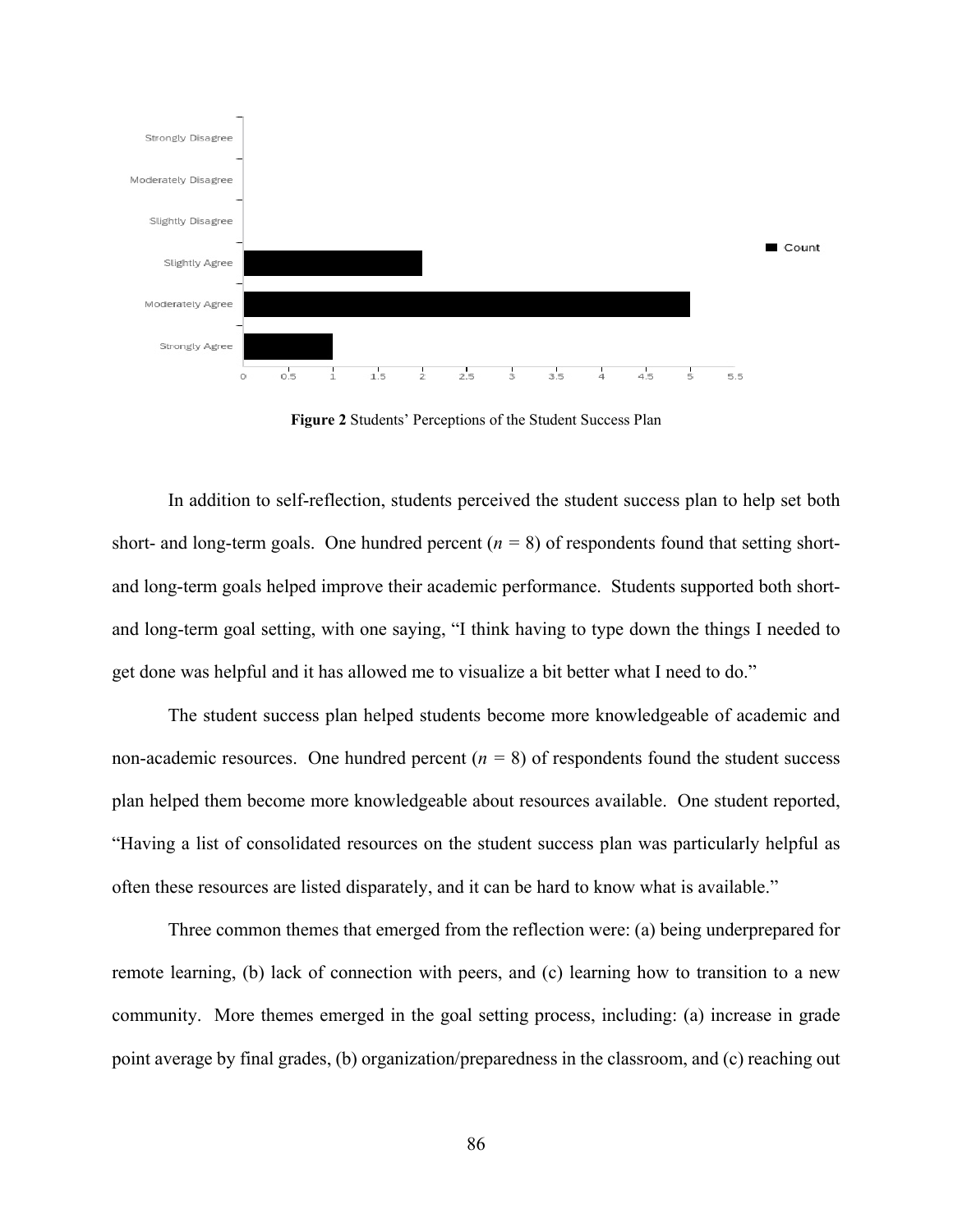**Figure 2** Students' Perceptions of the Student Success Plan

In addition to self-reflection, students perceived the student success plan to help set both short- and long-term goals. One hundred percent ($n$ = 8) of respondents found that setting short- and long-term goals helped improve their academic performance. Students supported both short- and long-term goal setting, with one saying, "I think having to type down the things I needed to get done was helpful and it has allowed me to visualize a bit better what I need to do."

The student success plan helped students become more knowledgeable of academic and non-academic resources. One hundred percent ($n$ = 8) of respondents found the student success plan helped them become more knowledgeable about resources available. One student reported, "Having a list of consolidated resources on the student success plan was particularly helpful as often these resources are listed disparately, and it can be hard to know what is available."

Three common themes that emerged from the reflection were: (a) being underprepared for remote learning, (b) lack of connection with peers, and (c) learning how to transition to a new community. More themes emerged in the goal setting process, including: (a) increase in grade point average by final grades, (b) organization/preparedness in the classroom, and (c) reaching out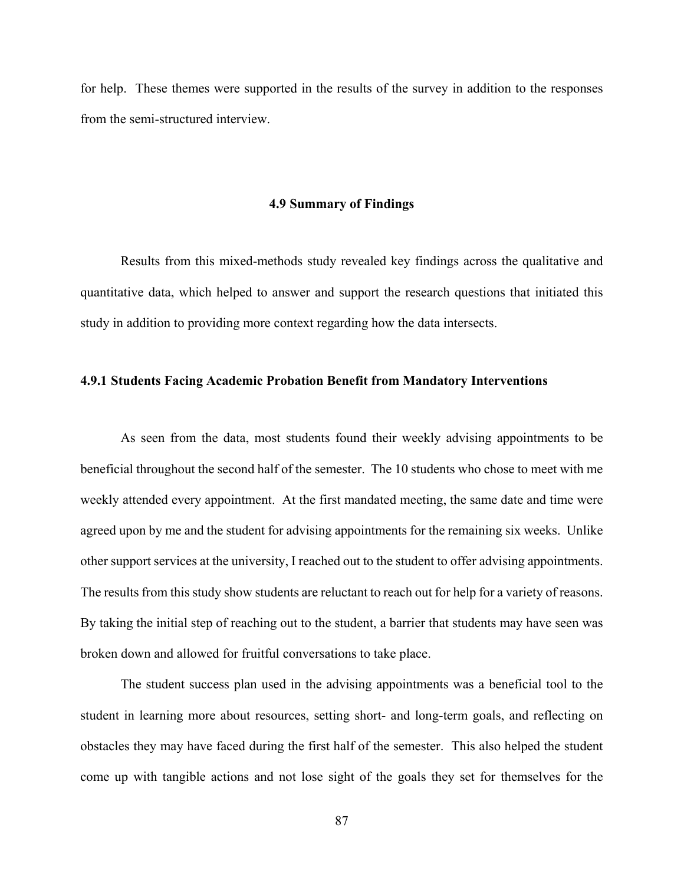for help. These themes were supported in the results of the survey in addition to the responses from the semi-structured interview.

## 4.9 Summary of Findings

Results from this mixed-methods study revealed key findings across the qualitative and quantitative data, which helped to answer and support the research questions that initiated this study in addition to providing more context regarding how the data intersects.

### 4.9.1 Students Facing Academic Probation Benefit from Mandatory Interventions

As seen from the data, most students found their weekly advising appointments to be beneficial throughout the second half of the semester. The 10 students who chose to meet with me weekly attended every appointment. At the first mandated meeting, the same date and time were agreed upon by me and the student for advising appointments for the remaining six weeks. Unlike other support services at the university, I reached out to the student to offer advising appointments. The results from this study show students are reluctant to reach out for help for a variety of reasons. By taking the initial step of reaching out to the student, a barrier that students may have seen was broken down and allowed for fruitful conversations to take place.

The student success plan used in the advising appointments was a beneficial tool to the student in learning more about resources, setting short- and long-term goals, and reflecting on obstacles they may have faced during the first half of the semester. This also helped the student come up with tangible actions and not lose sight of the goals they set for themselves for the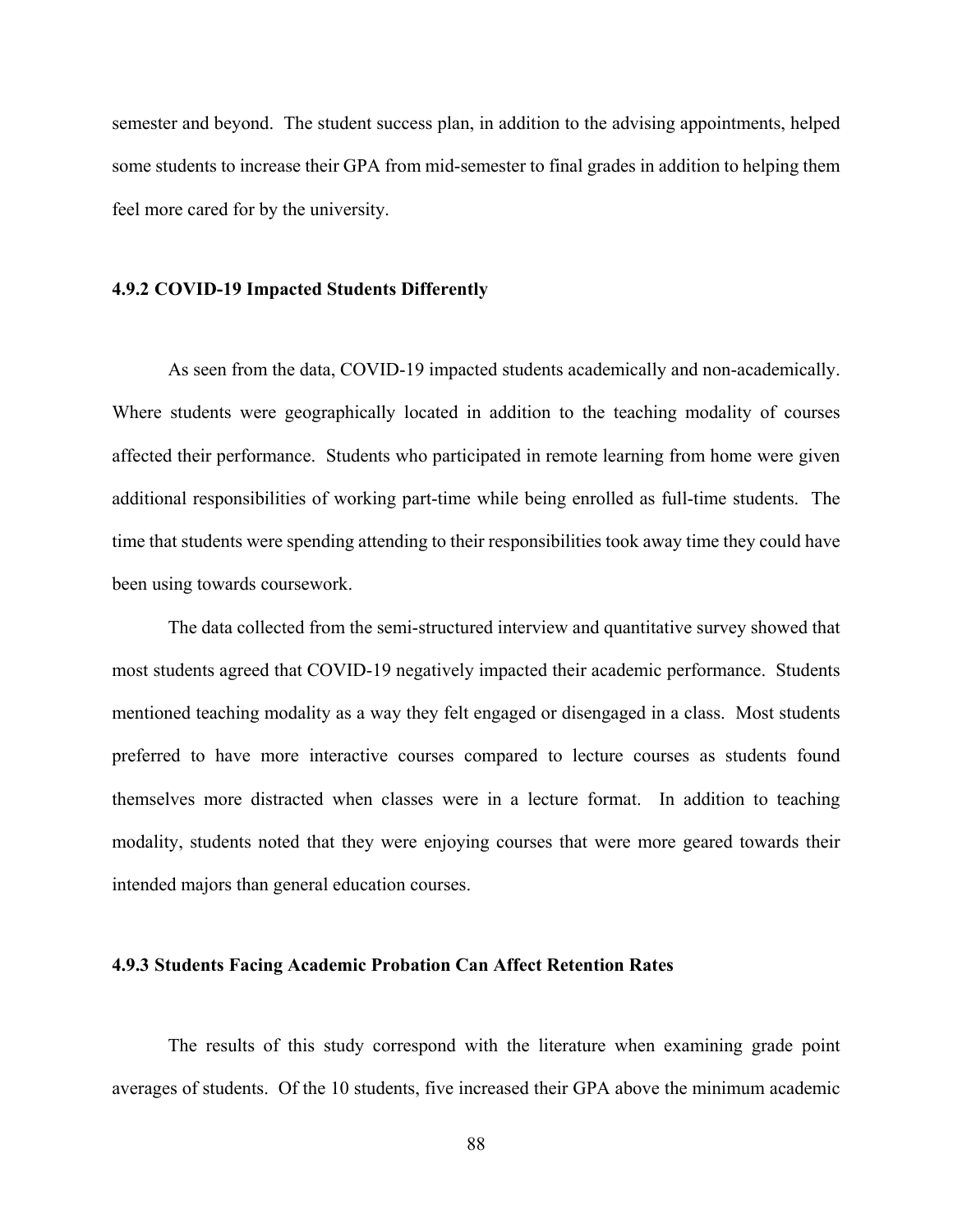semester and beyond. The student success plan, in addition to the advising appointments, helped some students to increase their GPA from mid-semester to final grades in addition to helping them feel more cared for by the university.

### 4.9.2 COVID-19 Impacted Students Differently

As seen from the data, COVID-19 impacted students academically and non-academically. Where students were geographically located in addition to the teaching modality of courses affected their performance. Students who participated in remote learning from home were given additional responsibilities of working part-time while being enrolled as full-time students. The time that students were spending attending to their responsibilities took away time they could have been using towards coursework.

The data collected from the semi-structured interview and quantitative survey showed that most students agreed that COVID-19 negatively impacted their academic performance. Students mentioned teaching modality as a way they felt engaged or disengaged in a class. Most students preferred to have more interactive courses compared to lecture courses as students found themselves more distracted when classes were in a lecture format. In addition to teaching modality, students noted that they were enjoying courses that were more geared towards their intended majors than general education courses.

### 4.9.3 Students Facing Academic Probation Can Affect Retention Rates

The results of this study correspond with the literature when examining grade point averages of students. Of the 10 students, five increased their GPA above the minimum academic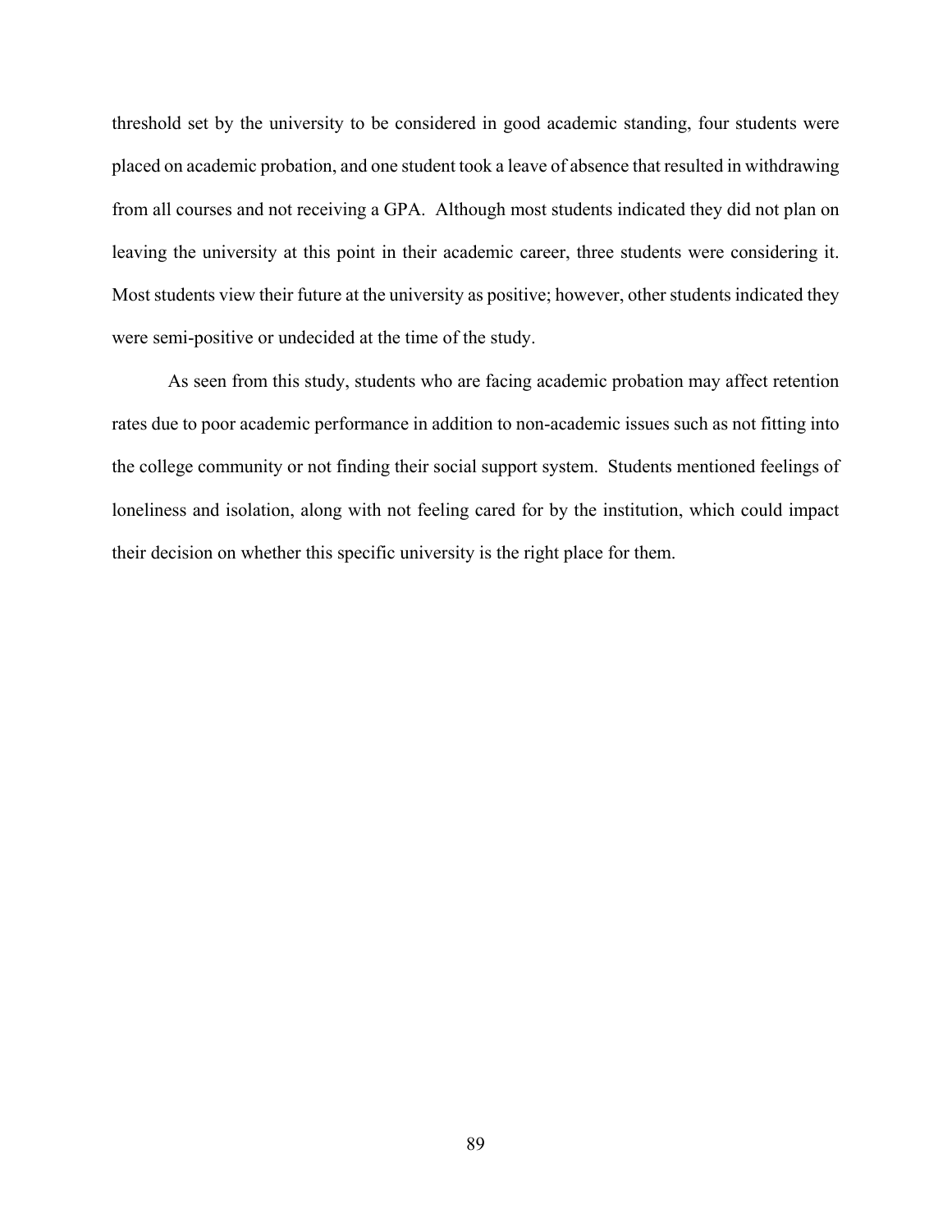threshold set by the university to be considered in good academic standing, four students were placed on academic probation, and one student took a leave of absence that resulted in withdrawing from all courses and not receiving a GPA. Although most students indicated they did not plan on leaving the university at this point in their academic career, three students were considering it. Most students view their future at the university as positive; however, other students indicated they were semi-positive or undecided at the time of the study.

As seen from this study, students who are facing academic probation may affect retention rates due to poor academic performance in addition to non-academic issues such as not fitting into the college community or not finding their social support system. Students mentioned feelings of loneliness and isolation, along with not feeling cared for by the institution, which could impact their decision on whether this specific university is the right place for them.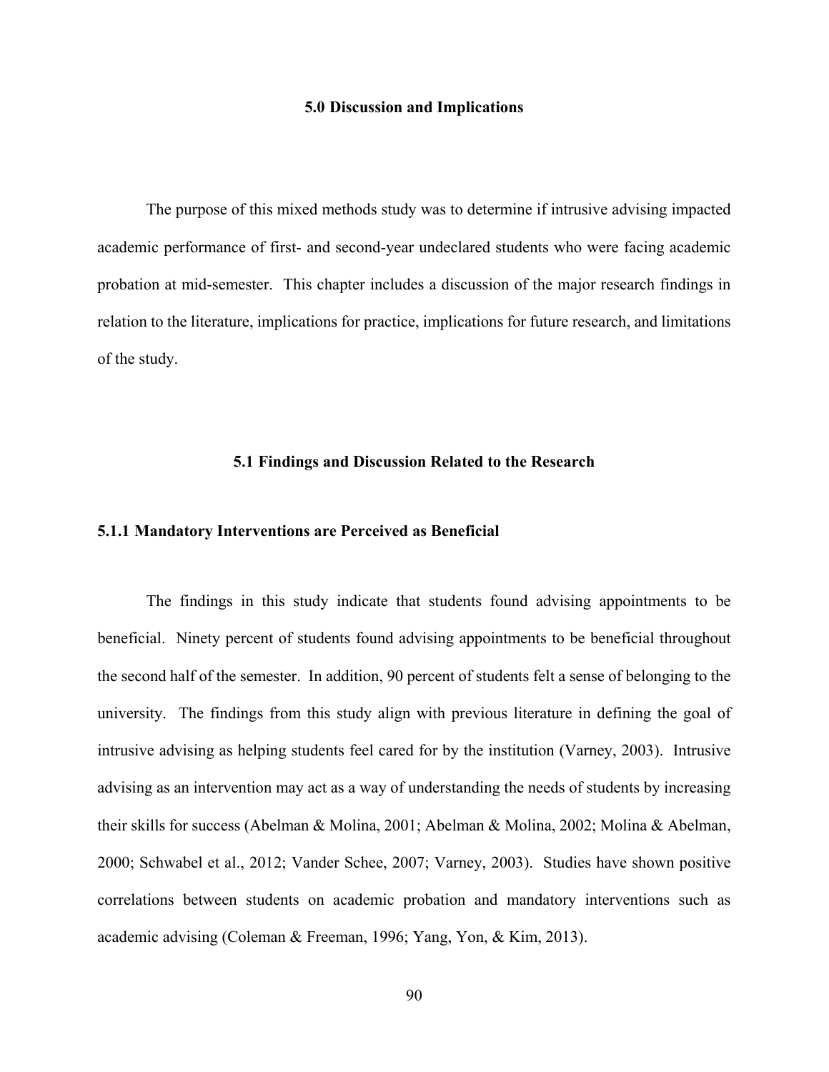# 5.0 Discussion and Implications

The purpose of this mixed methods study was to determine if intrusive advising impacted academic performance of first- and second-year undeclared students who were facing academic probation at mid-semester. This chapter includes a discussion of the major research findings in relation to the literature, implications for practice, implications for future research, and limitations of the study.

## 5.1 Findings and Discussion Related to the Research

### 5.1.1 Mandatory Interventions are Perceived as Beneficial

The findings in this study indicate that students found advising appointments to be beneficial. Ninety percent of students found advising appointments to be beneficial throughout the second half of the semester. In addition, 90 percent of students felt a sense of belonging to the university. The findings from this study align with previous literature in defining the goal of intrusive advising as helping students feel cared for by the institution (Varney, 2003). Intrusive advising as an intervention may act as a way of understanding the needs of students by increasing their skills for success (Abelman & Molina, 2001; Abelman & Molina, 2002; Molina & Abelman, 2000; Schwabel et al., 2012; Vander Schee, 2007; Varney, 2003). Studies have shown positive correlations between students on academic probation and mandatory interventions such as academic advising (Coleman & Freeman, 1996; Yang, Yon, & Kim, 2013).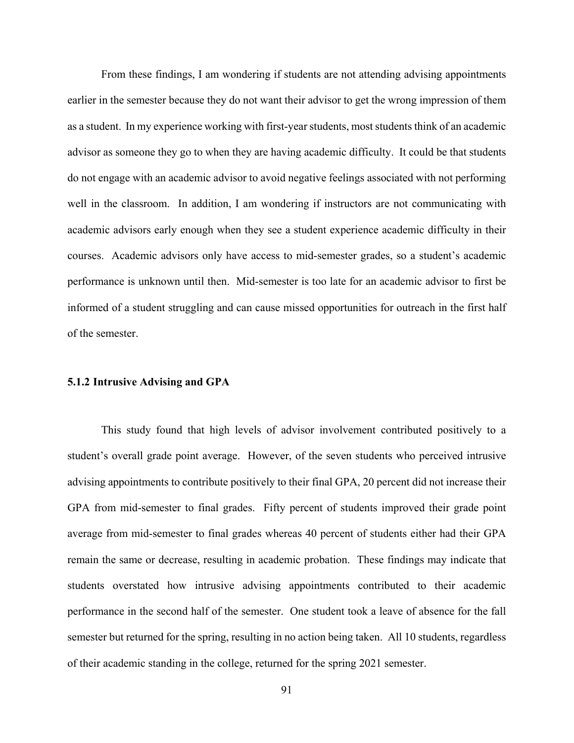From these findings, I am wondering if students are not attending advising appointments earlier in the semester because they do not want their advisor to get the wrong impression of them as a student. In my experience working with first-year students, most students think of an academic advisor as someone they go to when they are having academic difficulty. It could be that students do not engage with an academic advisor to avoid negative feelings associated with not performing well in the classroom. In addition, I am wondering if instructors are not communicating with academic advisors early enough when they see a student experience academic difficulty in their courses. Academic advisors only have access to mid-semester grades, so a student's academic performance is unknown until then. Mid-semester is too late for an academic advisor to first be informed of a student struggling and can cause missed opportunities for outreach in the first half of the semester.

### 5.1.2 Intrusive Advising and GPA

This study found that high levels of advisor involvement contributed positively to a student's overall grade point average. However, of the seven students who perceived intrusive advising appointments to contribute positively to their final GPA, 20 percent did not increase their GPA from mid-semester to final grades. Fifty percent of students improved their grade point average from mid-semester to final grades whereas 40 percent of students either had their GPA remain the same or decrease, resulting in academic probation. These findings may indicate that students overstated how intrusive advising appointments contributed to their academic performance in the second half of the semester. One student took a leave of absence for the fall semester but returned for the spring, resulting in no action being taken. All 10 students, regardless of their academic standing in the college, returned for the spring 2021 semester.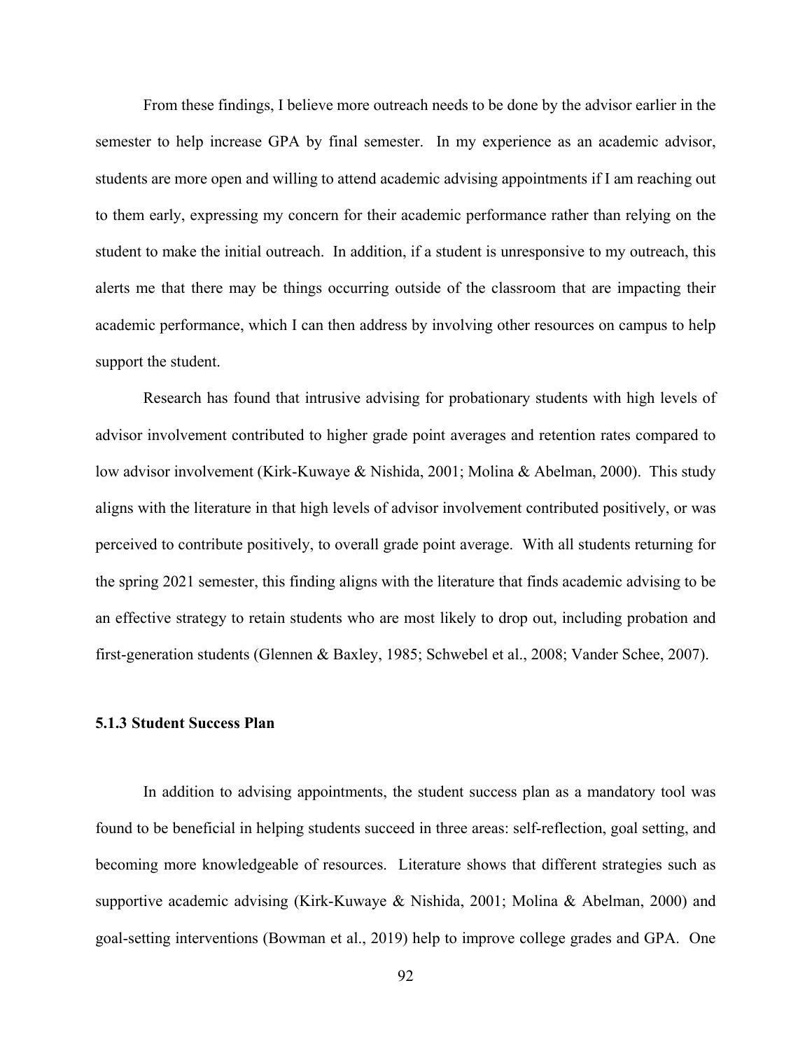From these findings, I believe more outreach needs to be done by the advisor earlier in the semester to help increase GPA by final semester. In my experience as an academic advisor, students are more open and willing to attend academic advising appointments if I am reaching out to them early, expressing my concern for their academic performance rather than relying on the student to make the initial outreach. In addition, if a student is unresponsive to my outreach, this alerts me that there may be things occurring outside of the classroom that are impacting their academic performance, which I can then address by involving other resources on campus to help support the student.

Research has found that intrusive advising for probationary students with high levels of advisor involvement contributed to higher grade point averages and retention rates compared to low advisor involvement (Kirk-Kuwaye & Nishida, 2001; Molina & Abelman, 2000). This study aligns with the literature in that high levels of advisor involvement contributed positively, or was perceived to contribute positively, to overall grade point average. With all students returning for the spring 2021 semester, this finding aligns with the literature that finds academic advising to be an effective strategy to retain students who are most likely to drop out, including probation and first-generation students (Glennen & Baxley, 1985; Schwebel et al., 2008; Vander Schee, 2007).

### 5.1.3 Student Success Plan

In addition to advising appointments, the student success plan as a mandatory tool was found to be beneficial in helping students succeed in three areas: self-reflection, goal setting, and becoming more knowledgeable of resources. Literature shows that different strategies such as supportive academic advising (Kirk-Kuwaye & Nishida, 2001; Molina & Abelman, 2000) and goal-setting interventions (Bowman et al., 2019) help to improve college grades and GPA. One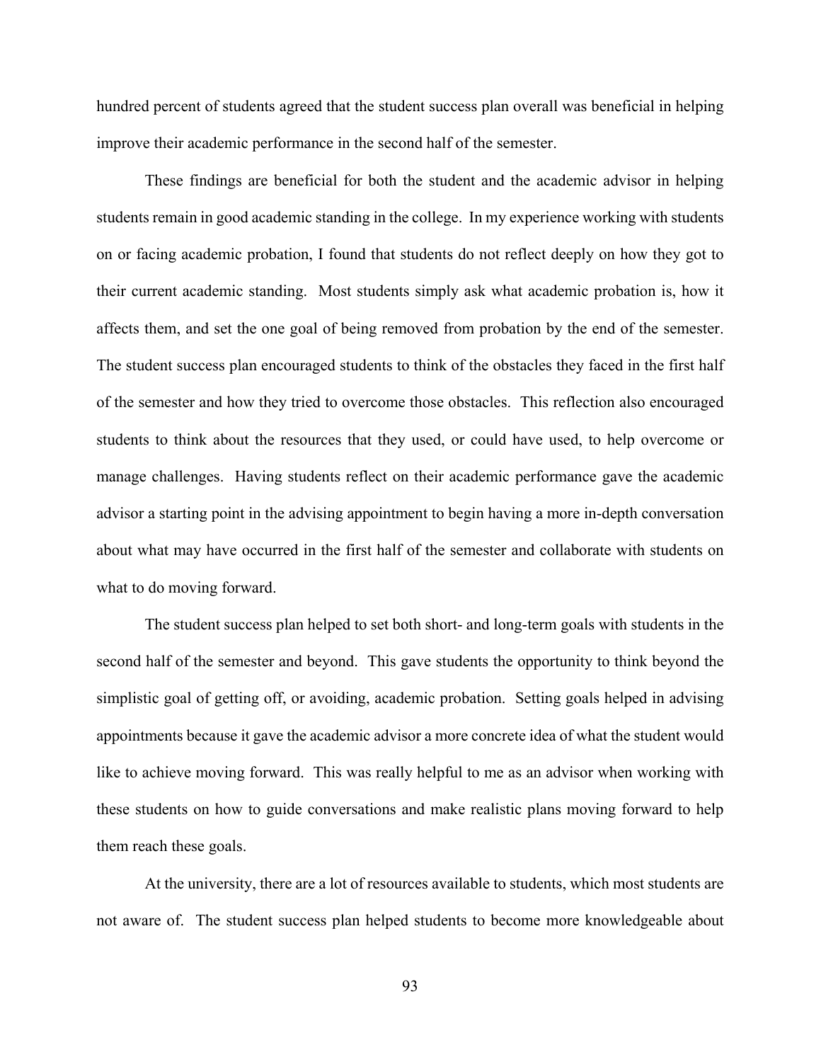hundred percent of students agreed that the student success plan overall was beneficial in helping improve their academic performance in the second half of the semester.

These findings are beneficial for both the student and the academic advisor in helping students remain in good academic standing in the college. In my experience working with students on or facing academic probation, I found that students do not reflect deeply on how they got to their current academic standing. Most students simply ask what academic probation is, how it affects them, and set the one goal of being removed from probation by the end of the semester. The student success plan encouraged students to think of the obstacles they faced in the first half of the semester and how they tried to overcome those obstacles. This reflection also encouraged students to think about the resources that they used, or could have used, to help overcome or manage challenges. Having students reflect on their academic performance gave the academic advisor a starting point in the advising appointment to begin having a more in-depth conversation about what may have occurred in the first half of the semester and collaborate with students on what to do moving forward.

The student success plan helped to set both short- and long-term goals with students in the second half of the semester and beyond. This gave students the opportunity to think beyond the simplistic goal of getting off, or avoiding, academic probation. Setting goals helped in advising appointments because it gave the academic advisor a more concrete idea of what the student would like to achieve moving forward. This was really helpful to me as an advisor when working with these students on how to guide conversations and make realistic plans moving forward to help them reach these goals.

At the university, there are a lot of resources available to students, which most students are not aware of. The student success plan helped students to become more knowledgeable about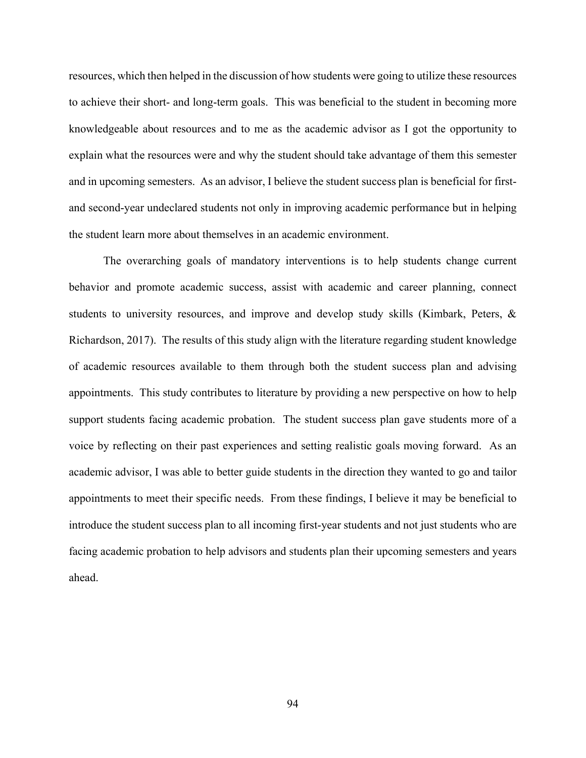resources, which then helped in the discussion of how students were going to utilize these resources to achieve their short- and long-term goals. This was beneficial to the student in becoming more knowledgeable about resources and to me as the academic advisor as I got the opportunity to explain what the resources were and why the student should take advantage of them this semester and in upcoming semesters. As an advisor, I believe the student success plan is beneficial for first- and second-year undeclared students not only in improving academic performance but in helping the student learn more about themselves in an academic environment.

The overarching goals of mandatory interventions is to help students change current behavior and promote academic success, assist with academic and career planning, connect students to university resources, and improve and develop study skills (Kimbark, Peters, & Richardson, 2017). The results of this study align with the literature regarding student knowledge of academic resources available to them through both the student success plan and advising appointments. This study contributes to literature by providing a new perspective on how to help support students facing academic probation. The student success plan gave students more of a voice by reflecting on their past experiences and setting realistic goals moving forward. As an academic advisor, I was able to better guide students in the direction they wanted to go and tailor appointments to meet their specific needs. From these findings, I believe it may be beneficial to introduce the student success plan to all incoming first-year students and not just students who are facing academic probation to help advisors and students plan their upcoming semesters and years ahead.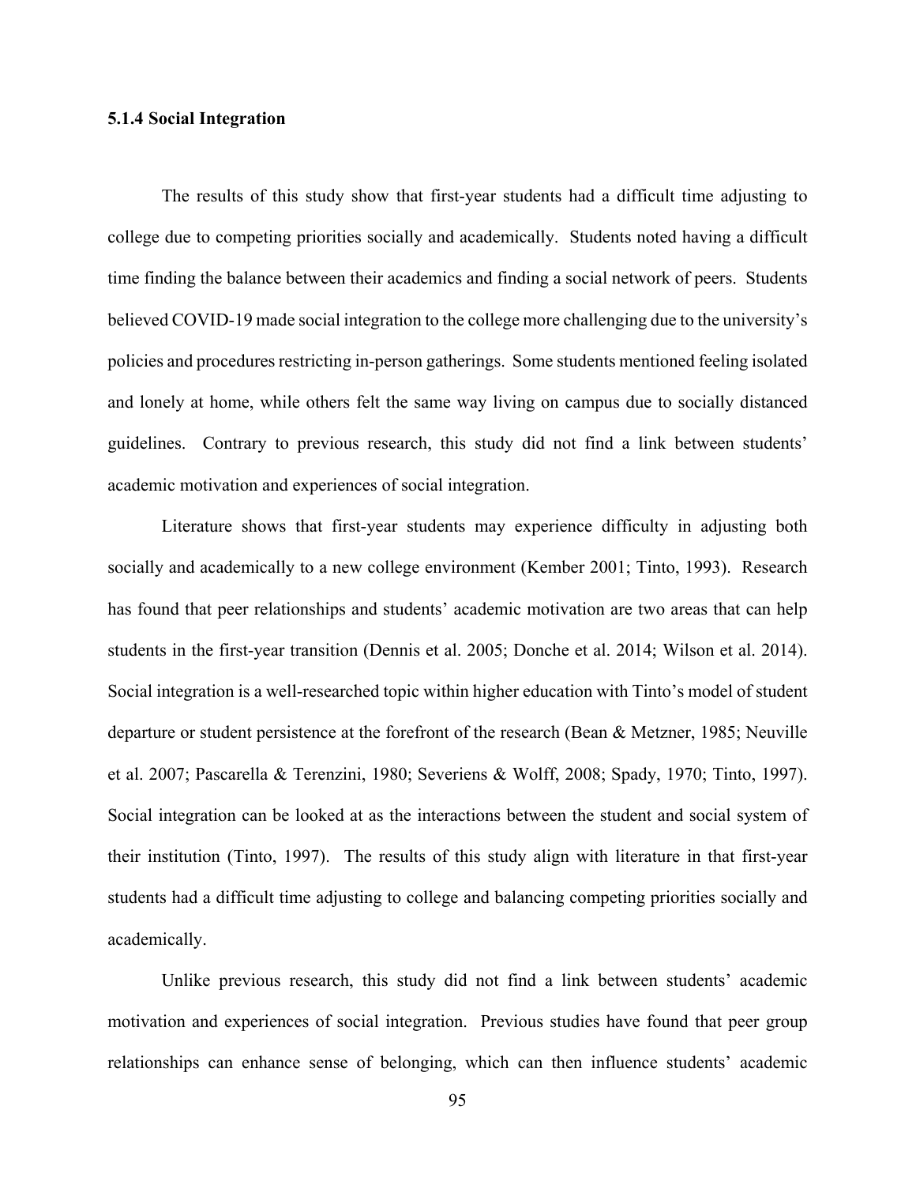### 5.1.4 Social Integration

The results of this study show that first-year students had a difficult time adjusting to college due to competing priorities socially and academically. Students noted having a difficult time finding the balance between their academics and finding a social network of peers. Students believed COVID-19 made social integration to the college more challenging due to the university's policies and procedures restricting in-person gatherings. Some students mentioned feeling isolated and lonely at home, while others felt the same way living on campus due to socially distanced guidelines. Contrary to previous research, this study did not find a link between students' academic motivation and experiences of social integration.

Literature shows that first-year students may experience difficulty in adjusting both socially and academically to a new college environment (Kember 2001; Tinto, 1993). Research has found that peer relationships and students' academic motivation are two areas that can help students in the first-year transition (Dennis et al. 2005; Donche et al. 2014; Wilson et al. 2014). Social integration is a well-researched topic within higher education with Tinto's model of student departure or student persistence at the forefront of the research (Bean & Metzner, 1985; Neuville et al. 2007; Pascarella & Terenzini, 1980; Severiens & Wolff, 2008; Spady, 1970; Tinto, 1997). Social integration can be looked at as the interactions between the student and social system of their institution (Tinto, 1997). The results of this study align with literature in that first-year students had a difficult time adjusting to college and balancing competing priorities socially and academically.

Unlike previous research, this study did not find a link between students' academic motivation and experiences of social integration. Previous studies have found that peer group relationships can enhance sense of belonging, which can then influence students' academic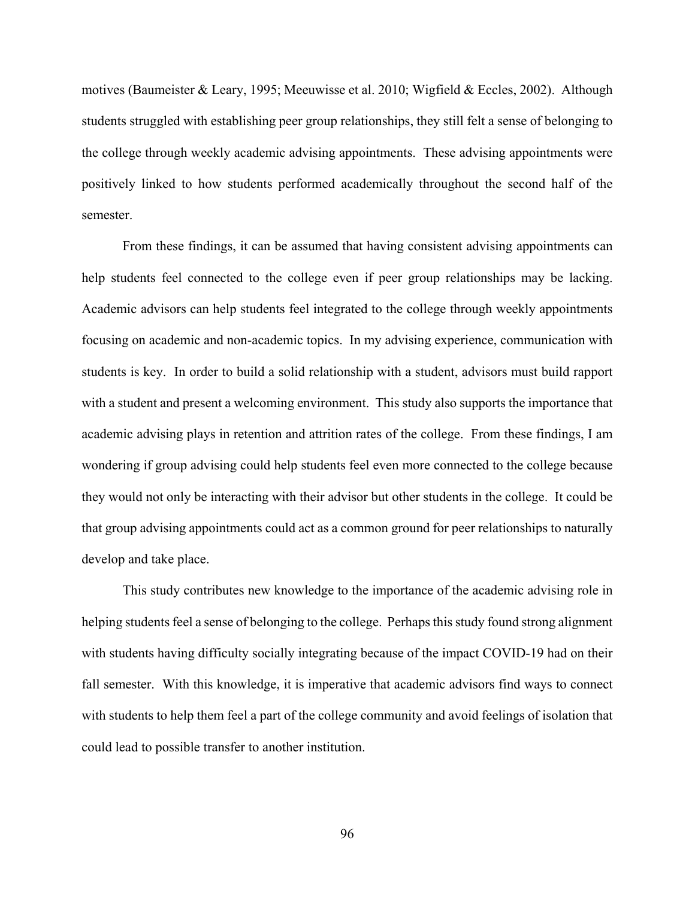motives (Baumeister & Leary, 1995; Meeuwisse et al. 2010; Wigfield & Eccles, 2002). Although students struggled with establishing peer group relationships, they still felt a sense of belonging to the college through weekly academic advising appointments. These advising appointments were positively linked to how students performed academically throughout the second half of the semester.

From these findings, it can be assumed that having consistent advising appointments can help students feel connected to the college even if peer group relationships may be lacking. Academic advisors can help students feel integrated to the college through weekly appointments focusing on academic and non-academic topics. In my advising experience, communication with students is key. In order to build a solid relationship with a student, advisors must build rapport with a student and present a welcoming environment. This study also supports the importance that academic advising plays in retention and attrition rates of the college. From these findings, I am wondering if group advising could help students feel even more connected to the college because they would not only be interacting with their advisor but other students in the college. It could be that group advising appointments could act as a common ground for peer relationships to naturally develop and take place.

This study contributes new knowledge to the importance of the academic advising role in helping students feel a sense of belonging to the college. Perhaps this study found strong alignment with students having difficulty socially integrating because of the impact COVID-19 had on their fall semester. With this knowledge, it is imperative that academic advisors find ways to connect with students to help them feel a part of the college community and avoid feelings of isolation that could lead to possible transfer to another institution.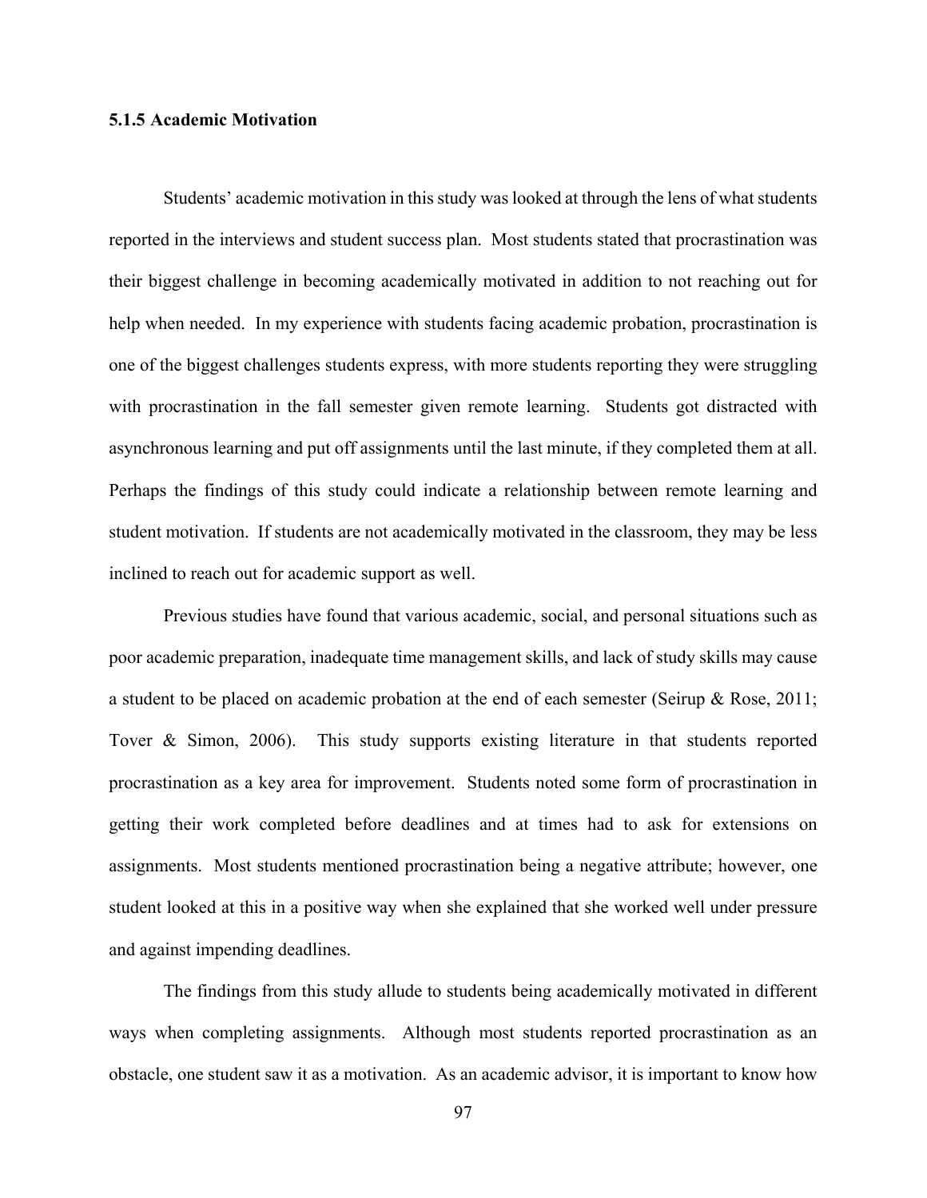### 5.1.5 Academic Motivation

Students' academic motivation in this study was looked at through the lens of what students reported in the interviews and student success plan. Most students stated that procrastination was their biggest challenge in becoming academically motivated in addition to not reaching out for help when needed. In my experience with students facing academic probation, procrastination is one of the biggest challenges students express, with more students reporting they were struggling with procrastination in the fall semester given remote learning. Students got distracted with asynchronous learning and put off assignments until the last minute, if they completed them at all. Perhaps the findings of this study could indicate a relationship between remote learning and student motivation. If students are not academically motivated in the classroom, they may be less inclined to reach out for academic support as well.

Previous studies have found that various academic, social, and personal situations such as poor academic preparation, inadequate time management skills, and lack of study skills may cause a student to be placed on academic probation at the end of each semester (Seirup & Rose, 2011; Tover & Simon, 2006). This study supports existing literature in that students reported procrastination as a key area for improvement. Students noted some form of procrastination in getting their work completed before deadlines and at times had to ask for extensions on assignments. Most students mentioned procrastination being a negative attribute; however, one student looked at this in a positive way when she explained that she worked well under pressure and against impending deadlines.

The findings from this study allude to students being academically motivated in different ways when completing assignments. Although most students reported procrastination as an obstacle, one student saw it as a motivation. As an academic advisor, it is important to know how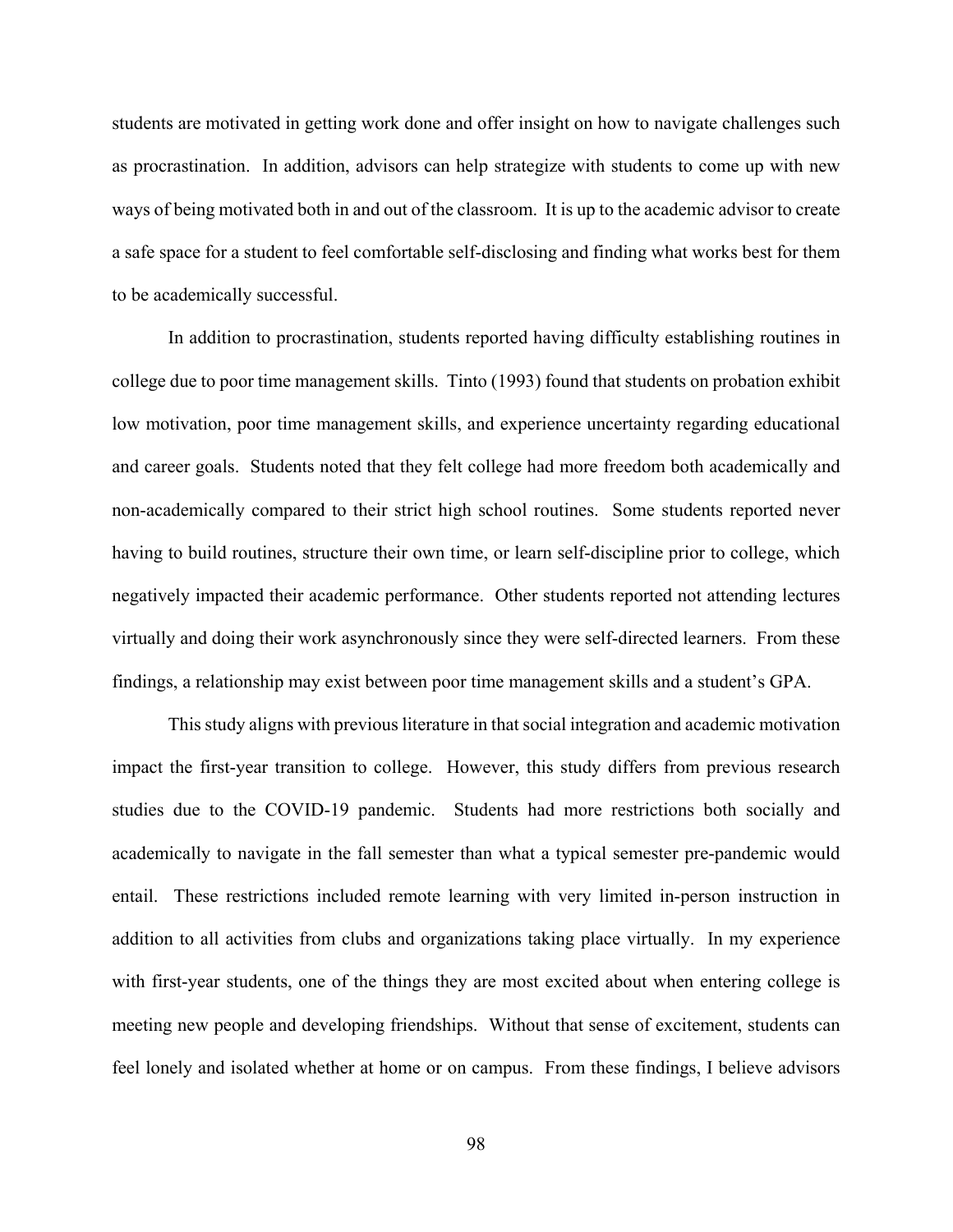students are motivated in getting work done and offer insight on how to navigate challenges such as procrastination. In addition, advisors can help strategize with students to come up with new ways of being motivated both in and out of the classroom. It is up to the academic advisor to create a safe space for a student to feel comfortable self-disclosing and finding what works best for them to be academically successful.

In addition to procrastination, students reported having difficulty establishing routines in college due to poor time management skills. Tinto (1993) found that students on probation exhibit low motivation, poor time management skills, and experience uncertainty regarding educational and career goals. Students noted that they felt college had more freedom both academically and non-academically compared to their strict high school routines. Some students reported never having to build routines, structure their own time, or learn self-discipline prior to college, which negatively impacted their academic performance. Other students reported not attending lectures virtually and doing their work asynchronously since they were self-directed learners. From these findings, a relationship may exist between poor time management skills and a student's GPA.

This study aligns with previous literature in that social integration and academic motivation impact the first-year transition to college. However, this study differs from previous research studies due to the COVID-19 pandemic. Students had more restrictions both socially and academically to navigate in the fall semester than what a typical semester pre-pandemic would entail. These restrictions included remote learning with very limited in-person instruction in addition to all activities from clubs and organizations taking place virtually. In my experience with first-year students, one of the things they are most excited about when entering college is meeting new people and developing friendships. Without that sense of excitement, students can feel lonely and isolated whether at home or on campus. From these findings, I believe advisors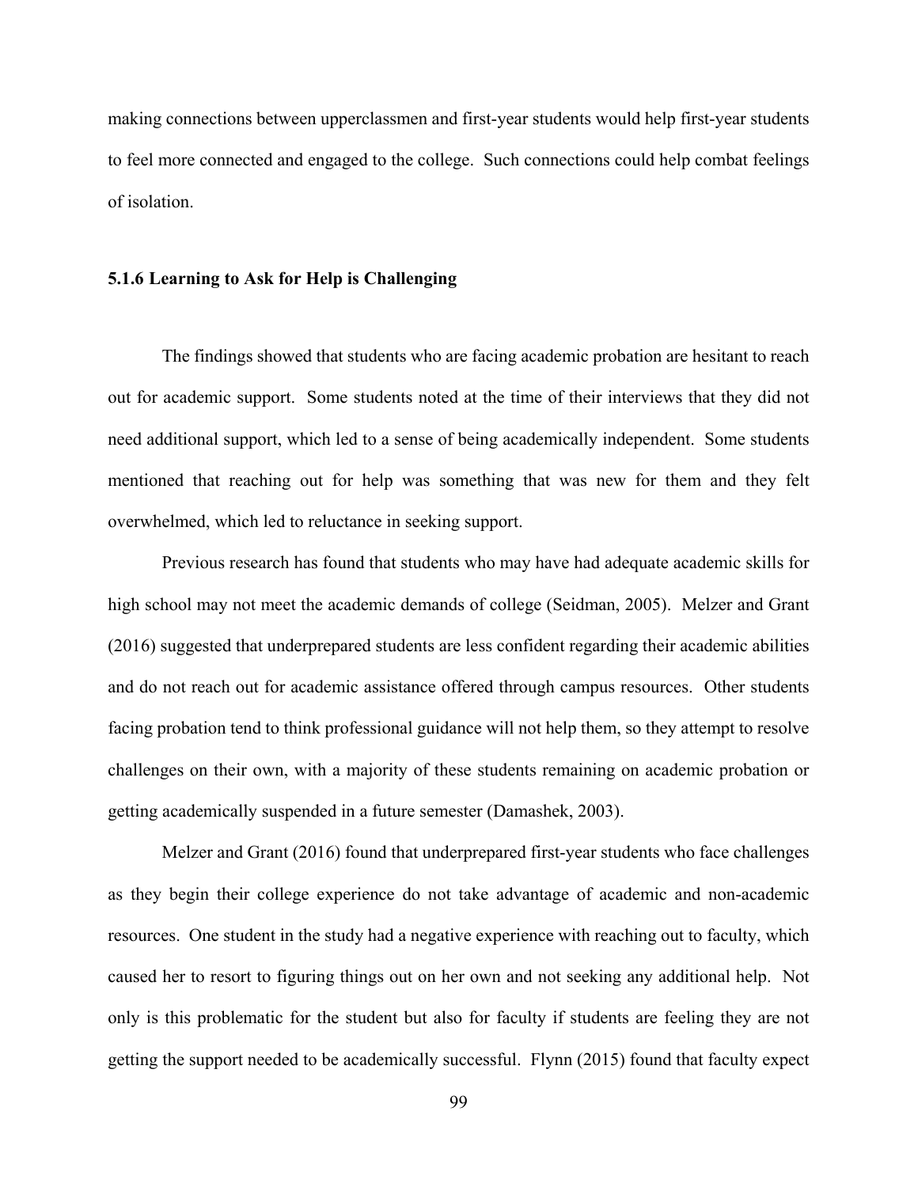making connections between upperclassmen and first-year students would help first-year students to feel more connected and engaged to the college. Such connections could help combat feelings of isolation.

### 5.1.6 Learning to Ask for Help is Challenging

The findings showed that students who are facing academic probation are hesitant to reach out for academic support. Some students noted at the time of their interviews that they did not need additional support, which led to a sense of being academically independent. Some students mentioned that reaching out for help was something that was new for them and they felt overwhelmed, which led to reluctance in seeking support.

Previous research has found that students who may have had adequate academic skills for high school may not meet the academic demands of college (Seidman, 2005). Melzer and Grant (2016) suggested that underprepared students are less confident regarding their academic abilities and do not reach out for academic assistance offered through campus resources. Other students facing probation tend to think professional guidance will not help them, so they attempt to resolve challenges on their own, with a majority of these students remaining on academic probation or getting academically suspended in a future semester (Damashek, 2003).

Melzer and Grant (2016) found that underprepared first-year students who face challenges as they begin their college experience do not take advantage of academic and non-academic resources. One student in the study had a negative experience with reaching out to faculty, which caused her to resort to figuring things out on her own and not seeking any additional help. Not only is this problematic for the student but also for faculty if students are feeling they are not getting the support needed to be academically successful. Flynn (2015) found that faculty expect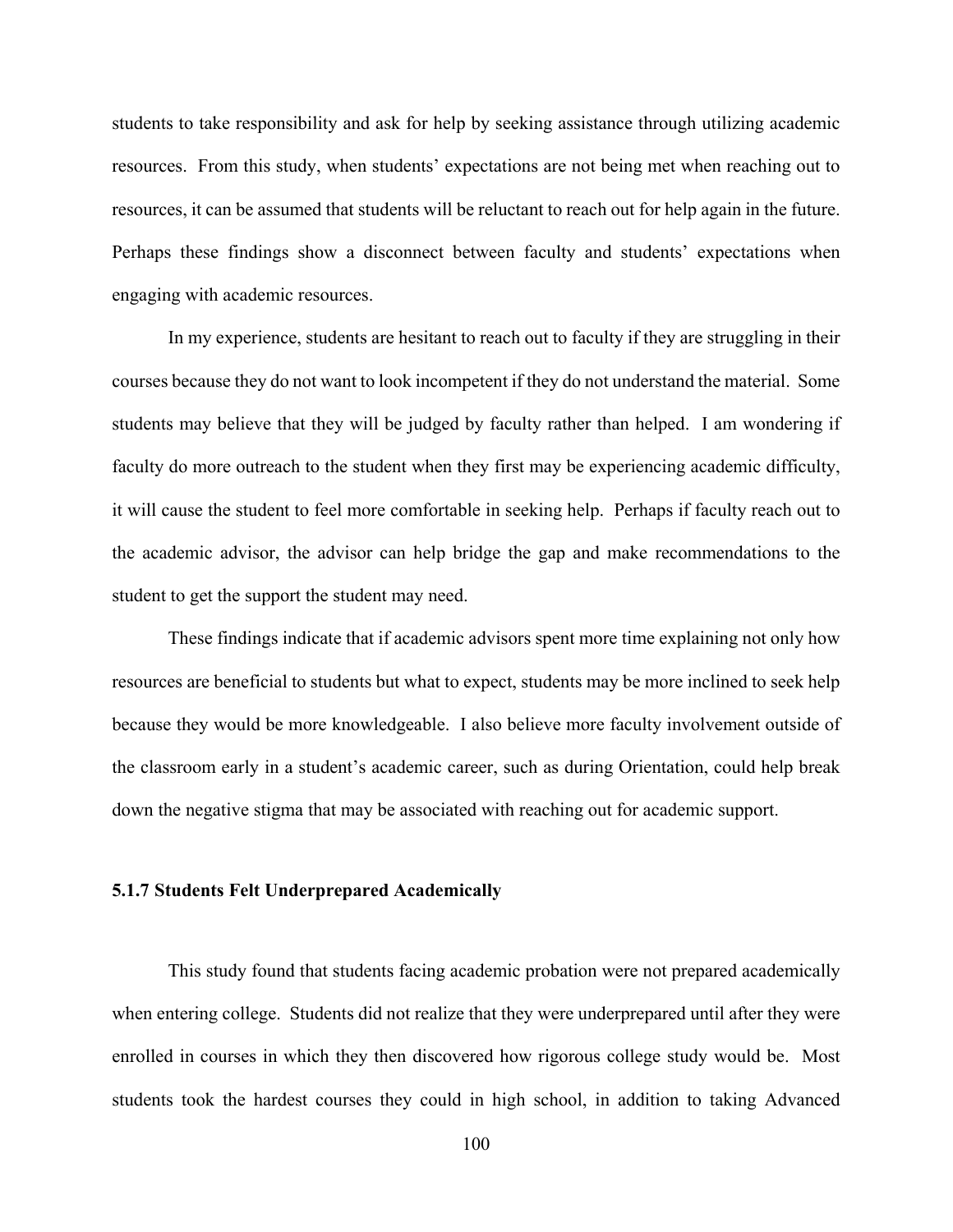students to take responsibility and ask for help by seeking assistance through utilizing academic resources. From this study, when students' expectations are not being met when reaching out to resources, it can be assumed that students will be reluctant to reach out for help again in the future. Perhaps these findings show a disconnect between faculty and students' expectations when engaging with academic resources.

In my experience, students are hesitant to reach out to faculty if they are struggling in their courses because they do not want to look incompetent if they do not understand the material. Some students may believe that they will be judged by faculty rather than helped. I am wondering if faculty do more outreach to the student when they first may be experiencing academic difficulty, it will cause the student to feel more comfortable in seeking help. Perhaps if faculty reach out to the academic advisor, the advisor can help bridge the gap and make recommendations to the student to get the support the student may need.

These findings indicate that if academic advisors spent more time explaining not only how resources are beneficial to students but what to expect, students may be more inclined to seek help because they would be more knowledgeable. I also believe more faculty involvement outside of the classroom early in a student's academic career, such as during Orientation, could help break down the negative stigma that may be associated with reaching out for academic support.

### 5.1.7 Students Felt Underprepared Academically

This study found that students facing academic probation were not prepared academically when entering college. Students did not realize that they were underprepared until after they were enrolled in courses in which they then discovered how rigorous college study would be. Most students took the hardest courses they could in high school, in addition to taking Advanced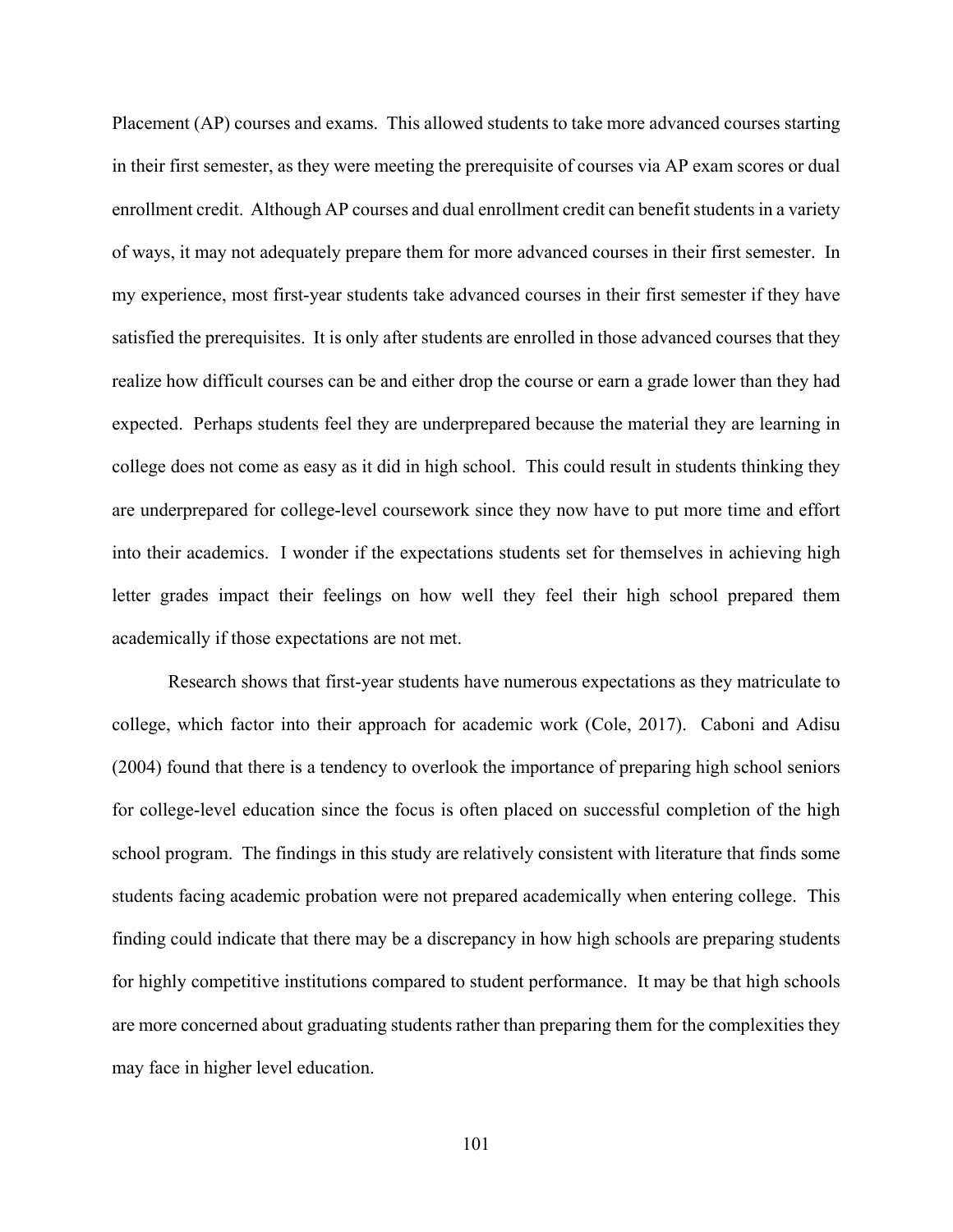Placement (AP) courses and exams. This allowed students to take more advanced courses starting in their first semester, as they were meeting the prerequisite of courses via AP exam scores or dual enrollment credit. Although AP courses and dual enrollment credit can benefit students in a variety of ways, it may not adequately prepare them for more advanced courses in their first semester. In my experience, most first-year students take advanced courses in their first semester if they have satisfied the prerequisites. It is only after students are enrolled in those advanced courses that they realize how difficult courses can be and either drop the course or earn a grade lower than they had expected. Perhaps students feel they are underprepared because the material they are learning in college does not come as easy as it did in high school. This could result in students thinking they are underprepared for college-level coursework since they now have to put more time and effort into their academics. I wonder if the expectations students set for themselves in achieving high letter grades impact their feelings on how well they feel their high school prepared them academically if those expectations are not met.

Research shows that first-year students have numerous expectations as they matriculate to college, which factor into their approach for academic work (Cole, 2017). Caboni and Adisu (2004) found that there is a tendency to overlook the importance of preparing high school seniors for college-level education since the focus is often placed on successful completion of the high school program. The findings in this study are relatively consistent with literature that finds some students facing academic probation were not prepared academically when entering college. This finding could indicate that there may be a discrepancy in how high schools are preparing students for highly competitive institutions compared to student performance. It may be that high schools are more concerned about graduating students rather than preparing them for the complexities they may face in higher level education.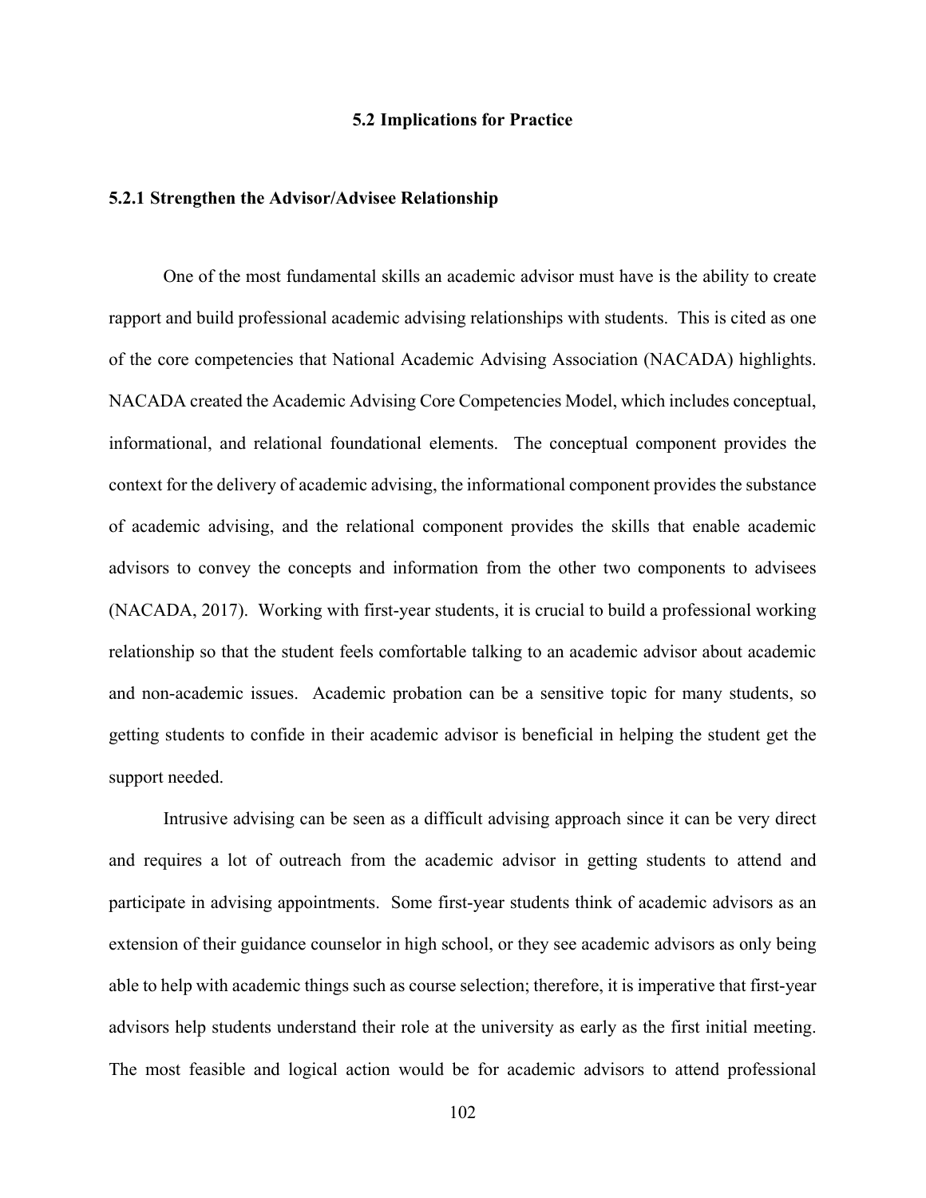## 5.2 Implications for Practice

### 5.2.1 Strengthen the Advisor/Advisee Relationship

One of the most fundamental skills an academic advisor must have is the ability to create rapport and build professional academic advising relationships with students. This is cited as one of the core competencies that National Academic Advising Association (NACADA) highlights. NACADA created the Academic Advising Core Competencies Model, which includes conceptual, informational, and relational foundational elements. The conceptual component provides the context for the delivery of academic advising, the informational component provides the substance of academic advising, and the relational component provides the skills that enable academic advisors to convey the concepts and information from the other two components to advisees (NACADA, 2017). Working with first-year students, it is crucial to build a professional working relationship so that the student feels comfortable talking to an academic advisor about academic and non-academic issues. Academic probation can be a sensitive topic for many students, so getting students to confide in their academic advisor is beneficial in helping the student get the support needed.

Intrusive advising can be seen as a difficult advising approach since it can be very direct and requires a lot of outreach from the academic advisor in getting students to attend and participate in advising appointments. Some first-year students think of academic advisors as an extension of their guidance counselor in high school, or they see academic advisors as only being able to help with academic things such as course selection; therefore, it is imperative that first-year advisors help students understand their role at the university as early as the first initial meeting. The most feasible and logical action would be for academic advisors to attend professional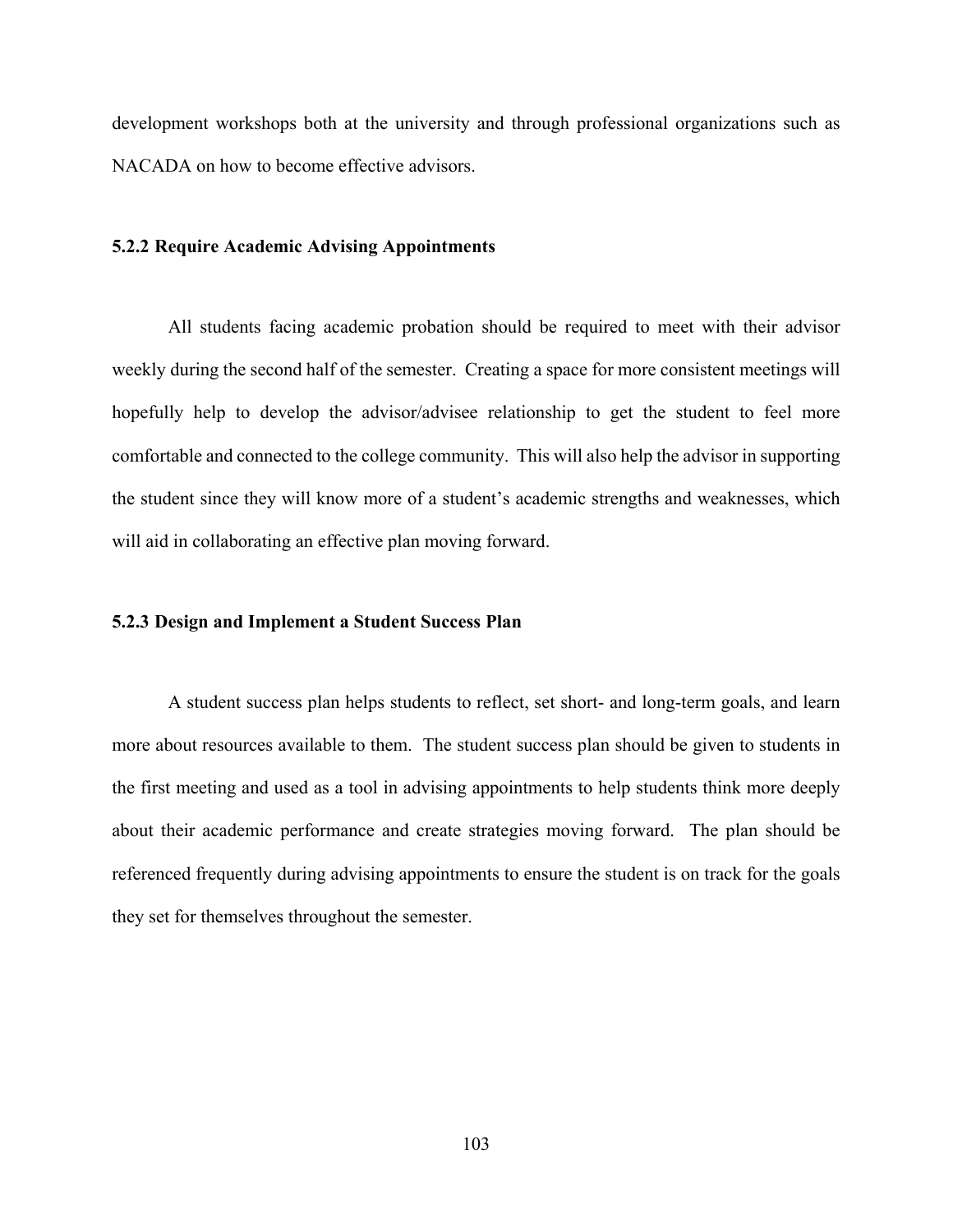development workshops both at the university and through professional organizations such as NACADA on how to become effective advisors.

### 5.2.2 Require Academic Advising Appointments

All students facing academic probation should be required to meet with their advisor weekly during the second half of the semester. Creating a space for more consistent meetings will hopefully help to develop the advisor/advisee relationship to get the student to feel more comfortable and connected to the college community. This will also help the advisor in supporting the student since they will know more of a student's academic strengths and weaknesses, which will aid in collaborating an effective plan moving forward.

### 5.2.3 Design and Implement a Student Success Plan

A student success plan helps students to reflect, set short- and long-term goals, and learn more about resources available to them. The student success plan should be given to students in the first meeting and used as a tool in advising appointments to help students think more deeply about their academic performance and create strategies moving forward. The plan should be referenced frequently during advising appointments to ensure the student is on track for the goals they set for themselves throughout the semester.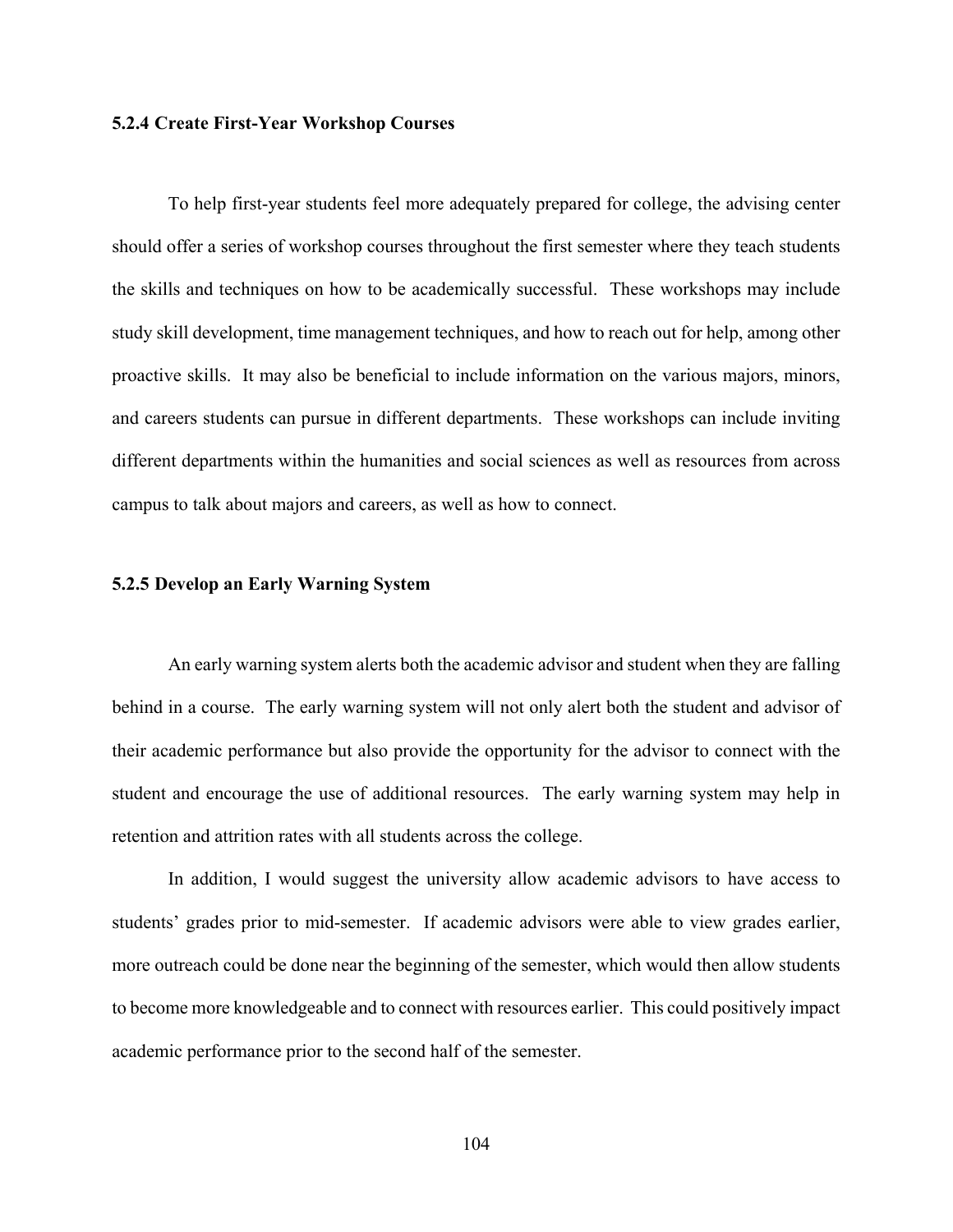### 5.2.4 Create First-Year Workshop Courses

To help first-year students feel more adequately prepared for college, the advising center should offer a series of workshop courses throughout the first semester where they teach students the skills and techniques on how to be academically successful. These workshops may include study skill development, time management techniques, and how to reach out for help, among other proactive skills. It may also be beneficial to include information on the various majors, minors, and careers students can pursue in different departments. These workshops can include inviting different departments within the humanities and social sciences as well as resources from across campus to talk about majors and careers, as well as how to connect.

### 5.2.5 Develop an Early Warning System

An early warning system alerts both the academic advisor and student when they are falling behind in a course. The early warning system will not only alert both the student and advisor of their academic performance but also provide the opportunity for the advisor to connect with the student and encourage the use of additional resources. The early warning system may help in retention and attrition rates with all students across the college.

In addition, I would suggest the university allow academic advisors to have access to students' grades prior to mid-semester. If academic advisors were able to view grades earlier, more outreach could be done near the beginning of the semester, which would then allow students to become more knowledgeable and to connect with resources earlier. This could positively impact academic performance prior to the second half of the semester.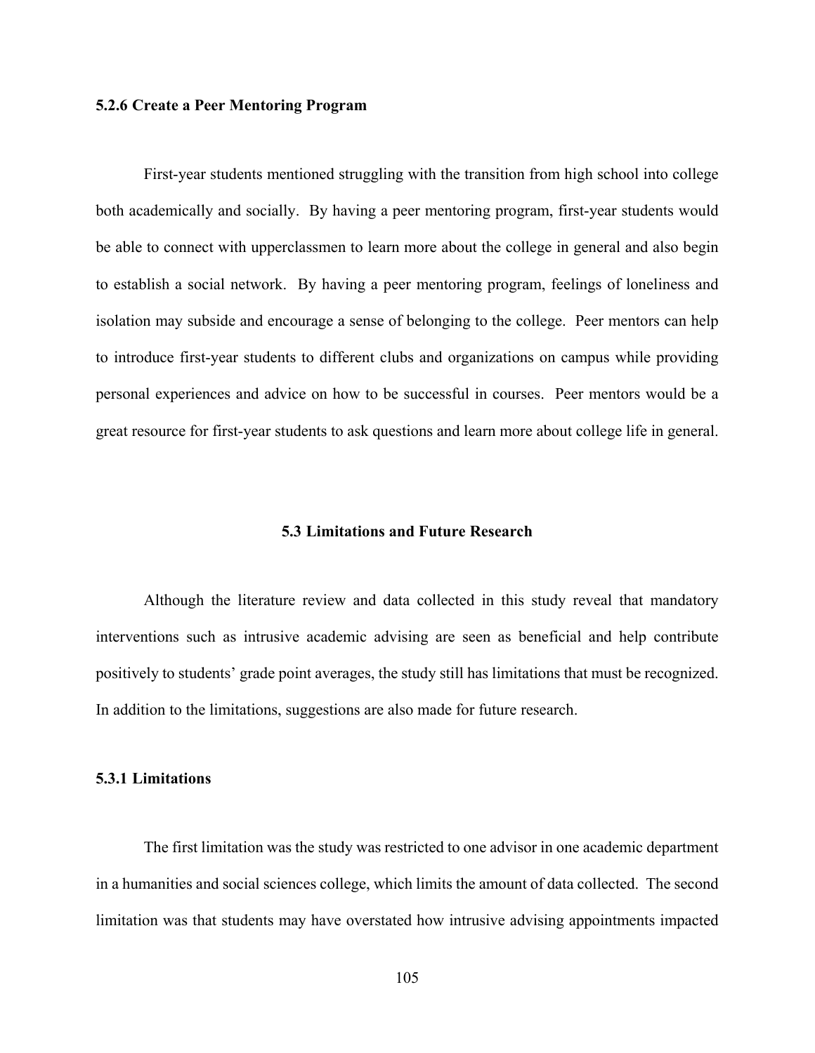### 5.2.6 Create a Peer Mentoring Program

First-year students mentioned struggling with the transition from high school into college both academically and socially. By having a peer mentoring program, first-year students would be able to connect with upperclassmen to learn more about the college in general and also begin to establish a social network. By having a peer mentoring program, feelings of loneliness and isolation may subside and encourage a sense of belonging to the college. Peer mentors can help to introduce first-year students to different clubs and organizations on campus while providing personal experiences and advice on how to be successful in courses. Peer mentors would be a great resource for first-year students to ask questions and learn more about college life in general.

## 5.3 Limitations and Future Research

Although the literature review and data collected in this study reveal that mandatory interventions such as intrusive academic advising are seen as beneficial and help contribute positively to students' grade point averages, the study still has limitations that must be recognized. In addition to the limitations, suggestions are also made for future research.

### 5.3.1 Limitations

The first limitation was the study was restricted to one advisor in one academic department in a humanities and social sciences college, which limits the amount of data collected. The second limitation was that students may have overstated how intrusive advising appointments impacted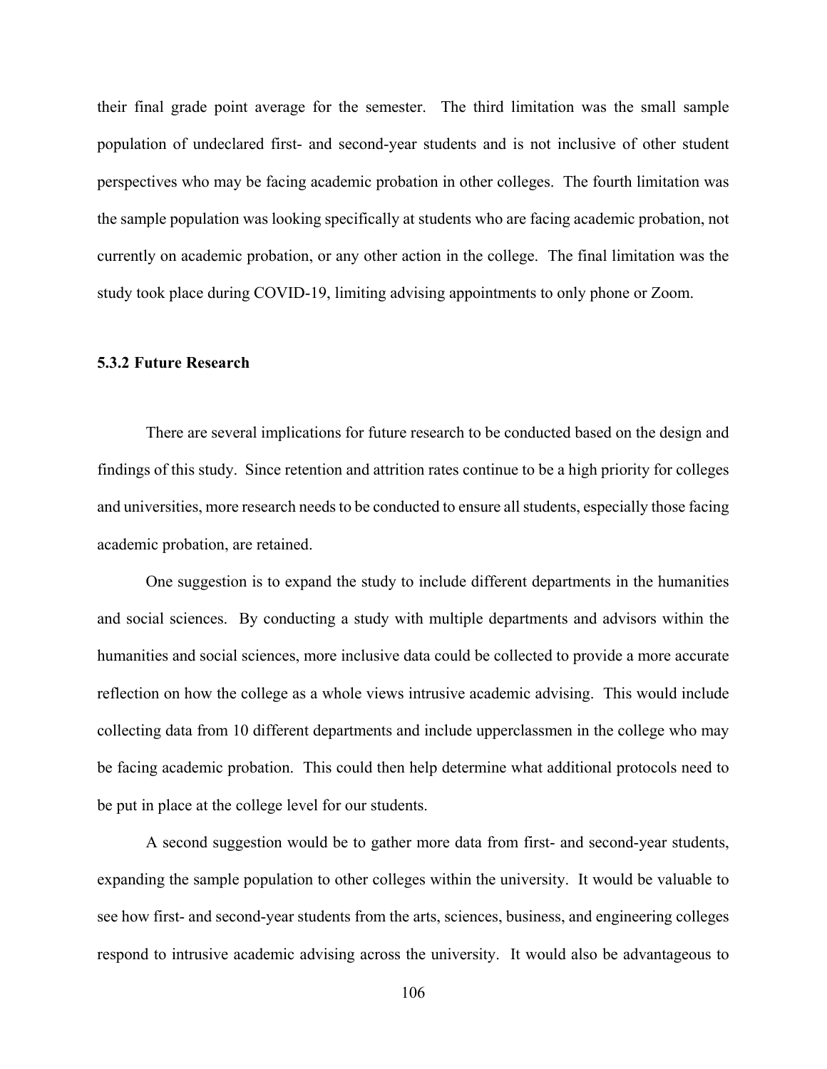their final grade point average for the semester. The third limitation was the small sample population of undeclared first- and second-year students and is not inclusive of other student perspectives who may be facing academic probation in other colleges. The fourth limitation was the sample population was looking specifically at students who are facing academic probation, not currently on academic probation, or any other action in the college. The final limitation was the study took place during COVID-19, limiting advising appointments to only phone or Zoom.

### 5.3.2 Future Research

There are several implications for future research to be conducted based on the design and findings of this study. Since retention and attrition rates continue to be a high priority for colleges and universities, more research needs to be conducted to ensure all students, especially those facing academic probation, are retained.

One suggestion is to expand the study to include different departments in the humanities and social sciences. By conducting a study with multiple departments and advisors within the humanities and social sciences, more inclusive data could be collected to provide a more accurate reflection on how the college as a whole views intrusive academic advising. This would include collecting data from 10 different departments and include upperclassmen in the college who may be facing academic probation. This could then help determine what additional protocols need to be put in place at the college level for our students.

A second suggestion would be to gather more data from first- and second-year students, expanding the sample population to other colleges within the university. It would be valuable to see how first- and second-year students from the arts, sciences, business, and engineering colleges respond to intrusive academic advising across the university. It would also be advantageous to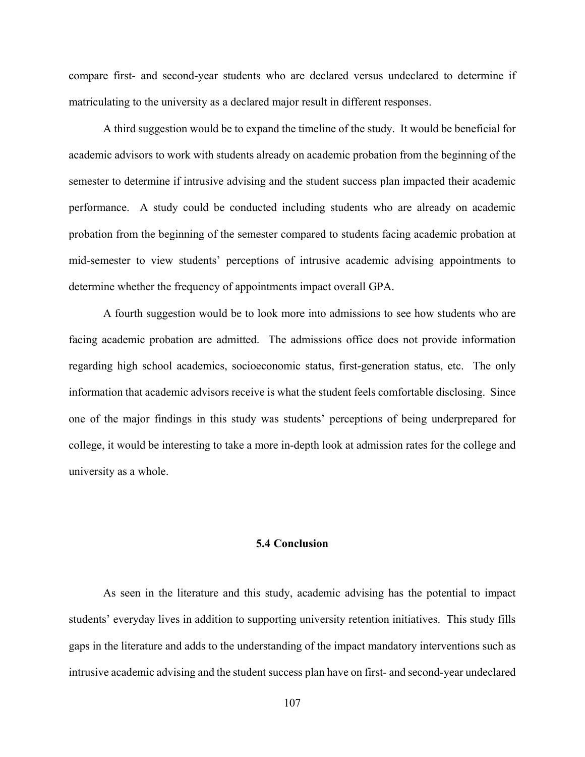compare first- and second-year students who are declared versus undeclared to determine if matriculating to the university as a declared major result in different responses.

A third suggestion would be to expand the timeline of the study. It would be beneficial for academic advisors to work with students already on academic probation from the beginning of the semester to determine if intrusive advising and the student success plan impacted their academic performance. A study could be conducted including students who are already on academic probation from the beginning of the semester compared to students facing academic probation at mid-semester to view students' perceptions of intrusive academic advising appointments to determine whether the frequency of appointments impact overall GPA.

A fourth suggestion would be to look more into admissions to see how students who are facing academic probation are admitted. The admissions office does not provide information regarding high school academics, socioeconomic status, first-generation status, etc. The only information that academic advisors receive is what the student feels comfortable disclosing. Since one of the major findings in this study was students' perceptions of being underprepared for college, it would be interesting to take a more in-depth look at admission rates for the college and university as a whole.

## 5.4 Conclusion

As seen in the literature and this study, academic advising has the potential to impact students' everyday lives in addition to supporting university retention initiatives. This study fills gaps in the literature and adds to the understanding of the impact mandatory interventions such as intrusive academic advising and the student success plan have on first- and second-year undeclared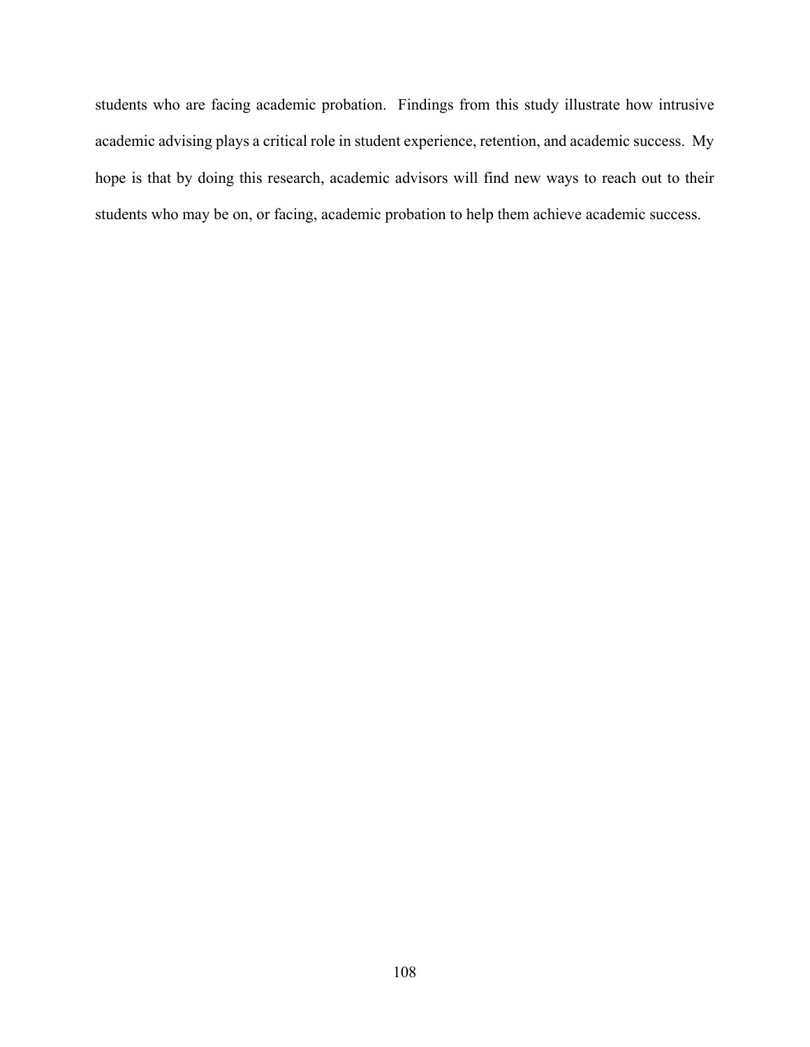students who are facing academic probation. Findings from this study illustrate how intrusive academic advising plays a critical role in student experience, retention, and academic success. My hope is that by doing this research, academic advisors will find new ways to reach out to their students who may be on, or facing, academic probation to help them achieve academic success.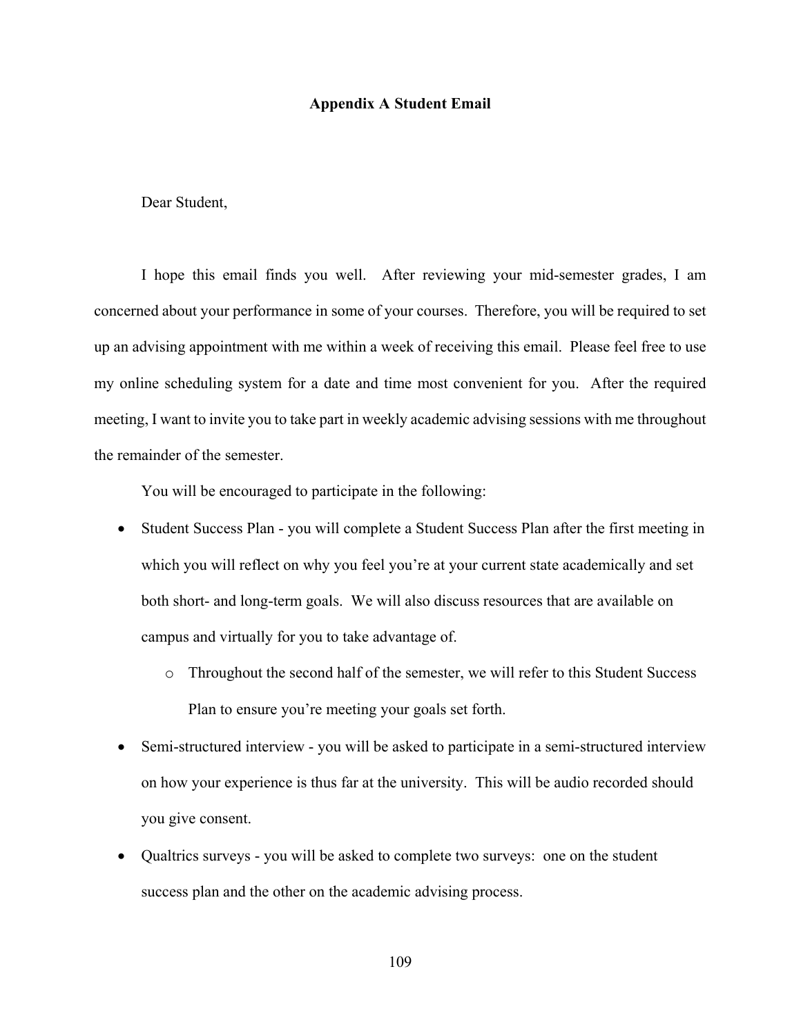# Appendix A Student Email

Dear Student,

I hope this email finds you well. After reviewing your mid-semester grades, I am concerned about your performance in some of your courses. Therefore, you will be required to set up an advising appointment with me within a week of receiving this email. Please feel free to use my online scheduling system for a date and time most convenient for you. After the required meeting, I want to invite you to take part in weekly academic advising sessions with me throughout the remainder of the semester.

You will be encouraged to participate in the following:

- Student Success Plan - you will complete a Student Success Plan after the first meeting in which you will reflect on why you feel you're at your current state academically and set both short- and long-term goals. We will also discuss resources that are available on campus and virtually for you to take advantage of.
    - Throughout the second half of the semester, we will refer to this Student Success Plan to ensure you're meeting your goals set forth.
- Semi-structured interview - you will be asked to participate in a semi-structured interview on how your experience is thus far at the university. This will be audio recorded should you give consent.
- Qualtrics surveys - you will be asked to complete two surveys: one on the student success plan and the other on the academic advising process.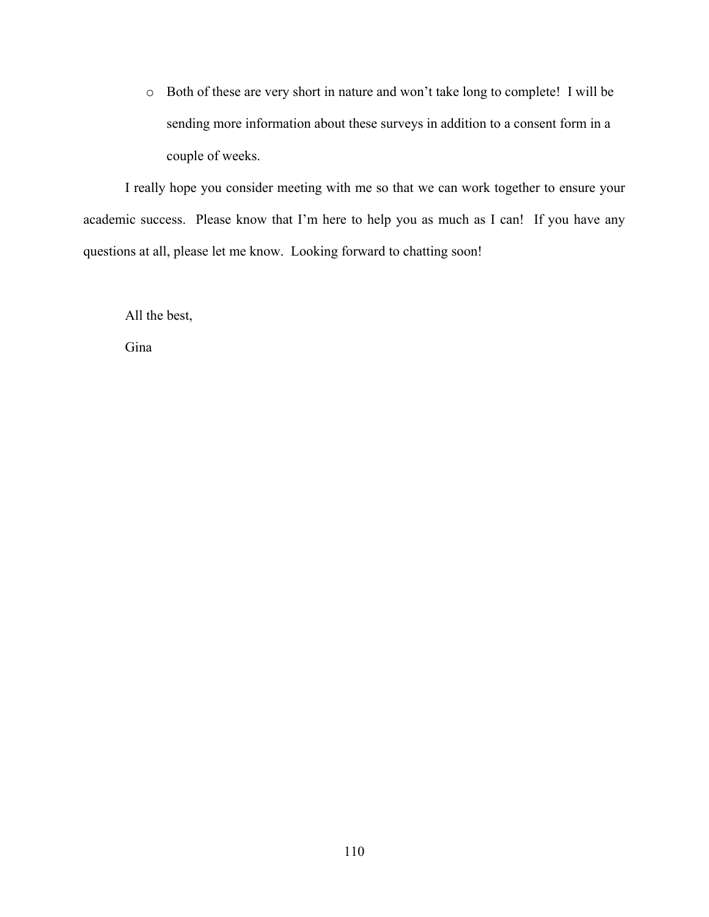- Both of these are very short in nature and won't take long to complete! I will be sending more information about these surveys in addition to a consent form in a couple of weeks.

I really hope you consider meeting with me so that we can work together to ensure your academic success. Please know that I'm here to help you as much as I can! If you have any questions at all, please let me know. Looking forward to chatting soon!

All the best,

Gina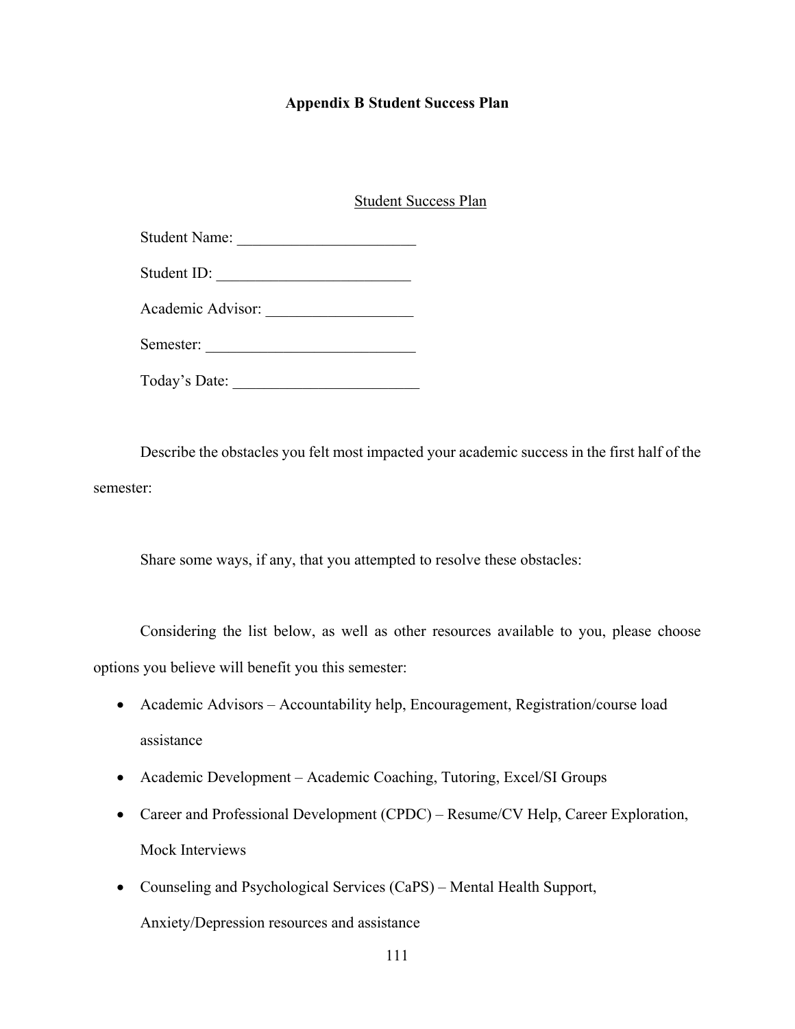## Appendix B Student Success Plan

Student Success Plan

Student Name: _______________________

Student ID: _________________________

Academic Advisor: ___________________

Semester: ___________________________

Today's Date: ________________________

Describe the obstacles you felt most impacted your academic success in the first half of the semester:

Share some ways, if any, that you attempted to resolve these obstacles:

Considering the list below, as well as other resources available to you, please choose options you believe will benefit you this semester:

- Academic Advisors – Accountability help, Encouragement, Registration/course load assistance
- Academic Development – Academic Coaching, Tutoring, Excel/SI Groups
- Career and Professional Development (CPDC) – Resume/CV Help, Career Exploration, Mock Interviews
- Counseling and Psychological Services (CaPS) – Mental Health Support, Anxiety/Depression resources and assistance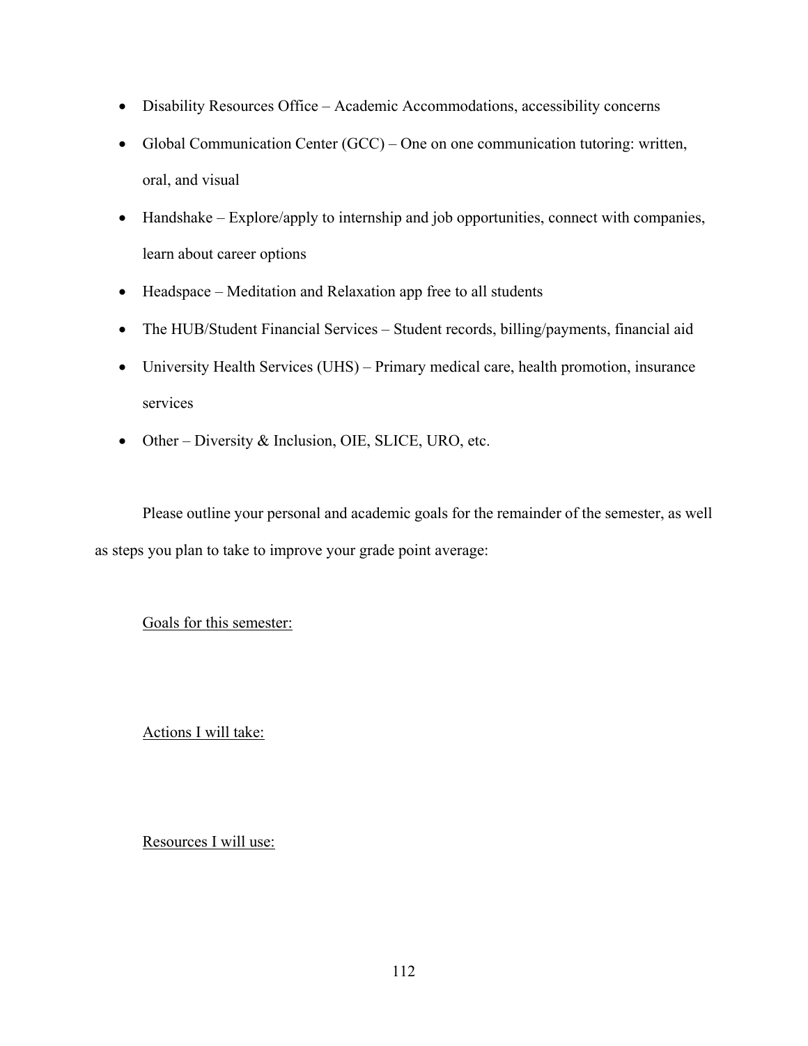- Disability Resources Office – Academic Accommodations, accessibility concerns
- Global Communication Center (GCC) – One on one communication tutoring: written, oral, and visual
- Handshake – Explore/apply to internship and job opportunities, connect with companies, learn about career options
- Headspace – Meditation and Relaxation app free to all students
- The HUB/Student Financial Services – Student records, billing/payments, financial aid
- University Health Services (UHS) – Primary medical care, health promotion, insurance services
- Other – Diversity & Inclusion, OIE, SLICE, URO, etc.

Please outline your personal and academic goals for the remainder of the semester, as well as steps you plan to take to improve your grade point average:

<u>Goals for this semester:</u>

<u>Actions I will take:</u>

<u>Resources I will use:</u>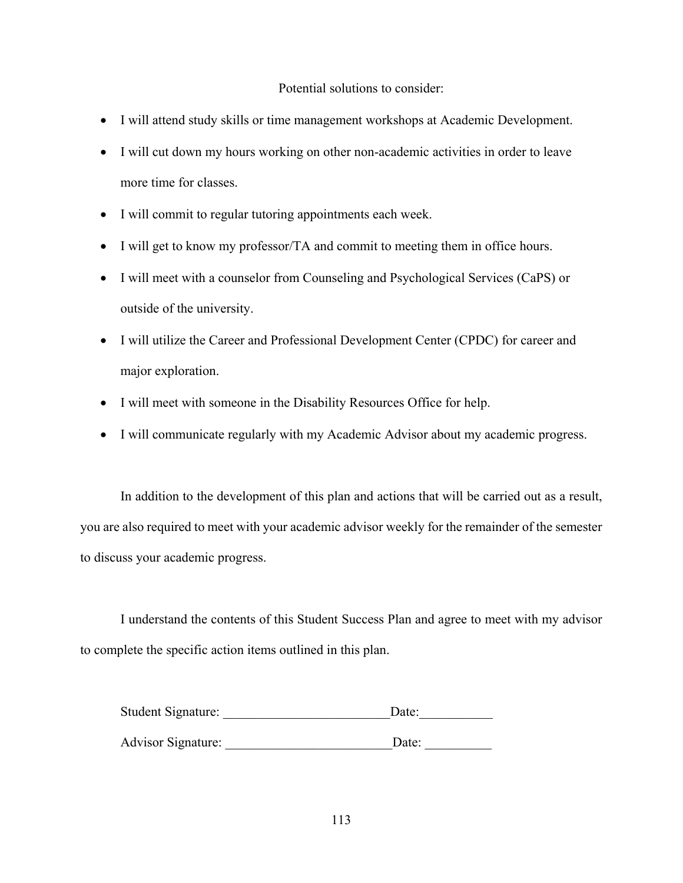Potential solutions to consider:

- I will attend study skills or time management workshops at Academic Development.
- I will cut down my hours working on other non-academic activities in order to leave more time for classes.
- I will commit to regular tutoring appointments each week.
- I will get to know my professor/TA and commit to meeting them in office hours.
- I will meet with a counselor from Counseling and Psychological Services (CaPS) or outside of the university.
- I will utilize the Career and Professional Development Center (CPDC) for career and major exploration.
- I will meet with someone in the Disability Resources Office for help.
- I will communicate regularly with my Academic Advisor about my academic progress.

In addition to the development of this plan and actions that will be carried out as a result, you are also required to meet with your academic advisor weekly for the remainder of the semester to discuss your academic progress.

I understand the contents of this Student Success Plan and agree to meet with my advisor to complete the specific action items outlined in this plan.

Student Signature: _________________________Date:___________

Advisor Signature: _________________________Date: __________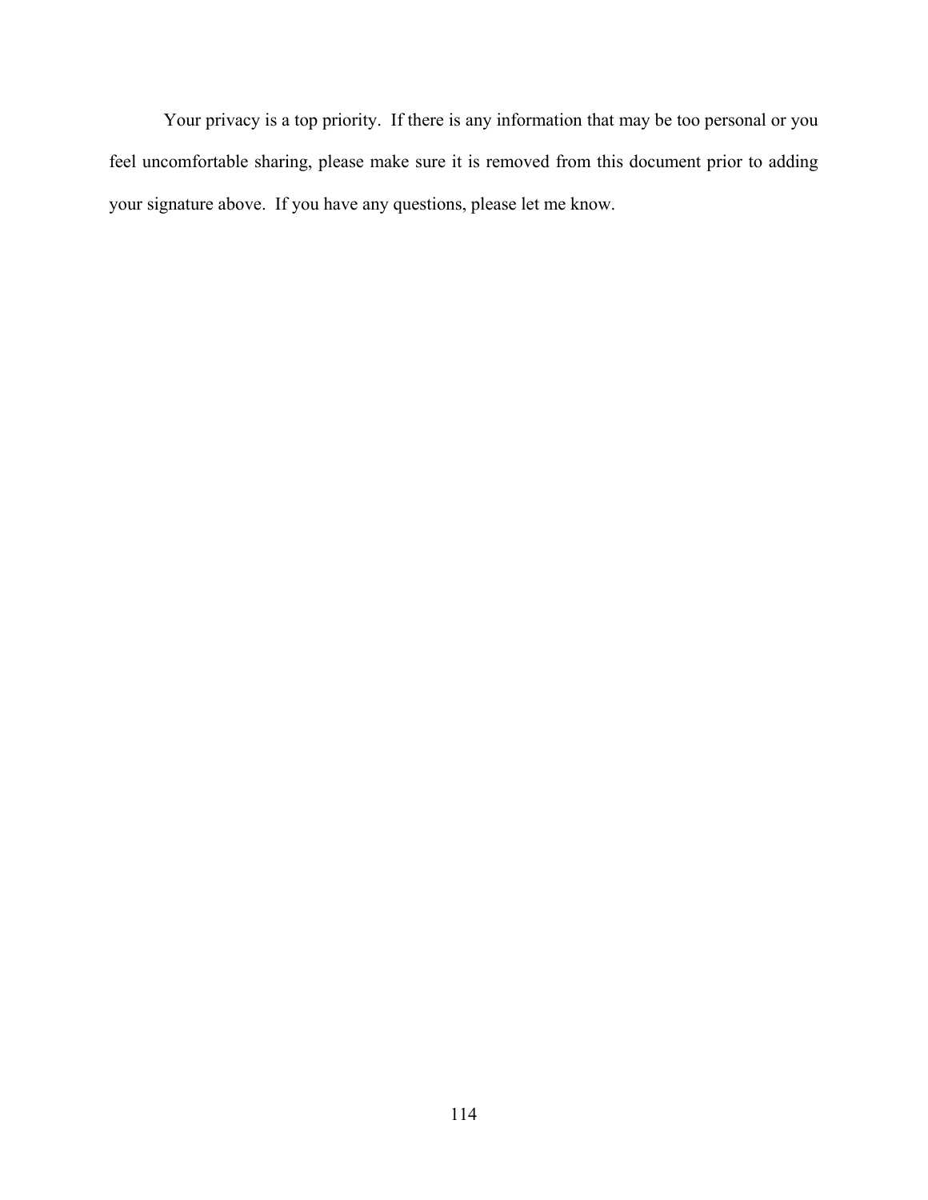Your privacy is a top priority. If there is any information that may be too personal or you feel uncomfortable sharing, please make sure it is removed from this document prior to adding your signature above. If you have any questions, please let me know.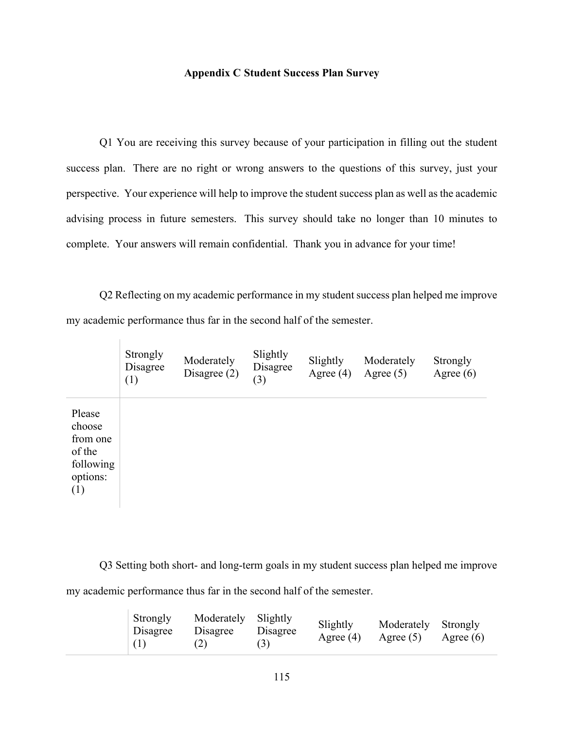## Appendix C Student Success Plan Survey

Q1 You are receiving this survey because of your participation in filling out the student success plan. There are no right or wrong answers to the questions of this survey, just your perspective. Your experience will help to improve the student success plan as well as the academic advising process in future semesters. This survey should take no longer than 10 minutes to complete. Your answers will remain confidential. Thank you in advance for your time!

Q2 Reflecting on my academic performance in my student success plan helped me improve my academic performance thus far in the second half of the semester.

| | Strongly Disagree (1) | Moderately Disagree (2) | Slightly Disagree (3) | Slightly Agree (4) | Moderately Agree (5) | Strongly Agree (6) |
|---|---|---|---|---|---|---|
| Please choose from one of the following options: (1) | | | | | | |

Q3 Setting both short- and long-term goals in my student success plan helped me improve my academic performance thus far in the second half of the semester.

| | Strongly Disagree (1) | Moderately Disagree (2) | Slightly Disagree (3) | Slightly Agree (4) | Moderately Agree (5) | Strongly Agree (6) |
|---|---|---|---|---|---|---|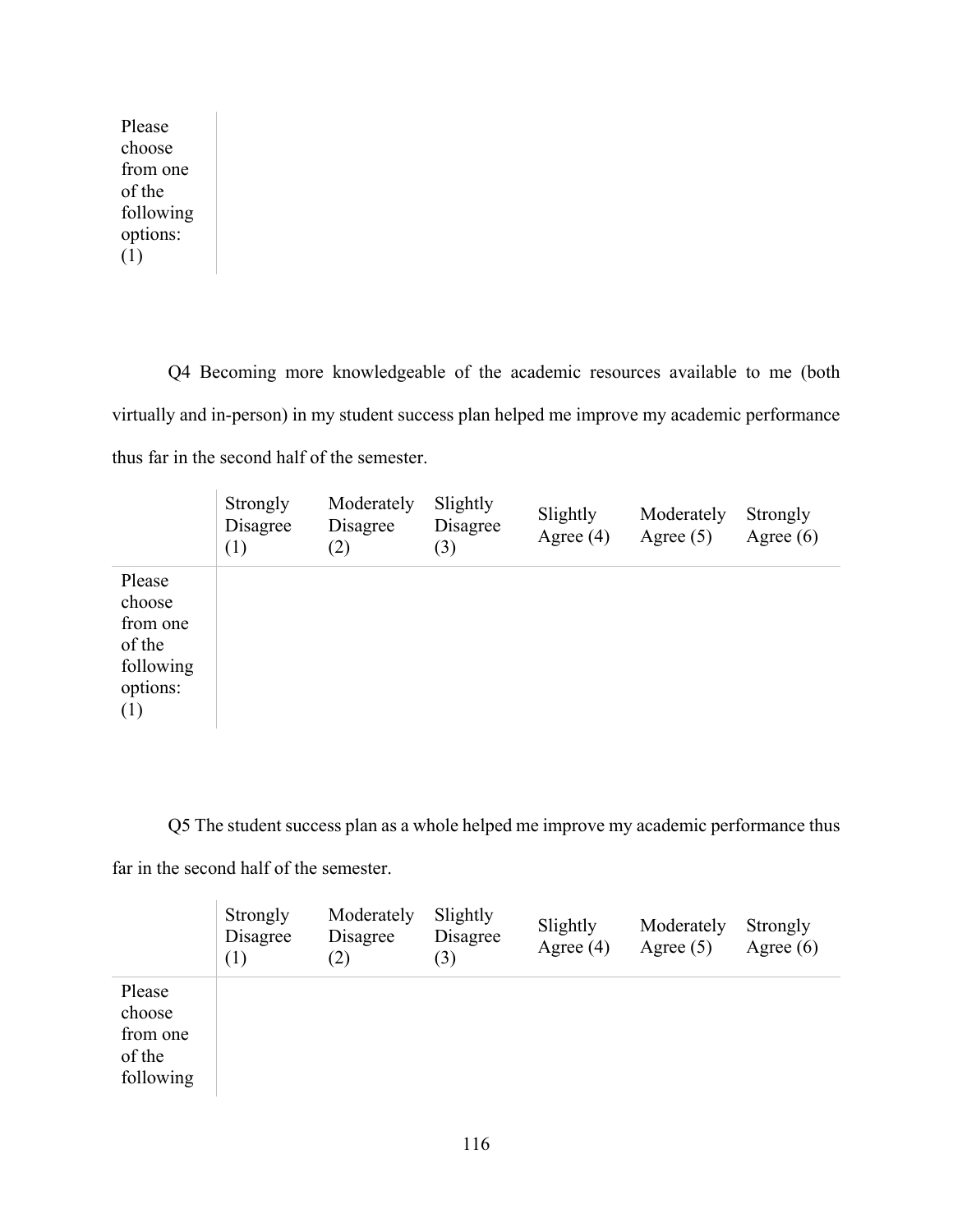| | |
|---|---|
| Please choose from one of the following options: (1) | |

Q4 Becoming more knowledgeable of the academic resources available to me (both virtually and in-person) in my student success plan helped me improve my academic performance thus far in the second half of the semester.

| | Strongly Disagree (1) | Moderately Disagree (2) | Slightly Disagree (3) | Slightly Agree (4) | Moderately Agree (5) | Strongly Agree (6) |
|---|---|---|---|---|---|---|
| Please choose from one of the following options: (1) | | | | | | |

Q5 The student success plan as a whole helped me improve my academic performance thus far in the second half of the semester.

| | Strongly Disagree (1) | Moderately Disagree (2) | Slightly Disagree (3) | Slightly Agree (4) | Moderately Agree (5) | Strongly Agree (6) |
|---|---|---|---|---|---|---|
| Please choose from one of the following | | | | | | |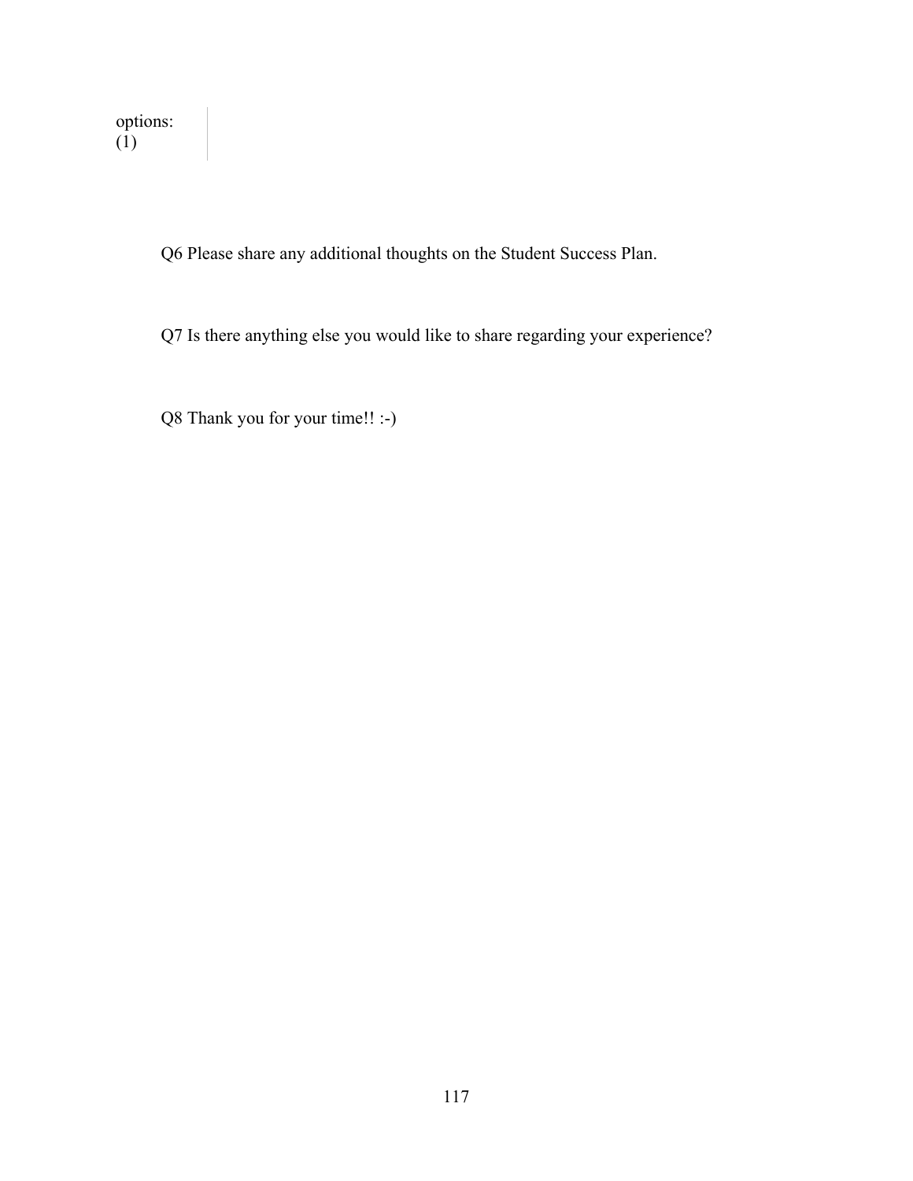options:
(1)

Q6 Please share any additional thoughts on the Student Success Plan.

Q7 Is there anything else you would like to share regarding your experience?

Q8 Thank you for your time!! :-)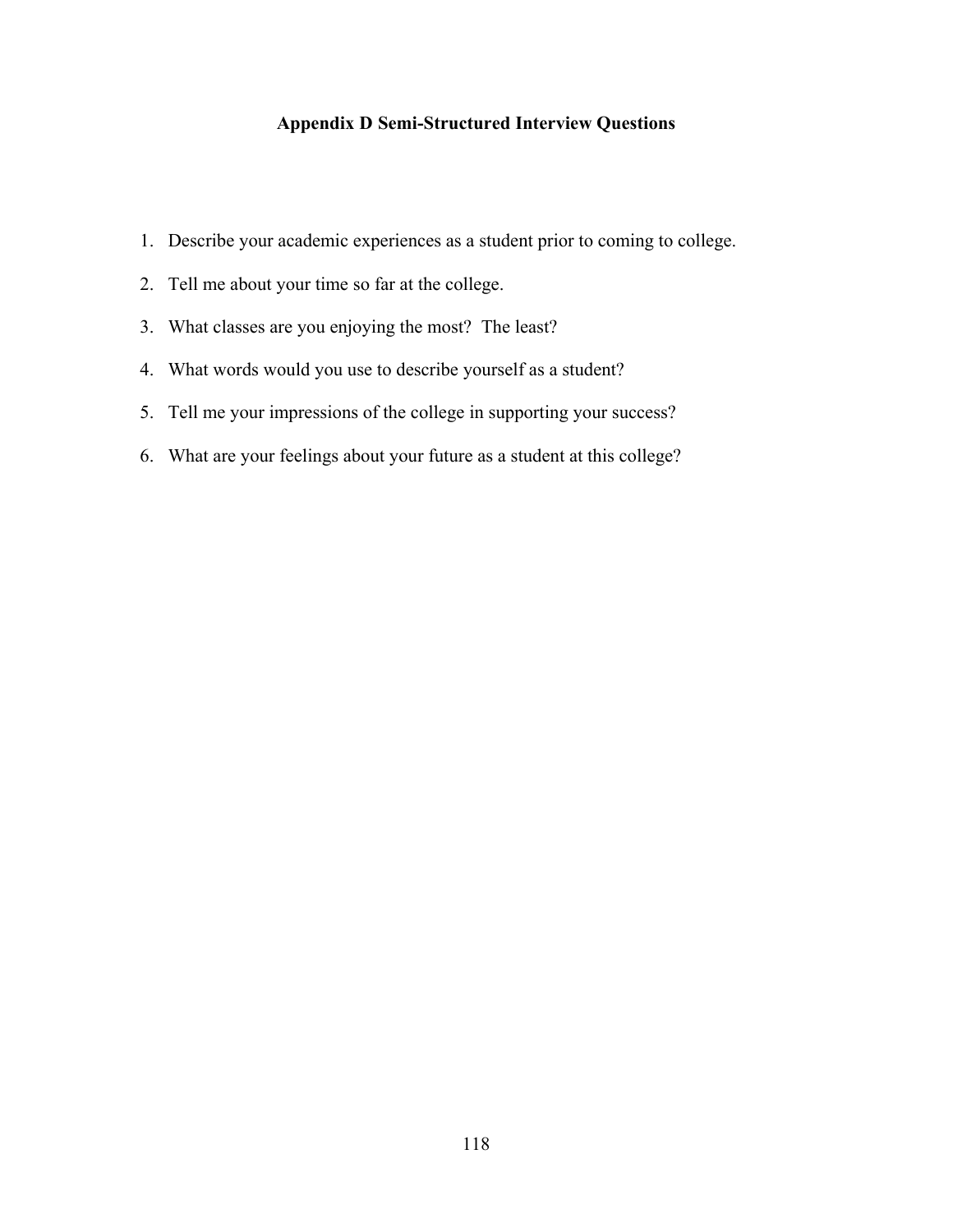# Appendix D Semi-Structured Interview Questions

1. Describe your academic experiences as a student prior to coming to college.
2. Tell me about your time so far at the college.
3. What classes are you enjoying the most?  The least?
4. What words would you use to describe yourself as a student?
5. Tell me your impressions of the college in supporting your success?
6. What are your feelings about your future as a student at this college?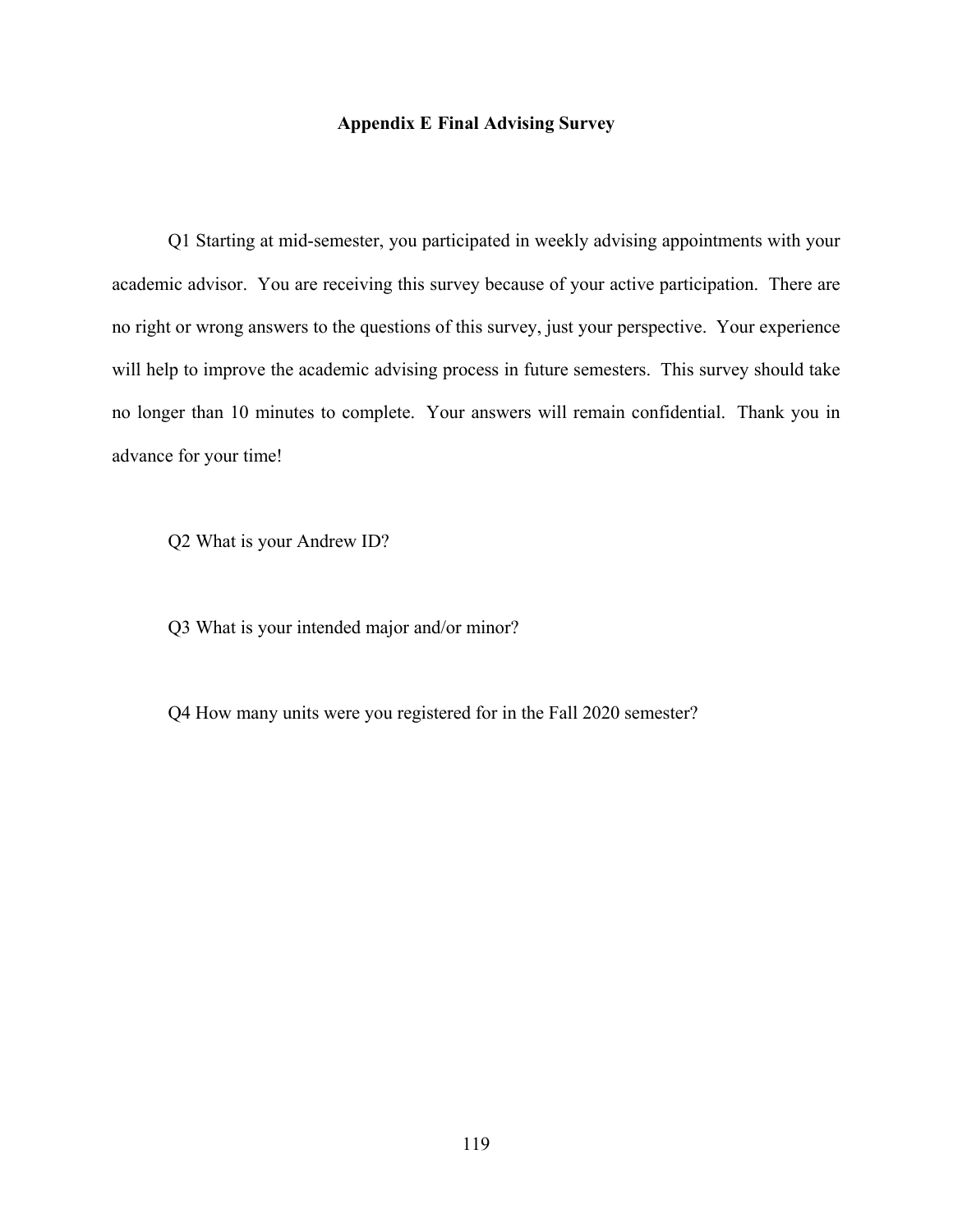## Appendix E Final Advising Survey

Q1 Starting at mid-semester, you participated in weekly advising appointments with your academic advisor. You are receiving this survey because of your active participation. There are no right or wrong answers to the questions of this survey, just your perspective. Your experience will help to improve the academic advising process in future semesters. This survey should take no longer than 10 minutes to complete. Your answers will remain confidential. Thank you in advance for your time!

Q2 What is your Andrew ID?

Q3 What is your intended major and/or minor?

Q4 How many units were you registered for in the Fall 2020 semester?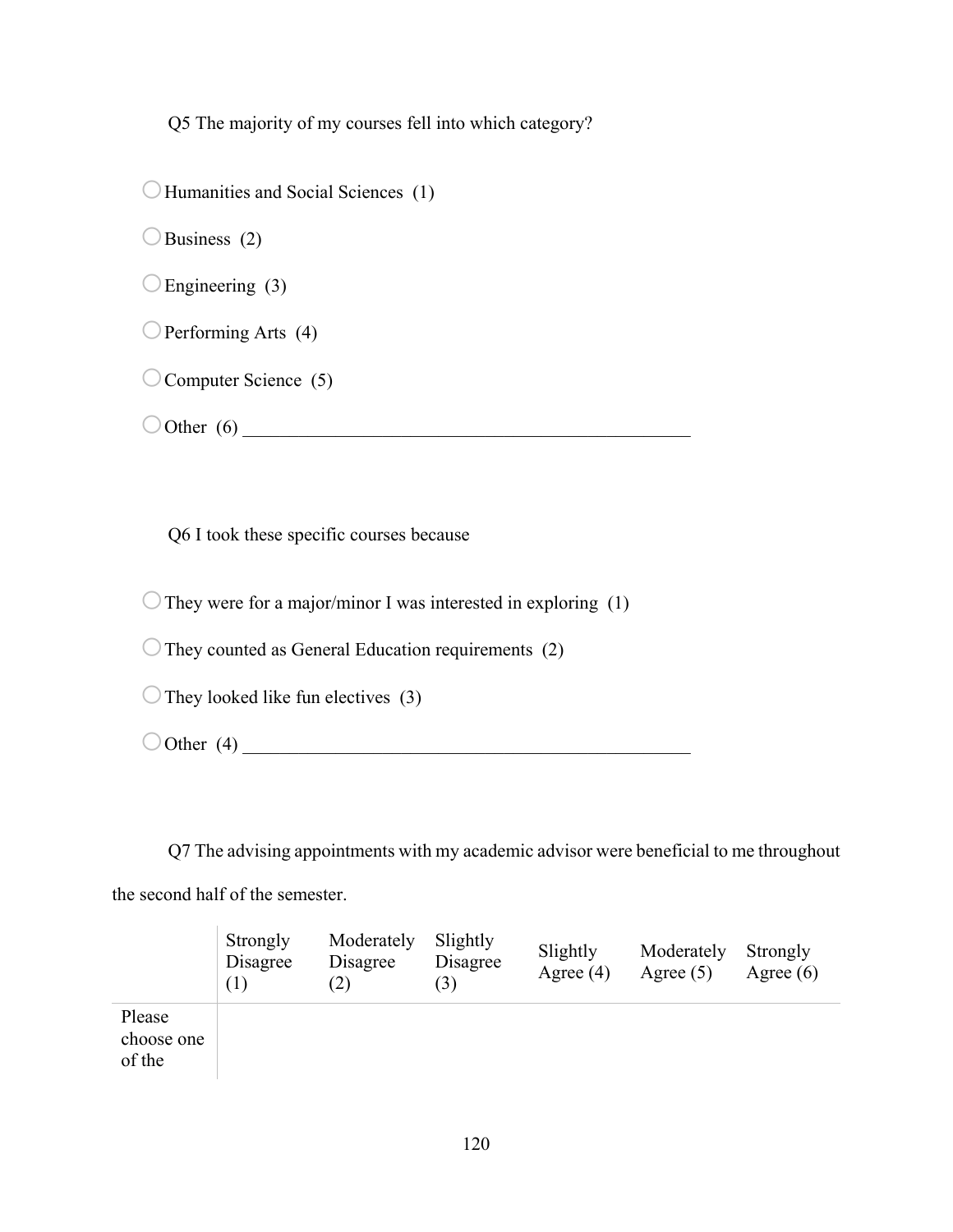Q5 The majority of my courses fell into which category?

○ Humanities and Social Sciences (1)

○ Business (2)

○ Engineering (3)

○ Performing Arts (4)

○ Computer Science (5)

○ Other (6) ________________________________________________

Q6 I took these specific courses because

○ They were for a major/minor I was interested in exploring (1)

○ They counted as General Education requirements (2)

○ They looked like fun electives (3)

○ Other (4) ________________________________________________

Q7 The advising appointments with my academic advisor were beneficial to me throughout the second half of the semester.

| | Strongly Disagree (1) | Moderately Disagree (2) | Slightly Disagree (3) | Slightly Agree (4) | Moderately Agree (5) | Strongly Agree (6) |
|---|---|---|---|---|---|---|
| Please choose one of the | | | | | | |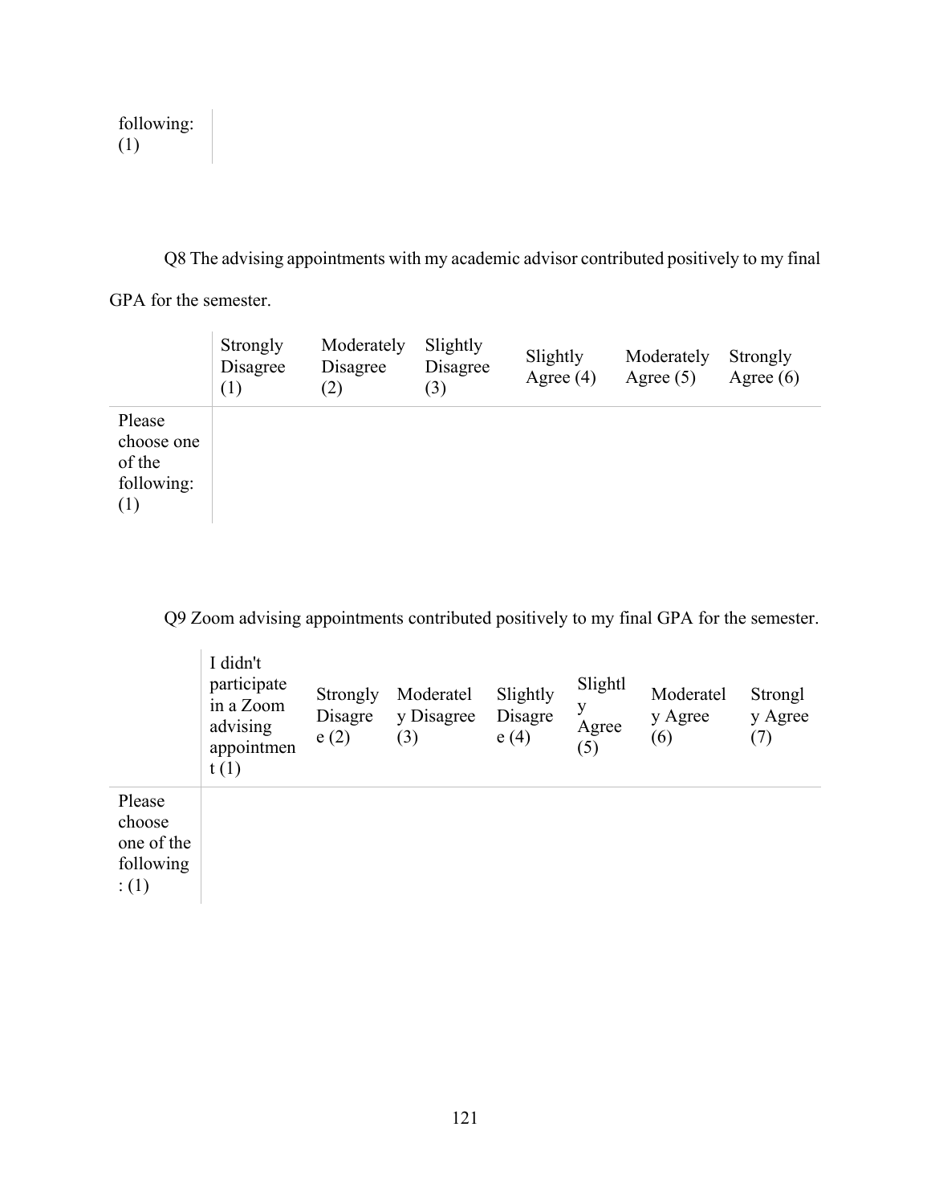| following: (1) | |
|---|---|

Q8 The advising appointments with my academic advisor contributed positively to my final GPA for the semester.

| | Strongly Disagree (1) | Moderately Disagree (2) | Slightly Disagree (3) | Slightly Agree (4) | Moderately Agree (5) | Strongly Agree (6) |
|---|---|---|---|---|---|---|
| Please choose one of the following: (1) | | | | | | |

Q9 Zoom advising appointments contributed positively to my final GPA for the semester.

| | I didn't participate in a Zoom advising appointment (1) | Strongly Disagree (2) | Moderately Disagree (3) | Slightly Disagree (4) | Slightly Agree (5) | Moderately Agree (6) | Strongly Agree (7) |
|---|---|---|---|---|---|---|---|
| Please choose one of the following: (1) | | | | | | | |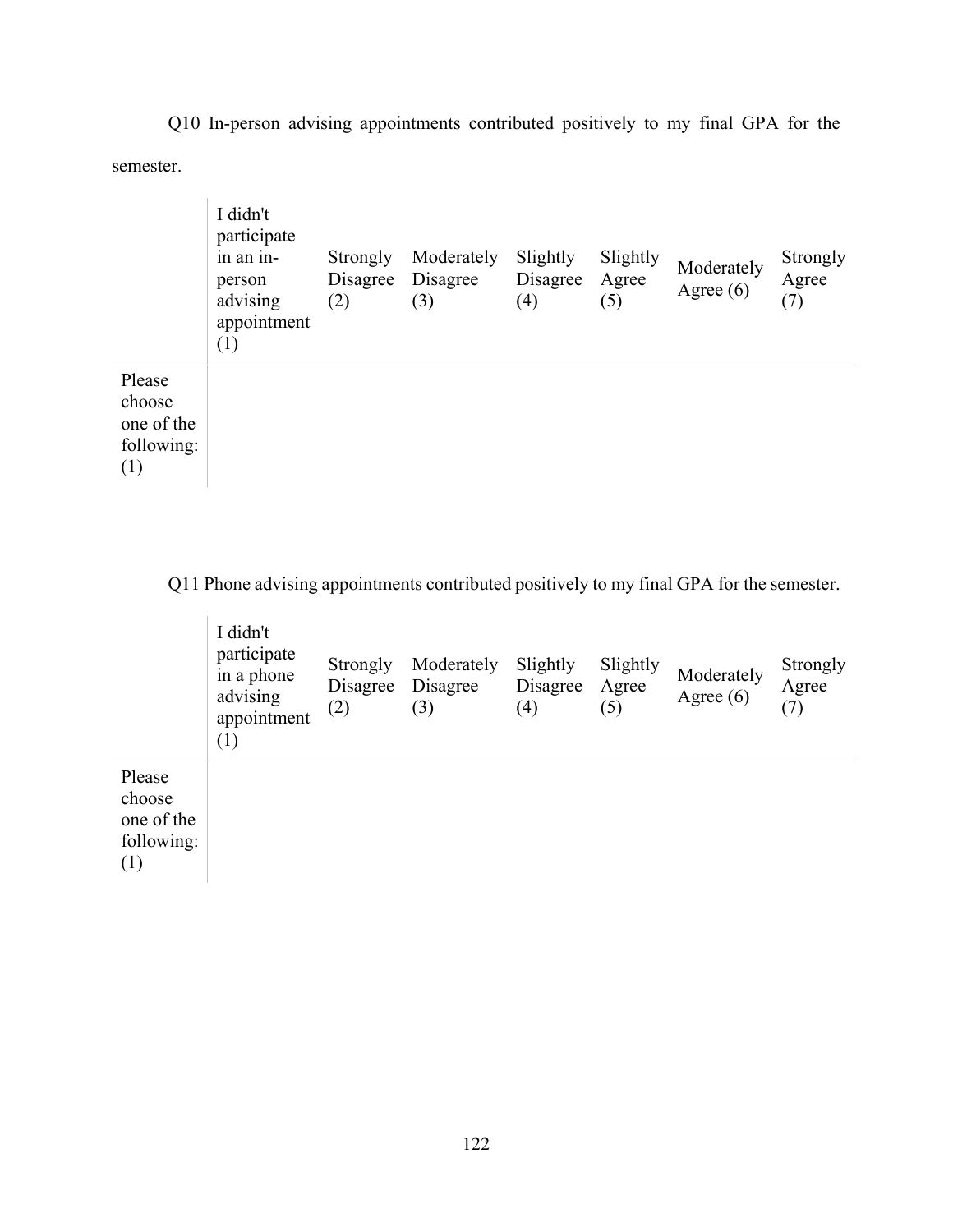Q10 In-person advising appointments contributed positively to my final GPA for the semester.

| | I didn't participate in an in-person advising appointment (1) | Strongly Disagree (2) | Moderately Disagree (3) | Slightly Disagree (4) | Slightly Agree (5) | Moderately Agree (6) | Strongly Agree (7) |
|---|---|---|---|---|---|---|---|
| Please choose one of the following: (1) | | | | | | | |

Q11 Phone advising appointments contributed positively to my final GPA for the semester.

| | I didn't participate in a phone advising appointment (1) | Strongly Disagree (2) | Moderately Disagree (3) | Slightly Disagree (4) | Slightly Agree (5) | Moderately Agree (6) | Strongly Agree (7) |
|---|---|---|---|---|---|---|---|
| Please choose one of the following: (1) | | | | | | | |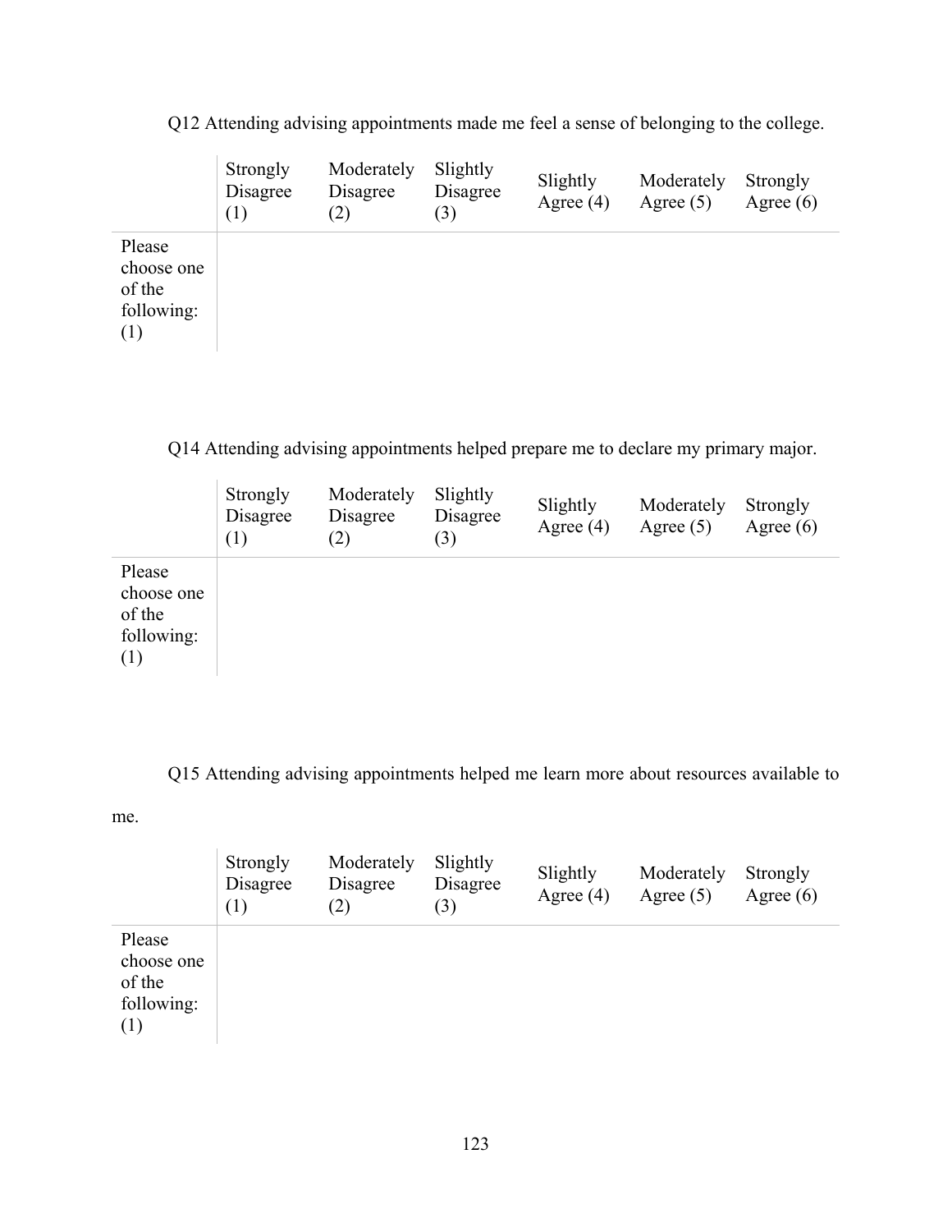Q12 Attending advising appointments made me feel a sense of belonging to the college.

| | Strongly Disagree (1) | Moderately Disagree (2) | Slightly Disagree (3) | Slightly Agree (4) | Moderately Agree (5) | Strongly Agree (6) |
|---|---|---|---|---|---|---|
| Please choose one of the following: (1) | | | | | | |

Q14 Attending advising appointments helped prepare me to declare my primary major.

| | Strongly Disagree (1) | Moderately Disagree (2) | Slightly Disagree (3) | Slightly Agree (4) | Moderately Agree (5) | Strongly Agree (6) |
|---|---|---|---|---|---|---|
| Please choose one of the following: (1) | | | | | | |

Q15 Attending advising appointments helped me learn more about resources available to me.

| | Strongly Disagree (1) | Moderately Disagree (2) | Slightly Disagree (3) | Slightly Agree (4) | Moderately Agree (5) | Strongly Agree (6) |
|---|---|---|---|---|---|---|
| Please choose one of the following: (1) | | | | | | |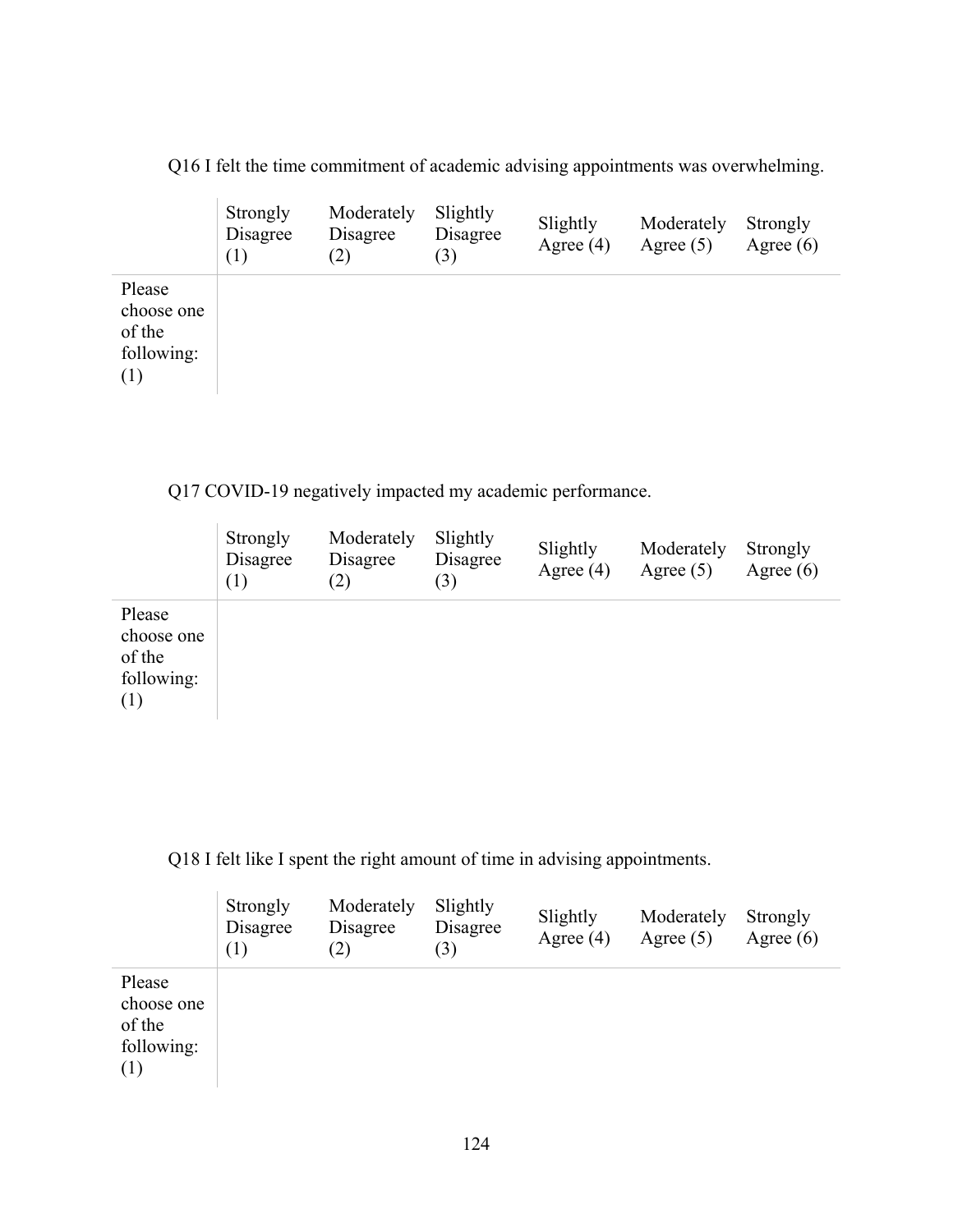Q16 I felt the time commitment of academic advising appointments was overwhelming.

| | Strongly Disagree (1) | Moderately Disagree (2) | Slightly Disagree (3) | Slightly Agree (4) | Moderately Agree (5) | Strongly Agree (6) |
|---|---|---|---|---|---|---|
| Please choose one of the following: (1) | | | | | | |

Q17 COVID-19 negatively impacted my academic performance.

| | Strongly Disagree (1) | Moderately Disagree (2) | Slightly Disagree (3) | Slightly Agree (4) | Moderately Agree (5) | Strongly Agree (6) |
|---|---|---|---|---|---|---|
| Please choose one of the following: (1) | | | | | | |

Q18 I felt like I spent the right amount of time in advising appointments.

| | Strongly Disagree (1) | Moderately Disagree (2) | Slightly Disagree (3) | Slightly Agree (4) | Moderately Agree (5) | Strongly Agree (6) |
|---|---|---|---|---|---|---|
| Please choose one of the following: (1) | | | | | | |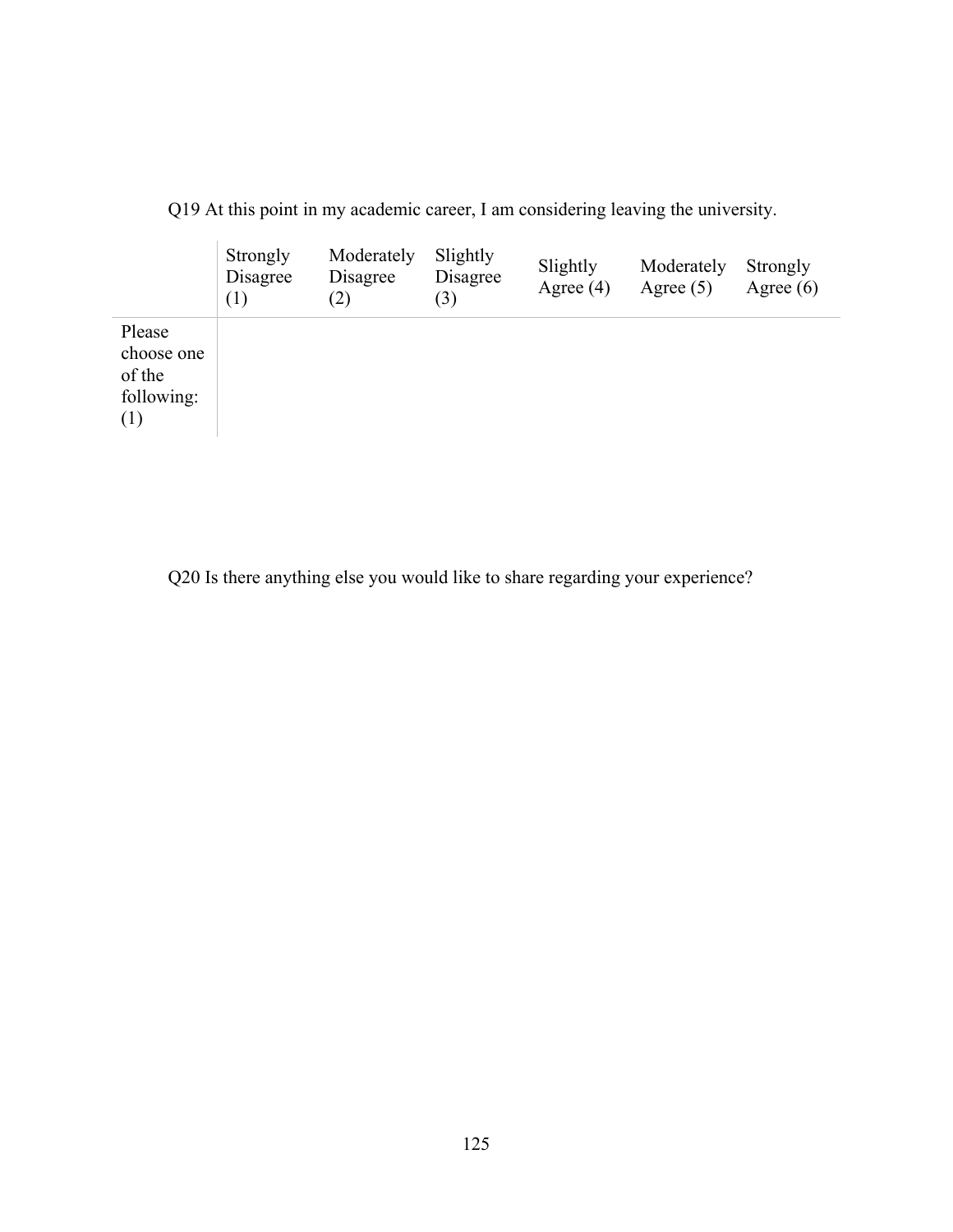Q19 At this point in my academic career, I am considering leaving the university.

| | Strongly Disagree (1) | Moderately Disagree (2) | Slightly Disagree (3) | Slightly Agree (4) | Moderately Agree (5) | Strongly Agree (6) |
|---|---|---|---|---|---|---|
| Please choose one of the following: (1) | | | | | | |

Q20 Is there anything else you would like to share regarding your experience?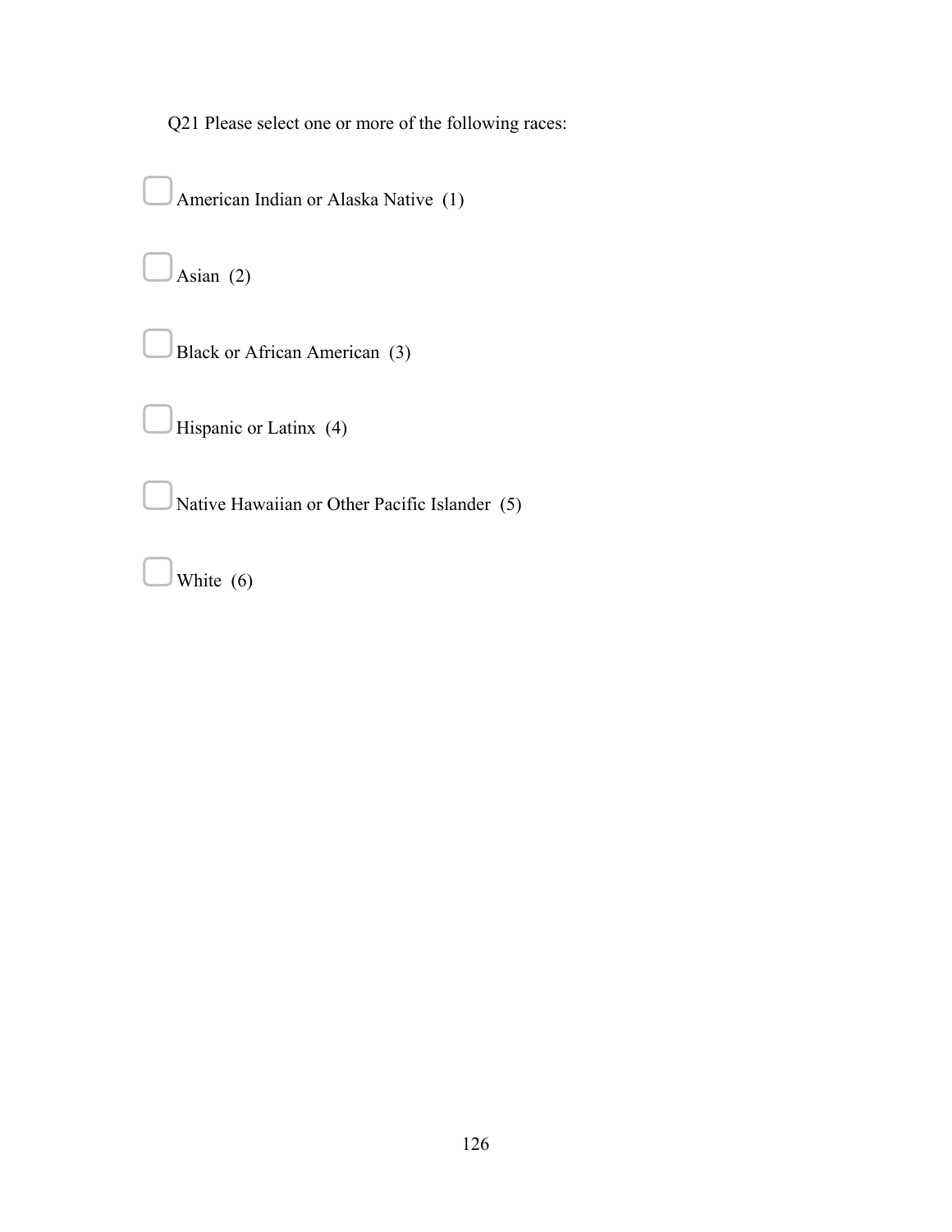Q21 Please select one or more of the following races:

- American Indian or Alaska Native (1)
- Asian (2)
- Black or African American (3)
- Hispanic or Latinx (4)
- Native Hawaiian or Other Pacific Islander (5)
- White (6)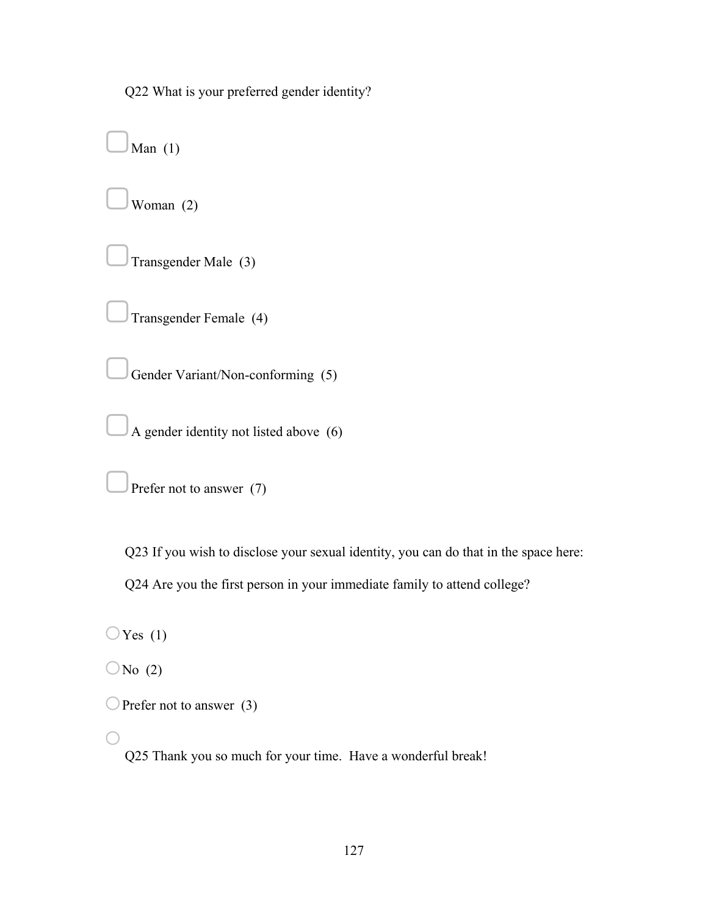Q22 What is your preferred gender identity?

- ▢ Man (1)
- ▢ Woman (2)
- ▢ Transgender Male (3)
- ▢ Transgender Female (4)
- ▢ Gender Variant/Non-conforming (5)
- ▢ A gender identity not listed above (6)
- ▢ Prefer not to answer (7)

Q23 If you wish to disclose your sexual identity, you can do that in the space here:

Q24 Are you the first person in your immediate family to attend college?

- ○ Yes (1)
- ○ No (2)
- ○ Prefer not to answer (3)
- ○

Q25 Thank you so much for your time. Have a wonderful break!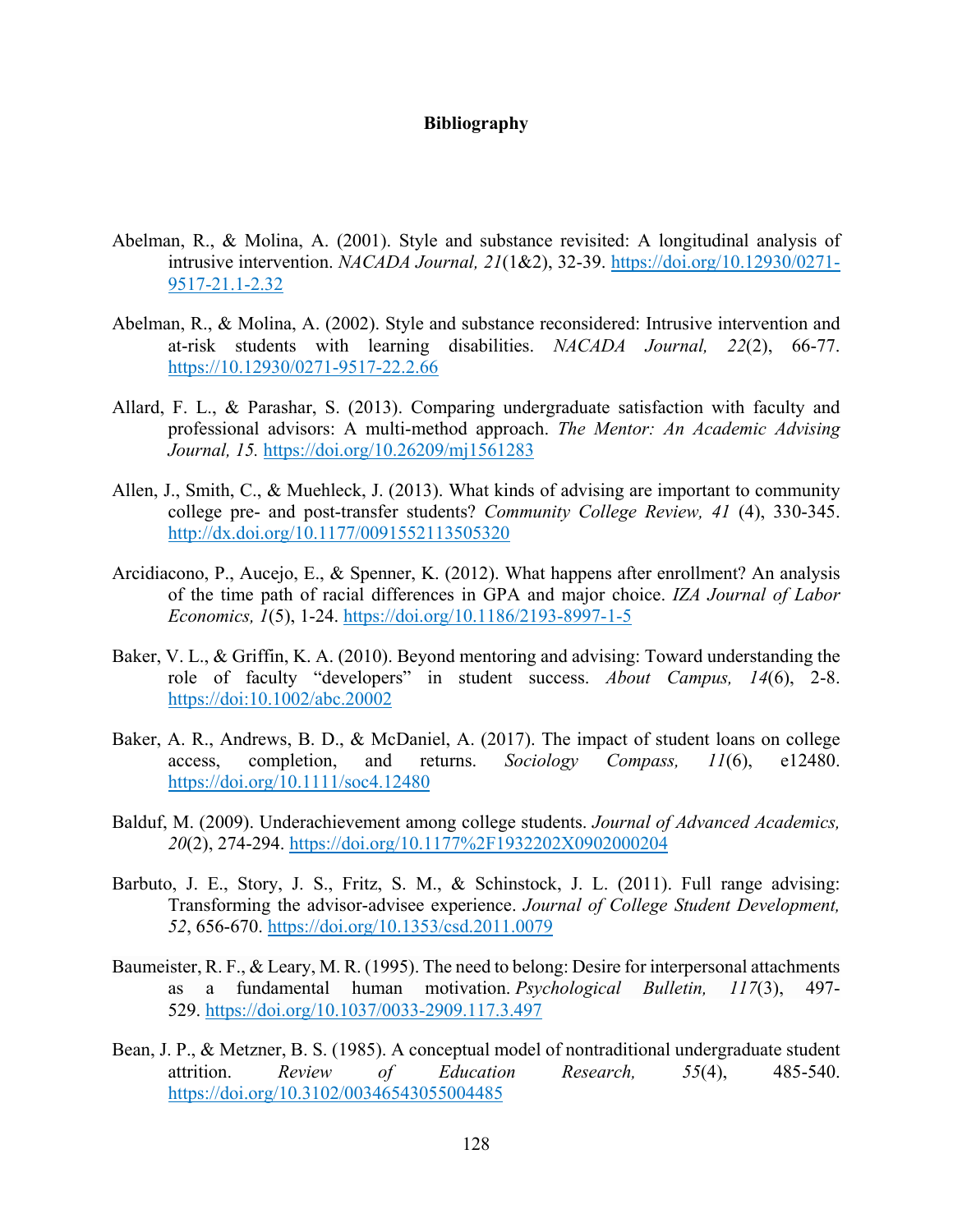# Bibliography

Abelman, R., & Molina, A. (2001). Style and substance revisited: A longitudinal analysis of intrusive intervention. *NACADA Journal, 21*(1&2), 32-39. https://doi.org/10.12930/0271-9517-21.1-2.32

Abelman, R., & Molina, A. (2002). Style and substance reconsidered: Intrusive intervention and at-risk students with learning disabilities. *NACADA Journal, 22*(2), 66-77. https://10.12930/0271-9517-22.2.66

Allard, F. L., & Parashar, S. (2013). Comparing undergraduate satisfaction with faculty and professional advisors: A multi-method approach. *The Mentor: An Academic Advising Journal, 15.* https://doi.org/10.26209/mj1561283

Allen, J., Smith, C., & Muehleck, J. (2013). What kinds of advising are important to community college pre- and post-transfer students? *Community College Review, 41* (4), 330-345. http://dx.doi.org/10.1177/0091552113505320

Arcidiacono, P., Aucejo, E., & Spenner, K. (2012). What happens after enrollment? An analysis of the time path of racial differences in GPA and major choice. *IZA Journal of Labor Economics, 1*(5), 1-24. https://doi.org/10.1186/2193-8997-1-5

Baker, V. L., & Griffin, K. A. (2010). Beyond mentoring and advising: Toward understanding the role of faculty "developers" in student success. *About Campus, 14*(6), 2-8. https://doi:10.1002/abc.20002

Baker, A. R., Andrews, B. D., & McDaniel, A. (2017). The impact of student loans on college access, completion, and returns. *Sociology Compass, 11*(6), e12480. https://doi.org/10.1111/soc4.12480

Balduf, M. (2009). Underachievement among college students. *Journal of Advanced Academics, 20*(2), 274-294. https://doi.org/10.1177%2F1932202X0902000204

Barbuto, J. E., Story, J. S., Fritz, S. M., & Schinstock, J. L. (2011). Full range advising: Transforming the advisor-advisee experience. *Journal of College Student Development, 52*, 656-670. https://doi.org/10.1353/csd.2011.0079

Baumeister, R. F., & Leary, M. R. (1995). The need to belong: Desire for interpersonal attachments as a fundamental human motivation. *Psychological Bulletin, 117*(3), 497-529. https://doi.org/10.1037/0033-2909.117.3.497

Bean, J. P., & Metzner, B. S. (1985). A conceptual model of nontraditional undergraduate student attrition. *Review of Education Research, 55*(4), 485-540. https://doi.org/10.3102/00346543055004485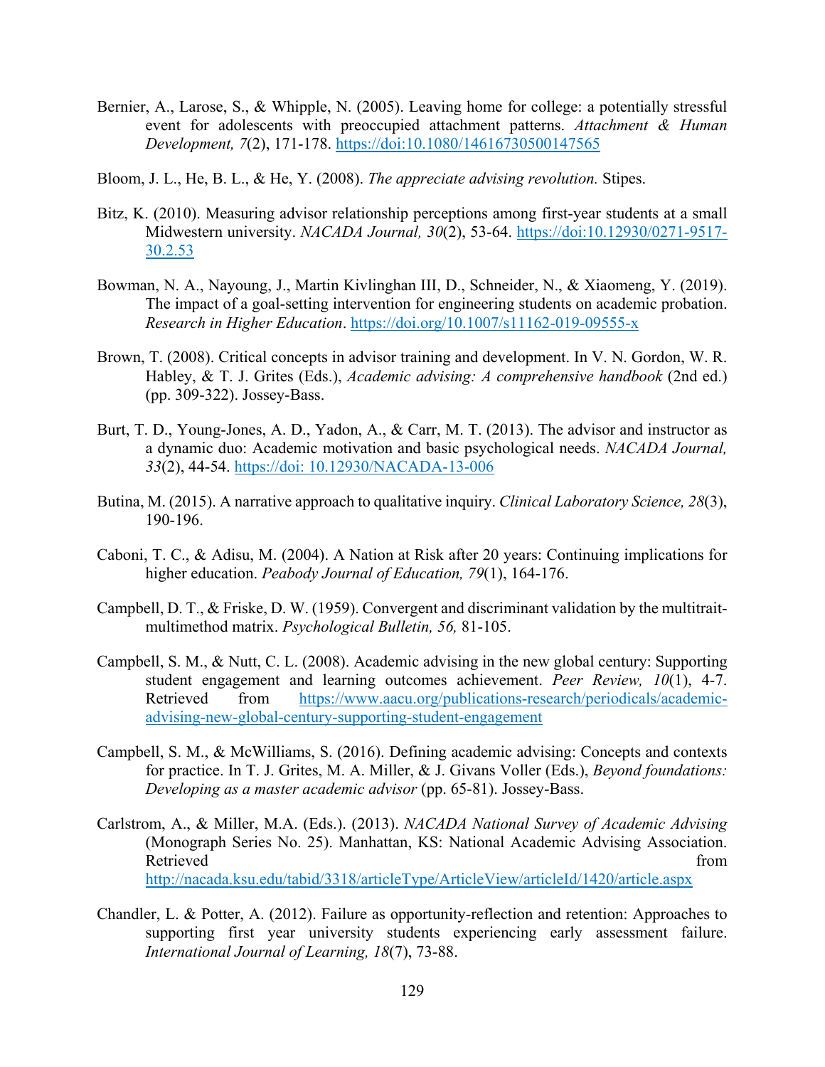Bernier, A., Larose, S., & Whipple, N. (2005). Leaving home for college: a potentially stressful event for adolescents with preoccupied attachment patterns. *Attachment & Human Development, 7*(2), 171-178. https://doi:10.1080/14616730500147565

Bloom, J. L., He, B. L., & He, Y. (2008). *The appreciate advising revolution.* Stipes.

Bitz, K. (2010). Measuring advisor relationship perceptions among first-year students at a small Midwestern university. *NACADA Journal, 30*(2), 53-64. https://doi:10.12930/0271-9517-30.2.53

Bowman, N. A., Nayoung, J., Martin Kivlinghan III, D., Schneider, N., & Xiaomeng, Y. (2019). The impact of a goal-setting intervention for engineering students on academic probation. *Research in Higher Education*. https://doi.org/10.1007/s11162-019-09555-x

Brown, T. (2008). Critical concepts in advisor training and development. In V. N. Gordon, W. R. Habley, & T. J. Grites (Eds.), *Academic advising: A comprehensive handbook* (2nd ed.) (pp. 309-322). Jossey-Bass.

Burt, T. D., Young-Jones, A. D., Yadon, A., & Carr, M. T. (2013). The advisor and instructor as a dynamic duo: Academic motivation and basic psychological needs. *NACADA Journal, 33*(2), 44-54. https://doi: 10.12930/NACADA-13-006

Butina, M. (2015). A narrative approach to qualitative inquiry. *Clinical Laboratory Science, 28*(3), 190-196.

Caboni, T. C., & Adisu, M. (2004). A Nation at Risk after 20 years: Continuing implications for higher education. *Peabody Journal of Education, 79*(1), 164-176.

Campbell, D. T., & Friske, D. W. (1959). Convergent and discriminant validation by the multitrait-multimethod matrix. *Psychological Bulletin, 56,* 81-105.

Campbell, S. M., & Nutt, C. L. (2008). Academic advising in the new global century: Supporting student engagement and learning outcomes achievement. *Peer Review, 10*(1), 4-7. Retrieved from https://www.aacu.org/publications-research/periodicals/academic-advising-new-global-century-supporting-student-engagement

Campbell, S. M., & McWilliams, S. (2016). Defining academic advising: Concepts and contexts for practice. In T. J. Grites, M. A. Miller, & J. Givans Voller (Eds.), *Beyond foundations: Developing as a master academic advisor* (pp. 65-81). Jossey-Bass.

Carlstrom, A., & Miller, M.A. (Eds.). (2013). *NACADA National Survey of Academic Advising* (Monograph Series No. 25). Manhattan, KS: National Academic Advising Association. Retrieved from http://nacada.ksu.edu/tabid/3318/articleType/ArticleView/articleId/1420/article.aspx

Chandler, L. & Potter, A. (2012). Failure as opportunity-reflection and retention: Approaches to supporting first year university students experiencing early assessment failure. *International Journal of Learning, 18*(7), 73-88.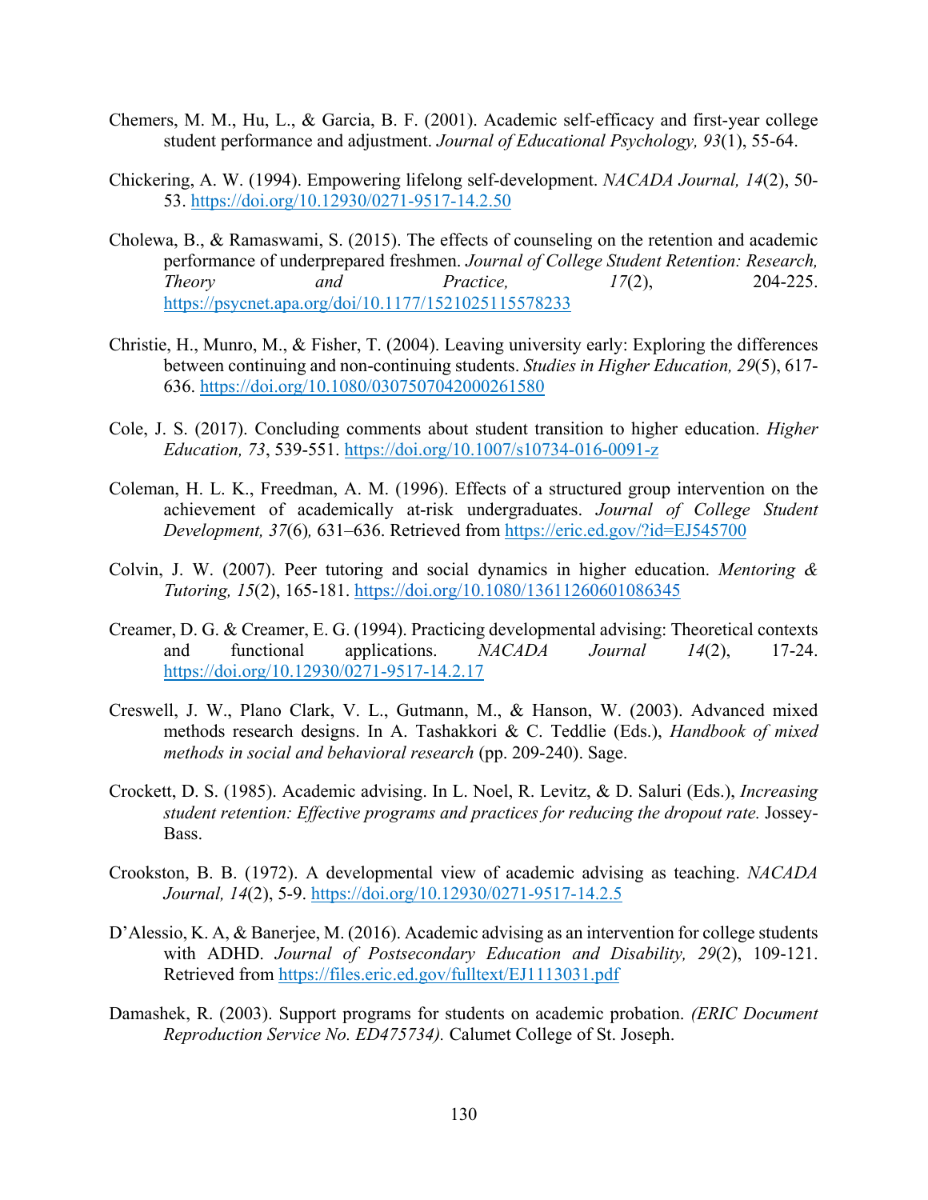Chemers, M. M., Hu, L., & Garcia, B. F. (2001). Academic self-efficacy and first-year college student performance and adjustment. *Journal of Educational Psychology, 93*(1), 55-64.

Chickering, A. W. (1994). Empowering lifelong self-development. *NACADA Journal, 14*(2), 50-53. https://doi.org/10.12930/0271-9517-14.2.50

Cholewa, B., & Ramaswami, S. (2015). The effects of counseling on the retention and academic performance of underprepared freshmen. *Journal of College Student Retention: Research, Theory and Practice, 17*(2), 204-225. https://psycnet.apa.org/doi/10.1177/1521025115578233

Christie, H., Munro, M., & Fisher, T. (2004). Leaving university early: Exploring the differences between continuing and non-continuing students. *Studies in Higher Education, 29*(5), 617-636. https://doi.org/10.1080/0307507042000261580

Cole, J. S. (2017). Concluding comments about student transition to higher education. *Higher Education, 73*, 539-551. https://doi.org/10.1007/s10734-016-0091-z

Coleman, H. L. K., Freedman, A. M. (1996). Effects of a structured group intervention on the achievement of academically at-risk undergraduates. *Journal of College Student Development, 37*(6)*,* 631–636. Retrieved from https://eric.ed.gov/?id=EJ545700

Colvin, J. W. (2007). Peer tutoring and social dynamics in higher education. *Mentoring & Tutoring, 15*(2), 165-181. https://doi.org/10.1080/13611260601086345

Creamer, D. G. & Creamer, E. G. (1994). Practicing developmental advising: Theoretical contexts and functional applications. *NACADA Journal 14*(2), 17-24. https://doi.org/10.12930/0271-9517-14.2.17

Creswell, J. W., Plano Clark, V. L., Gutmann, M., & Hanson, W. (2003). Advanced mixed methods research designs. In A. Tashakkori & C. Teddlie (Eds.), *Handbook of mixed methods in social and behavioral research* (pp. 209-240). Sage.

Crockett, D. S. (1985). Academic advising. In L. Noel, R. Levitz, & D. Saluri (Eds.), *Increasing student retention: Effective programs and practices for reducing the dropout rate.* Jossey-Bass.

Crookston, B. B. (1972). A developmental view of academic advising as teaching. *NACADA Journal, 14*(2), 5-9. https://doi.org/10.12930/0271-9517-14.2.5

D'Alessio, K. A, & Banerjee, M. (2016). Academic advising as an intervention for college students with ADHD. *Journal of Postsecondary Education and Disability, 29*(2), 109-121. Retrieved from https://files.eric.ed.gov/fulltext/EJ1113031.pdf

Damashek, R. (2003). Support programs for students on academic probation. *(ERIC Document Reproduction Service No. ED475734).* Calumet College of St. Joseph.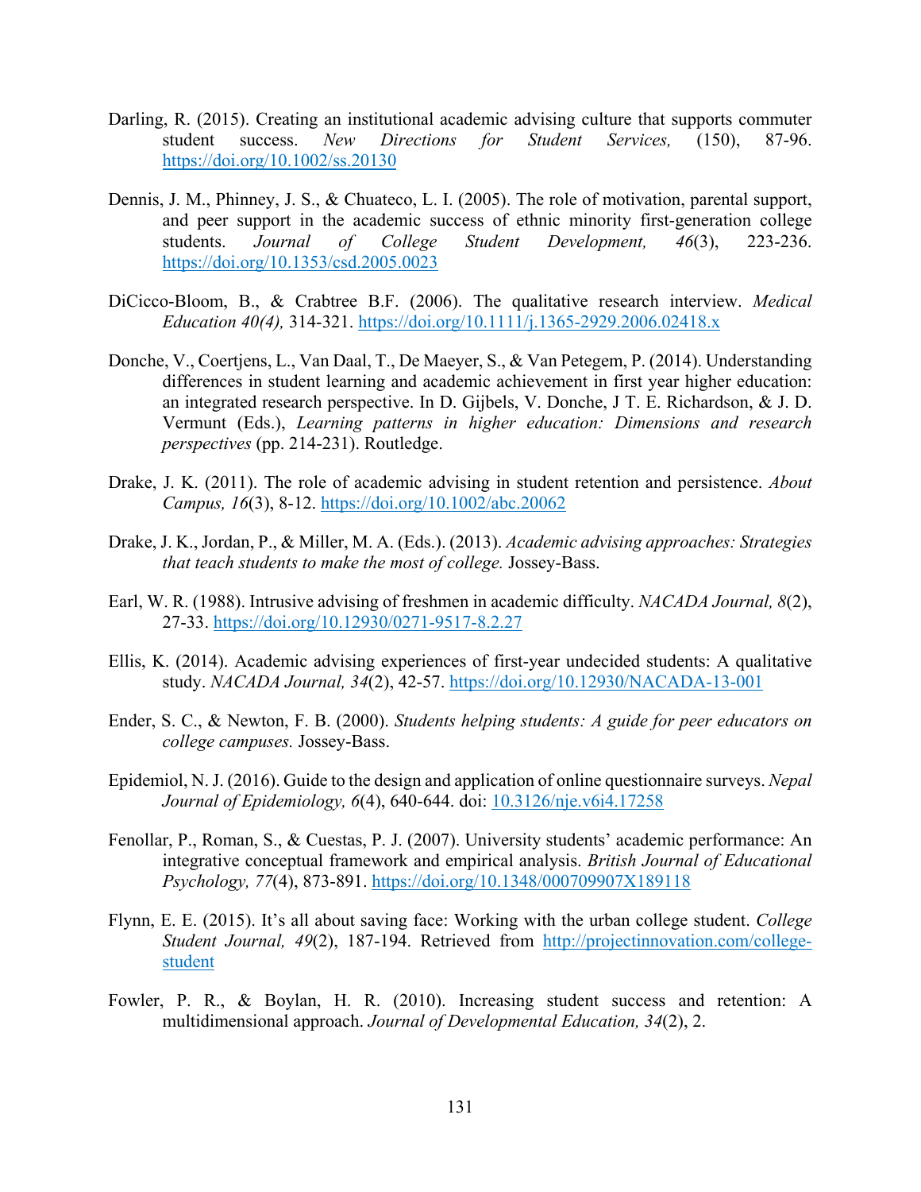Darling, R. (2015). Creating an institutional academic advising culture that supports commuter student success. *New Directions for Student Services,* (150), 87-96. https://doi.org/10.1002/ss.20130

Dennis, J. M., Phinney, J. S., & Chuateco, L. I. (2005). The role of motivation, parental support, and peer support in the academic success of ethnic minority first-generation college students. *Journal of College Student Development, 46*(3), 223-236. https://doi.org/10.1353/csd.2005.0023

DiCicco-Bloom, B., & Crabtree B.F. (2006). The qualitative research interview. *Medical Education 40(4),* 314-321. https://doi.org/10.1111/j.1365-2929.2006.02418.x

Donche, V., Coertjens, L., Van Daal, T., De Maeyer, S., & Van Petegem, P. (2014). Understanding differences in student learning and academic achievement in first year higher education: an integrated research perspective. In D. Gijbels, V. Donche, J T. E. Richardson, & J. D. Vermunt (Eds.), *Learning patterns in higher education: Dimensions and research perspectives* (pp. 214-231). Routledge.

Drake, J. K. (2011). The role of academic advising in student retention and persistence. *About Campus, 16*(3), 8-12. https://doi.org/10.1002/abc.20062

Drake, J. K., Jordan, P., & Miller, M. A. (Eds.). (2013). *Academic advising approaches: Strategies that teach students to make the most of college.* Jossey-Bass.

Earl, W. R. (1988). Intrusive advising of freshmen in academic difficulty. *NACADA Journal, 8*(2), 27-33. https://doi.org/10.12930/0271-9517-8.2.27

Ellis, K. (2014). Academic advising experiences of first-year undecided students: A qualitative study. *NACADA Journal, 34*(2), 42-57. https://doi.org/10.12930/NACADA-13-001

Ender, S. C., & Newton, F. B. (2000). *Students helping students: A guide for peer educators on college campuses.* Jossey-Bass.

Epidemiol, N. J. (2016). Guide to the design and application of online questionnaire surveys. *Nepal Journal of Epidemiology, 6*(4), 640-644. doi: 10.3126/nje.v6i4.17258

Fenollar, P., Roman, S., & Cuestas, P. J. (2007). University students' academic performance: An integrative conceptual framework and empirical analysis. *British Journal of Educational Psychology, 77*(4), 873-891. https://doi.org/10.1348/000709907X189118

Flynn, E. E. (2015). It's all about saving face: Working with the urban college student. *College Student Journal, 49*(2), 187-194. Retrieved from http://projectinnovation.com/college-student

Fowler, P. R., & Boylan, H. R. (2010). Increasing student success and retention: A multidimensional approach. *Journal of Developmental Education, 34*(2), 2.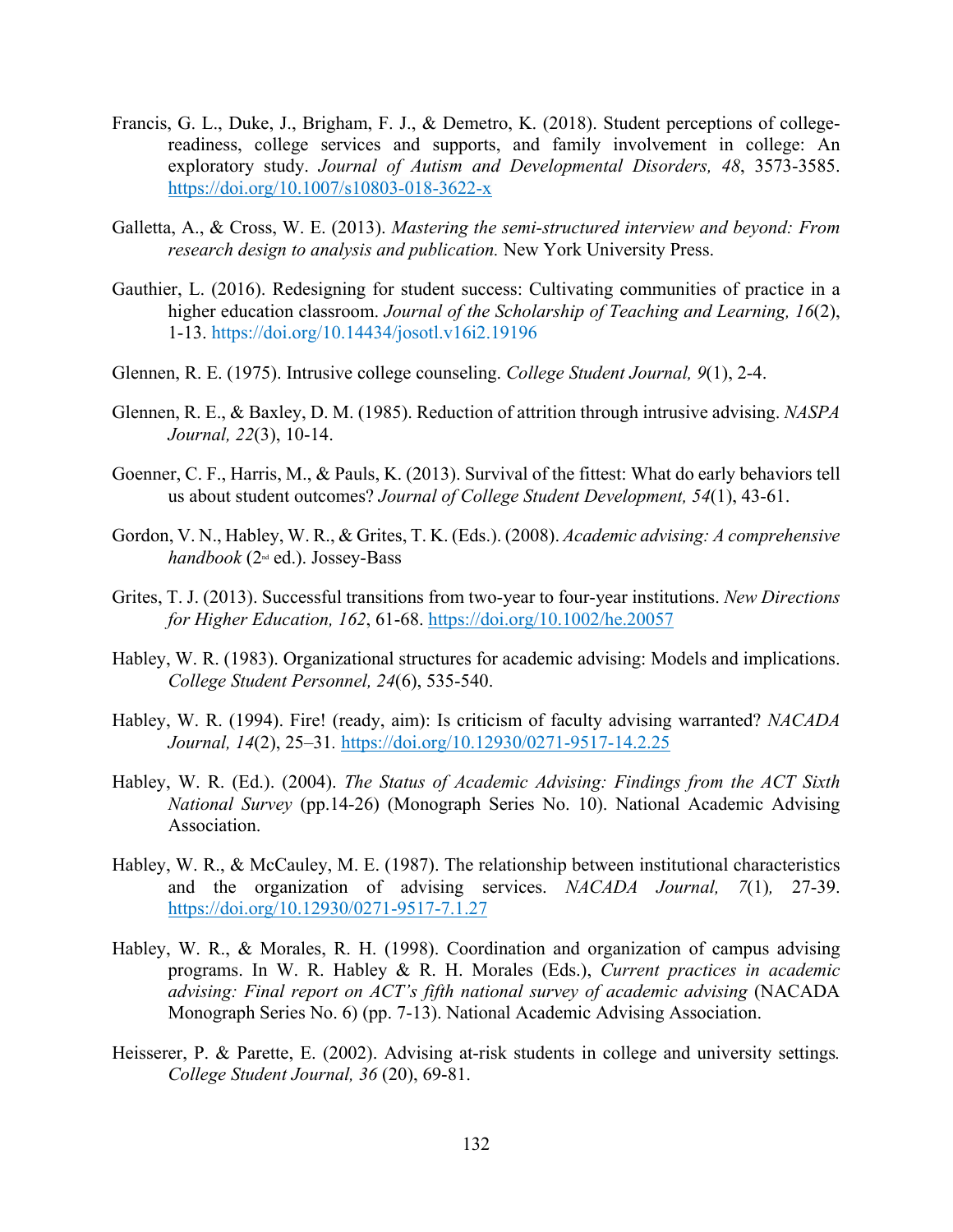Francis, G. L., Duke, J., Brigham, F. J., & Demetro, K. (2018). Student perceptions of college-readiness, college services and supports, and family involvement in college: An exploratory study. *Journal of Autism and Developmental Disorders, 48*, 3573-3585. https://doi.org/10.1007/s10803-018-3622-x

Galletta, A., & Cross, W. E. (2013). *Mastering the semi-structured interview and beyond: From research design to analysis and publication.* New York University Press.

Gauthier, L. (2016). Redesigning for student success: Cultivating communities of practice in a higher education classroom. *Journal of the Scholarship of Teaching and Learning, 16*(2), 1-13. https://doi.org/10.14434/josotl.v16i2.19196

Glennen, R. E. (1975). Intrusive college counseling. *College Student Journal, 9*(1), 2-4.

Glennen, R. E., & Baxley, D. M. (1985). Reduction of attrition through intrusive advising. *NASPA Journal, 22*(3), 10-14.

Goenner, C. F., Harris, M., & Pauls, K. (2013). Survival of the fittest: What do early behaviors tell us about student outcomes? *Journal of College Student Development, 54*(1), 43-61.

Gordon, V. N., Habley, W. R., & Grites, T. K. (Eds.). (2008). *Academic advising: A comprehensive handbook* (2nd ed.). Jossey-Bass

Grites, T. J. (2013). Successful transitions from two-year to four-year institutions. *New Directions for Higher Education, 162*, 61-68. https://doi.org/10.1002/he.20057

Habley, W. R. (1983). Organizational structures for academic advising: Models and implications. *College Student Personnel, 24*(6), 535-540.

Habley, W. R. (1994). Fire! (ready, aim): Is criticism of faculty advising warranted? *NACADA Journal, 14*(2), 25–31. https://doi.org/10.12930/0271-9517-14.2.25

Habley, W. R. (Ed.). (2004). *The Status of Academic Advising: Findings from the ACT Sixth National Survey* (pp.14-26) (Monograph Series No. 10). National Academic Advising Association.

Habley, W. R., & McCauley, M. E. (1987). The relationship between institutional characteristics and the organization of advising services. *NACADA Journal, 7*(1), 27-39. https://doi.org/10.12930/0271-9517-7.1.27

Habley, W. R., & Morales, R. H. (1998). Coordination and organization of campus advising programs. In W. R. Habley & R. H. Morales (Eds.), *Current practices in academic advising: Final report on ACT's fifth national survey of academic advising* (NACADA Monograph Series No. 6) (pp. 7-13). National Academic Advising Association.

Heisserer, P. & Parette, E. (2002). Advising at-risk students in college and university settings. *College Student Journal, 36* (20), 69-81.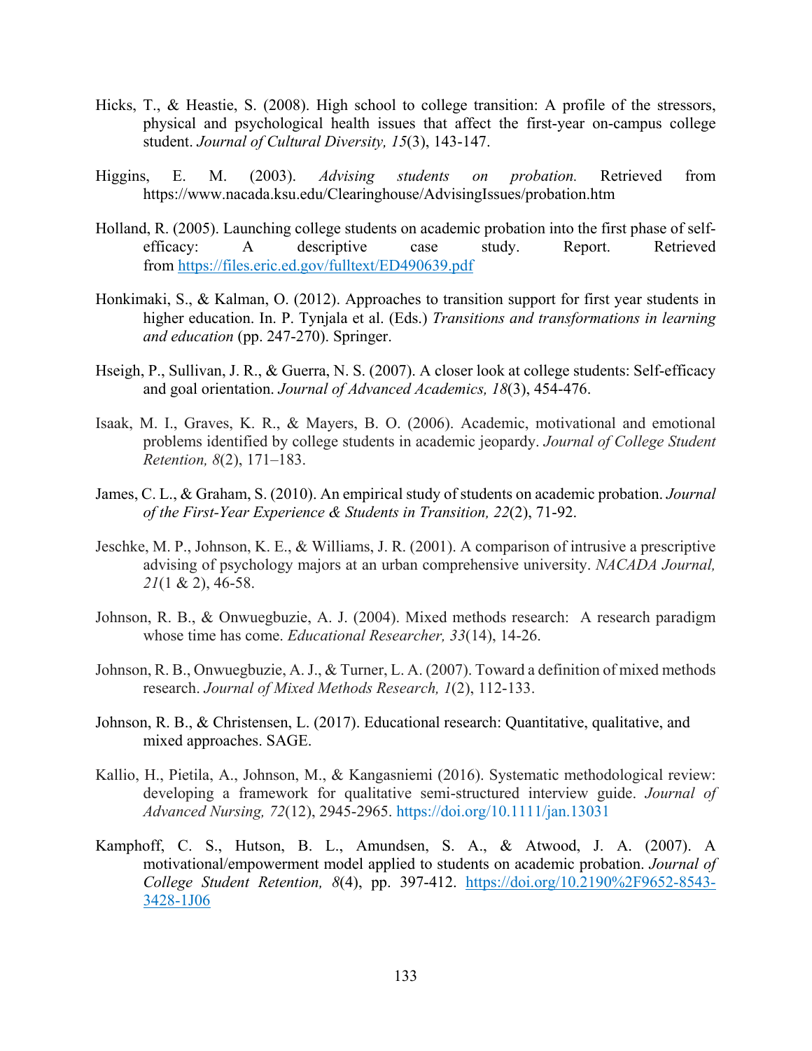Hicks, T., & Heastie, S. (2008). High school to college transition: A profile of the stressors, physical and psychological health issues that affect the first-year on-campus college student. *Journal of Cultural Diversity, 15*(3), 143-147.

Higgins, E. M. (2003). *Advising students on probation.* Retrieved from https://www.nacada.ksu.edu/Clearinghouse/AdvisingIssues/probation.htm

Holland, R. (2005). Launching college students on academic probation into the first phase of self-efficacy: A descriptive case study. Report. Retrieved from https://files.eric.ed.gov/fulltext/ED490639.pdf

Honkimaki, S., & Kalman, O. (2012). Approaches to transition support for first year students in higher education. In. P. Tynjala et al. (Eds.) *Transitions and transformations in learning and education* (pp. 247-270). Springer.

Hseigh, P., Sullivan, J. R., & Guerra, N. S. (2007). A closer look at college students: Self-efficacy and goal orientation. *Journal of Advanced Academics, 18*(3), 454-476.

Isaak, M. I., Graves, K. R., & Mayers, B. O. (2006). Academic, motivational and emotional problems identified by college students in academic jeopardy. *Journal of College Student Retention, 8*(2), 171–183.

James, C. L., & Graham, S. (2010). An empirical study of students on academic probation. *Journal of the First-Year Experience & Students in Transition, 22*(2), 71-92.

Jeschke, M. P., Johnson, K. E., & Williams, J. R. (2001). A comparison of intrusive a prescriptive advising of psychology majors at an urban comprehensive university. *NACADA Journal, 21*(1 & 2), 46-58.

Johnson, R. B., & Onwuegbuzie, A. J. (2004). Mixed methods research: A research paradigm whose time has come. *Educational Researcher, 33*(14), 14-26.

Johnson, R. B., Onwuegbuzie, A. J., & Turner, L. A. (2007). Toward a definition of mixed methods research. *Journal of Mixed Methods Research, 1*(2), 112-133.

Johnson, R. B., & Christensen, L. (2017). Educational research: Quantitative, qualitative, and mixed approaches. SAGE.

Kallio, H., Pietila, A., Johnson, M., & Kangasniemi (2016). Systematic methodological review: developing a framework for qualitative semi-structured interview guide. *Journal of Advanced Nursing, 72*(12), 2945-2965. https://doi.org/10.1111/jan.13031

Kamphoff, C. S., Hutson, B. L., Amundsen, S. A., & Atwood, J. A. (2007). A motivational/empowerment model applied to students on academic probation. *Journal of College Student Retention, 8*(4), pp. 397-412. https://doi.org/10.2190%2F9652-8543-3428-1J06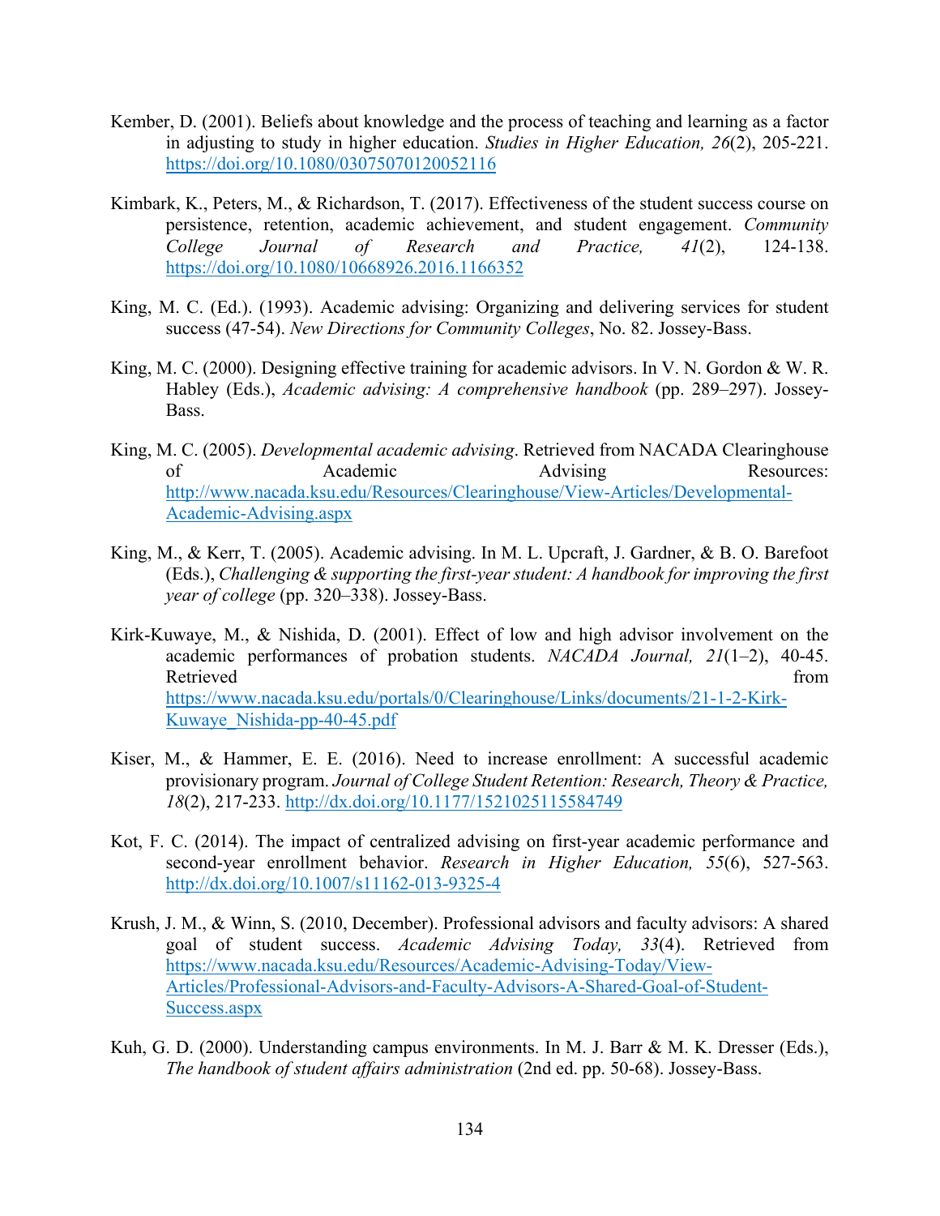Kember, D. (2001). Beliefs about knowledge and the process of teaching and learning as a factor in adjusting to study in higher education. *Studies in Higher Education, 26*(2), 205-221. https://doi.org/10.1080/03075070120052116

Kimbark, K., Peters, M., & Richardson, T. (2017). Effectiveness of the student success course on persistence, retention, academic achievement, and student engagement. *Community College Journal of Research and Practice, 41*(2), 124-138. https://doi.org/10.1080/10668926.2016.1166352

King, M. C. (Ed.). (1993). Academic advising: Organizing and delivering services for student success (47-54). *New Directions for Community Colleges*, No. 82. Jossey-Bass.

King, M. C. (2000). Designing effective training for academic advisors. In V. N. Gordon & W. R. Habley (Eds.), *Academic advising: A comprehensive handbook* (pp. 289–297). Jossey-Bass.

King, M. C. (2005). *Developmental academic advising*. Retrieved from NACADA Clearinghouse of Academic Advising Resources: http://www.nacada.ksu.edu/Resources/Clearinghouse/View-Articles/Developmental-Academic-Advising.aspx

King, M., & Kerr, T. (2005). Academic advising. In M. L. Upcraft, J. Gardner, & B. O. Barefoot (Eds.), *Challenging & supporting the first-year student: A handbook for improving the first year of college* (pp. 320–338). Jossey-Bass.

Kirk-Kuwaye, M., & Nishida, D. (2001). Effect of low and high advisor involvement on the academic performances of probation students. *NACADA Journal, 21*(1–2), 40-45. Retrieved from https://www.nacada.ksu.edu/portals/0/Clearinghouse/Links/documents/21-1-2-Kirk-Kuwaye_Nishida-pp-40-45.pdf

Kiser, M., & Hammer, E. E. (2016). Need to increase enrollment: A successful academic provisionary program. *Journal of College Student Retention: Research, Theory & Practice, 18*(2), 217-233. http://dx.doi.org/10.1177/1521025115584749

Kot, F. C. (2014). The impact of centralized advising on first-year academic performance and second-year enrollment behavior. *Research in Higher Education, 55*(6), 527-563. http://dx.doi.org/10.1007/s11162-013-9325-4

Krush, J. M., & Winn, S. (2010, December). Professional advisors and faculty advisors: A shared goal of student success. *Academic Advising Today, 33*(4). Retrieved from https://www.nacada.ksu.edu/Resources/Academic-Advising-Today/View-Articles/Professional-Advisors-and-Faculty-Advisors-A-Shared-Goal-of-Student-Success.aspx

Kuh, G. D. (2000). Understanding campus environments. In M. J. Barr & M. K. Dresser (Eds.), *The handbook of student affairs administration* (2nd ed. pp. 50-68). Jossey-Bass.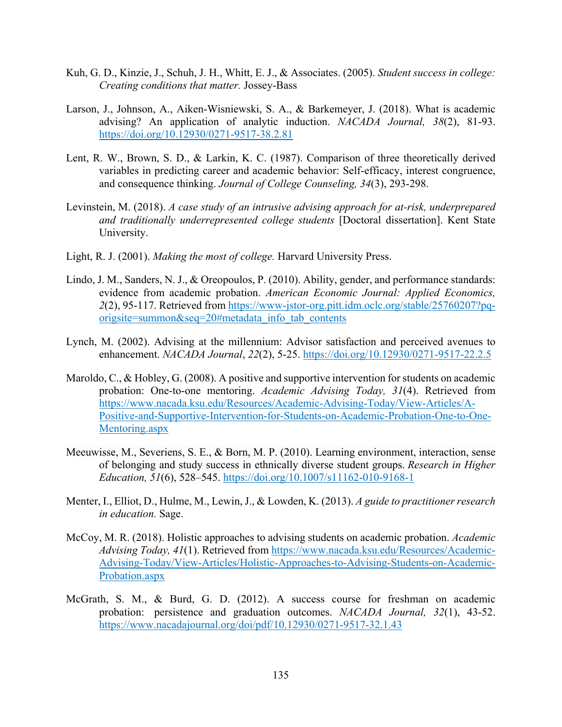Kuh, G. D., Kinzie, J., Schuh, J. H., Whitt, E. J., & Associates. (2005). *Student success in college: Creating conditions that matter.* Jossey-Bass

Larson, J., Johnson, A., Aiken-Wisniewski, S. A., & Barkemeyer, J. (2018). What is academic advising? An application of analytic induction. *NACADA Journal, 38*(2), 81-93. https://doi.org/10.12930/0271-9517-38.2.81

Lent, R. W., Brown, S. D., & Larkin, K. C. (1987). Comparison of three theoretically derived variables in predicting career and academic behavior: Self-efficacy, interest congruence, and consequence thinking. *Journal of College Counseling, 34*(3), 293-298.

Levinstein, M. (2018). *A case study of an intrusive advising approach for at-risk, underprepared and traditionally underrepresented college students* [Doctoral dissertation]. Kent State University.

Light, R. J. (2001). *Making the most of college.* Harvard University Press.

Lindo, J. M., Sanders, N. J., & Oreopoulos, P. (2010). Ability, gender, and performance standards: evidence from academic probation. *American Economic Journal: Applied Economics, 2*(2), 95-117. Retrieved from https://www-jstor-org.pitt.idm.oclc.org/stable/25760207?pq-origsite=summon&seq=20#metadata_info_tab_contents

Lynch, M. (2002). Advising at the millennium: Advisor satisfaction and perceived avenues to enhancement. *NACADA Journal*, *22*(2), 5-25. https://doi.org/10.12930/0271-9517-22.2.5

Maroldo, C., & Hobley, G. (2008). A positive and supportive intervention for students on academic probation: One-to-one mentoring. *Academic Advising Today, 31*(4). Retrieved from https://www.nacada.ksu.edu/Resources/Academic-Advising-Today/View-Articles/A-Positive-and-Supportive-Intervention-for-Students-on-Academic-Probation-One-to-One-Mentoring.aspx

Meeuwisse, M., Severiens, S. E., & Born, M. P. (2010). Learning environment, interaction, sense of belonging and study success in ethnically diverse student groups. *Research in Higher Education, 51*(6), 528–545. https://doi.org/10.1007/s11162-010-9168-1

Menter, I., Elliot, D., Hulme, M., Lewin, J., & Lowden, K. (2013). *A guide to practitioner research in education.* Sage.

McCoy, M. R. (2018). Holistic approaches to advising students on academic probation. *Academic Advising Today, 41*(1). Retrieved from https://www.nacada.ksu.edu/Resources/Academic-Advising-Today/View-Articles/Holistic-Approaches-to-Advising-Students-on-Academic-Probation.aspx

McGrath, S. M., & Burd, G. D. (2012). A success course for freshman on academic probation: persistence and graduation outcomes. *NACADA Journal, 32*(1), 43-52. https://www.nacadajournal.org/doi/pdf/10.12930/0271-9517-32.1.43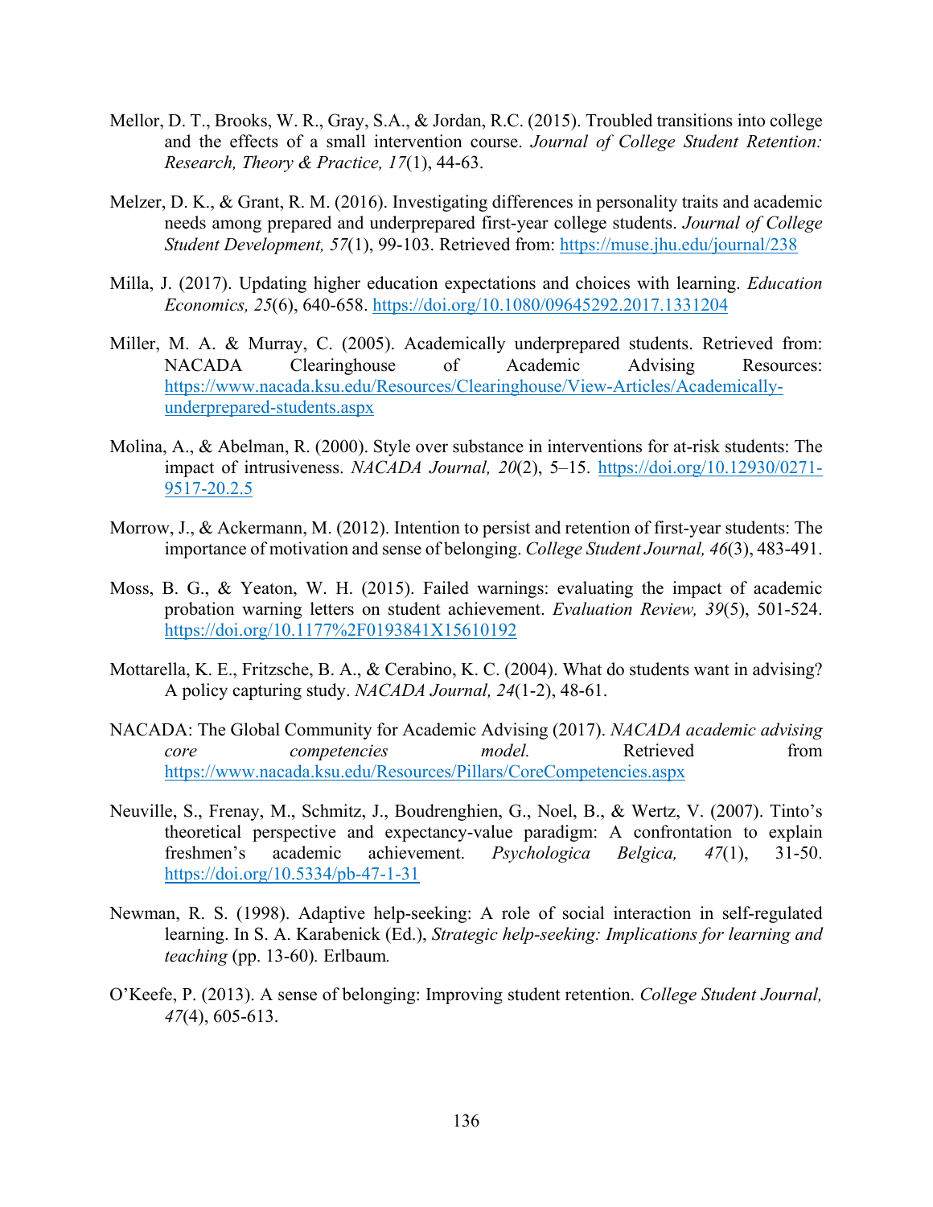Mellor, D. T., Brooks, W. R., Gray, S.A., & Jordan, R.C. (2015). Troubled transitions into college and the effects of a small intervention course. *Journal of College Student Retention: Research, Theory & Practice, 17*(1), 44-63.

Melzer, D. K., & Grant, R. M. (2016). Investigating differences in personality traits and academic needs among prepared and underprepared first-year college students. *Journal of College Student Development, 57*(1), 99-103. Retrieved from: https://muse.jhu.edu/journal/238

Milla, J. (2017). Updating higher education expectations and choices with learning. *Education Economics, 25*(6), 640-658. https://doi.org/10.1080/09645292.2017.1331204

Miller, M. A. & Murray, C. (2005). Academically underprepared students. Retrieved from: NACADA Clearinghouse of Academic Advising Resources: https://www.nacada.ksu.edu/Resources/Clearinghouse/View-Articles/Academically-underprepared-students.aspx

Molina, A., & Abelman, R. (2000). Style over substance in interventions for at-risk students: The impact of intrusiveness. *NACADA Journal, 20*(2), 5–15. https://doi.org/10.12930/0271-9517-20.2.5

Morrow, J., & Ackermann, M. (2012). Intention to persist and retention of first-year students: The importance of motivation and sense of belonging. *College Student Journal, 46*(3), 483-491.

Moss, B. G., & Yeaton, W. H. (2015). Failed warnings: evaluating the impact of academic probation warning letters on student achievement. *Evaluation Review, 39*(5), 501-524. https://doi.org/10.1177%2F0193841X15610192

Mottarella, K. E., Fritzsche, B. A., & Cerabino, K. C. (2004). What do students want in advising? A policy capturing study. *NACADA Journal, 24*(1-2), 48-61.

NACADA: The Global Community for Academic Advising (2017). *NACADA academic advising core competencies model.* Retrieved from https://www.nacada.ksu.edu/Resources/Pillars/CoreCompetencies.aspx

Neuville, S., Frenay, M., Schmitz, J., Boudrenghien, G., Noel, B., & Wertz, V. (2007). Tinto's theoretical perspective and expectancy-value paradigm: A confrontation to explain freshmen's academic achievement. *Psychologica Belgica, 47*(1), 31-50. https://doi.org/10.5334/pb-47-1-31

Newman, R. S. (1998). Adaptive help-seeking: A role of social interaction in self-regulated learning. In S. A. Karabenick (Ed.), *Strategic help-seeking: Implications for learning and teaching* (pp. 13-60)*.* Erlbaum*.*

O'Keefe, P. (2013). A sense of belonging: Improving student retention. *College Student Journal, 47*(4), 605-613.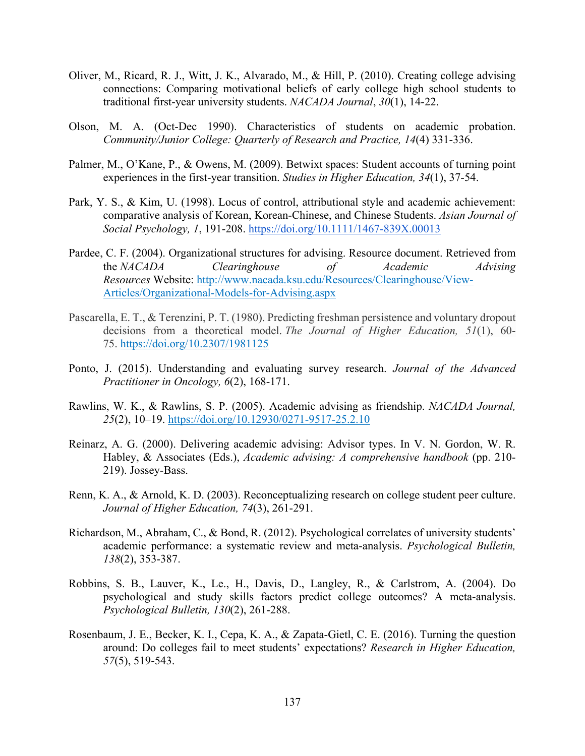Oliver, M., Ricard, R. J., Witt, J. K., Alvarado, M., & Hill, P. (2010). Creating college advising connections: Comparing motivational beliefs of early college high school students to traditional first-year university students. *NACADA Journal*, *30*(1), 14-22.

Olson, M. A. (Oct-Dec 1990). Characteristics of students on academic probation. *Community/Junior College: Quarterly of Research and Practice, 14*(4) 331-336.

Palmer, M., O'Kane, P., & Owens, M. (2009). Betwixt spaces: Student accounts of turning point experiences in the first-year transition. *Studies in Higher Education, 34*(1), 37-54.

Park, Y. S., & Kim, U. (1998). Locus of control, attributional style and academic achievement: comparative analysis of Korean, Korean-Chinese, and Chinese Students. *Asian Journal of Social Psychology, 1*, 191-208. https://doi.org/10.1111/1467-839X.00013

Pardee, C. F. (2004). Organizational structures for advising. Resource document. Retrieved from the *NACADA Clearinghouse of Academic Advising Resources* Website: http://www.nacada.ksu.edu/Resources/Clearinghouse/View-Articles/Organizational-Models-for-Advising.aspx

Pascarella, E. T., & Terenzini, P. T. (1980). Predicting freshman persistence and voluntary dropout decisions from a theoretical model. *The Journal of Higher Education, 51*(1), 60-75. https://doi.org/10.2307/1981125

Ponto, J. (2015). Understanding and evaluating survey research. *Journal of the Advanced Practitioner in Oncology, 6*(2), 168-171.

Rawlins, W. K., & Rawlins, S. P. (2005). Academic advising as friendship. *NACADA Journal, 25*(2), 10–19. https://doi.org/10.12930/0271-9517-25.2.10

Reinarz, A. G. (2000). Delivering academic advising: Advisor types. In V. N. Gordon, W. R. Habley, & Associates (Eds.), *Academic advising: A comprehensive handbook* (pp. 210-219). Jossey-Bass.

Renn, K. A., & Arnold, K. D. (2003). Reconceptualizing research on college student peer culture. *Journal of Higher Education, 74*(3), 261-291.

Richardson, M., Abraham, C., & Bond, R. (2012). Psychological correlates of university students' academic performance: a systematic review and meta-analysis. *Psychological Bulletin, 138*(2), 353-387.

Robbins, S. B., Lauver, K., Le., H., Davis, D., Langley, R., & Carlstrom, A. (2004). Do psychological and study skills factors predict college outcomes? A meta-analysis. *Psychological Bulletin, 130*(2), 261-288.

Rosenbaum, J. E., Becker, K. I., Cepa, K. A., & Zapata-Gietl, C. E. (2016). Turning the question around: Do colleges fail to meet students' expectations? *Research in Higher Education, 57*(5), 519-543.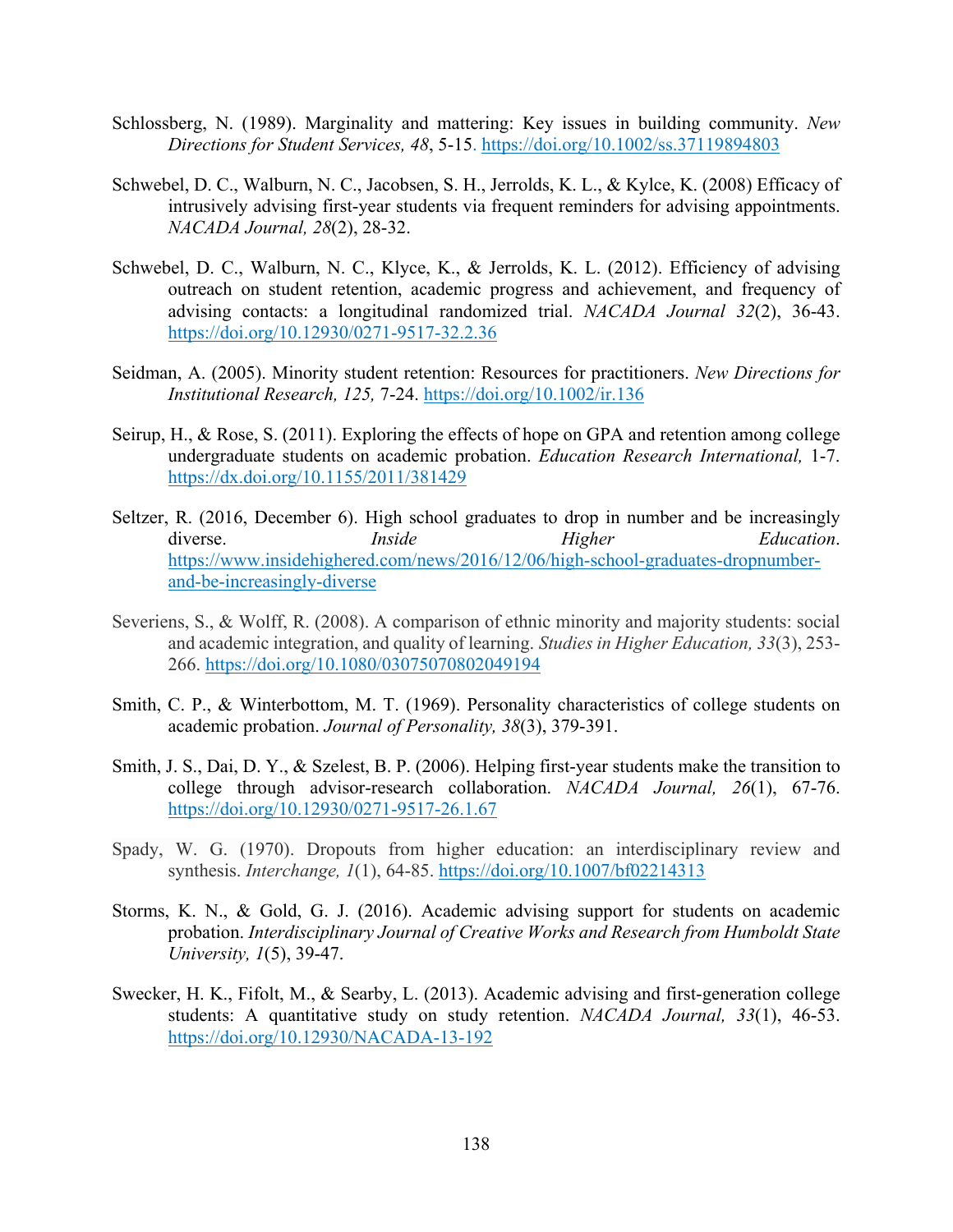Schlossberg, N. (1989). Marginality and mattering: Key issues in building community. *New Directions for Student Services, 48*, 5-15. https://doi.org/10.1002/ss.37119894803

Schwebel, D. C., Walburn, N. C., Jacobsen, S. H., Jerrolds, K. L., & Kylce, K. (2008) Efficacy of intrusively advising first-year students via frequent reminders for advising appointments. *NACADA Journal, 28*(2), 28-32.

Schwebel, D. C., Walburn, N. C., Klyce, K., & Jerrolds, K. L. (2012). Efficiency of advising outreach on student retention, academic progress and achievement, and frequency of advising contacts: a longitudinal randomized trial. *NACADA Journal 32*(2), 36-43. https://doi.org/10.12930/0271-9517-32.2.36

Seidman, A. (2005). Minority student retention: Resources for practitioners. *New Directions for Institutional Research, 125,* 7-24. https://doi.org/10.1002/ir.136

Seirup, H., & Rose, S. (2011). Exploring the effects of hope on GPA and retention among college undergraduate students on academic probation. *Education Research International,* 1-7. https://dx.doi.org/10.1155/2011/381429

Seltzer, R. (2016, December 6). High school graduates to drop in number and be increasingly diverse. *Inside Higher Education*. https://www.insidehighered.com/news/2016/12/06/high-school-graduates-dropnumber-and-be-increasingly-diverse

Severiens, S., & Wolff, R. (2008). A comparison of ethnic minority and majority students: social and academic integration, and quality of learning. *Studies in Higher Education, 33*(3), 253-266. https://doi.org/10.1080/03075070802049194

Smith, C. P., & Winterbottom, M. T. (1969). Personality characteristics of college students on academic probation. *Journal of Personality, 38*(3), 379-391.

Smith, J. S., Dai, D. Y., & Szelest, B. P. (2006). Helping first-year students make the transition to college through advisor-research collaboration. *NACADA Journal, 26*(1), 67-76. https://doi.org/10.12930/0271-9517-26.1.67

Spady, W. G. (1970). Dropouts from higher education: an interdisciplinary review and synthesis. *Interchange, 1*(1), 64-85. https://doi.org/10.1007/bf02214313

Storms, K. N., & Gold, G. J. (2016). Academic advising support for students on academic probation. *Interdisciplinary Journal of Creative Works and Research from Humboldt State University, 1*(5), 39-47.

Swecker, H. K., Fifolt, M., & Searby, L. (2013). Academic advising and first-generation college students: A quantitative study on study retention. *NACADA Journal, 33*(1), 46-53. https://doi.org/10.12930/NACADA-13-192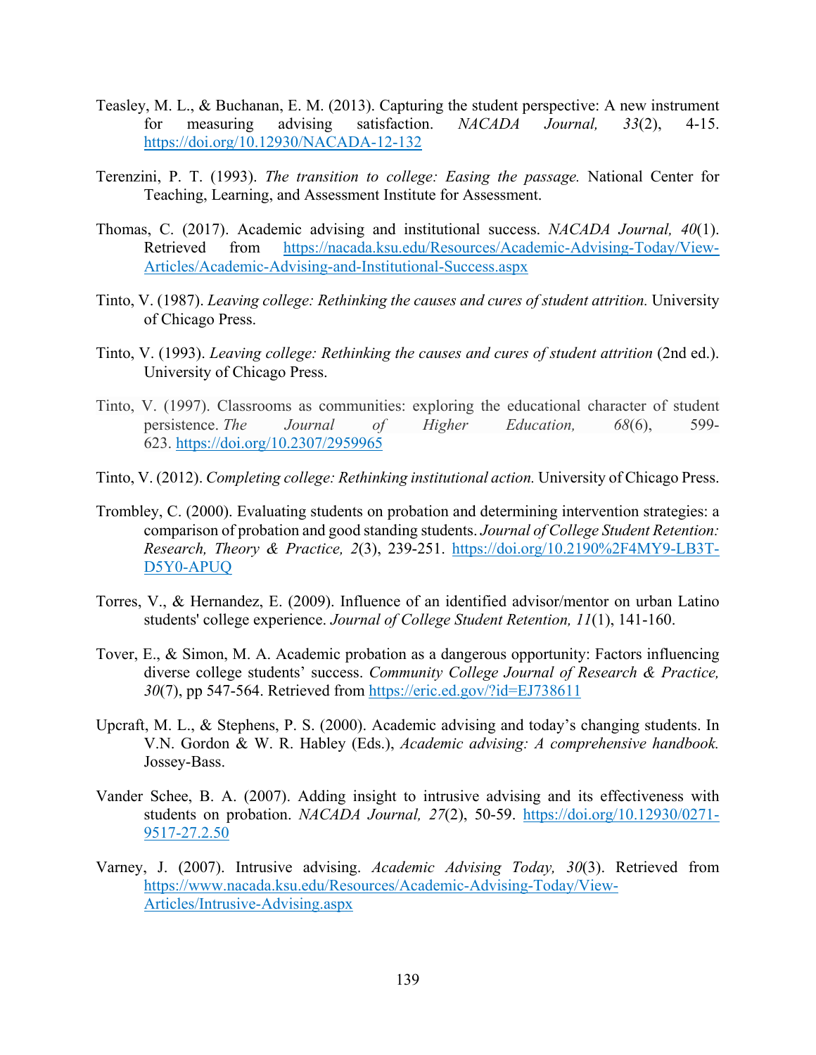Teasley, M. L., & Buchanan, E. M. (2013). Capturing the student perspective: A new instrument for measuring advising satisfaction. *NACADA Journal, 33*(2), 4-15. https://doi.org/10.12930/NACADA-12-132

Terenzini, P. T. (1993). *The transition to college: Easing the passage.* National Center for Teaching, Learning, and Assessment Institute for Assessment.

Thomas, C. (2017). Academic advising and institutional success. *NACADA Journal, 40*(1). Retrieved from https://nacada.ksu.edu/Resources/Academic-Advising-Today/View-Articles/Academic-Advising-and-Institutional-Success.aspx

Tinto, V. (1987). *Leaving college: Rethinking the causes and cures of student attrition.* University of Chicago Press.

Tinto, V. (1993). *Leaving college: Rethinking the causes and cures of student attrition* (2nd ed.). University of Chicago Press.

Tinto, V. (1997). Classrooms as communities: exploring the educational character of student persistence. *The Journal of Higher Education, 68*(6), 599-623. https://doi.org/10.2307/2959965

Tinto, V. (2012). *Completing college: Rethinking institutional action.* University of Chicago Press.

Trombley, C. (2000). Evaluating students on probation and determining intervention strategies: a comparison of probation and good standing students. *Journal of College Student Retention: Research, Theory & Practice, 2*(3), 239-251. https://doi.org/10.2190%2F4MY9-LB3T-D5Y0-APUQ

Torres, V., & Hernandez, E. (2009). Influence of an identified advisor/mentor on urban Latino students' college experience. *Journal of College Student Retention, 11*(1), 141-160.

Tover, E., & Simon, M. A. Academic probation as a dangerous opportunity: Factors influencing diverse college students' success. *Community College Journal of Research & Practice, 30*(7), pp 547-564. Retrieved from https://eric.ed.gov/?id=EJ738611

Upcraft, M. L., & Stephens, P. S. (2000). Academic advising and today's changing students. In V.N. Gordon & W. R. Habley (Eds.), *Academic advising: A comprehensive handbook.* Jossey-Bass.

Vander Schee, B. A. (2007). Adding insight to intrusive advising and its effectiveness with students on probation. *NACADA Journal, 27*(2), 50-59. https://doi.org/10.12930/0271-9517-27.2.50

Varney, J. (2007). Intrusive advising. *Academic Advising Today, 30*(3). Retrieved from https://www.nacada.ksu.edu/Resources/Academic-Advising-Today/View-Articles/Intrusive-Advising.aspx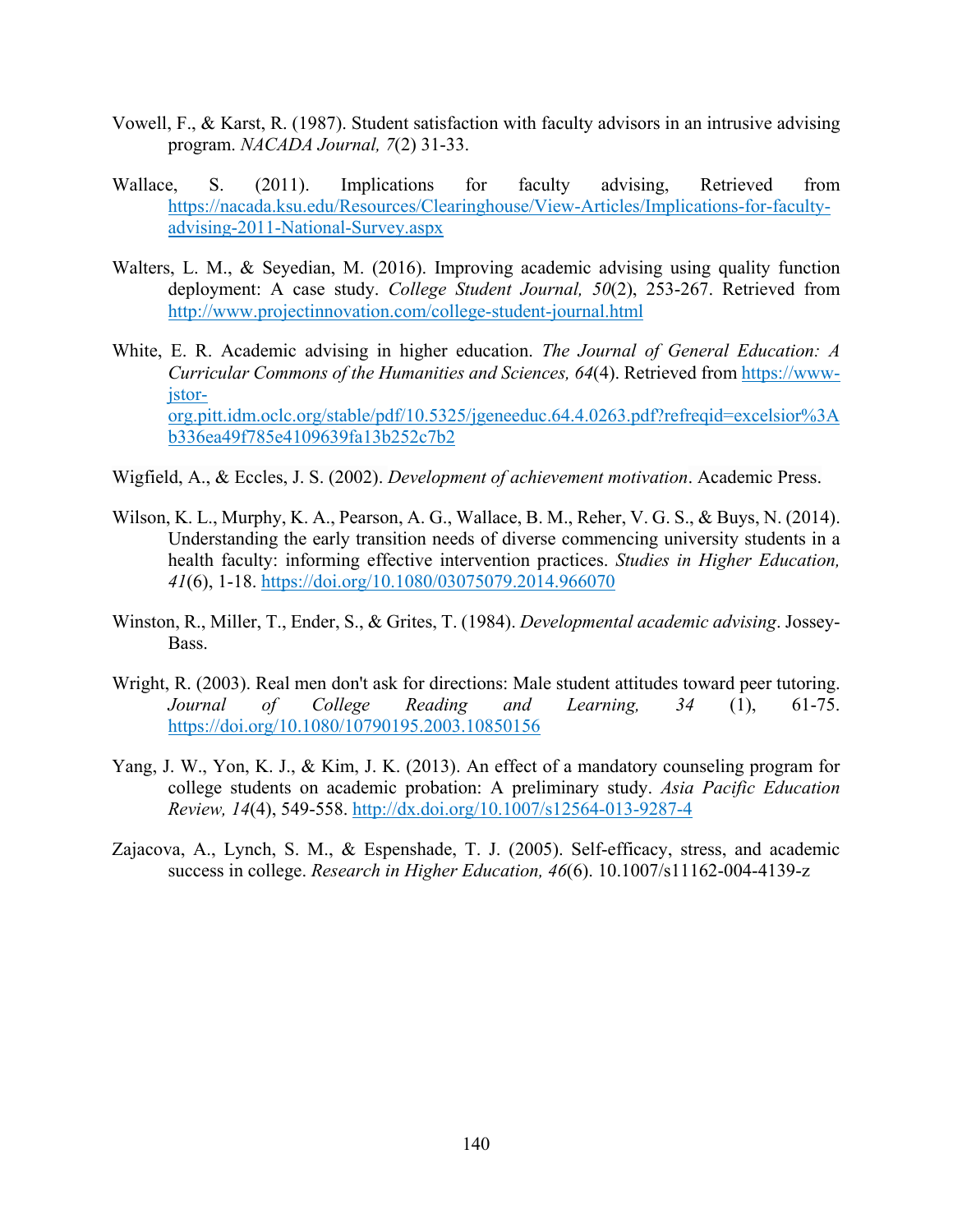Vowell, F., & Karst, R. (1987). Student satisfaction with faculty advisors in an intrusive advising program. *NACADA Journal, 7*(2) 31-33.

Wallace, S. (2011). Implications for faculty advising, Retrieved from https://nacada.ksu.edu/Resources/Clearinghouse/View-Articles/Implications-for-faculty-advising-2011-National-Survey.aspx

Walters, L. M., & Seyedian, M. (2016). Improving academic advising using quality function deployment: A case study. *College Student Journal, 50*(2), 253-267. Retrieved from http://www.projectinnovation.com/college-student-journal.html

White, E. R. Academic advising in higher education. *The Journal of General Education: A Curricular Commons of the Humanities and Sciences, 64*(4). Retrieved from https://www-jstor-org.pitt.idm.oclc.org/stable/pdf/10.5325/jgeneeduc.64.4.0263.pdf?refreqid=excelsior%3Ab336ea49f785e4109639fa13b252c7b2

Wigfield, A., & Eccles, J. S. (2002). *Development of achievement motivation*. Academic Press.

Wilson, K. L., Murphy, K. A., Pearson, A. G., Wallace, B. M., Reher, V. G. S., & Buys, N. (2014). Understanding the early transition needs of diverse commencing university students in a health faculty: informing effective intervention practices. *Studies in Higher Education, 41*(6), 1-18. https://doi.org/10.1080/03075079.2014.966070

Winston, R., Miller, T., Ender, S., & Grites, T. (1984). *Developmental academic advising*. Jossey-Bass.

Wright, R. (2003). Real men don't ask for directions: Male student attitudes toward peer tutoring. *Journal of College Reading and Learning, 34* (1), 61-75. https://doi.org/10.1080/10790195.2003.10850156

Yang, J. W., Yon, K. J., & Kim, J. K. (2013). An effect of a mandatory counseling program for college students on academic probation: A preliminary study. *Asia Pacific Education Review, 14*(4), 549-558. http://dx.doi.org/10.1007/s12564-013-9287-4

Zajacova, A., Lynch, S. M., & Espenshade, T. J. (2005). Self-efficacy, stress, and academic success in college. *Research in Higher Education, 46*(6). 10.1007/s11162-004-4139-z